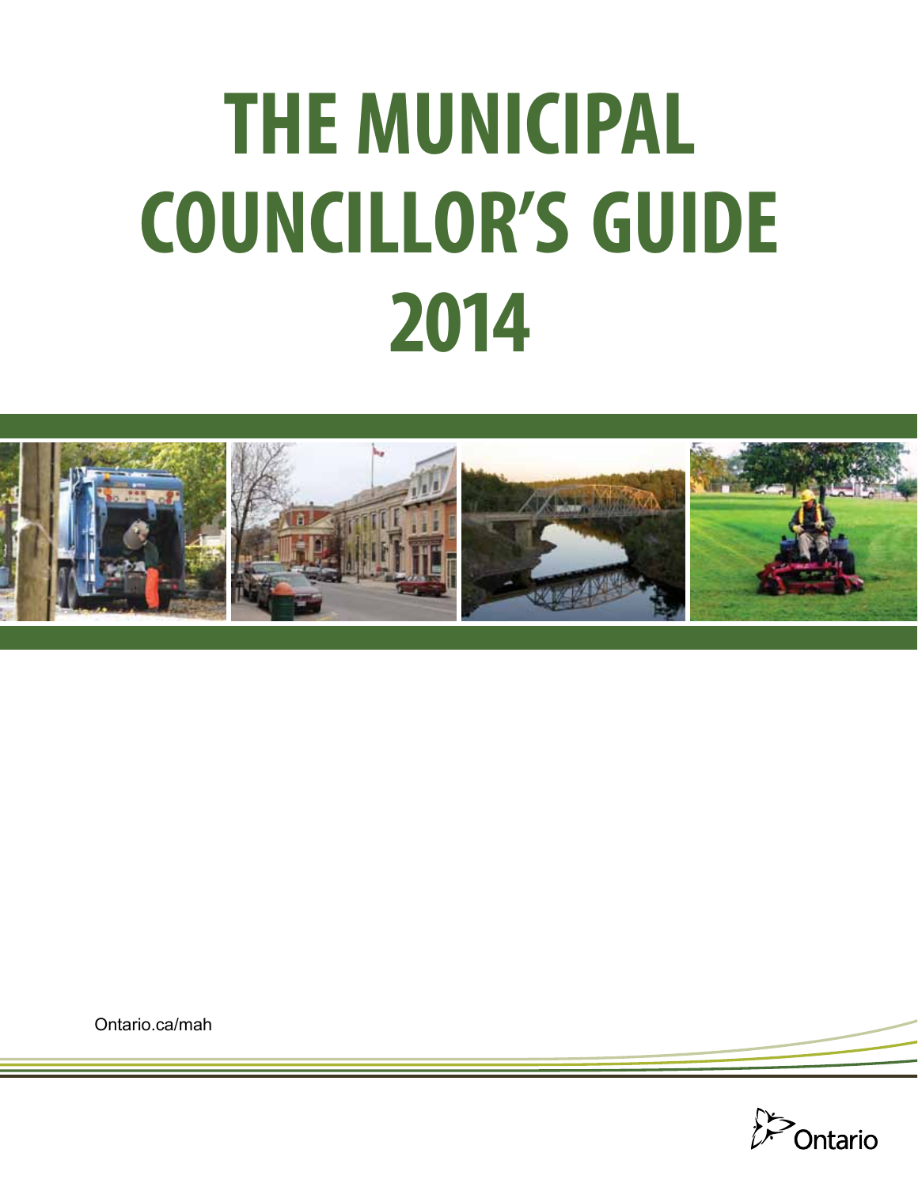# THE MUNICIPAL COUNCILLOR'S GUIDE 2014

Ontario.ca/mah

Ontario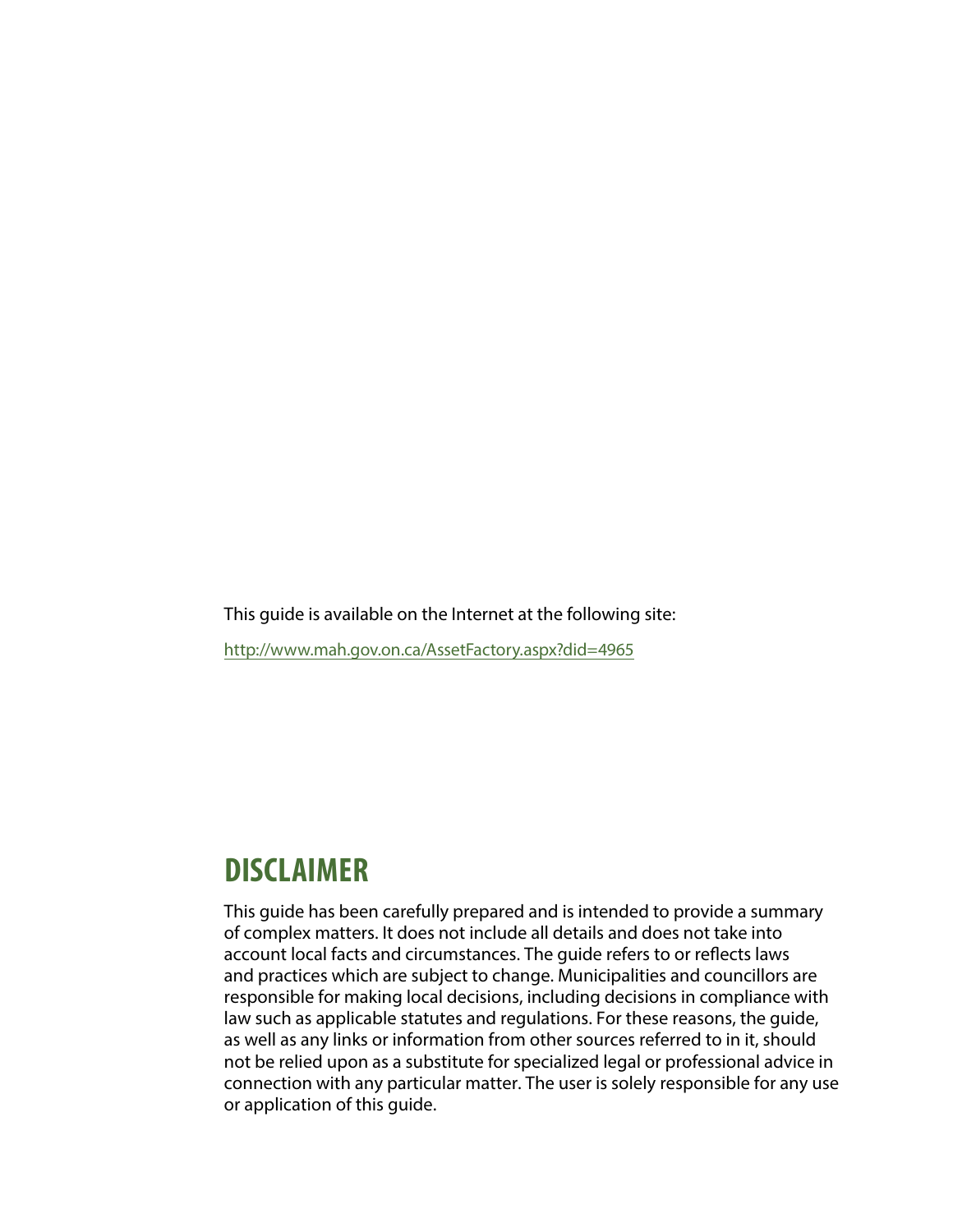This guide is available on the Internet at the following site:

http://www.mah.gov.on.ca/AssetFactory.aspx?did=4965

## DISCLAIMER

This guide has been carefully prepared and is intended to provide a summary of complex matters. It does not include all details and does not take into account local facts and circumstances. The guide refers to or reflects laws and practices which are subject to change. Municipalities and councillors are responsible for making local decisions, including decisions in compliance with law such as applicable statutes and regulations. For these reasons, the guide, as well as any links or information from other sources referred to in it, should not be relied upon as a substitute for specialized legal or professional advice in connection with any particular matter. The user is solely responsible for any use or application of this guide.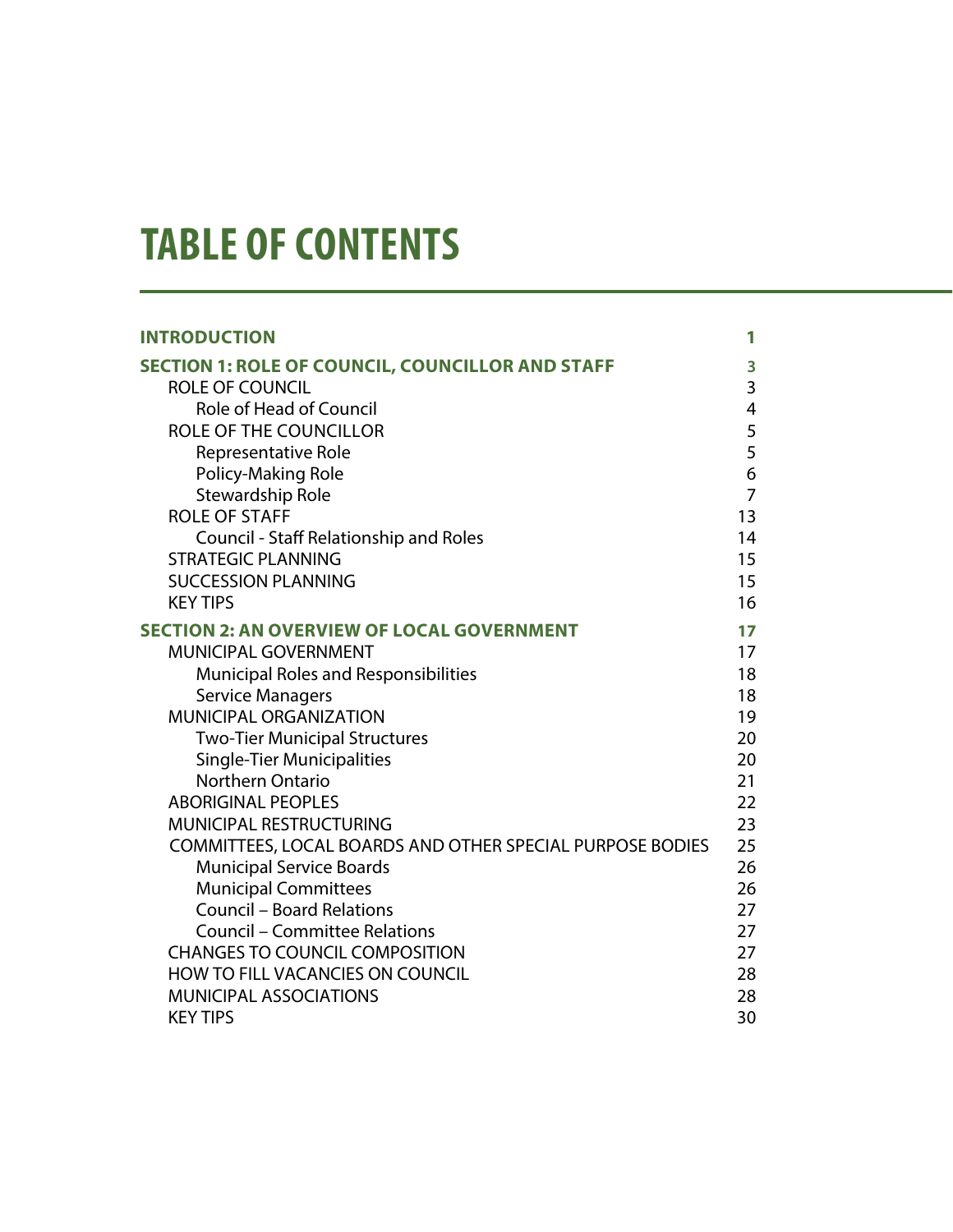# TABLE OF CONTENTS

| | |
|---|---|
| **INTRODUCTION** | **1** |
| **SECTION 1: ROLE OF COUNCIL, COUNCILLOR AND STAFF** | **3** |
| ROLE OF COUNCIL | 3 |
| Role of Head of Council | 4 |
| ROLE OF THE COUNCILLOR | 5 |
| Representative Role | 5 |
| Policy-Making Role | 6 |
| Stewardship Role | 7 |
| ROLE OF STAFF | 13 |
| Council - Staff Relationship and Roles | 14 |
| STRATEGIC PLANNING | 15 |
| SUCCESSION PLANNING | 15 |
| KEY TIPS | 16 |
| **SECTION 2: AN OVERVIEW OF LOCAL GOVERNMENT** | **17** |
| MUNICIPAL GOVERNMENT | 17 |
| Municipal Roles and Responsibilities | 18 |
| Service Managers | 18 |
| MUNICIPAL ORGANIZATION | 19 |
| Two-Tier Municipal Structures | 20 |
| Single-Tier Municipalities | 20 |
| Northern Ontario | 21 |
| ABORIGINAL PEOPLES | 22 |
| MUNICIPAL RESTRUCTURING | 23 |
| COMMITTEES, LOCAL BOARDS AND OTHER SPECIAL PURPOSE BODIES | 25 |
| Municipal Service Boards | 26 |
| Municipal Committees | 26 |
| Council – Board Relations | 27 |
| Council – Committee Relations | 27 |
| CHANGES TO COUNCIL COMPOSITION | 27 |
| HOW TO FILL VACANCIES ON COUNCIL | 28 |
| MUNICIPAL ASSOCIATIONS | 28 |
| KEY TIPS | 30 |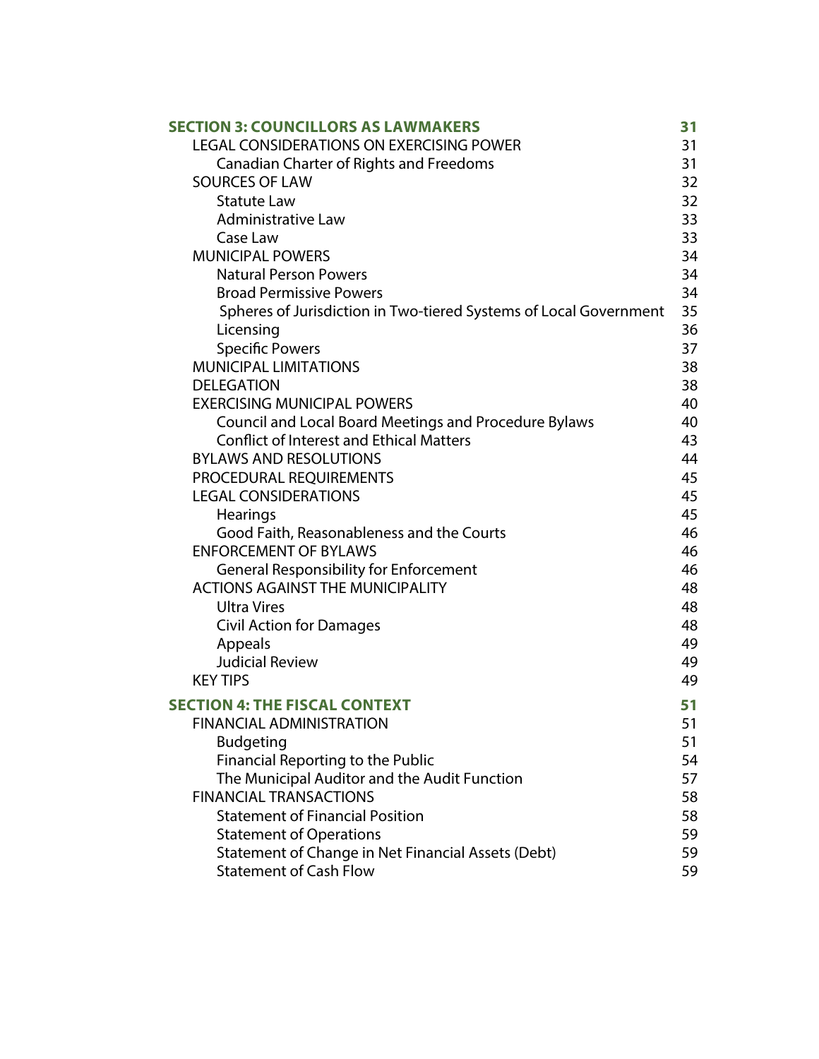| | |
|---|---|
| **SECTION 3: COUNCILLORS AS LAWMAKERS** | **31** |
| LEGAL CONSIDERATIONS ON EXERCISING POWER | 31 |
| Canadian Charter of Rights and Freedoms | 31 |
| SOURCES OF LAW | 32 |
| Statute Law | 32 |
| Administrative Law | 33 |
| Case Law | 33 |
| MUNICIPAL POWERS | 34 |
| Natural Person Powers | 34 |
| Broad Permissive Powers | 34 |
| Spheres of Jurisdiction in Two-tiered Systems of Local Government | 35 |
| Licensing | 36 |
| Specific Powers | 37 |
| MUNICIPAL LIMITATIONS | 38 |
| DELEGATION | 38 |
| EXERCISING MUNICIPAL POWERS | 40 |
| Council and Local Board Meetings and Procedure Bylaws | 40 |
| Conflict of Interest and Ethical Matters | 43 |
| BYLAWS AND RESOLUTIONS | 44 |
| PROCEDURAL REQUIREMENTS | 45 |
| LEGAL CONSIDERATIONS | 45 |
| Hearings | 45 |
| Good Faith, Reasonableness and the Courts | 46 |
| ENFORCEMENT OF BYLAWS | 46 |
| General Responsibility for Enforcement | 46 |
| ACTIONS AGAINST THE MUNICIPALITY | 48 |
| Ultra Vires | 48 |
| Civil Action for Damages | 48 |
| Appeals | 49 |
| Judicial Review | 49 |
| KEY TIPS | 49 |
| **SECTION 4: THE FISCAL CONTEXT** | **51** |
| FINANCIAL ADMINISTRATION | 51 |
| Budgeting | 51 |
| Financial Reporting to the Public | 54 |
| The Municipal Auditor and the Audit Function | 57 |
| FINANCIAL TRANSACTIONS | 58 |
| Statement of Financial Position | 58 |
| Statement of Operations | 59 |
| Statement of Change in Net Financial Assets (Debt) | 59 |
| Statement of Cash Flow | 59 |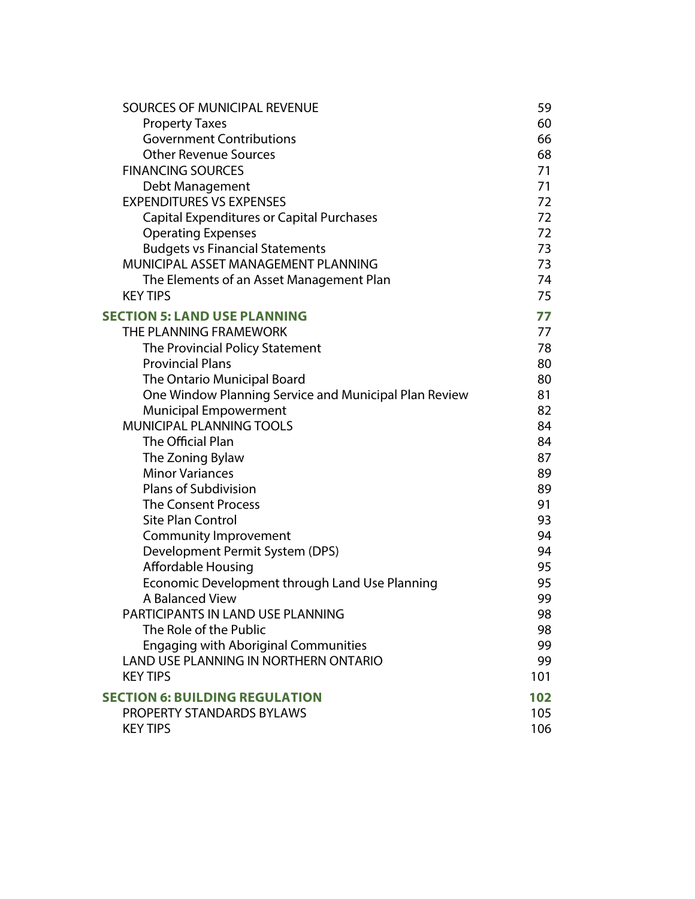| | |
|---|---|
| SOURCES OF MUNICIPAL REVENUE | 59 |
| Property Taxes | 60 |
| Government Contributions | 66 |
| Other Revenue Sources | 68 |
| FINANCING SOURCES | 71 |
| Debt Management | 71 |
| EXPENDITURES VS EXPENSES | 72 |
| Capital Expenditures or Capital Purchases | 72 |
| Operating Expenses | 72 |
| Budgets vs Financial Statements | 73 |
| MUNICIPAL ASSET MANAGEMENT PLANNING | 73 |
| The Elements of an Asset Management Plan | 74 |
| KEY TIPS | 75 |
| **SECTION 5: LAND USE PLANNING** | **77** |
| THE PLANNING FRAMEWORK | 77 |
| The Provincial Policy Statement | 78 |
| Provincial Plans | 80 |
| The Ontario Municipal Board | 80 |
| One Window Planning Service and Municipal Plan Review | 81 |
| Municipal Empowerment | 82 |
| MUNICIPAL PLANNING TOOLS | 84 |
| The Official Plan | 84 |
| The Zoning Bylaw | 87 |
| Minor Variances | 89 |
| Plans of Subdivision | 89 |
| The Consent Process | 91 |
| Site Plan Control | 93 |
| Community Improvement | 94 |
| Development Permit System (DPS) | 94 |
| Affordable Housing | 95 |
| Economic Development through Land Use Planning | 95 |
| A Balanced View | 99 |
| PARTICIPANTS IN LAND USE PLANNING | 98 |
| The Role of the Public | 98 |
| Engaging with Aboriginal Communities | 99 |
| LAND USE PLANNING IN NORTHERN ONTARIO | 99 |
| KEY TIPS | 101 |
| **SECTION 6: BUILDING REGULATION** | **102** |
| PROPERTY STANDARDS BYLAWS | 105 |
| KEY TIPS | 106 |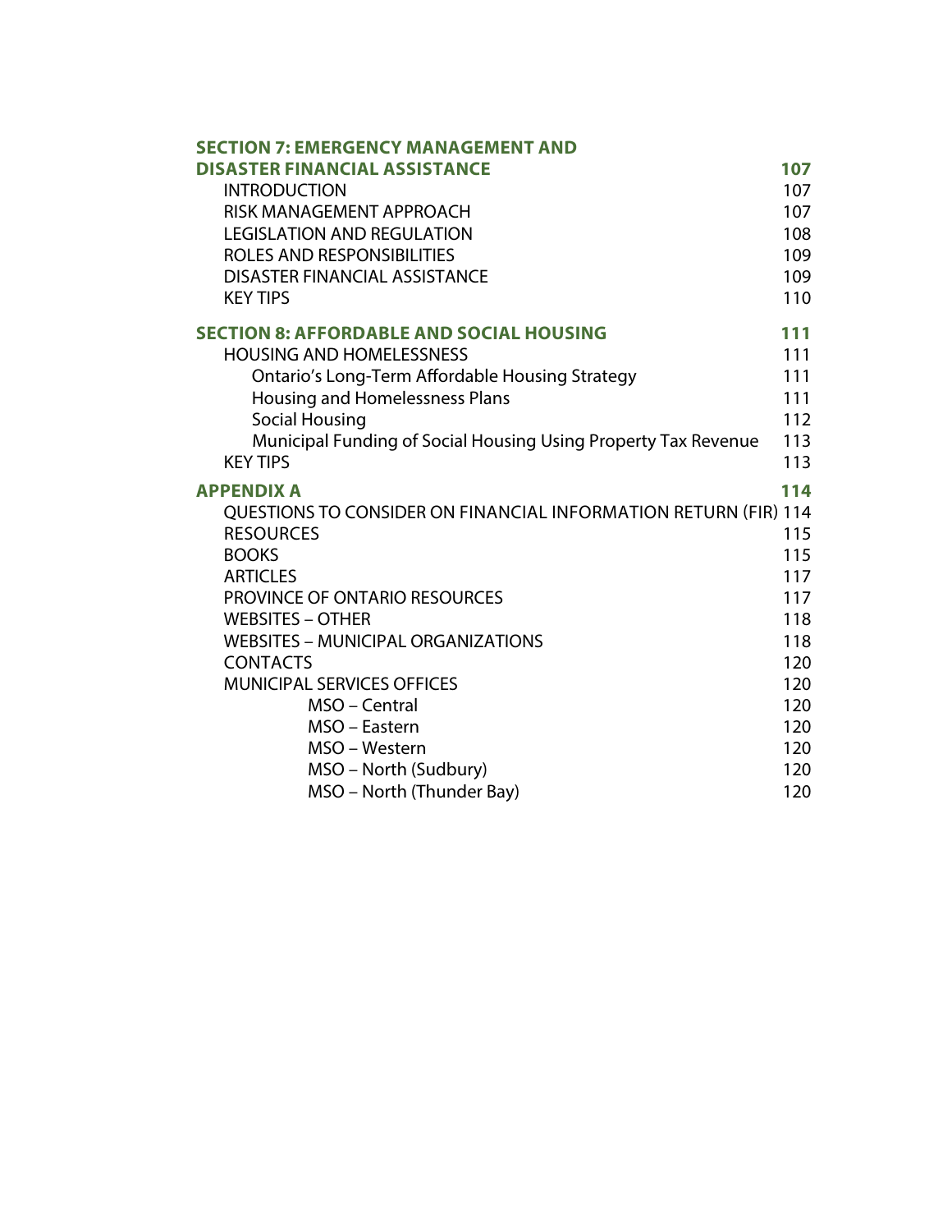| | |
|---|---|
| **SECTION 7: EMERGENCY MANAGEMENT AND DISASTER FINANCIAL ASSISTANCE** | **107** |
| INTRODUCTION | 107 |
| RISK MANAGEMENT APPROACH | 107 |
| LEGISLATION AND REGULATION | 108 |
| ROLES AND RESPONSIBILITIES | 109 |
| DISASTER FINANCIAL ASSISTANCE | 109 |
| KEY TIPS | 110 |
| **SECTION 8: AFFORDABLE AND SOCIAL HOUSING** | **111** |
| HOUSING AND HOMELESSNESS | 111 |
| Ontario's Long-Term Affordable Housing Strategy | 111 |
| Housing and Homelessness Plans | 111 |
| Social Housing | 112 |
| Municipal Funding of Social Housing Using Property Tax Revenue | 113 |
| KEY TIPS | 113 |
| **APPENDIX A** | **114** |
| QUESTIONS TO CONSIDER ON FINANCIAL INFORMATION RETURN (FIR) | 114 |
| RESOURCES | 115 |
| BOOKS | 115 |
| ARTICLES | 117 |
| PROVINCE OF ONTARIO RESOURCES | 117 |
| WEBSITES – OTHER | 118 |
| WEBSITES – MUNICIPAL ORGANIZATIONS | 118 |
| CONTACTS | 120 |
| MUNICIPAL SERVICES OFFICES | 120 |
| MSO – Central | 120 |
| MSO – Eastern | 120 |
| MSO – Western | 120 |
| MSO – North (Sudbury) | 120 |
| MSO – North (Thunder Bay) | 120 |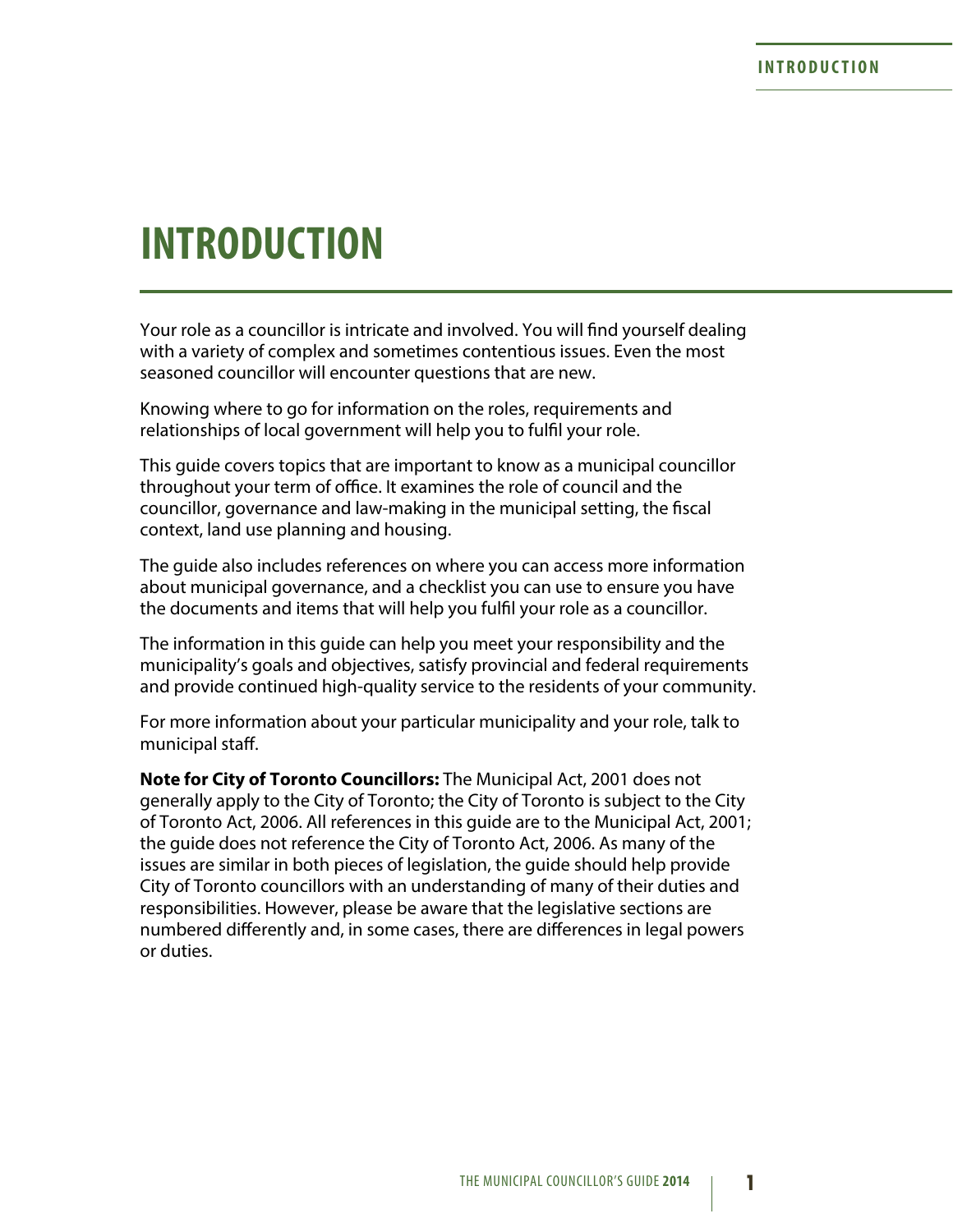# INTRODUCTION

Your role as a councillor is intricate and involved. You will find yourself dealing with a variety of complex and sometimes contentious issues. Even the most seasoned councillor will encounter questions that are new.

Knowing where to go for information on the roles, requirements and relationships of local government will help you to fulfil your role.

This guide covers topics that are important to know as a municipal councillor throughout your term of office. It examines the role of council and the councillor, governance and law-making in the municipal setting, the fiscal context, land use planning and housing.

The guide also includes references on where you can access more information about municipal governance, and a checklist you can use to ensure you have the documents and items that will help you fulfil your role as a councillor.

The information in this guide can help you meet your responsibility and the municipality's goals and objectives, satisfy provincial and federal requirements and provide continued high-quality service to the residents of your community.

For more information about your particular municipality and your role, talk to municipal staff.

**Note for City of Toronto Councillors:** The Municipal Act, 2001 does not generally apply to the City of Toronto; the City of Toronto is subject to the City of Toronto Act, 2006. All references in this guide are to the Municipal Act, 2001; the guide does not reference the City of Toronto Act, 2006. As many of the issues are similar in both pieces of legislation, the guide should help provide City of Toronto councillors with an understanding of many of their duties and responsibilities. However, please be aware that the legislative sections are numbered differently and, in some cases, there are differences in legal powers or duties.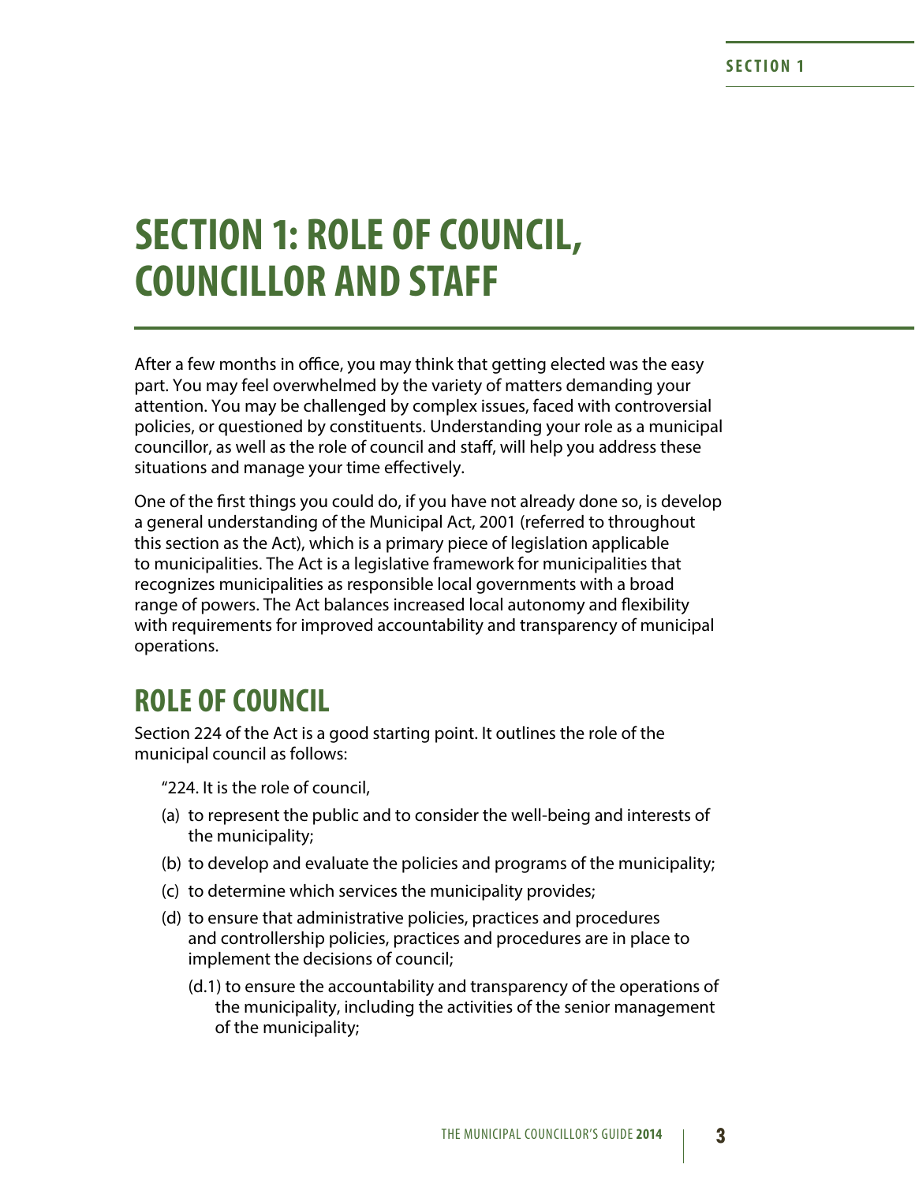# SECTION 1: ROLE OF COUNCIL, COUNCILLOR AND STAFF

After a few months in office, you may think that getting elected was the easy part. You may feel overwhelmed by the variety of matters demanding your attention. You may be challenged by complex issues, faced with controversial policies, or questioned by constituents. Understanding your role as a municipal councillor, as well as the role of council and staff, will help you address these situations and manage your time effectively.

One of the first things you could do, if you have not already done so, is develop a general understanding of the Municipal Act, 2001 (referred to throughout this section as the Act), which is a primary piece of legislation applicable to municipalities. The Act is a legislative framework for municipalities that recognizes municipalities as responsible local governments with a broad range of powers. The Act balances increased local autonomy and flexibility with requirements for improved accountability and transparency of municipal operations.

## ROLE OF COUNCIL

Section 224 of the Act is a good starting point. It outlines the role of the municipal council as follows:

"224. It is the role of council,

(a) to represent the public and to consider the well-being and interests of the municipality;

(b) to develop and evaluate the policies and programs of the municipality;

(c) to determine which services the municipality provides;

(d) to ensure that administrative policies, practices and procedures and controllership policies, practices and procedures are in place to implement the decisions of council;

(d.1) to ensure the accountability and transparency of the operations of the municipality, including the activities of the senior management of the municipality;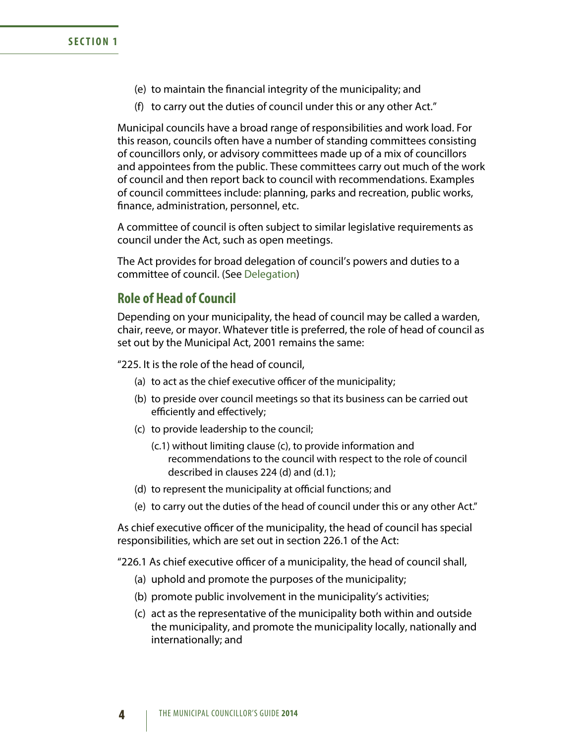(e) to maintain the financial integrity of the municipality; and

(f) to carry out the duties of council under this or any other Act."

Municipal councils have a broad range of responsibilities and work load. For this reason, councils often have a number of standing committees consisting of councillors only, or advisory committees made up of a mix of councillors and appointees from the public. These committees carry out much of the work of council and then report back to council with recommendations. Examples of council committees include: planning, parks and recreation, public works, finance, administration, personnel, etc.

A committee of council is often subject to similar legislative requirements as council under the Act, such as open meetings.

The Act provides for broad delegation of council's powers and duties to a committee of council. (See Delegation)

## Role of Head of Council

Depending on your municipality, the head of council may be called a warden, chair, reeve, or mayor. Whatever title is preferred, the role of head of council as set out by the Municipal Act, 2001 remains the same:

"225. It is the role of the head of council,

(a) to act as the chief executive officer of the municipality;

(b) to preside over council meetings so that its business can be carried out efficiently and effectively;

(c) to provide leadership to the council;

(c.1) without limiting clause (c), to provide information and recommendations to the council with respect to the role of council described in clauses 224 (d) and (d.1);

(d) to represent the municipality at official functions; and

(e) to carry out the duties of the head of council under this or any other Act."

As chief executive officer of the municipality, the head of council has special responsibilities, which are set out in section 226.1 of the Act:

"226.1 As chief executive officer of a municipality, the head of council shall,

(a) uphold and promote the purposes of the municipality;

(b) promote public involvement in the municipality's activities;

(c) act as the representative of the municipality both within and outside the municipality, and promote the municipality locally, nationally and internationally; and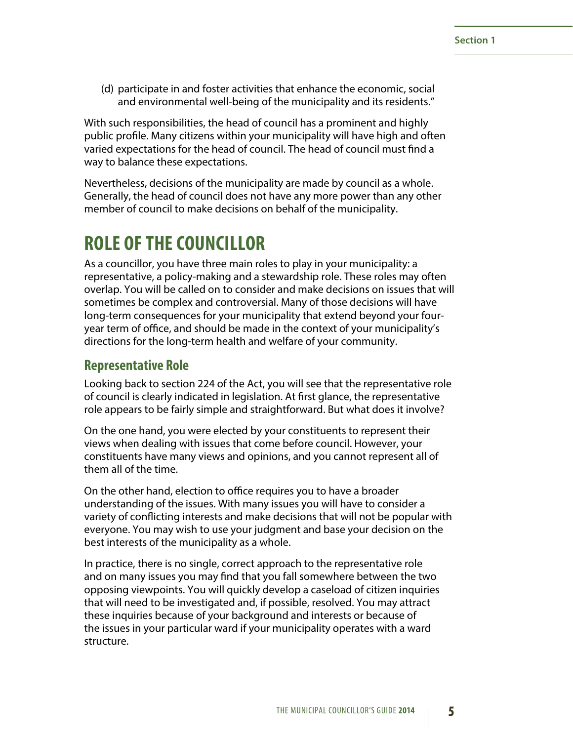(d) participate in and foster activities that enhance the economic, social and environmental well-being of the municipality and its residents."

With such responsibilities, the head of council has a prominent and highly public profile. Many citizens within your municipality will have high and often varied expectations for the head of council. The head of council must find a way to balance these expectations.

Nevertheless, decisions of the municipality are made by council as a whole. Generally, the head of council does not have any more power than any other member of council to make decisions on behalf of the municipality.

# ROLE OF THE COUNCILLOR

As a councillor, you have three main roles to play in your municipality: a representative, a policy-making and a stewardship role. These roles may often overlap. You will be called on to consider and make decisions on issues that will sometimes be complex and controversial. Many of those decisions will have long-term consequences for your municipality that extend beyond your four-year term of office, and should be made in the context of your municipality's directions for the long-term health and welfare of your community.

## Representative Role

Looking back to section 224 of the Act, you will see that the representative role of council is clearly indicated in legislation. At first glance, the representative role appears to be fairly simple and straightforward. But what does it involve?

On the one hand, you were elected by your constituents to represent their views when dealing with issues that come before council. However, your constituents have many views and opinions, and you cannot represent all of them all of the time.

On the other hand, election to office requires you to have a broader understanding of the issues. With many issues you will have to consider a variety of conflicting interests and make decisions that will not be popular with everyone. You may wish to use your judgment and base your decision on the best interests of the municipality as a whole.

In practice, there is no single, correct approach to the representative role and on many issues you may find that you fall somewhere between the two opposing viewpoints. You will quickly develop a caseload of citizen inquiries that will need to be investigated and, if possible, resolved. You may attract these inquiries because of your background and interests or because of the issues in your particular ward if your municipality operates with a ward structure.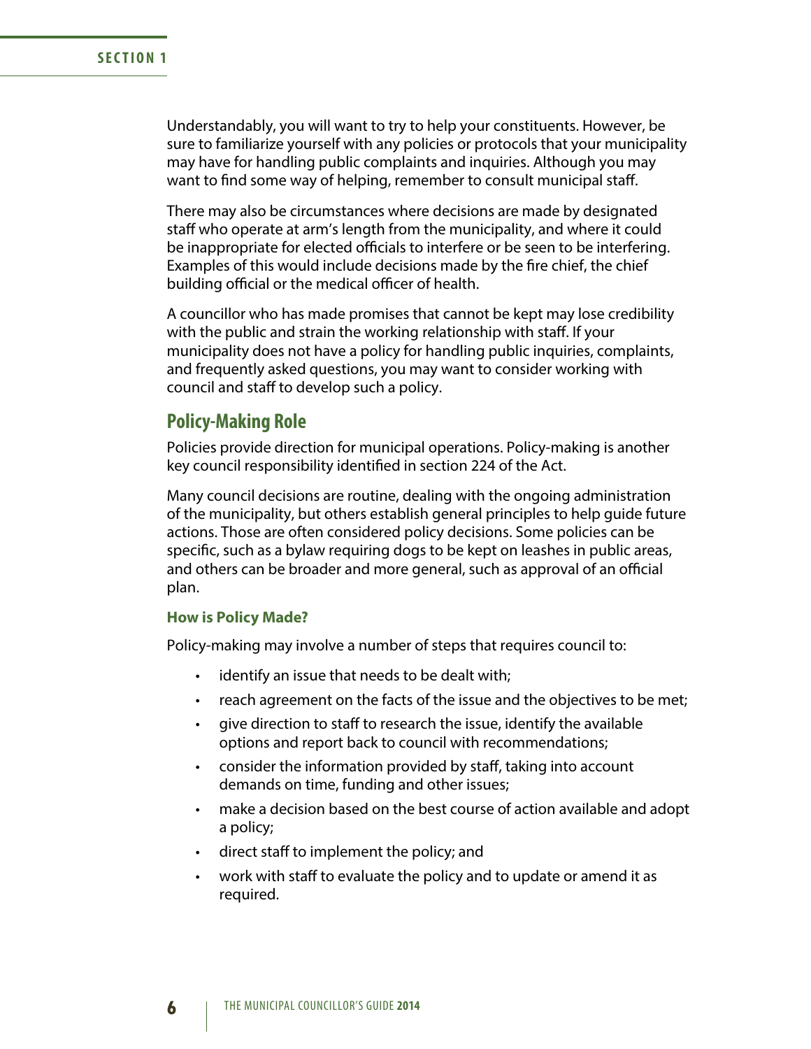Understandably, you will want to try to help your constituents. However, be sure to familiarize yourself with any policies or protocols that your municipality may have for handling public complaints and inquiries. Although you may want to find some way of helping, remember to consult municipal staff.

There may also be circumstances where decisions are made by designated staff who operate at arm's length from the municipality, and where it could be inappropriate for elected officials to interfere or be seen to be interfering. Examples of this would include decisions made by the fire chief, the chief building official or the medical officer of health.

A councillor who has made promises that cannot be kept may lose credibility with the public and strain the working relationship with staff. If your municipality does not have a policy for handling public inquiries, complaints, and frequently asked questions, you may want to consider working with council and staff to develop such a policy.

## Policy-Making Role

Policies provide direction for municipal operations. Policy-making is another key council responsibility identified in section 224 of the Act.

Many council decisions are routine, dealing with the ongoing administration of the municipality, but others establish general principles to help guide future actions. Those are often considered policy decisions. Some policies can be specific, such as a bylaw requiring dogs to be kept on leashes in public areas, and others can be broader and more general, such as approval of an official plan.

### How is Policy Made?

Policy-making may involve a number of steps that requires council to:

- identify an issue that needs to be dealt with;
- reach agreement on the facts of the issue and the objectives to be met;
- give direction to staff to research the issue, identify the available options and report back to council with recommendations;
- consider the information provided by staff, taking into account demands on time, funding and other issues;
- make a decision based on the best course of action available and adopt a policy;
- direct staff to implement the policy; and
- work with staff to evaluate the policy and to update or amend it as required.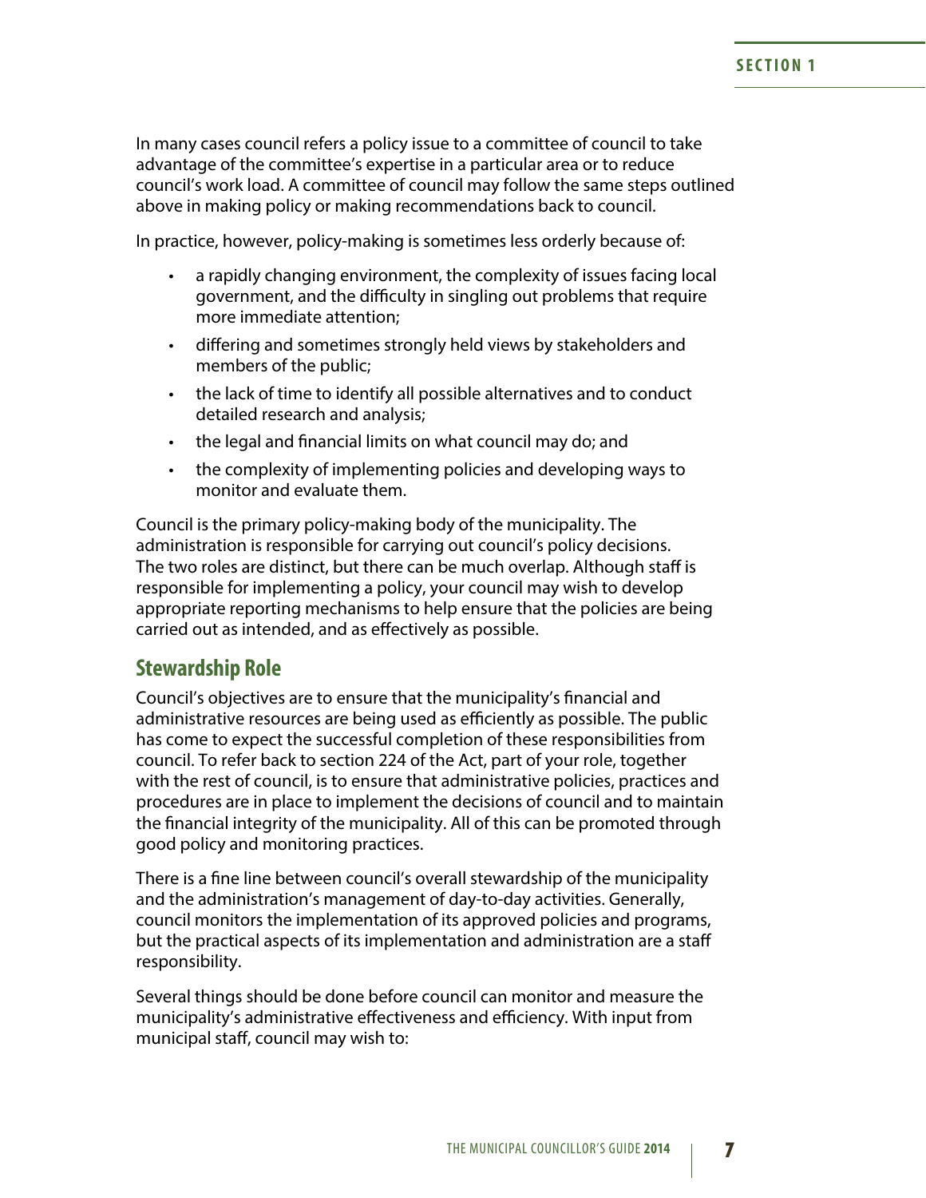In many cases council refers a policy issue to a committee of council to take advantage of the committee's expertise in a particular area or to reduce council's work load. A committee of council may follow the same steps outlined above in making policy or making recommendations back to council.

In practice, however, policy-making is sometimes less orderly because of:

- a rapidly changing environment, the complexity of issues facing local government, and the difficulty in singling out problems that require more immediate attention;
- differing and sometimes strongly held views by stakeholders and members of the public;
- the lack of time to identify all possible alternatives and to conduct detailed research and analysis;
- the legal and financial limits on what council may do; and
- the complexity of implementing policies and developing ways to monitor and evaluate them.

Council is the primary policy-making body of the municipality. The administration is responsible for carrying out council's policy decisions. The two roles are distinct, but there can be much overlap. Although staff is responsible for implementing a policy, your council may wish to develop appropriate reporting mechanisms to help ensure that the policies are being carried out as intended, and as effectively as possible.

## Stewardship Role

Council's objectives are to ensure that the municipality's financial and administrative resources are being used as efficiently as possible. The public has come to expect the successful completion of these responsibilities from council. To refer back to section 224 of the Act, part of your role, together with the rest of council, is to ensure that administrative policies, practices and procedures are in place to implement the decisions of council and to maintain the financial integrity of the municipality. All of this can be promoted through good policy and monitoring practices.

There is a fine line between council's overall stewardship of the municipality and the administration's management of day-to-day activities. Generally, council monitors the implementation of its approved policies and programs, but the practical aspects of its implementation and administration are a staff responsibility.

Several things should be done before council can monitor and measure the municipality's administrative effectiveness and efficiency. With input from municipal staff, council may wish to: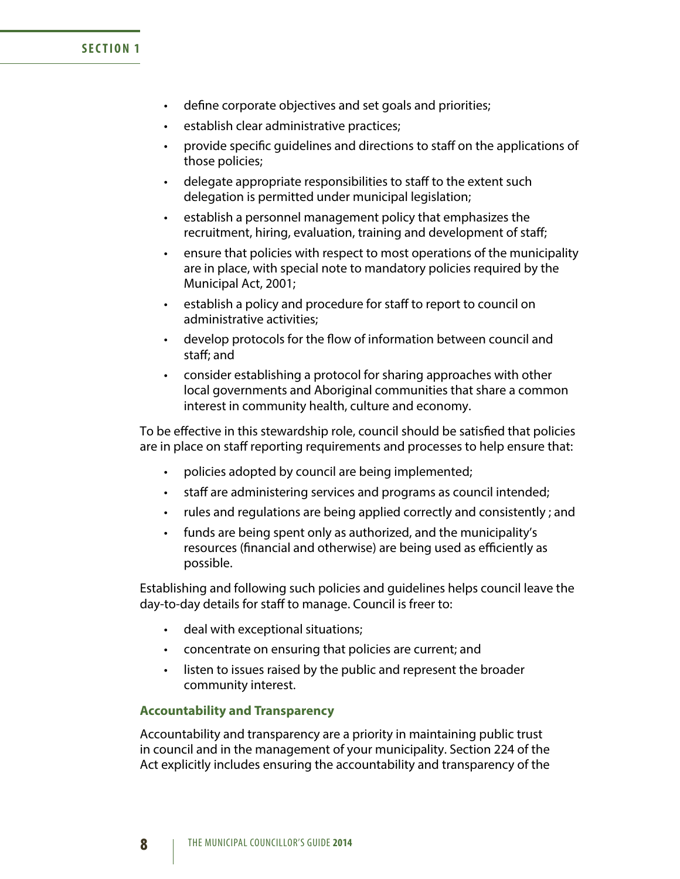- define corporate objectives and set goals and priorities;
- establish clear administrative practices;
- provide specific guidelines and directions to staff on the applications of those policies;
- delegate appropriate responsibilities to staff to the extent such delegation is permitted under municipal legislation;
- establish a personnel management policy that emphasizes the recruitment, hiring, evaluation, training and development of staff;
- ensure that policies with respect to most operations of the municipality are in place, with special note to mandatory policies required by the Municipal Act, 2001;
- establish a policy and procedure for staff to report to council on administrative activities;
- develop protocols for the flow of information between council and staff; and
- consider establishing a protocol for sharing approaches with other local governments and Aboriginal communities that share a common interest in community health, culture and economy.

To be effective in this stewardship role, council should be satisfied that policies are in place on staff reporting requirements and processes to help ensure that:

- policies adopted by council are being implemented;
- staff are administering services and programs as council intended;
- rules and regulations are being applied correctly and consistently ; and
- funds are being spent only as authorized, and the municipality's resources (financial and otherwise) are being used as efficiently as possible.

Establishing and following such policies and guidelines helps council leave the day-to-day details for staff to manage. Council is freer to:

- deal with exceptional situations;
- concentrate on ensuring that policies are current; and
- listen to issues raised by the public and represent the broader community interest.

### Accountability and Transparency

Accountability and transparency are a priority in maintaining public trust in council and in the management of your municipality. Section 224 of the Act explicitly includes ensuring the accountability and transparency of the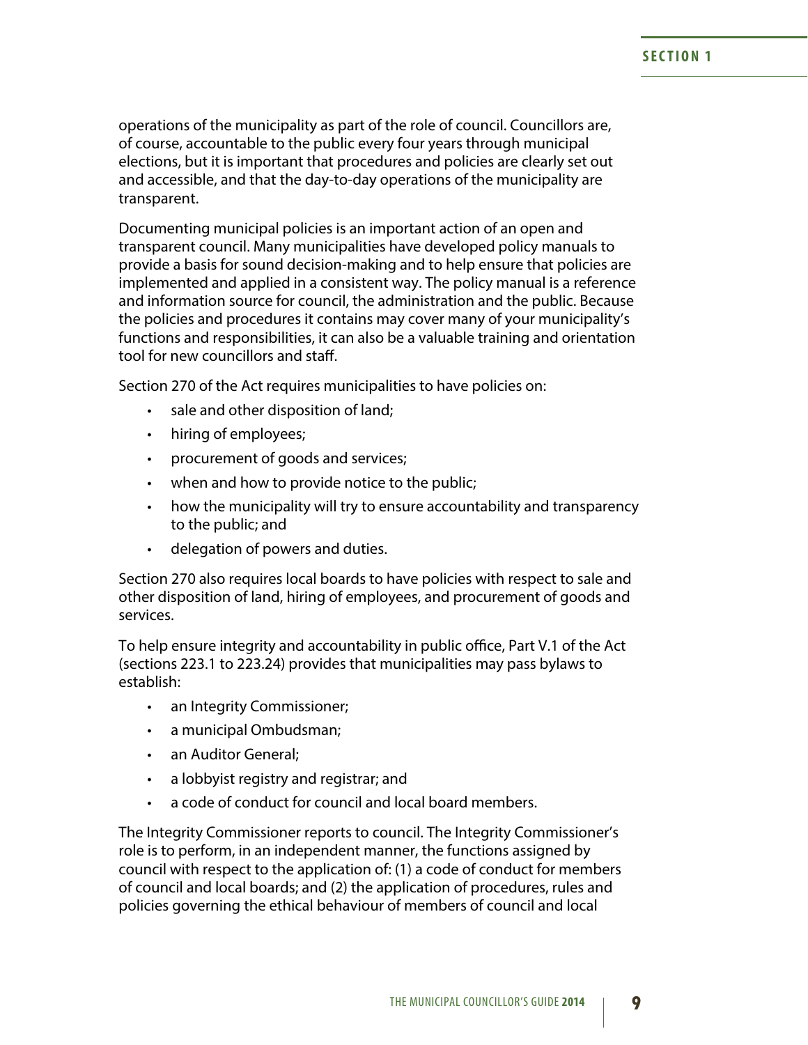operations of the municipality as part of the role of council. Councillors are, of course, accountable to the public every four years through municipal elections, but it is important that procedures and policies are clearly set out and accessible, and that the day-to-day operations of the municipality are transparent.

Documenting municipal policies is an important action of an open and transparent council. Many municipalities have developed policy manuals to provide a basis for sound decision-making and to help ensure that policies are implemented and applied in a consistent way. The policy manual is a reference and information source for council, the administration and the public. Because the policies and procedures it contains may cover many of your municipality's functions and responsibilities, it can also be a valuable training and orientation tool for new councillors and staff.

Section 270 of the Act requires municipalities to have policies on:

- sale and other disposition of land;
- hiring of employees;
- procurement of goods and services;
- when and how to provide notice to the public;
- how the municipality will try to ensure accountability and transparency to the public; and
- delegation of powers and duties.

Section 270 also requires local boards to have policies with respect to sale and other disposition of land, hiring of employees, and procurement of goods and services.

To help ensure integrity and accountability in public office, Part V.1 of the Act (sections 223.1 to 223.24) provides that municipalities may pass bylaws to establish:

- an Integrity Commissioner;
- a municipal Ombudsman;
- an Auditor General;
- a lobbyist registry and registrar; and
- a code of conduct for council and local board members.

The Integrity Commissioner reports to council. The Integrity Commissioner's role is to perform, in an independent manner, the functions assigned by council with respect to the application of: (1) a code of conduct for members of council and local boards; and (2) the application of procedures, rules and policies governing the ethical behaviour of members of council and local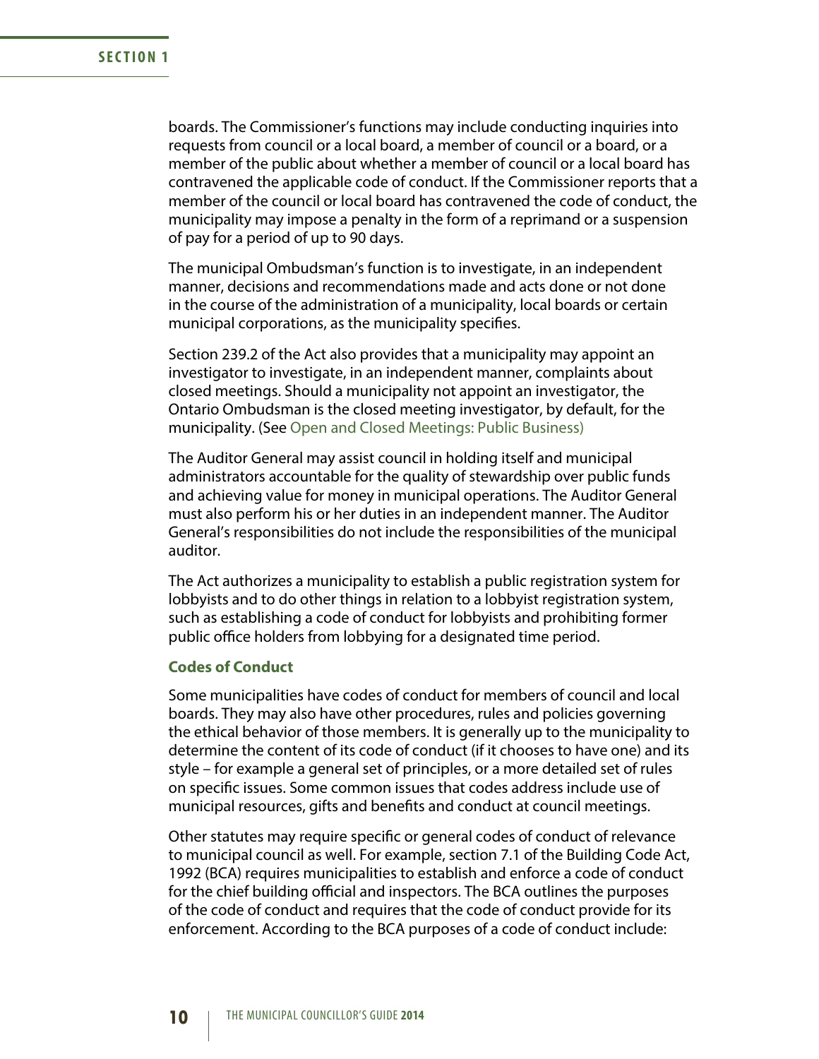boards. The Commissioner's functions may include conducting inquiries into requests from council or a local board, a member of council or a board, or a member of the public about whether a member of council or a local board has contravened the applicable code of conduct. If the Commissioner reports that a member of the council or local board has contravened the code of conduct, the municipality may impose a penalty in the form of a reprimand or a suspension of pay for a period of up to 90 days.

The municipal Ombudsman's function is to investigate, in an independent manner, decisions and recommendations made and acts done or not done in the course of the administration of a municipality, local boards or certain municipal corporations, as the municipality specifies.

Section 239.2 of the Act also provides that a municipality may appoint an investigator to investigate, in an independent manner, complaints about closed meetings. Should a municipality not appoint an investigator, the Ontario Ombudsman is the closed meeting investigator, by default, for the municipality. (See Open and Closed Meetings: Public Business)

The Auditor General may assist council in holding itself and municipal administrators accountable for the quality of stewardship over public funds and achieving value for money in municipal operations. The Auditor General must also perform his or her duties in an independent manner. The Auditor General's responsibilities do not include the responsibilities of the municipal auditor.

The Act authorizes a municipality to establish a public registration system for lobbyists and to do other things in relation to a lobbyist registration system, such as establishing a code of conduct for lobbyists and prohibiting former public office holders from lobbying for a designated time period.

### Codes of Conduct

Some municipalities have codes of conduct for members of council and local boards. They may also have other procedures, rules and policies governing the ethical behavior of those members. It is generally up to the municipality to determine the content of its code of conduct (if it chooses to have one) and its style – for example a general set of principles, or a more detailed set of rules on specific issues. Some common issues that codes address include use of municipal resources, gifts and benefits and conduct at council meetings.

Other statutes may require specific or general codes of conduct of relevance to municipal council as well. For example, section 7.1 of the Building Code Act, 1992 (BCA) requires municipalities to establish and enforce a code of conduct for the chief building official and inspectors. The BCA outlines the purposes of the code of conduct and requires that the code of conduct provide for its enforcement. According to the BCA purposes of a code of conduct include: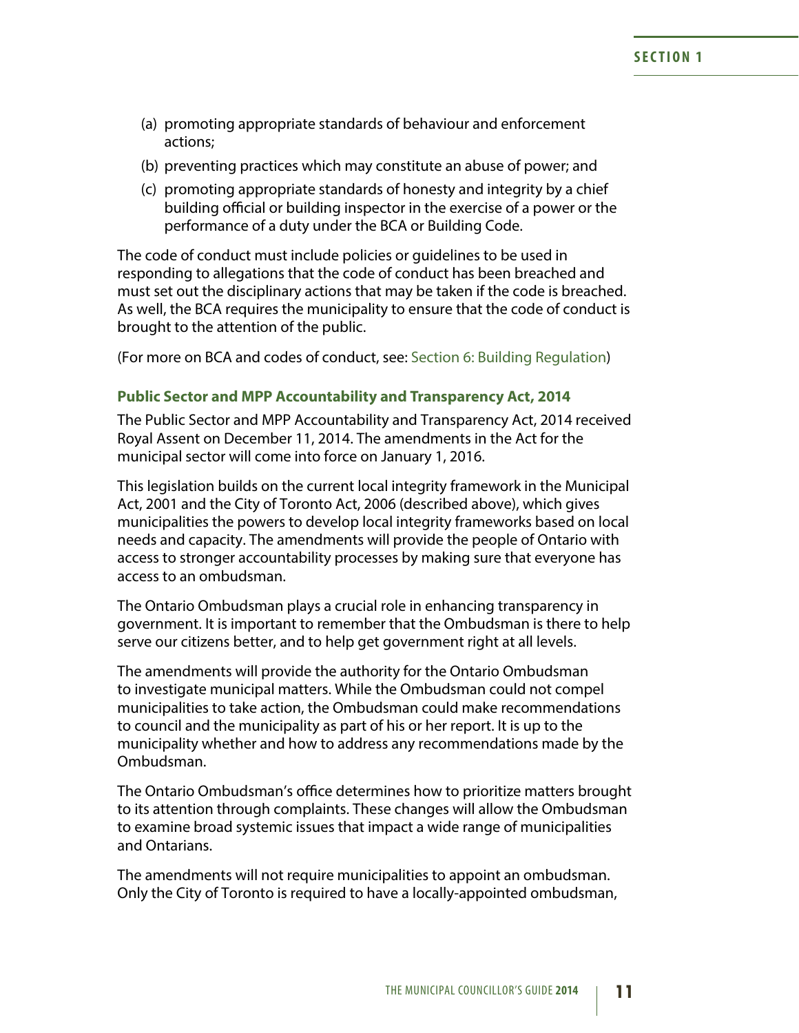(a) promoting appropriate standards of behaviour and enforcement actions;

(b) preventing practices which may constitute an abuse of power; and

(c) promoting appropriate standards of honesty and integrity by a chief building official or building inspector in the exercise of a power or the performance of a duty under the BCA or Building Code.

The code of conduct must include policies or guidelines to be used in responding to allegations that the code of conduct has been breached and must set out the disciplinary actions that may be taken if the code is breached. As well, the BCA requires the municipality to ensure that the code of conduct is brought to the attention of the public.

(For more on BCA and codes of conduct, see: Section 6: Building Regulation)

### Public Sector and MPP Accountability and Transparency Act, 2014

The Public Sector and MPP Accountability and Transparency Act, 2014 received Royal Assent on December 11, 2014. The amendments in the Act for the municipal sector will come into force on January 1, 2016.

This legislation builds on the current local integrity framework in the Municipal Act, 2001 and the City of Toronto Act, 2006 (described above), which gives municipalities the powers to develop local integrity frameworks based on local needs and capacity. The amendments will provide the people of Ontario with access to stronger accountability processes by making sure that everyone has access to an ombudsman.

The Ontario Ombudsman plays a crucial role in enhancing transparency in government. It is important to remember that the Ombudsman is there to help serve our citizens better, and to help get government right at all levels.

The amendments will provide the authority for the Ontario Ombudsman to investigate municipal matters. While the Ombudsman could not compel municipalities to take action, the Ombudsman could make recommendations to council and the municipality as part of his or her report. It is up to the municipality whether and how to address any recommendations made by the Ombudsman.

The Ontario Ombudsman's office determines how to prioritize matters brought to its attention through complaints. These changes will allow the Ombudsman to examine broad systemic issues that impact a wide range of municipalities and Ontarians.

The amendments will not require municipalities to appoint an ombudsman. Only the City of Toronto is required to have a locally-appointed ombudsman,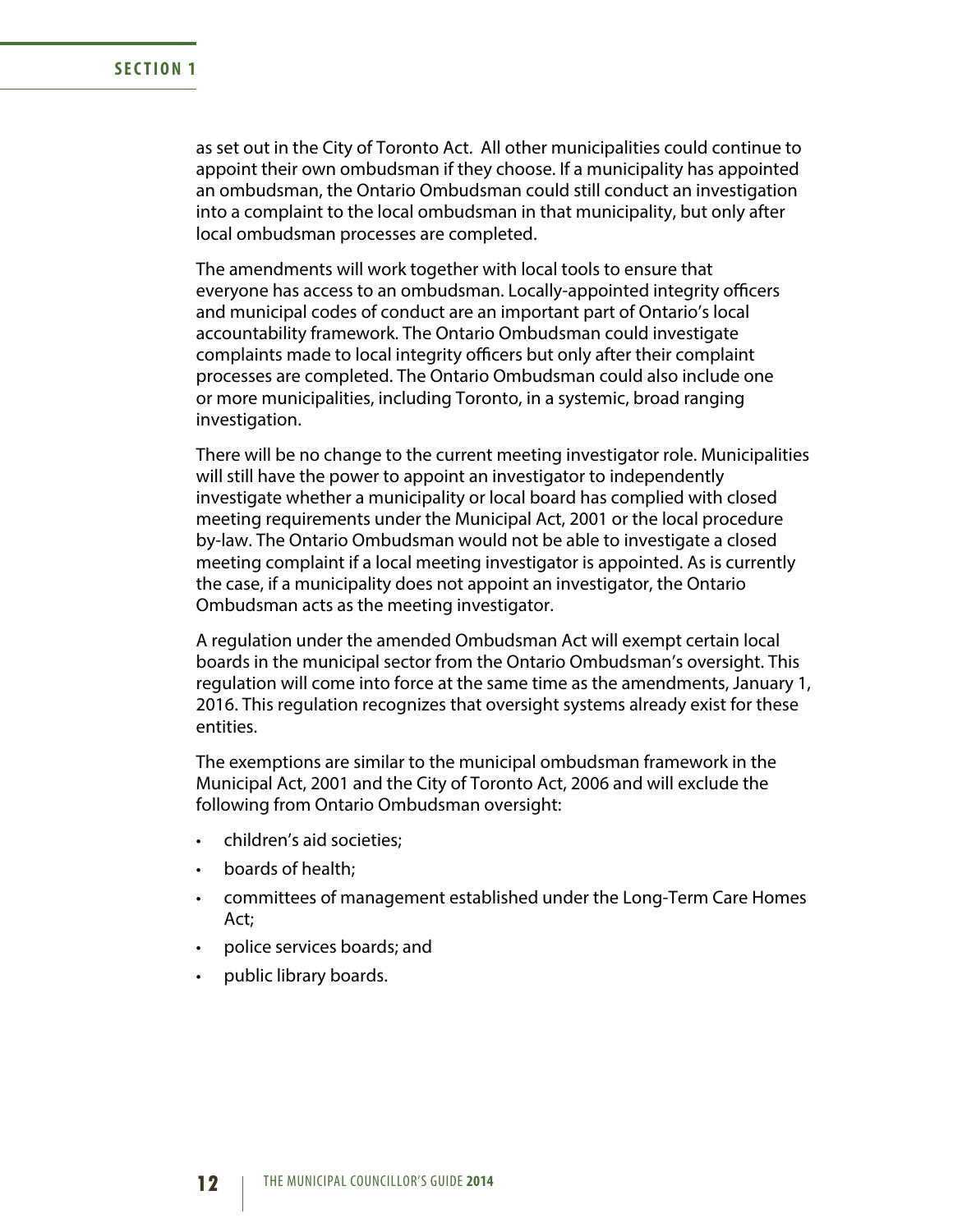as set out in the City of Toronto Act.  All other municipalities could continue to appoint their own ombudsman if they choose. If a municipality has appointed an ombudsman, the Ontario Ombudsman could still conduct an investigation into a complaint to the local ombudsman in that municipality, but only after local ombudsman processes are completed.

The amendments will work together with local tools to ensure that everyone has access to an ombudsman. Locally-appointed integrity officers and municipal codes of conduct are an important part of Ontario's local accountability framework. The Ontario Ombudsman could investigate complaints made to local integrity officers but only after their complaint processes are completed. The Ontario Ombudsman could also include one or more municipalities, including Toronto, in a systemic, broad ranging investigation.

There will be no change to the current meeting investigator role. Municipalities will still have the power to appoint an investigator to independently investigate whether a municipality or local board has complied with closed meeting requirements under the Municipal Act, 2001 or the local procedure by-law. The Ontario Ombudsman would not be able to investigate a closed meeting complaint if a local meeting investigator is appointed. As is currently the case, if a municipality does not appoint an investigator, the Ontario Ombudsman acts as the meeting investigator.

A regulation under the amended Ombudsman Act will exempt certain local boards in the municipal sector from the Ontario Ombudsman's oversight. This regulation will come into force at the same time as the amendments, January 1, 2016. This regulation recognizes that oversight systems already exist for these entities.

The exemptions are similar to the municipal ombudsman framework in the Municipal Act, 2001 and the City of Toronto Act, 2006 and will exclude the following from Ontario Ombudsman oversight:

- children's aid societies;
- boards of health;
- committees of management established under the Long-Term Care Homes Act;
- police services boards; and
- public library boards.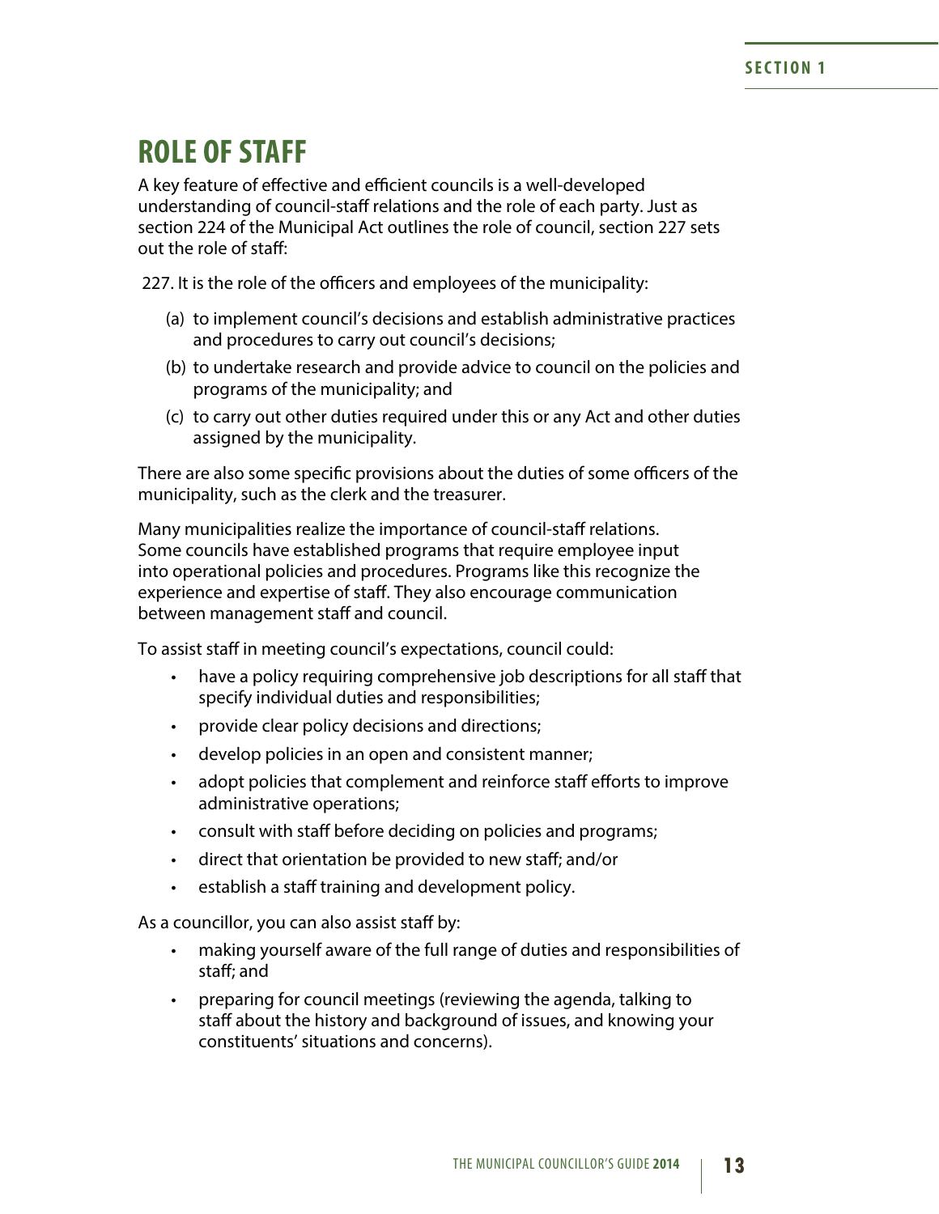# ROLE OF STAFF

A key feature of effective and efficient councils is a well-developed understanding of council-staff relations and the role of each party. Just as section 224 of the Municipal Act outlines the role of council, section 227 sets out the role of staff:

227. It is the role of the officers and employees of the municipality:

(a) to implement council's decisions and establish administrative practices and procedures to carry out council's decisions;

(b) to undertake research and provide advice to council on the policies and programs of the municipality; and

(c) to carry out other duties required under this or any Act and other duties assigned by the municipality.

There are also some specific provisions about the duties of some officers of the municipality, such as the clerk and the treasurer.

Many municipalities realize the importance of council-staff relations. Some councils have established programs that require employee input into operational policies and procedures. Programs like this recognize the experience and expertise of staff. They also encourage communication between management staff and council.

To assist staff in meeting council's expectations, council could:

- have a policy requiring comprehensive job descriptions for all staff that specify individual duties and responsibilities;
- provide clear policy decisions and directions;
- develop policies in an open and consistent manner;
- adopt policies that complement and reinforce staff efforts to improve administrative operations;
- consult with staff before deciding on policies and programs;
- direct that orientation be provided to new staff; and/or
- establish a staff training and development policy.

As a councillor, you can also assist staff by:

- making yourself aware of the full range of duties and responsibilities of staff; and
- preparing for council meetings (reviewing the agenda, talking to staff about the history and background of issues, and knowing your constituents' situations and concerns).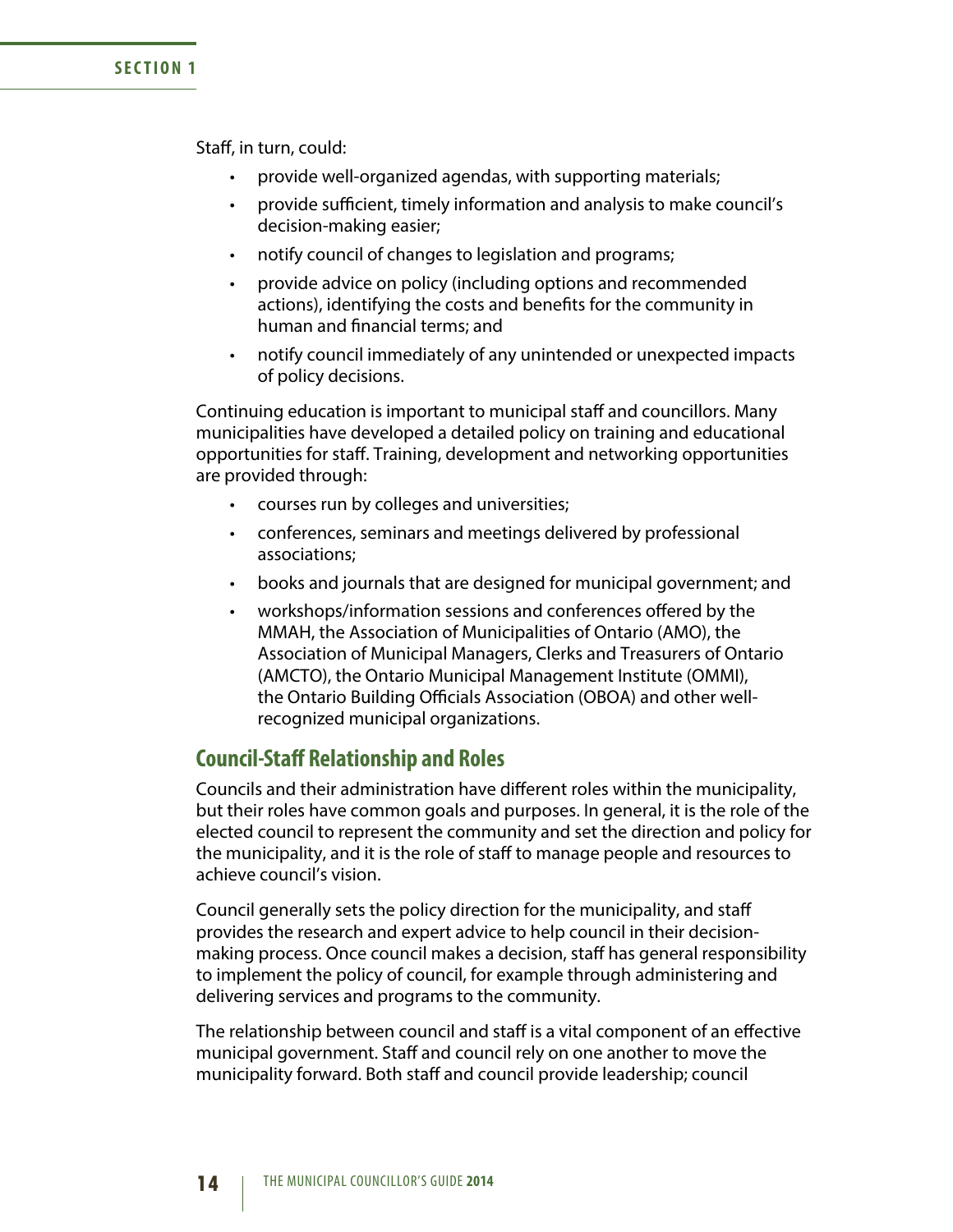Staff, in turn, could:

- provide well-organized agendas, with supporting materials;
- provide sufficient, timely information and analysis to make council's decision-making easier;
- notify council of changes to legislation and programs;
- provide advice on policy (including options and recommended actions), identifying the costs and benefits for the community in human and financial terms; and
- notify council immediately of any unintended or unexpected impacts of policy decisions.

Continuing education is important to municipal staff and councillors. Many municipalities have developed a detailed policy on training and educational opportunities for staff. Training, development and networking opportunities are provided through:

- courses run by colleges and universities;
- conferences, seminars and meetings delivered by professional associations;
- books and journals that are designed for municipal government; and
- workshops/information sessions and conferences offered by the MMAH, the Association of Municipalities of Ontario (AMO), the Association of Municipal Managers, Clerks and Treasurers of Ontario (AMCTO), the Ontario Municipal Management Institute (OMMI), the Ontario Building Officials Association (OBOA) and other well-recognized municipal organizations.

## Council-Staff Relationship and Roles

Councils and their administration have different roles within the municipality, but their roles have common goals and purposes. In general, it is the role of the elected council to represent the community and set the direction and policy for the municipality, and it is the role of staff to manage people and resources to achieve council's vision.

Council generally sets the policy direction for the municipality, and staff provides the research and expert advice to help council in their decision-making process. Once council makes a decision, staff has general responsibility to implement the policy of council, for example through administering and delivering services and programs to the community.

The relationship between council and staff is a vital component of an effective municipal government. Staff and council rely on one another to move the municipality forward. Both staff and council provide leadership; council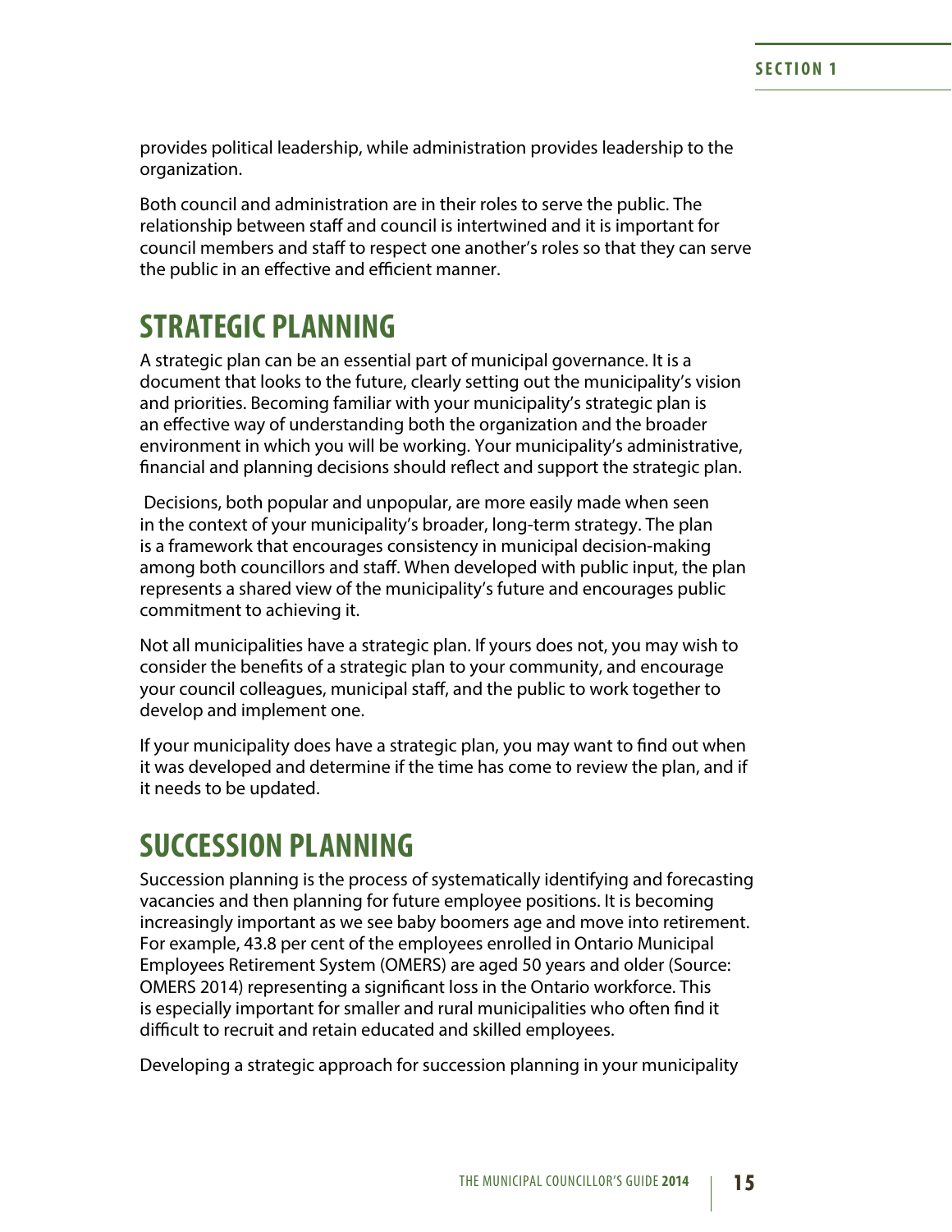provides political leadership, while administration provides leadership to the organization.

Both council and administration are in their roles to serve the public. The relationship between staff and council is intertwined and it is important for council members and staff to respect one another's roles so that they can serve the public in an effective and efficient manner.

## STRATEGIC PLANNING

A strategic plan can be an essential part of municipal governance. It is a document that looks to the future, clearly setting out the municipality's vision and priorities. Becoming familiar with your municipality's strategic plan is an effective way of understanding both the organization and the broader environment in which you will be working. Your municipality's administrative, financial and planning decisions should reflect and support the strategic plan.

Decisions, both popular and unpopular, are more easily made when seen in the context of your municipality's broader, long-term strategy. The plan is a framework that encourages consistency in municipal decision-making among both councillors and staff. When developed with public input, the plan represents a shared view of the municipality's future and encourages public commitment to achieving it.

Not all municipalities have a strategic plan. If yours does not, you may wish to consider the benefits of a strategic plan to your community, and encourage your council colleagues, municipal staff, and the public to work together to develop and implement one.

If your municipality does have a strategic plan, you may want to find out when it was developed and determine if the time has come to review the plan, and if it needs to be updated.

## SUCCESSION PLANNING

Succession planning is the process of systematically identifying and forecasting vacancies and then planning for future employee positions. It is becoming increasingly important as we see baby boomers age and move into retirement. For example, 43.8 per cent of the employees enrolled in Ontario Municipal Employees Retirement System (OMERS) are aged 50 years and older (Source: OMERS 2014) representing a significant loss in the Ontario workforce. This is especially important for smaller and rural municipalities who often find it difficult to recruit and retain educated and skilled employees.

Developing a strategic approach for succession planning in your municipality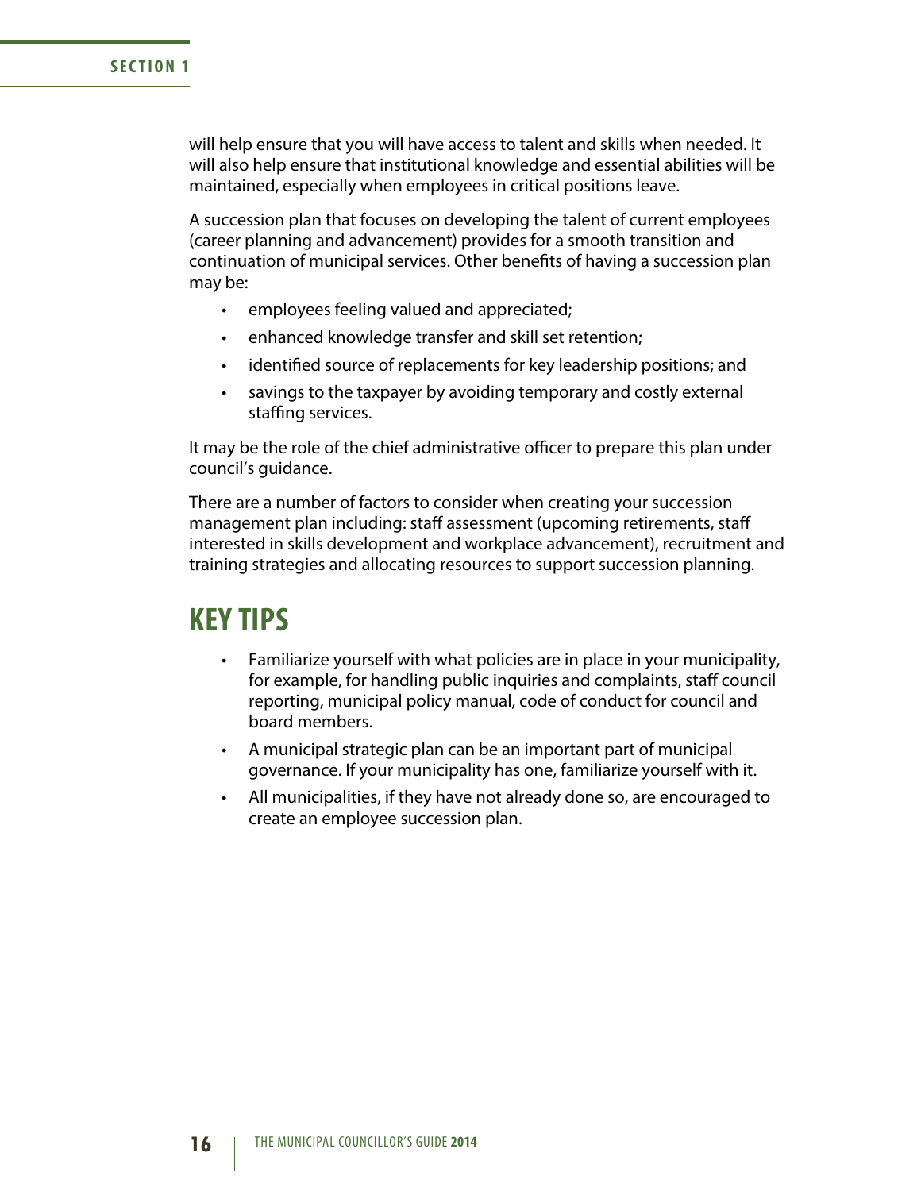will help ensure that you will have access to talent and skills when needed. It will also help ensure that institutional knowledge and essential abilities will be maintained, especially when employees in critical positions leave.

A succession plan that focuses on developing the talent of current employees (career planning and advancement) provides for a smooth transition and continuation of municipal services. Other benefits of having a succession plan may be:

- employees feeling valued and appreciated;
- enhanced knowledge transfer and skill set retention;
- identified source of replacements for key leadership positions; and
- savings to the taxpayer by avoiding temporary and costly external staffing services.

It may be the role of the chief administrative officer to prepare this plan under council's guidance.

There are a number of factors to consider when creating your succession management plan including: staff assessment (upcoming retirements, staff interested in skills development and workplace advancement), recruitment and training strategies and allocating resources to support succession planning.

## KEY TIPS

- Familiarize yourself with what policies are in place in your municipality, for example, for handling public inquiries and complaints, staff council reporting, municipal policy manual, code of conduct for council and board members.
- A municipal strategic plan can be an important part of municipal governance. If your municipality has one, familiarize yourself with it.
- All municipalities, if they have not already done so, are encouraged to create an employee succession plan.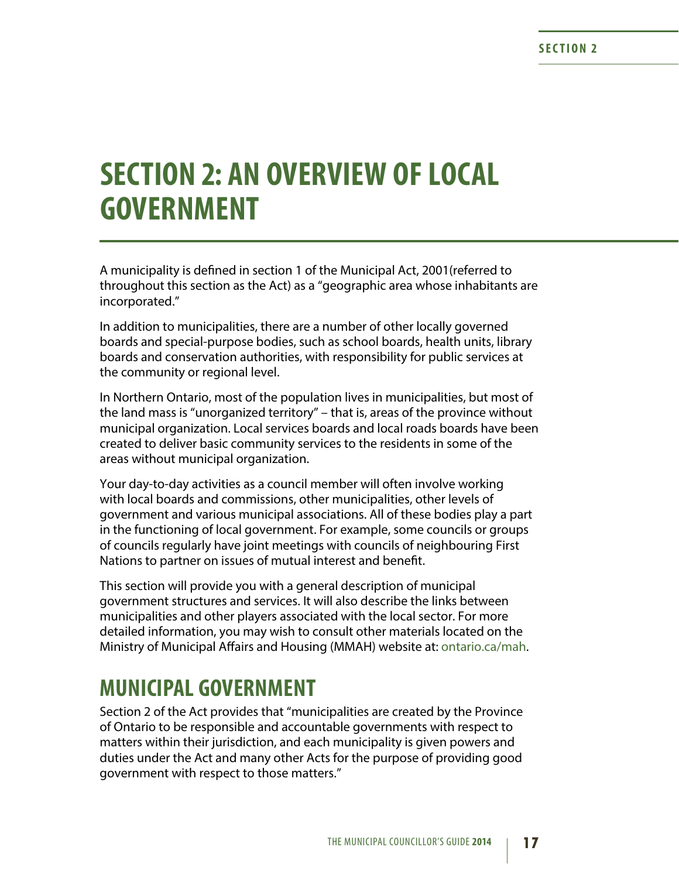# SECTION 2: AN OVERVIEW OF LOCAL GOVERNMENT

A municipality is defined in section 1 of the Municipal Act, 2001(referred to throughout this section as the Act) as a "geographic area whose inhabitants are incorporated."

In addition to municipalities, there are a number of other locally governed boards and special-purpose bodies, such as school boards, health units, library boards and conservation authorities, with responsibility for public services at the community or regional level.

In Northern Ontario, most of the population lives in municipalities, but most of the land mass is "unorganized territory" – that is, areas of the province without municipal organization. Local services boards and local roads boards have been created to deliver basic community services to the residents in some of the areas without municipal organization.

Your day-to-day activities as a council member will often involve working with local boards and commissions, other municipalities, other levels of government and various municipal associations. All of these bodies play a part in the functioning of local government. For example, some councils or groups of councils regularly have joint meetings with councils of neighbouring First Nations to partner on issues of mutual interest and benefit.

This section will provide you with a general description of municipal government structures and services. It will also describe the links between municipalities and other players associated with the local sector. For more detailed information, you may wish to consult other materials located on the Ministry of Municipal Affairs and Housing (MMAH) website at: ontario.ca/mah.

## MUNICIPAL GOVERNMENT

Section 2 of the Act provides that "municipalities are created by the Province of Ontario to be responsible and accountable governments with respect to matters within their jurisdiction, and each municipality is given powers and duties under the Act and many other Acts for the purpose of providing good government with respect to those matters."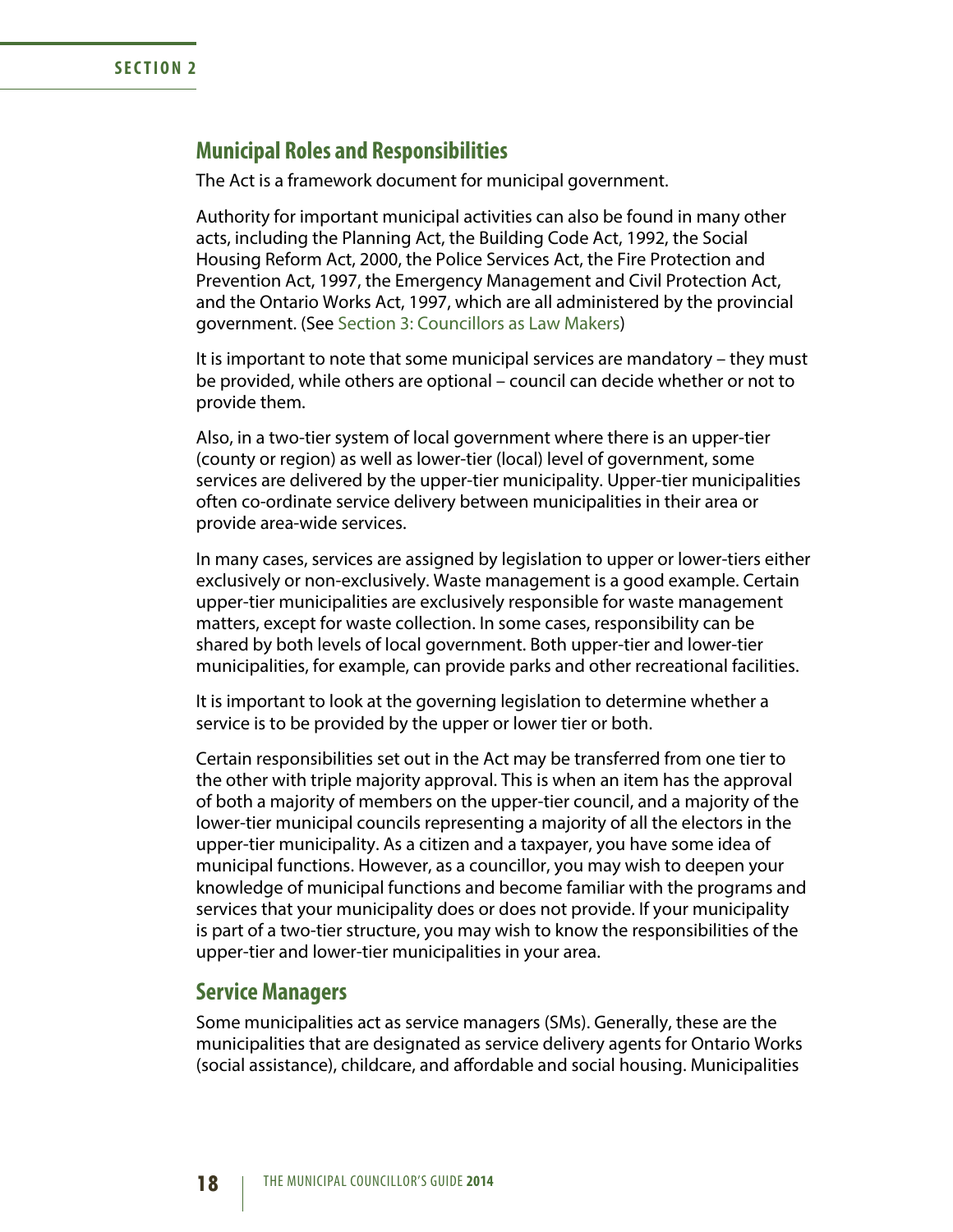## Municipal Roles and Responsibilities

The Act is a framework document for municipal government.

Authority for important municipal activities can also be found in many other acts, including the Planning Act, the Building Code Act, 1992, the Social Housing Reform Act, 2000, the Police Services Act, the Fire Protection and Prevention Act, 1997, the Emergency Management and Civil Protection Act, and the Ontario Works Act, 1997, which are all administered by the provincial government. (See Section 3: Councillors as Law Makers)

It is important to note that some municipal services are mandatory – they must be provided, while others are optional – council can decide whether or not to provide them.

Also, in a two-tier system of local government where there is an upper-tier (county or region) as well as lower-tier (local) level of government, some services are delivered by the upper-tier municipality. Upper-tier municipalities often co-ordinate service delivery between municipalities in their area or provide area-wide services.

In many cases, services are assigned by legislation to upper or lower-tiers either exclusively or non-exclusively. Waste management is a good example. Certain upper-tier municipalities are exclusively responsible for waste management matters, except for waste collection. In some cases, responsibility can be shared by both levels of local government. Both upper-tier and lower-tier municipalities, for example, can provide parks and other recreational facilities.

It is important to look at the governing legislation to determine whether a service is to be provided by the upper or lower tier or both.

Certain responsibilities set out in the Act may be transferred from one tier to the other with triple majority approval. This is when an item has the approval of both a majority of members on the upper-tier council, and a majority of the lower-tier municipal councils representing a majority of all the electors in the upper-tier municipality. As a citizen and a taxpayer, you have some idea of municipal functions. However, as a councillor, you may wish to deepen your knowledge of municipal functions and become familiar with the programs and services that your municipality does or does not provide. If your municipality is part of a two-tier structure, you may wish to know the responsibilities of the upper-tier and lower-tier municipalities in your area.

## Service Managers

Some municipalities act as service managers (SMs). Generally, these are the municipalities that are designated as service delivery agents for Ontario Works (social assistance), childcare, and affordable and social housing. Municipalities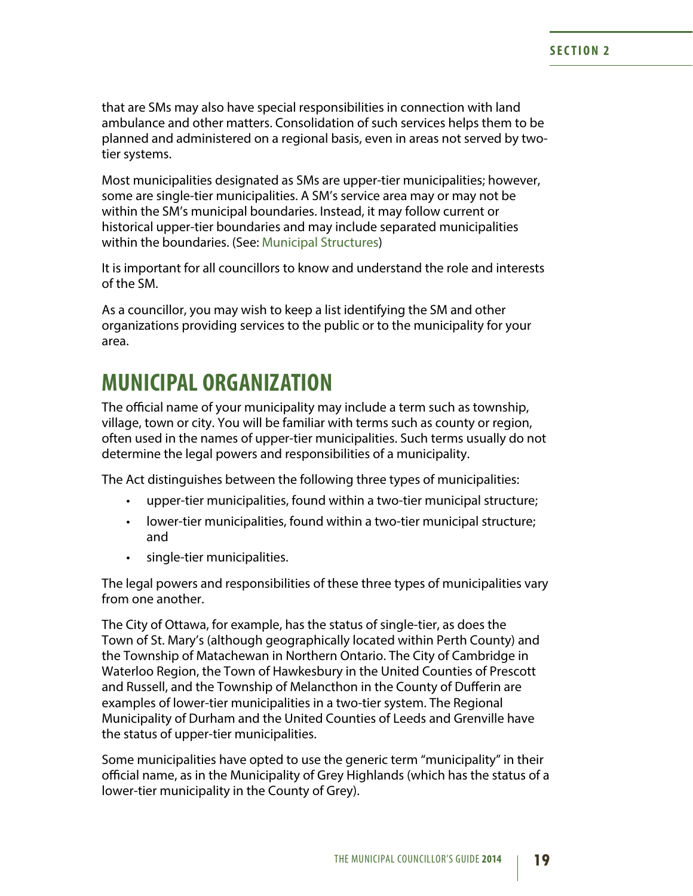that are SMs may also have special responsibilities in connection with land ambulance and other matters. Consolidation of such services helps them to be planned and administered on a regional basis, even in areas not served by two-tier systems.

Most municipalities designated as SMs are upper-tier municipalities; however, some are single-tier municipalities. A SM's service area may or may not be within the SM's municipal boundaries. Instead, it may follow current or historical upper-tier boundaries and may include separated municipalities within the boundaries. (See: Municipal Structures)

It is important for all councillors to know and understand the role and interests of the SM.

As a councillor, you may wish to keep a list identifying the SM and other organizations providing services to the public or to the municipality for your area.

## MUNICIPAL ORGANIZATION

The official name of your municipality may include a term such as township, village, town or city. You will be familiar with terms such as county or region, often used in the names of upper-tier municipalities. Such terms usually do not determine the legal powers and responsibilities of a municipality.

The Act distinguishes between the following three types of municipalities:

- upper-tier municipalities, found within a two-tier municipal structure;
- lower-tier municipalities, found within a two-tier municipal structure; and
- single-tier municipalities.

The legal powers and responsibilities of these three types of municipalities vary from one another.

The City of Ottawa, for example, has the status of single-tier, as does the Town of St. Mary's (although geographically located within Perth County) and the Township of Matachewan in Northern Ontario. The City of Cambridge in Waterloo Region, the Town of Hawkesbury in the United Counties of Prescott and Russell, and the Township of Melancthon in the County of Dufferin are examples of lower-tier municipalities in a two-tier system. The Regional Municipality of Durham and the United Counties of Leeds and Grenville have the status of upper-tier municipalities.

Some municipalities have opted to use the generic term "municipality" in their official name, as in the Municipality of Grey Highlands (which has the status of a lower-tier municipality in the County of Grey).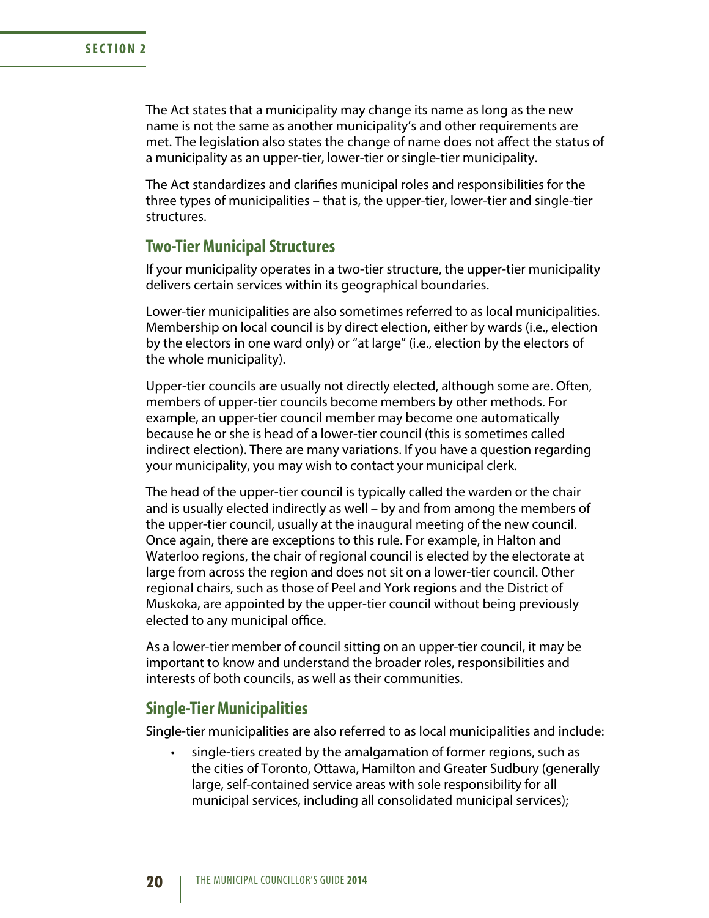The Act states that a municipality may change its name as long as the new name is not the same as another municipality's and other requirements are met. The legislation also states the change of name does not affect the status of a municipality as an upper-tier, lower-tier or single-tier municipality.

The Act standardizes and clarifies municipal roles and responsibilities for the three types of municipalities – that is, the upper-tier, lower-tier and single-tier structures.

## Two-Tier Municipal Structures

If your municipality operates in a two-tier structure, the upper-tier municipality delivers certain services within its geographical boundaries.

Lower-tier municipalities are also sometimes referred to as local municipalities. Membership on local council is by direct election, either by wards (i.e., election by the electors in one ward only) or "at large" (i.e., election by the electors of the whole municipality).

Upper-tier councils are usually not directly elected, although some are. Often, members of upper-tier councils become members by other methods. For example, an upper-tier council member may become one automatically because he or she is head of a lower-tier council (this is sometimes called indirect election). There are many variations. If you have a question regarding your municipality, you may wish to contact your municipal clerk.

The head of the upper-tier council is typically called the warden or the chair and is usually elected indirectly as well – by and from among the members of the upper-tier council, usually at the inaugural meeting of the new council. Once again, there are exceptions to this rule. For example, in Halton and Waterloo regions, the chair of regional council is elected by the electorate at large from across the region and does not sit on a lower-tier council. Other regional chairs, such as those of Peel and York regions and the District of Muskoka, are appointed by the upper-tier council without being previously elected to any municipal office.

As a lower-tier member of council sitting on an upper-tier council, it may be important to know and understand the broader roles, responsibilities and interests of both councils, as well as their communities.

## Single-Tier Municipalities

Single-tier municipalities are also referred to as local municipalities and include:

- single-tiers created by the amalgamation of former regions, such as the cities of Toronto, Ottawa, Hamilton and Greater Sudbury (generally large, self-contained service areas with sole responsibility for all municipal services, including all consolidated municipal services);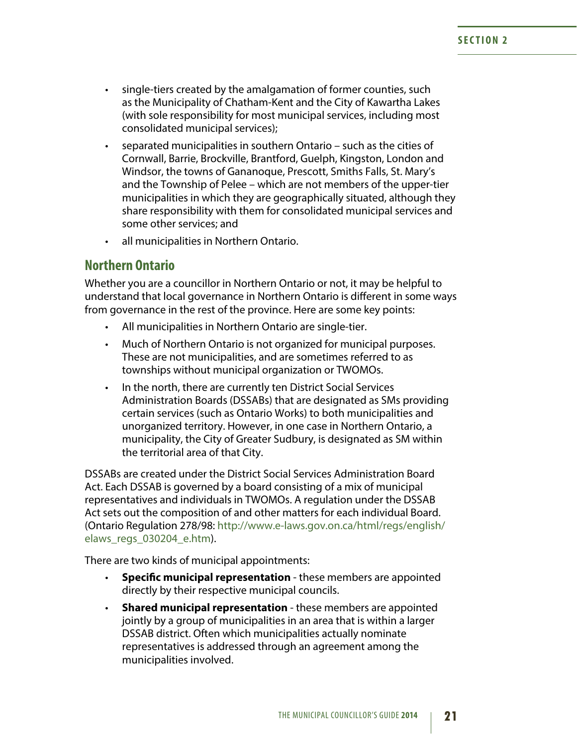- single-tiers created by the amalgamation of former counties, such as the Municipality of Chatham-Kent and the City of Kawartha Lakes (with sole responsibility for most municipal services, including most consolidated municipal services);
- separated municipalities in southern Ontario – such as the cities of Cornwall, Barrie, Brockville, Brantford, Guelph, Kingston, London and Windsor, the towns of Gananoque, Prescott, Smiths Falls, St. Mary's and the Township of Pelee – which are not members of the upper-tier municipalities in which they are geographically situated, although they share responsibility with them for consolidated municipal services and some other services; and
- all municipalities in Northern Ontario.

## Northern Ontario

Whether you are a councillor in Northern Ontario or not, it may be helpful to understand that local governance in Northern Ontario is different in some ways from governance in the rest of the province. Here are some key points:

- All municipalities in Northern Ontario are single-tier.
- Much of Northern Ontario is not organized for municipal purposes. These are not municipalities, and are sometimes referred to as townships without municipal organization or TWOMOs.
- In the north, there are currently ten District Social Services Administration Boards (DSSABs) that are designated as SMs providing certain services (such as Ontario Works) to both municipalities and unorganized territory. However, in one case in Northern Ontario, a municipality, the City of Greater Sudbury, is designated as SM within the territorial area of that City.

DSSABs are created under the District Social Services Administration Board Act. Each DSSAB is governed by a board consisting of a mix of municipal representatives and individuals in TWOMOs. A regulation under the DSSAB Act sets out the composition of and other matters for each individual Board. (Ontario Regulation 278/98: http://www.e-laws.gov.on.ca/html/regs/english/elaws_regs_030204_e.htm).

There are two kinds of municipal appointments:

- **Specific municipal representation** - these members are appointed directly by their respective municipal councils.
- **Shared municipal representation** - these members are appointed jointly by a group of municipalities in an area that is within a larger DSSAB district. Often which municipalities actually nominate representatives is addressed through an agreement among the municipalities involved.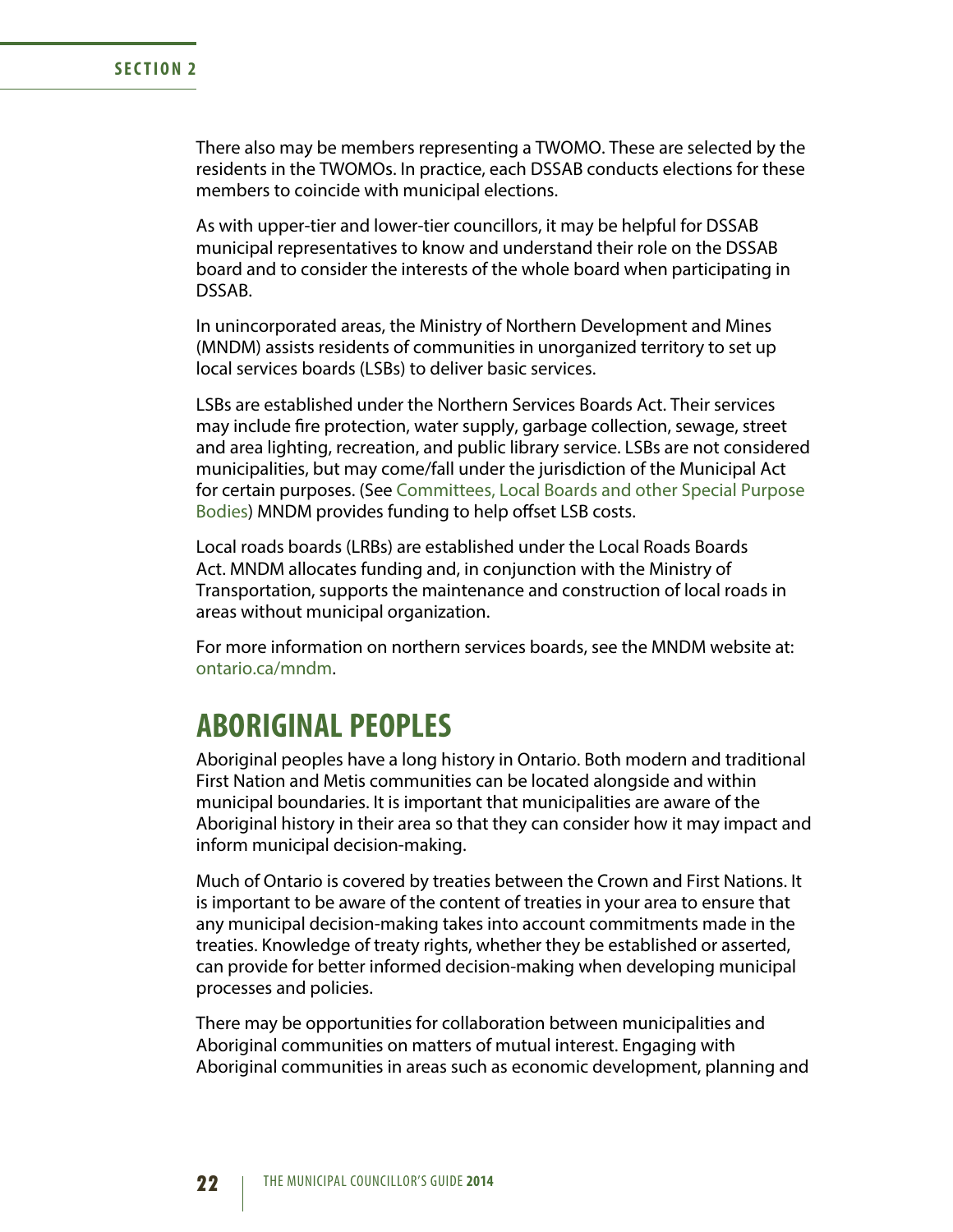There also may be members representing a TWOMO. These are selected by the residents in the TWOMOs. In practice, each DSSAB conducts elections for these members to coincide with municipal elections.

As with upper-tier and lower-tier councillors, it may be helpful for DSSAB municipal representatives to know and understand their role on the DSSAB board and to consider the interests of the whole board when participating in DSSAB.

In unincorporated areas, the Ministry of Northern Development and Mines (MNDM) assists residents of communities in unorganized territory to set up local services boards (LSBs) to deliver basic services.

LSBs are established under the Northern Services Boards Act. Their services may include fire protection, water supply, garbage collection, sewage, street and area lighting, recreation, and public library service. LSBs are not considered municipalities, but may come/fall under the jurisdiction of the Municipal Act for certain purposes. (See Committees, Local Boards and other Special Purpose Bodies) MNDM provides funding to help offset LSB costs.

Local roads boards (LRBs) are established under the Local Roads Boards Act. MNDM allocates funding and, in conjunction with the Ministry of Transportation, supports the maintenance and construction of local roads in areas without municipal organization.

For more information on northern services boards, see the MNDM website at: ontario.ca/mndm.

# ABORIGINAL PEOPLES

Aboriginal peoples have a long history in Ontario. Both modern and traditional First Nation and Metis communities can be located alongside and within municipal boundaries. It is important that municipalities are aware of the Aboriginal history in their area so that they can consider how it may impact and inform municipal decision-making.

Much of Ontario is covered by treaties between the Crown and First Nations. It is important to be aware of the content of treaties in your area to ensure that any municipal decision-making takes into account commitments made in the treaties. Knowledge of treaty rights, whether they be established or asserted, can provide for better informed decision-making when developing municipal processes and policies.

There may be opportunities for collaboration between municipalities and Aboriginal communities on matters of mutual interest. Engaging with Aboriginal communities in areas such as economic development, planning and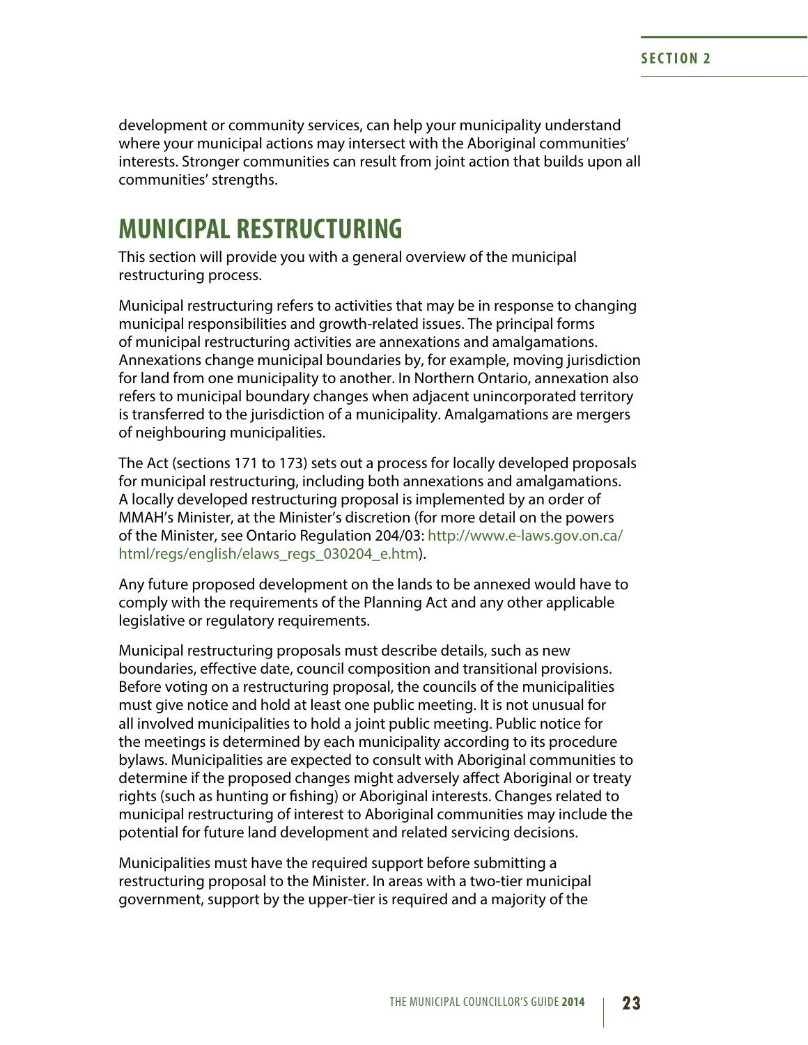development or community services, can help your municipality understand where your municipal actions may intersect with the Aboriginal communities' interests. Stronger communities can result from joint action that builds upon all communities' strengths.

# MUNICIPAL RESTRUCTURING

This section will provide you with a general overview of the municipal restructuring process.

Municipal restructuring refers to activities that may be in response to changing municipal responsibilities and growth-related issues. The principal forms of municipal restructuring activities are annexations and amalgamations. Annexations change municipal boundaries by, for example, moving jurisdiction for land from one municipality to another. In Northern Ontario, annexation also refers to municipal boundary changes when adjacent unincorporated territory is transferred to the jurisdiction of a municipality. Amalgamations are mergers of neighbouring municipalities.

The Act (sections 171 to 173) sets out a process for locally developed proposals for municipal restructuring, including both annexations and amalgamations. A locally developed restructuring proposal is implemented by an order of MMAH's Minister, at the Minister's discretion (for more detail on the powers of the Minister, see Ontario Regulation 204/03: http://www.e-laws.gov.on.ca/html/regs/english/elaws_regs_030204_e.htm).

Any future proposed development on the lands to be annexed would have to comply with the requirements of the Planning Act and any other applicable legislative or regulatory requirements.

Municipal restructuring proposals must describe details, such as new boundaries, effective date, council composition and transitional provisions. Before voting on a restructuring proposal, the councils of the municipalities must give notice and hold at least one public meeting. It is not unusual for all involved municipalities to hold a joint public meeting. Public notice for the meetings is determined by each municipality according to its procedure bylaws. Municipalities are expected to consult with Aboriginal communities to determine if the proposed changes might adversely affect Aboriginal or treaty rights (such as hunting or fishing) or Aboriginal interests. Changes related to municipal restructuring of interest to Aboriginal communities may include the potential for future land development and related servicing decisions.

Municipalities must have the required support before submitting a restructuring proposal to the Minister. In areas with a two-tier municipal government, support by the upper-tier is required and a majority of the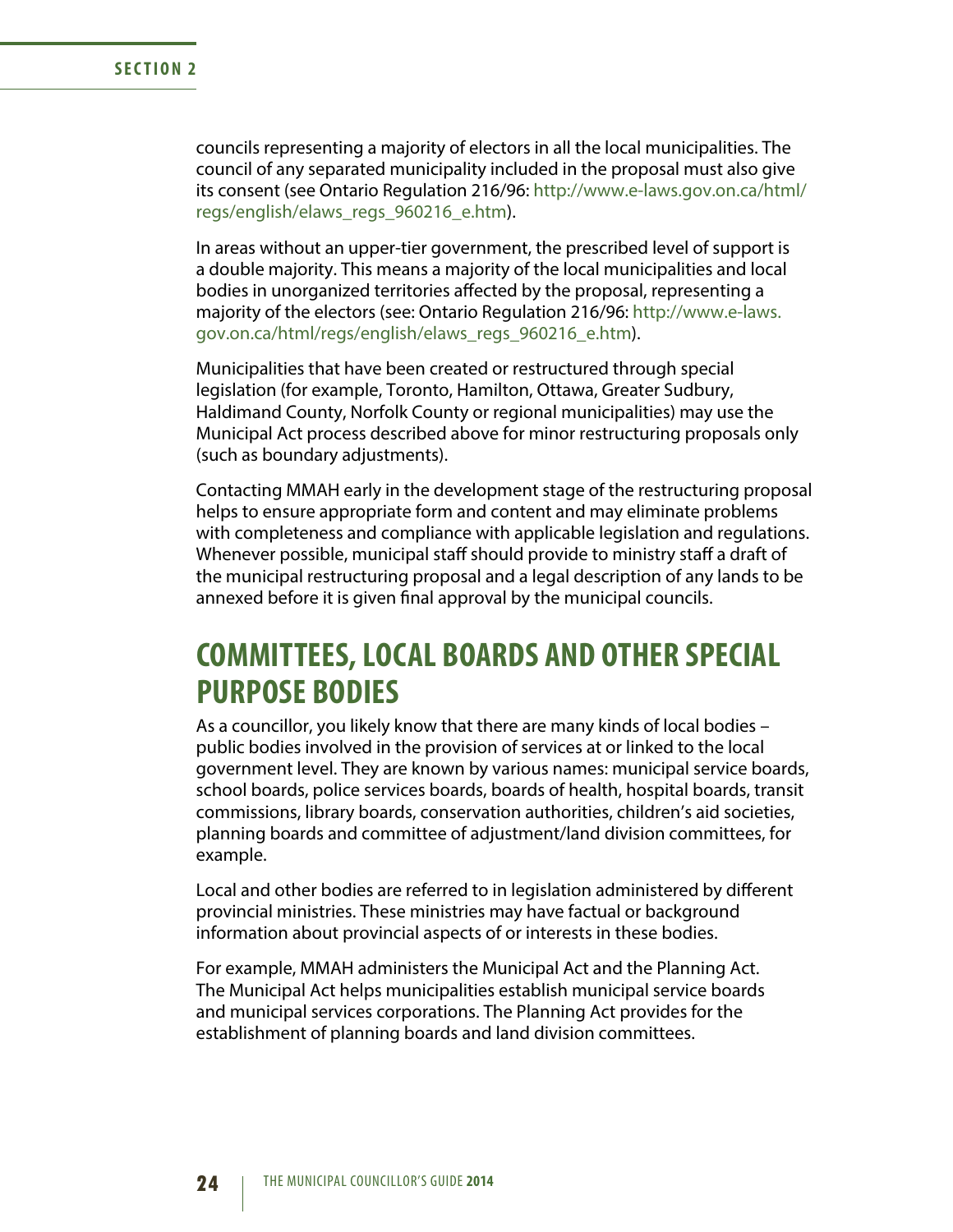councils representing a majority of electors in all the local municipalities. The council of any separated municipality included in the proposal must also give its consent (see Ontario Regulation 216/96: http://www.e-laws.gov.on.ca/html/regs/english/elaws_regs_960216_e.htm).

In areas without an upper-tier government, the prescribed level of support is a double majority. This means a majority of the local municipalities and local bodies in unorganized territories affected by the proposal, representing a majority of the electors (see: Ontario Regulation 216/96: http://www.e-laws.gov.on.ca/html/regs/english/elaws_regs_960216_e.htm).

Municipalities that have been created or restructured through special legislation (for example, Toronto, Hamilton, Ottawa, Greater Sudbury, Haldimand County, Norfolk County or regional municipalities) may use the Municipal Act process described above for minor restructuring proposals only (such as boundary adjustments).

Contacting MMAH early in the development stage of the restructuring proposal helps to ensure appropriate form and content and may eliminate problems with completeness and compliance with applicable legislation and regulations. Whenever possible, municipal staff should provide to ministry staff a draft of the municipal restructuring proposal and a legal description of any lands to be annexed before it is given final approval by the municipal councils.

## COMMITTEES, LOCAL BOARDS AND OTHER SPECIAL PURPOSE BODIES

As a councillor, you likely know that there are many kinds of local bodies – public bodies involved in the provision of services at or linked to the local government level. They are known by various names: municipal service boards, school boards, police services boards, boards of health, hospital boards, transit commissions, library boards, conservation authorities, children's aid societies, planning boards and committee of adjustment/land division committees, for example.

Local and other bodies are referred to in legislation administered by different provincial ministries. These ministries may have factual or background information about provincial aspects of or interests in these bodies.

For example, MMAH administers the Municipal Act and the Planning Act. The Municipal Act helps municipalities establish municipal service boards and municipal services corporations. The Planning Act provides for the establishment of planning boards and land division committees.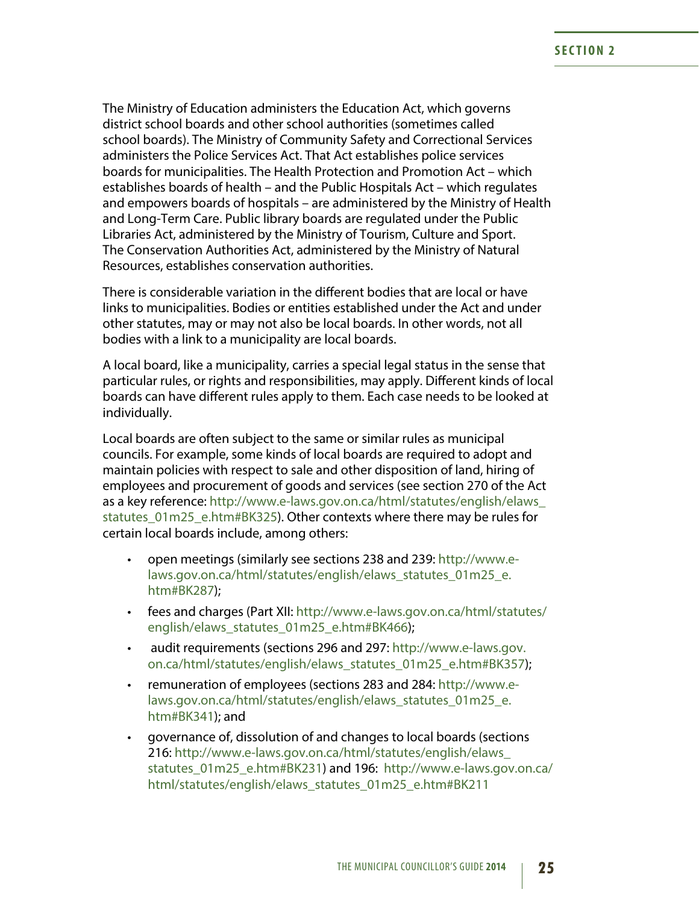The Ministry of Education administers the Education Act, which governs district school boards and other school authorities (sometimes called school boards). The Ministry of Community Safety and Correctional Services administers the Police Services Act. That Act establishes police services boards for municipalities. The Health Protection and Promotion Act – which establishes boards of health – and the Public Hospitals Act – which regulates and empowers boards of hospitals – are administered by the Ministry of Health and Long-Term Care. Public library boards are regulated under the Public Libraries Act, administered by the Ministry of Tourism, Culture and Sport. The Conservation Authorities Act, administered by the Ministry of Natural Resources, establishes conservation authorities.

There is considerable variation in the different bodies that are local or have links to municipalities. Bodies or entities established under the Act and under other statutes, may or may not also be local boards. In other words, not all bodies with a link to a municipality are local boards.

A local board, like a municipality, carries a special legal status in the sense that particular rules, or rights and responsibilities, may apply. Different kinds of local boards can have different rules apply to them. Each case needs to be looked at individually.

Local boards are often subject to the same or similar rules as municipal councils. For example, some kinds of local boards are required to adopt and maintain policies with respect to sale and other disposition of land, hiring of employees and procurement of goods and services (see section 270 of the Act as a key reference: http://www.e-laws.gov.on.ca/html/statutes/english/elaws_statutes_01m25_e.htm#BK325). Other contexts where there may be rules for certain local boards include, among others:

- open meetings (similarly see sections 238 and 239: http://www.e-laws.gov.on.ca/html/statutes/english/elaws_statutes_01m25_e.htm#BK287);
- fees and charges (Part XII: http://www.e-laws.gov.on.ca/html/statutes/english/elaws_statutes_01m25_e.htm#BK466);
- audit requirements (sections 296 and 297: http://www.e-laws.gov.on.ca/html/statutes/english/elaws_statutes_01m25_e.htm#BK357);
- remuneration of employees (sections 283 and 284: http://www.e-laws.gov.on.ca/html/statutes/english/elaws_statutes_01m25_e.htm#BK341); and
- governance of, dissolution of and changes to local boards (sections 216: http://www.e-laws.gov.on.ca/html/statutes/english/elaws_statutes_01m25_e.htm#BK231) and 196: http://www.e-laws.gov.on.ca/html/statutes/english/elaws_statutes_01m25_e.htm#BK211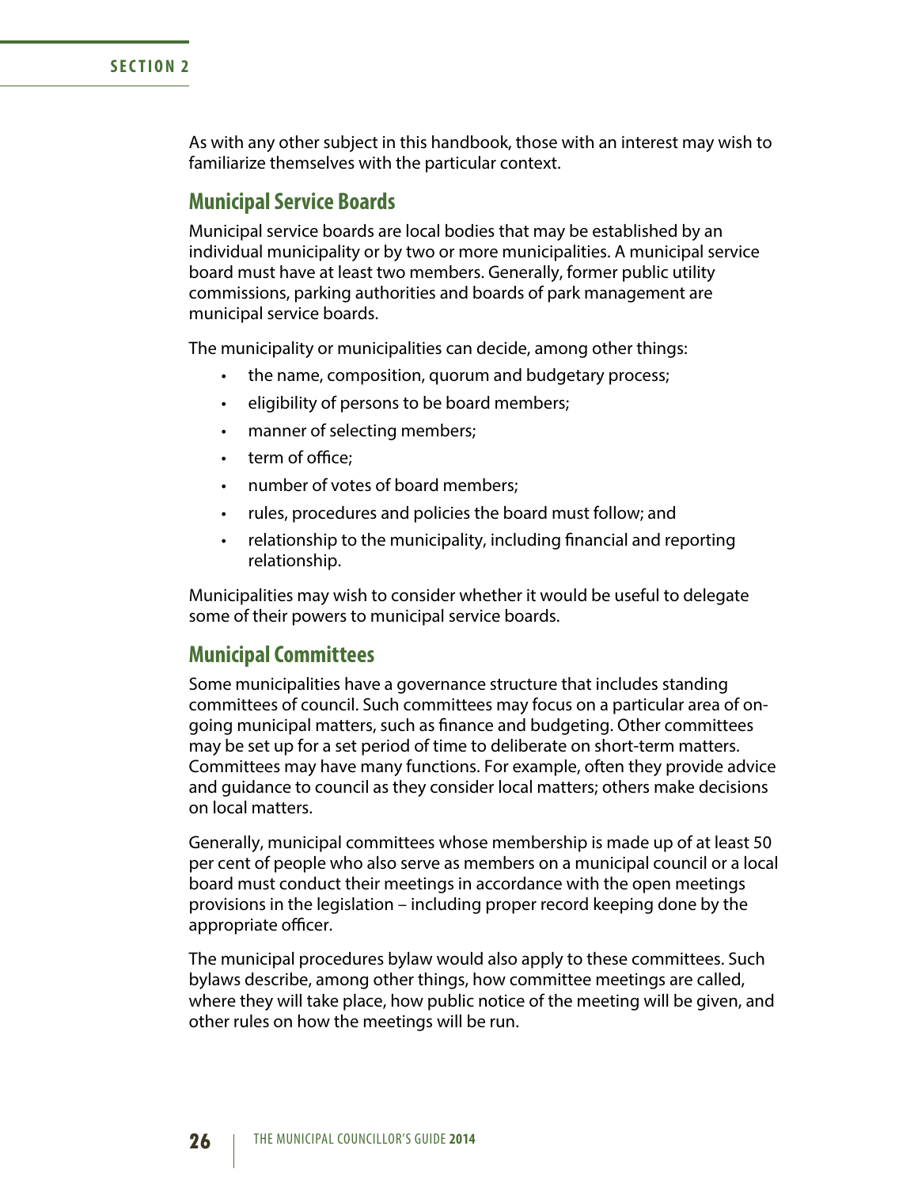As with any other subject in this handbook, those with an interest may wish to familiarize themselves with the particular context.

## Municipal Service Boards

Municipal service boards are local bodies that may be established by an individual municipality or by two or more municipalities. A municipal service board must have at least two members. Generally, former public utility commissions, parking authorities and boards of park management are municipal service boards.

The municipality or municipalities can decide, among other things:

- the name, composition, quorum and budgetary process;
- eligibility of persons to be board members;
- manner of selecting members;
- term of office;
- number of votes of board members;
- rules, procedures and policies the board must follow; and
- relationship to the municipality, including financial and reporting relationship.

Municipalities may wish to consider whether it would be useful to delegate some of their powers to municipal service boards.

## Municipal Committees

Some municipalities have a governance structure that includes standing committees of council. Such committees may focus on a particular area of on-going municipal matters, such as finance and budgeting. Other committees may be set up for a set period of time to deliberate on short-term matters. Committees may have many functions. For example, often they provide advice and guidance to council as they consider local matters; others make decisions on local matters.

Generally, municipal committees whose membership is made up of at least 50 per cent of people who also serve as members on a municipal council or a local board must conduct their meetings in accordance with the open meetings provisions in the legislation – including proper record keeping done by the appropriate officer.

The municipal procedures bylaw would also apply to these committees. Such bylaws describe, among other things, how committee meetings are called, where they will take place, how public notice of the meeting will be given, and other rules on how the meetings will be run.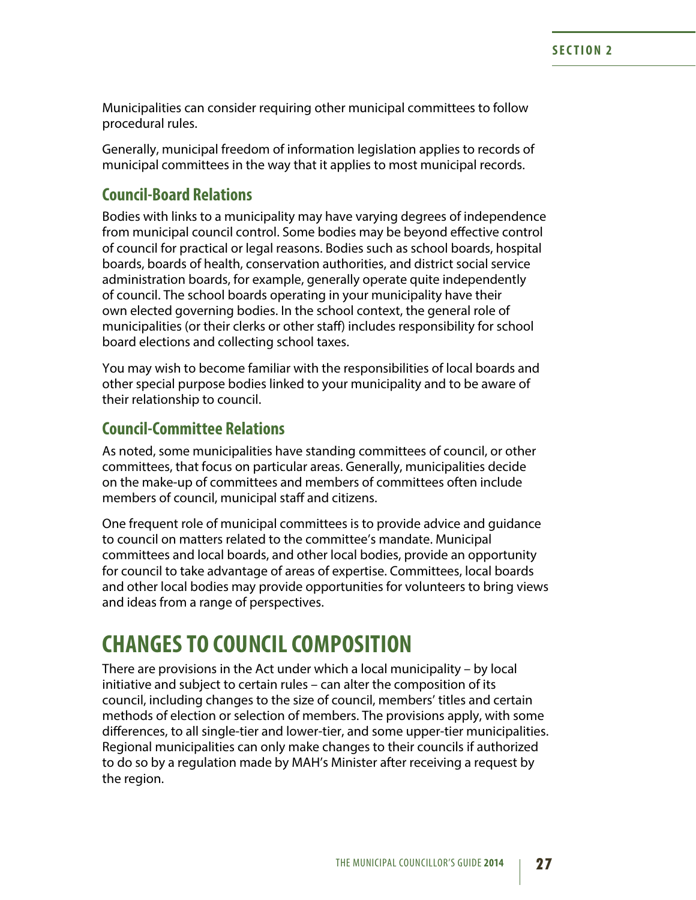Municipalities can consider requiring other municipal committees to follow procedural rules.

Generally, municipal freedom of information legislation applies to records of municipal committees in the way that it applies to most municipal records.

### Council-Board Relations

Bodies with links to a municipality may have varying degrees of independence from municipal council control. Some bodies may be beyond effective control of council for practical or legal reasons. Bodies such as school boards, hospital boards, boards of health, conservation authorities, and district social service administration boards, for example, generally operate quite independently of council. The school boards operating in your municipality have their own elected governing bodies. In the school context, the general role of municipalities (or their clerks or other staff) includes responsibility for school board elections and collecting school taxes.

You may wish to become familiar with the responsibilities of local boards and other special purpose bodies linked to your municipality and to be aware of their relationship to council.

### Council-Committee Relations

As noted, some municipalities have standing committees of council, or other committees, that focus on particular areas. Generally, municipalities decide on the make-up of committees and members of committees often include members of council, municipal staff and citizens.

One frequent role of municipal committees is to provide advice and guidance to council on matters related to the committee's mandate. Municipal committees and local boards, and other local bodies, provide an opportunity for council to take advantage of areas of expertise. Committees, local boards and other local bodies may provide opportunities for volunteers to bring views and ideas from a range of perspectives.

## CHANGES TO COUNCIL COMPOSITION

There are provisions in the Act under which a local municipality – by local initiative and subject to certain rules – can alter the composition of its council, including changes to the size of council, members' titles and certain methods of election or selection of members. The provisions apply, with some differences, to all single-tier and lower-tier, and some upper-tier municipalities. Regional municipalities can only make changes to their councils if authorized to do so by a regulation made by MAH's Minister after receiving a request by the region.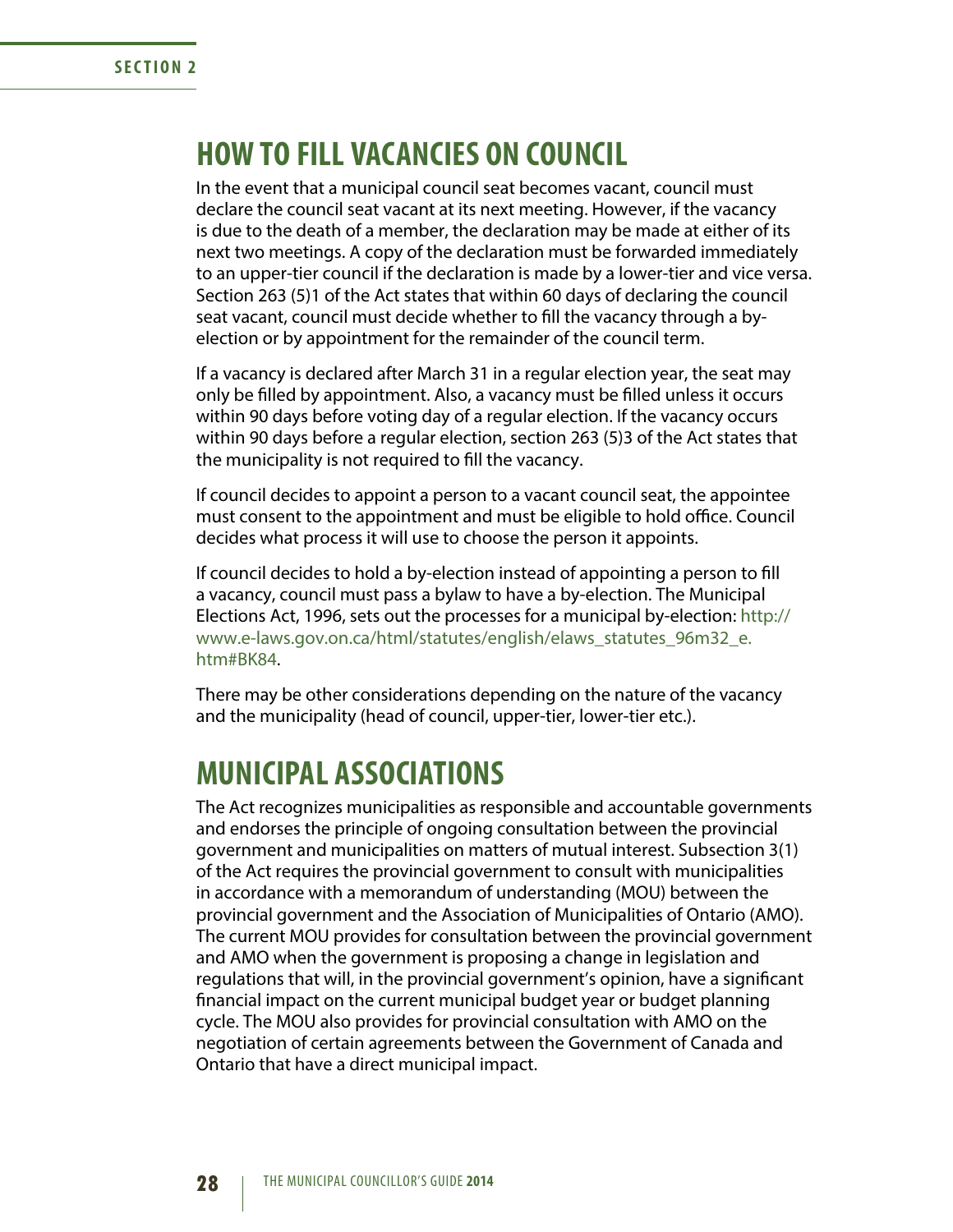## HOW TO FILL VACANCIES ON COUNCIL

In the event that a municipal council seat becomes vacant, council must declare the council seat vacant at its next meeting. However, if the vacancy is due to the death of a member, the declaration may be made at either of its next two meetings. A copy of the declaration must be forwarded immediately to an upper-tier council if the declaration is made by a lower-tier and vice versa. Section 263 (5)1 of the Act states that within 60 days of declaring the council seat vacant, council must decide whether to fill the vacancy through a by-election or by appointment for the remainder of the council term.

If a vacancy is declared after March 31 in a regular election year, the seat may only be filled by appointment. Also, a vacancy must be filled unless it occurs within 90 days before voting day of a regular election. If the vacancy occurs within 90 days before a regular election, section 263 (5)3 of the Act states that the municipality is not required to fill the vacancy.

If council decides to appoint a person to a vacant council seat, the appointee must consent to the appointment and must be eligible to hold office. Council decides what process it will use to choose the person it appoints.

If council decides to hold a by-election instead of appointing a person to fill a vacancy, council must pass a bylaw to have a by-election. The Municipal Elections Act, 1996, sets out the processes for a municipal by-election: http://www.e-laws.gov.on.ca/html/statutes/english/elaws_statutes_96m32_e.htm#BK84.

There may be other considerations depending on the nature of the vacancy and the municipality (head of council, upper-tier, lower-tier etc.).

## MUNICIPAL ASSOCIATIONS

The Act recognizes municipalities as responsible and accountable governments and endorses the principle of ongoing consultation between the provincial government and municipalities on matters of mutual interest. Subsection 3(1) of the Act requires the provincial government to consult with municipalities in accordance with a memorandum of understanding (MOU) between the provincial government and the Association of Municipalities of Ontario (AMO). The current MOU provides for consultation between the provincial government and AMO when the government is proposing a change in legislation and regulations that will, in the provincial government's opinion, have a significant financial impact on the current municipal budget year or budget planning cycle. The MOU also provides for provincial consultation with AMO on the negotiation of certain agreements between the Government of Canada and Ontario that have a direct municipal impact.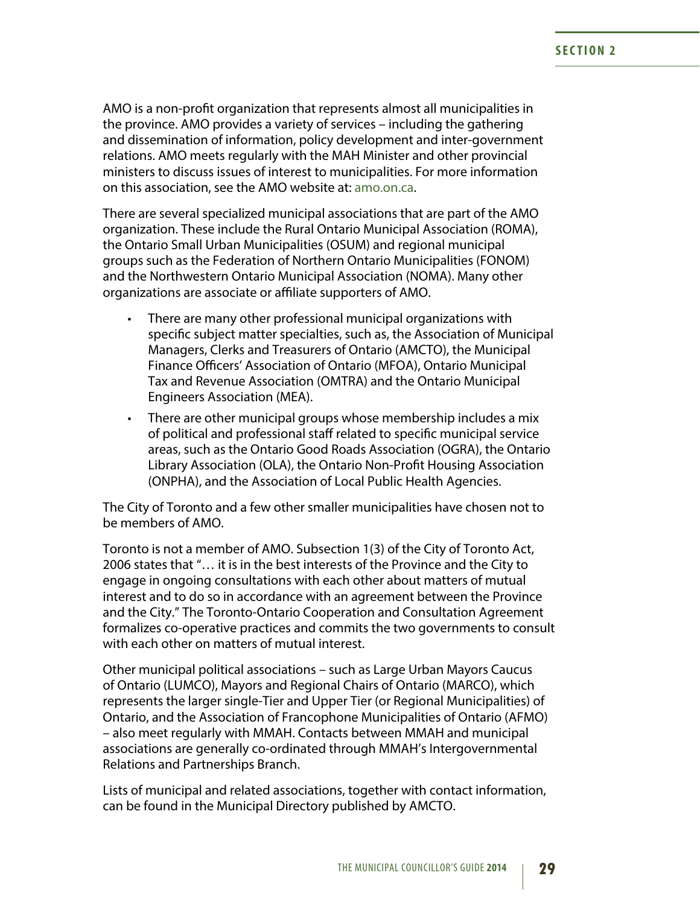AMO is a non-profit organization that represents almost all municipalities in the province. AMO provides a variety of services – including the gathering and dissemination of information, policy development and inter-government relations. AMO meets regularly with the MAH Minister and other provincial ministers to discuss issues of interest to municipalities. For more information on this association, see the AMO website at: amo.on.ca.

There are several specialized municipal associations that are part of the AMO organization. These include the Rural Ontario Municipal Association (ROMA), the Ontario Small Urban Municipalities (OSUM) and regional municipal groups such as the Federation of Northern Ontario Municipalities (FONOM) and the Northwestern Ontario Municipal Association (NOMA). Many other organizations are associate or affiliate supporters of AMO.

- There are many other professional municipal organizations with specific subject matter specialties, such as, the Association of Municipal Managers, Clerks and Treasurers of Ontario (AMCTO), the Municipal Finance Officers' Association of Ontario (MFOA), Ontario Municipal Tax and Revenue Association (OMTRA) and the Ontario Municipal Engineers Association (MEA).
- There are other municipal groups whose membership includes a mix of political and professional staff related to specific municipal service areas, such as the Ontario Good Roads Association (OGRA), the Ontario Library Association (OLA), the Ontario Non-Profit Housing Association (ONPHA), and the Association of Local Public Health Agencies.

The City of Toronto and a few other smaller municipalities have chosen not to be members of AMO.

Toronto is not a member of AMO. Subsection 1(3) of the City of Toronto Act, 2006 states that "… it is in the best interests of the Province and the City to engage in ongoing consultations with each other about matters of mutual interest and to do so in accordance with an agreement between the Province and the City." The Toronto-Ontario Cooperation and Consultation Agreement formalizes co-operative practices and commits the two governments to consult with each other on matters of mutual interest.

Other municipal political associations – such as Large Urban Mayors Caucus of Ontario (LUMCO), Mayors and Regional Chairs of Ontario (MARCO), which represents the larger single-Tier and Upper Tier (or Regional Municipalities) of Ontario, and the Association of Francophone Municipalities of Ontario (AFMO) – also meet regularly with MMAH. Contacts between MMAH and municipal associations are generally co-ordinated through MMAH's Intergovernmental Relations and Partnerships Branch.

Lists of municipal and related associations, together with contact information, can be found in the Municipal Directory published by AMCTO.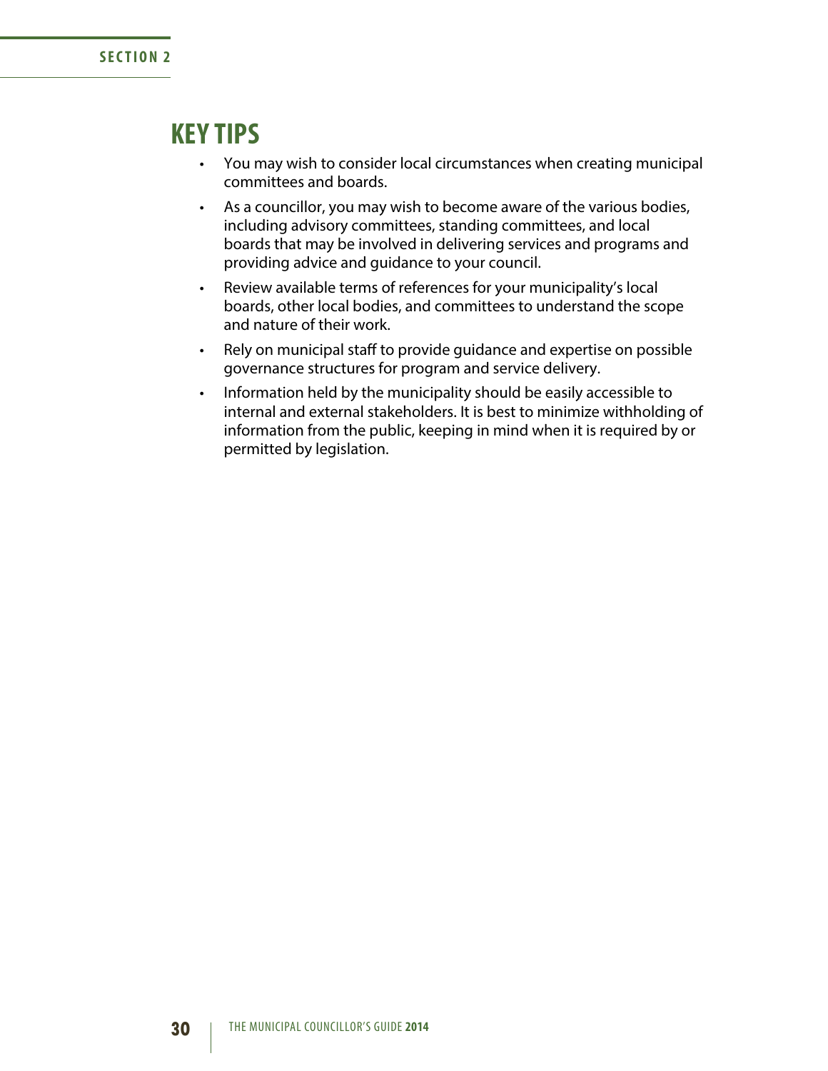## KEY TIPS

- You may wish to consider local circumstances when creating municipal committees and boards.
- As a councillor, you may wish to become aware of the various bodies, including advisory committees, standing committees, and local boards that may be involved in delivering services and programs and providing advice and guidance to your council.
- Review available terms of references for your municipality's local boards, other local bodies, and committees to understand the scope and nature of their work.
- Rely on municipal staff to provide guidance and expertise on possible governance structures for program and service delivery.
- Information held by the municipality should be easily accessible to internal and external stakeholders. It is best to minimize withholding of information from the public, keeping in mind when it is required by or permitted by legislation.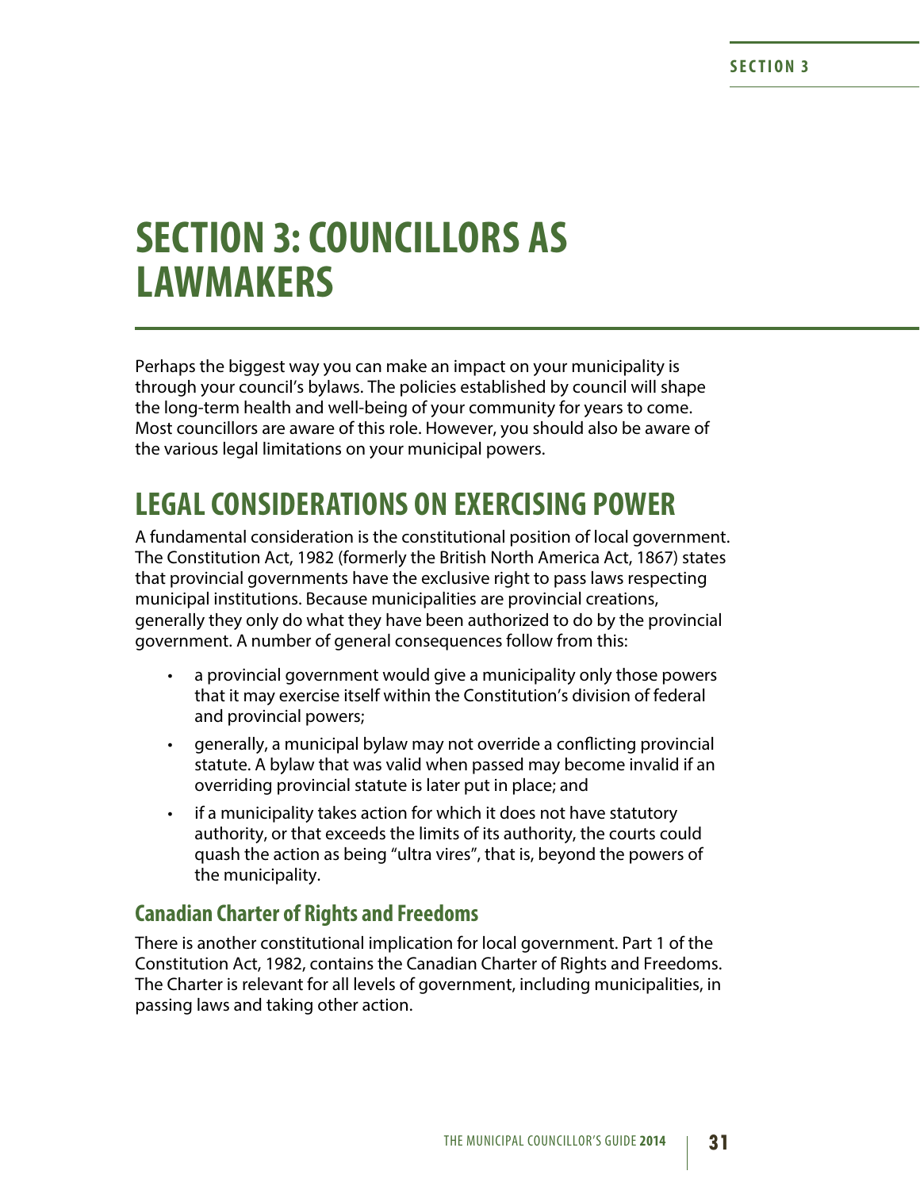# SECTION 3: COUNCILLORS AS LAWMAKERS

Perhaps the biggest way you can make an impact on your municipality is through your council's bylaws. The policies established by council will shape the long-term health and well-being of your community for years to come. Most councillors are aware of this role. However, you should also be aware of the various legal limitations on your municipal powers.

## LEGAL CONSIDERATIONS ON EXERCISING POWER

A fundamental consideration is the constitutional position of local government. The Constitution Act, 1982 (formerly the British North America Act, 1867) states that provincial governments have the exclusive right to pass laws respecting municipal institutions. Because municipalities are provincial creations, generally they only do what they have been authorized to do by the provincial government. A number of general consequences follow from this:

- a provincial government would give a municipality only those powers that it may exercise itself within the Constitution's division of federal and provincial powers;
- generally, a municipal bylaw may not override a conflicting provincial statute. A bylaw that was valid when passed may become invalid if an overriding provincial statute is later put in place; and
- if a municipality takes action for which it does not have statutory authority, or that exceeds the limits of its authority, the courts could quash the action as being "ultra vires", that is, beyond the powers of the municipality.

### Canadian Charter of Rights and Freedoms

There is another constitutional implication for local government. Part 1 of the Constitution Act, 1982, contains the Canadian Charter of Rights and Freedoms. The Charter is relevant for all levels of government, including municipalities, in passing laws and taking other action.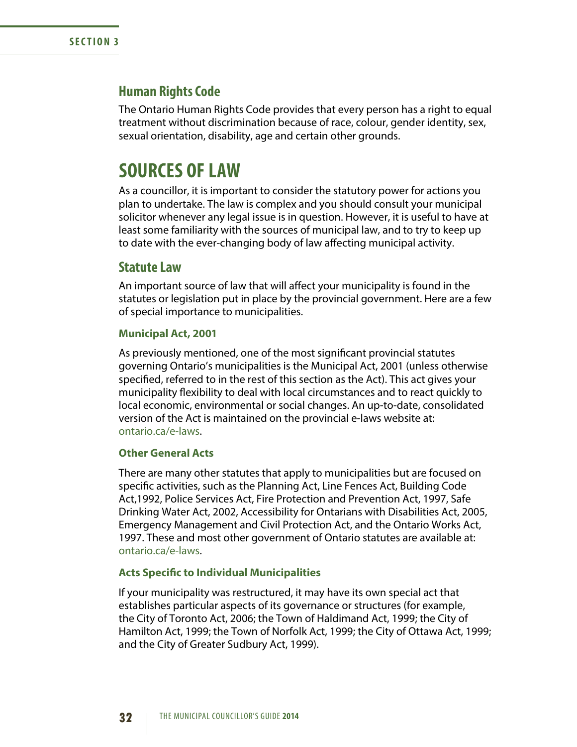## Human Rights Code

The Ontario Human Rights Code provides that every person has a right to equal treatment without discrimination because of race, colour, gender identity, sex, sexual orientation, disability, age and certain other grounds.

# SOURCES OF LAW

As a councillor, it is important to consider the statutory power for actions you plan to undertake. The law is complex and you should consult your municipal solicitor whenever any legal issue is in question. However, it is useful to have at least some familiarity with the sources of municipal law, and to try to keep up to date with the ever-changing body of law affecting municipal activity.

## Statute Law

An important source of law that will affect your municipality is found in the statutes or legislation put in place by the provincial government. Here are a few of special importance to municipalities.

### Municipal Act, 2001

As previously mentioned, one of the most significant provincial statutes governing Ontario's municipalities is the Municipal Act, 2001 (unless otherwise specified, referred to in the rest of this section as the Act). This act gives your municipality flexibility to deal with local circumstances and to react quickly to local economic, environmental or social changes. An up-to-date, consolidated version of the Act is maintained on the provincial e-laws website at: ontario.ca/e-laws.

### Other General Acts

There are many other statutes that apply to municipalities but are focused on specific activities, such as the Planning Act, Line Fences Act, Building Code Act,1992, Police Services Act, Fire Protection and Prevention Act, 1997, Safe Drinking Water Act, 2002, Accessibility for Ontarians with Disabilities Act, 2005, Emergency Management and Civil Protection Act, and the Ontario Works Act, 1997. These and most other government of Ontario statutes are available at: ontario.ca/e-laws.

### Acts Specific to Individual Municipalities

If your municipality was restructured, it may have its own special act that establishes particular aspects of its governance or structures (for example, the City of Toronto Act, 2006; the Town of Haldimand Act, 1999; the City of Hamilton Act, 1999; the Town of Norfolk Act, 1999; the City of Ottawa Act, 1999; and the City of Greater Sudbury Act, 1999).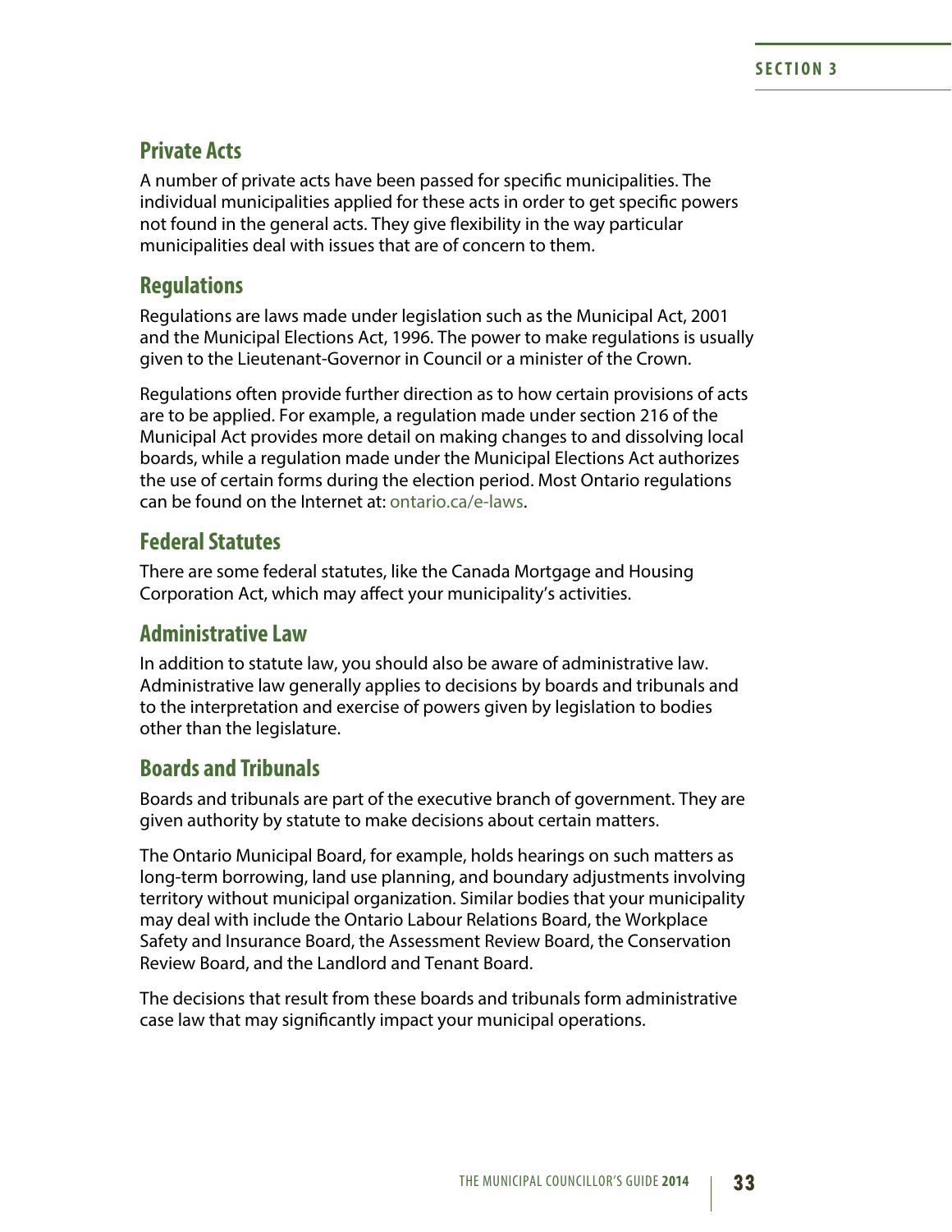## Private Acts

A number of private acts have been passed for specific municipalities. The individual municipalities applied for these acts in order to get specific powers not found in the general acts. They give flexibility in the way particular municipalities deal with issues that are of concern to them.

## Regulations

Regulations are laws made under legislation such as the Municipal Act, 2001 and the Municipal Elections Act, 1996. The power to make regulations is usually given to the Lieutenant-Governor in Council or a minister of the Crown.

Regulations often provide further direction as to how certain provisions of acts are to be applied. For example, a regulation made under section 216 of the Municipal Act provides more detail on making changes to and dissolving local boards, while a regulation made under the Municipal Elections Act authorizes the use of certain forms during the election period. Most Ontario regulations can be found on the Internet at: ontario.ca/e-laws.

## Federal Statutes

There are some federal statutes, like the Canada Mortgage and Housing Corporation Act, which may affect your municipality's activities.

## Administrative Law

In addition to statute law, you should also be aware of administrative law. Administrative law generally applies to decisions by boards and tribunals and to the interpretation and exercise of powers given by legislation to bodies other than the legislature.

## Boards and Tribunals

Boards and tribunals are part of the executive branch of government. They are given authority by statute to make decisions about certain matters.

The Ontario Municipal Board, for example, holds hearings on such matters as long-term borrowing, land use planning, and boundary adjustments involving territory without municipal organization. Similar bodies that your municipality may deal with include the Ontario Labour Relations Board, the Workplace Safety and Insurance Board, the Assessment Review Board, the Conservation Review Board, and the Landlord and Tenant Board.

The decisions that result from these boards and tribunals form administrative case law that may significantly impact your municipal operations.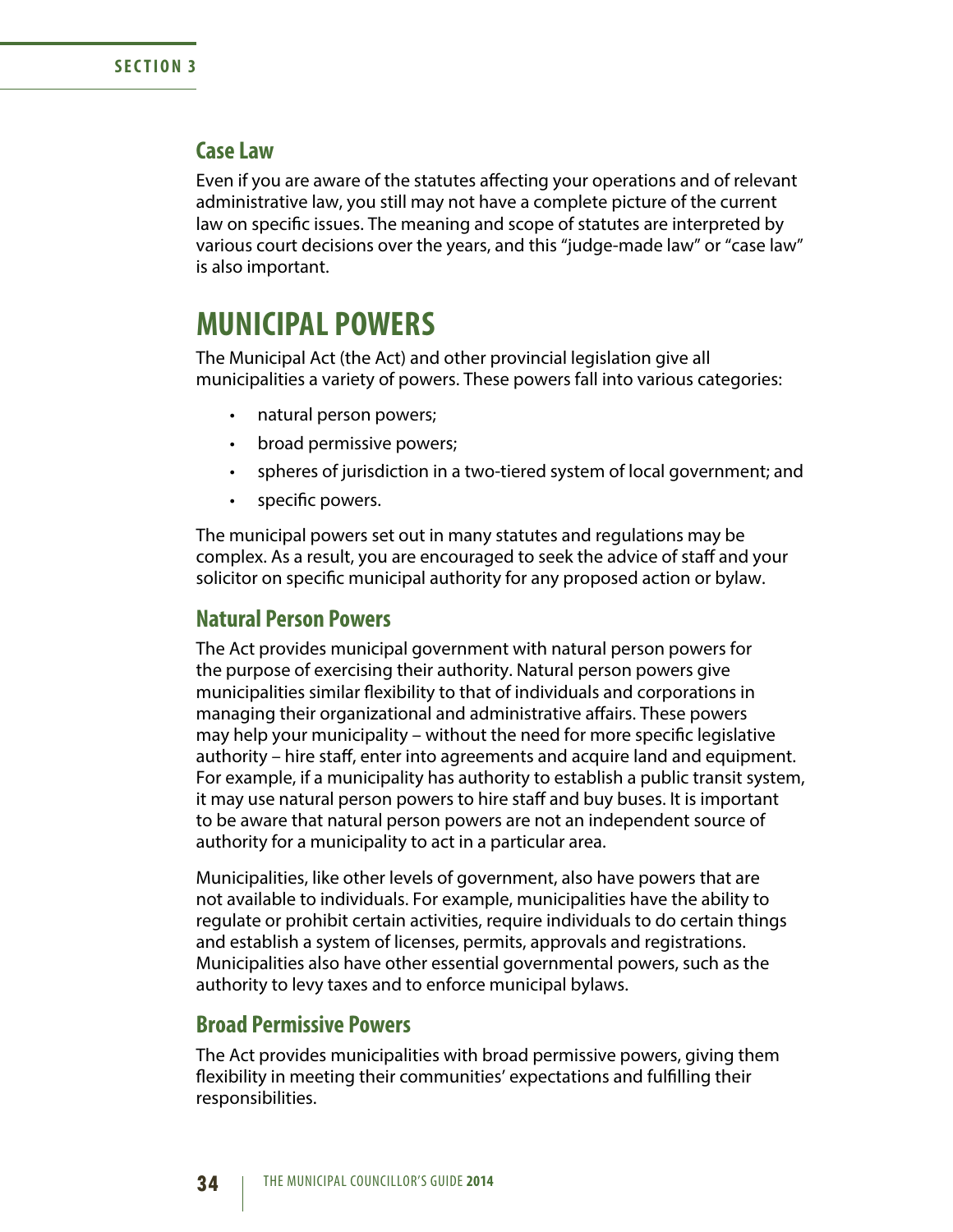## Case Law

Even if you are aware of the statutes affecting your operations and of relevant administrative law, you still may not have a complete picture of the current law on specific issues. The meaning and scope of statutes are interpreted by various court decisions over the years, and this "judge-made law" or "case law" is also important.

# MUNICIPAL POWERS

The Municipal Act (the Act) and other provincial legislation give all municipalities a variety of powers. These powers fall into various categories:

- natural person powers;
- broad permissive powers;
- spheres of jurisdiction in a two-tiered system of local government; and
- specific powers.

The municipal powers set out in many statutes and regulations may be complex. As a result, you are encouraged to seek the advice of staff and your solicitor on specific municipal authority for any proposed action or bylaw.

## Natural Person Powers

The Act provides municipal government with natural person powers for the purpose of exercising their authority. Natural person powers give municipalities similar flexibility to that of individuals and corporations in managing their organizational and administrative affairs. These powers may help your municipality – without the need for more specific legislative authority – hire staff, enter into agreements and acquire land and equipment. For example, if a municipality has authority to establish a public transit system, it may use natural person powers to hire staff and buy buses. It is important to be aware that natural person powers are not an independent source of authority for a municipality to act in a particular area.

Municipalities, like other levels of government, also have powers that are not available to individuals. For example, municipalities have the ability to regulate or prohibit certain activities, require individuals to do certain things and establish a system of licenses, permits, approvals and registrations. Municipalities also have other essential governmental powers, such as the authority to levy taxes and to enforce municipal bylaws.

## Broad Permissive Powers

The Act provides municipalities with broad permissive powers, giving them flexibility in meeting their communities' expectations and fulfilling their responsibilities.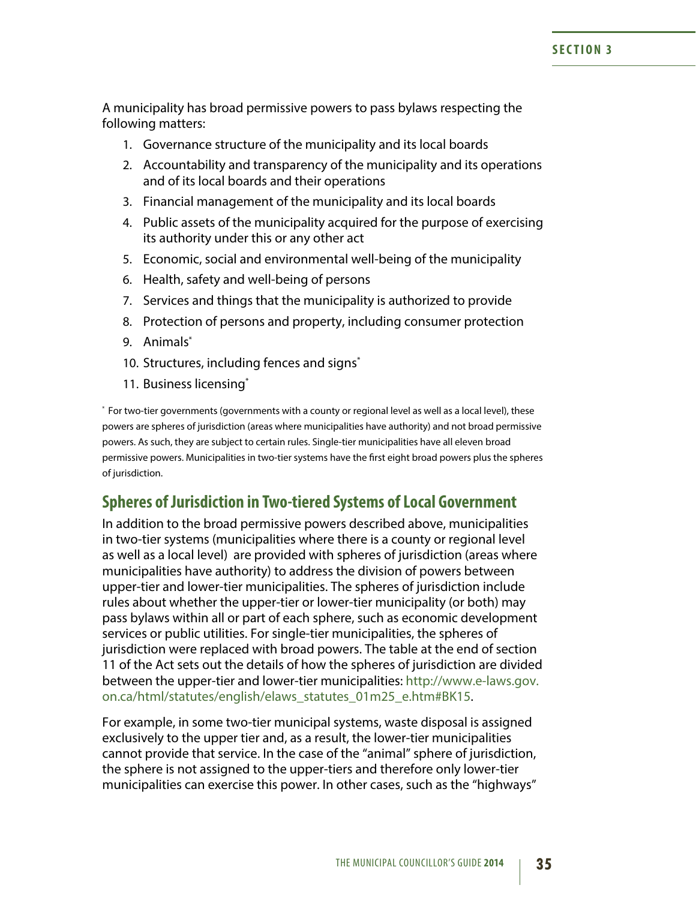A municipality has broad permissive powers to pass bylaws respecting the following matters:

1. Governance structure of the municipality and its local boards
2. Accountability and transparency of the municipality and its operations and of its local boards and their operations
3. Financial management of the municipality and its local boards
4. Public assets of the municipality acquired for the purpose of exercising its authority under this or any other act
5. Economic, social and environmental well-being of the municipality
6. Health, safety and well-being of persons
7. Services and things that the municipality is authorized to provide
8. Protection of persons and property, including consumer protection
9. Animals*
10. Structures, including fences and signs*
11. Business licensing*

* For two-tier governments (governments with a county or regional level as well as a local level), these powers are spheres of jurisdiction (areas where municipalities have authority) and not broad permissive powers. As such, they are subject to certain rules. Single-tier municipalities have all eleven broad permissive powers. Municipalities in two-tier systems have the first eight broad powers plus the spheres of jurisdiction.

## Spheres of Jurisdiction in Two-tiered Systems of Local Government

In addition to the broad permissive powers described above, municipalities in two-tier systems (municipalities where there is a county or regional level as well as a local level) are provided with spheres of jurisdiction (areas where municipalities have authority) to address the division of powers between upper-tier and lower-tier municipalities. The spheres of jurisdiction include rules about whether the upper-tier or lower-tier municipality (or both) may pass bylaws within all or part of each sphere, such as economic development services or public utilities. For single-tier municipalities, the spheres of jurisdiction were replaced with broad powers. The table at the end of section 11 of the Act sets out the details of how the spheres of jurisdiction are divided between the upper-tier and lower-tier municipalities: http://www.e-laws.gov.on.ca/html/statutes/english/elaws_statutes_01m25_e.htm#BK15.

For example, in some two-tier municipal systems, waste disposal is assigned exclusively to the upper tier and, as a result, the lower-tier municipalities cannot provide that service. In the case of the "animal" sphere of jurisdiction, the sphere is not assigned to the upper-tiers and therefore only lower-tier municipalities can exercise this power. In other cases, such as the "highways"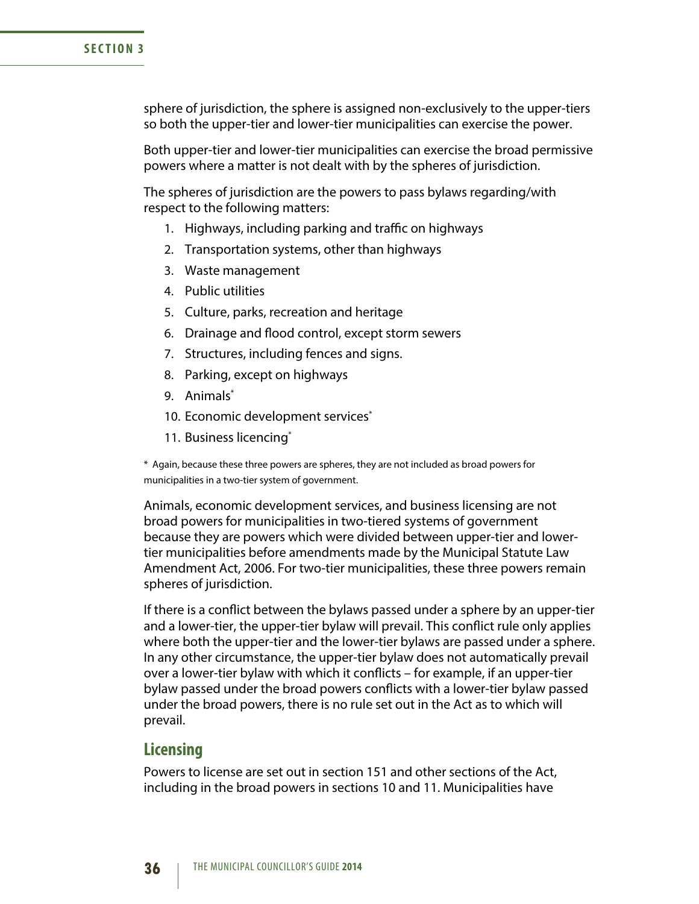sphere of jurisdiction, the sphere is assigned non-exclusively to the upper-tiers so both the upper-tier and lower-tier municipalities can exercise the power.

Both upper-tier and lower-tier municipalities can exercise the broad permissive powers where a matter is not dealt with by the spheres of jurisdiction.

The spheres of jurisdiction are the powers to pass bylaws regarding/with respect to the following matters:

1. Highways, including parking and traffic on highways
2. Transportation systems, other than highways
3. Waste management
4. Public utilities
5. Culture, parks, recreation and heritage
6. Drainage and flood control, except storm sewers
7. Structures, including fences and signs.
8. Parking, except on highways
9. Animals*
10. Economic development services*
11. Business licencing*

\* Again, because these three powers are spheres, they are not included as broad powers for municipalities in a two-tier system of government.

Animals, economic development services, and business licensing are not broad powers for municipalities in two-tiered systems of government because they are powers which were divided between upper-tier and lower-tier municipalities before amendments made by the Municipal Statute Law Amendment Act, 2006. For two-tier municipalities, these three powers remain spheres of jurisdiction.

If there is a conflict between the bylaws passed under a sphere by an upper-tier and a lower-tier, the upper-tier bylaw will prevail. This conflict rule only applies where both the upper-tier and the lower-tier bylaws are passed under a sphere. In any other circumstance, the upper-tier bylaw does not automatically prevail over a lower-tier bylaw with which it conflicts – for example, if an upper-tier bylaw passed under the broad powers conflicts with a lower-tier bylaw passed under the broad powers, there is no rule set out in the Act as to which will prevail.

## Licensing

Powers to license are set out in section 151 and other sections of the Act, including in the broad powers in sections 10 and 11. Municipalities have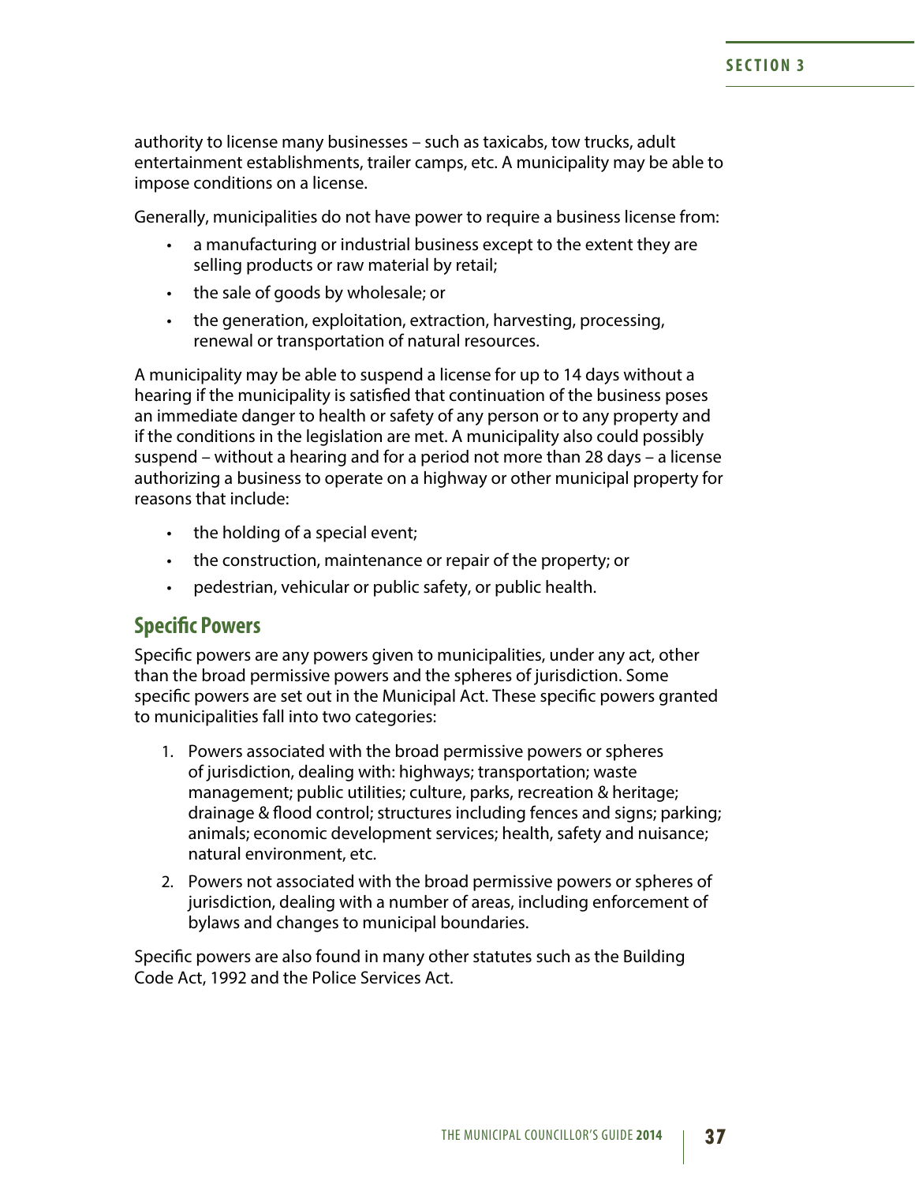authority to license many businesses – such as taxicabs, tow trucks, adult entertainment establishments, trailer camps, etc. A municipality may be able to impose conditions on a license.

Generally, municipalities do not have power to require a business license from:

- a manufacturing or industrial business except to the extent they are selling products or raw material by retail;
- the sale of goods by wholesale; or
- the generation, exploitation, extraction, harvesting, processing, renewal or transportation of natural resources.

A municipality may be able to suspend a license for up to 14 days without a hearing if the municipality is satisfied that continuation of the business poses an immediate danger to health or safety of any person or to any property and if the conditions in the legislation are met. A municipality also could possibly suspend – without a hearing and for a period not more than 28 days – a license authorizing a business to operate on a highway or other municipal property for reasons that include:

- the holding of a special event;
- the construction, maintenance or repair of the property; or
- pedestrian, vehicular or public safety, or public health.

## Specific Powers

Specific powers are any powers given to municipalities, under any act, other than the broad permissive powers and the spheres of jurisdiction. Some specific powers are set out in the Municipal Act. These specific powers granted to municipalities fall into two categories:

1. Powers associated with the broad permissive powers or spheres of jurisdiction, dealing with: highways; transportation; waste management; public utilities; culture, parks, recreation & heritage; drainage & flood control; structures including fences and signs; parking; animals; economic development services; health, safety and nuisance; natural environment, etc.
2. Powers not associated with the broad permissive powers or spheres of jurisdiction, dealing with a number of areas, including enforcement of bylaws and changes to municipal boundaries.

Specific powers are also found in many other statutes such as the Building Code Act, 1992 and the Police Services Act.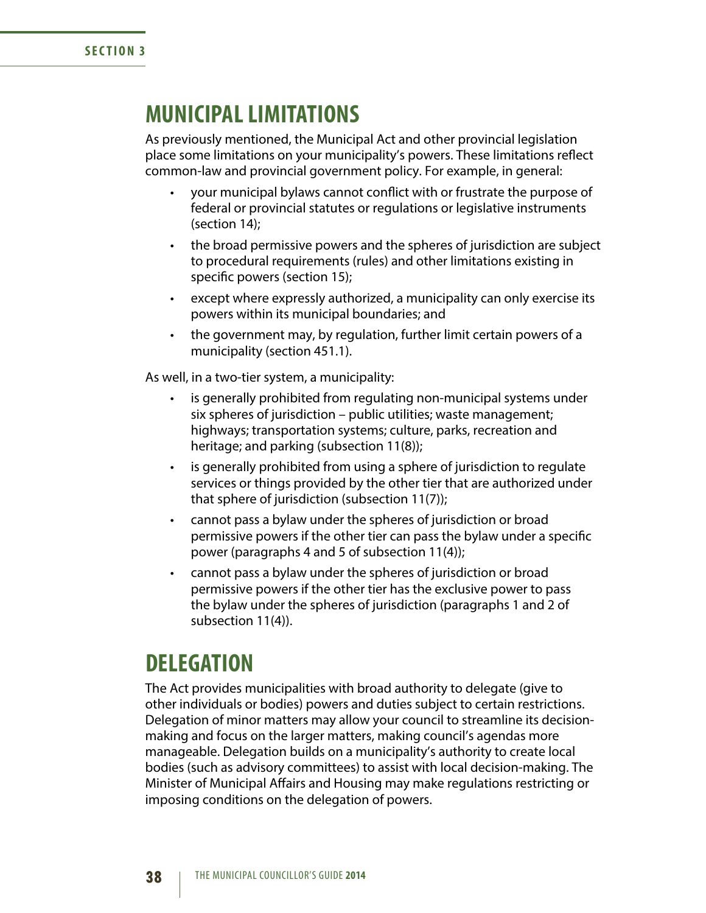## MUNICIPAL LIMITATIONS

As previously mentioned, the Municipal Act and other provincial legislation place some limitations on your municipality's powers. These limitations reflect common-law and provincial government policy. For example, in general:

- your municipal bylaws cannot conflict with or frustrate the purpose of federal or provincial statutes or regulations or legislative instruments (section 14);
- the broad permissive powers and the spheres of jurisdiction are subject to procedural requirements (rules) and other limitations existing in specific powers (section 15);
- except where expressly authorized, a municipality can only exercise its powers within its municipal boundaries; and
- the government may, by regulation, further limit certain powers of a municipality (section 451.1).

As well, in a two-tier system, a municipality:

- is generally prohibited from regulating non-municipal systems under six spheres of jurisdiction – public utilities; waste management; highways; transportation systems; culture, parks, recreation and heritage; and parking (subsection 11(8));
- is generally prohibited from using a sphere of jurisdiction to regulate services or things provided by the other tier that are authorized under that sphere of jurisdiction (subsection 11(7));
- cannot pass a bylaw under the spheres of jurisdiction or broad permissive powers if the other tier can pass the bylaw under a specific power (paragraphs 4 and 5 of subsection 11(4));
- cannot pass a bylaw under the spheres of jurisdiction or broad permissive powers if the other tier has the exclusive power to pass the bylaw under the spheres of jurisdiction (paragraphs 1 and 2 of subsection 11(4)).

## DELEGATION

The Act provides municipalities with broad authority to delegate (give to other individuals or bodies) powers and duties subject to certain restrictions. Delegation of minor matters may allow your council to streamline its decision-making and focus on the larger matters, making council's agendas more manageable. Delegation builds on a municipality's authority to create local bodies (such as advisory committees) to assist with local decision-making. The Minister of Municipal Affairs and Housing may make regulations restricting or imposing conditions on the delegation of powers.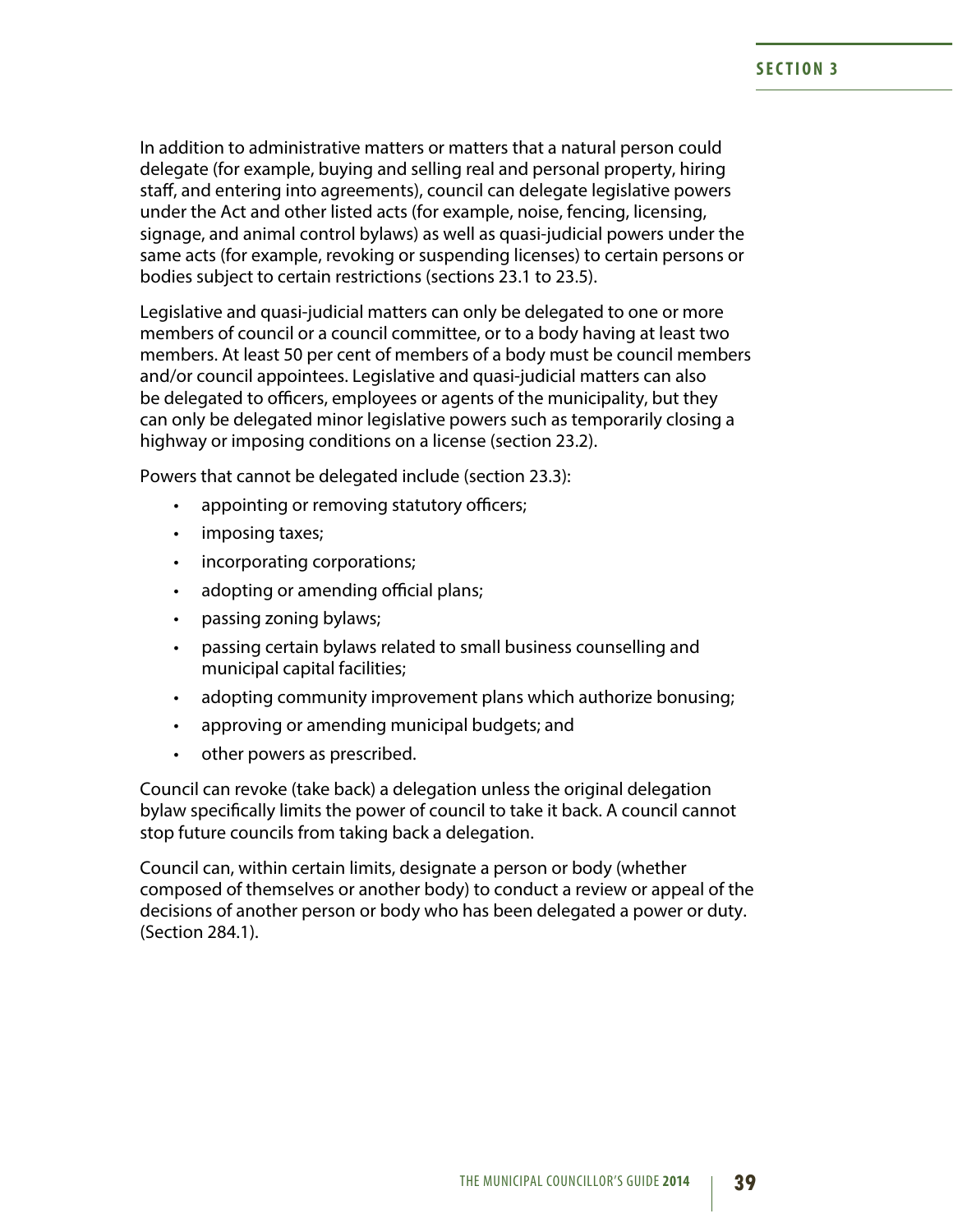In addition to administrative matters or matters that a natural person could delegate (for example, buying and selling real and personal property, hiring staff, and entering into agreements), council can delegate legislative powers under the Act and other listed acts (for example, noise, fencing, licensing, signage, and animal control bylaws) as well as quasi-judicial powers under the same acts (for example, revoking or suspending licenses) to certain persons or bodies subject to certain restrictions (sections 23.1 to 23.5).

Legislative and quasi-judicial matters can only be delegated to one or more members of council or a council committee, or to a body having at least two members. At least 50 per cent of members of a body must be council members and/or council appointees. Legislative and quasi-judicial matters can also be delegated to officers, employees or agents of the municipality, but they can only be delegated minor legislative powers such as temporarily closing a highway or imposing conditions on a license (section 23.2).

Powers that cannot be delegated include (section 23.3):

- appointing or removing statutory officers;
- imposing taxes;
- incorporating corporations;
- adopting or amending official plans;
- passing zoning bylaws;
- passing certain bylaws related to small business counselling and municipal capital facilities;
- adopting community improvement plans which authorize bonusing;
- approving or amending municipal budgets; and
- other powers as prescribed.

Council can revoke (take back) a delegation unless the original delegation bylaw specifically limits the power of council to take it back. A council cannot stop future councils from taking back a delegation.

Council can, within certain limits, designate a person or body (whether composed of themselves or another body) to conduct a review or appeal of the decisions of another person or body who has been delegated a power or duty. (Section 284.1).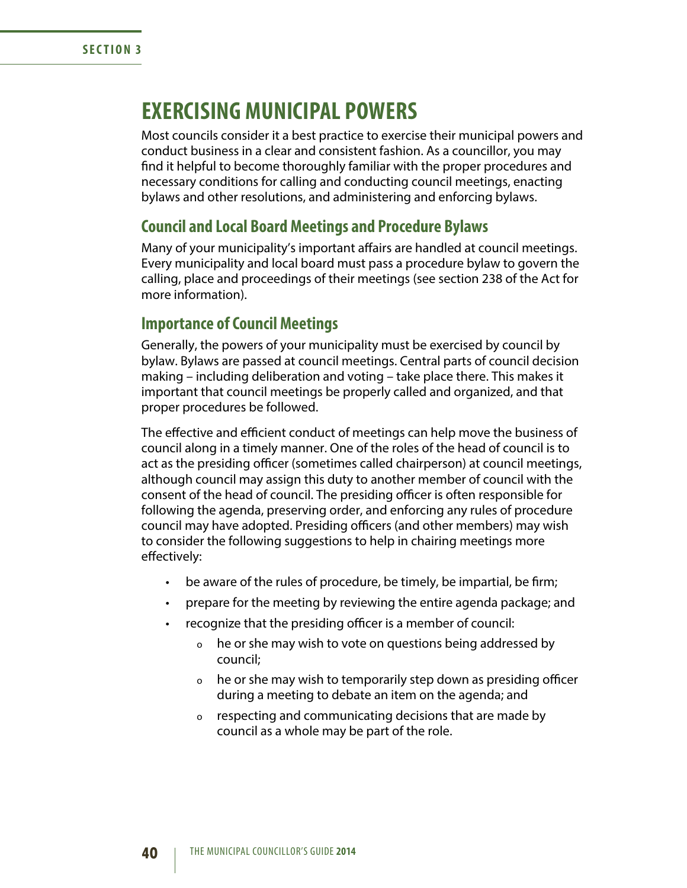# EXERCISING MUNICIPAL POWERS

Most councils consider it a best practice to exercise their municipal powers and conduct business in a clear and consistent fashion. As a councillor, you may find it helpful to become thoroughly familiar with the proper procedures and necessary conditions for calling and conducting council meetings, enacting bylaws and other resolutions, and administering and enforcing bylaws.

## Council and Local Board Meetings and Procedure Bylaws

Many of your municipality's important affairs are handled at council meetings. Every municipality and local board must pass a procedure bylaw to govern the calling, place and proceedings of their meetings (see section 238 of the Act for more information).

## Importance of Council Meetings

Generally, the powers of your municipality must be exercised by council by bylaw. Bylaws are passed at council meetings. Central parts of council decision making – including deliberation and voting – take place there. This makes it important that council meetings be properly called and organized, and that proper procedures be followed.

The effective and efficient conduct of meetings can help move the business of council along in a timely manner. One of the roles of the head of council is to act as the presiding officer (sometimes called chairperson) at council meetings, although council may assign this duty to another member of council with the consent of the head of council. The presiding officer is often responsible for following the agenda, preserving order, and enforcing any rules of procedure council may have adopted. Presiding officers (and other members) may wish to consider the following suggestions to help in chairing meetings more effectively:

- be aware of the rules of procedure, be timely, be impartial, be firm;
- prepare for the meeting by reviewing the entire agenda package; and
- recognize that the presiding officer is a member of council:
  - he or she may wish to vote on questions being addressed by council;
  - he or she may wish to temporarily step down as presiding officer during a meeting to debate an item on the agenda; and
  - respecting and communicating decisions that are made by council as a whole may be part of the role.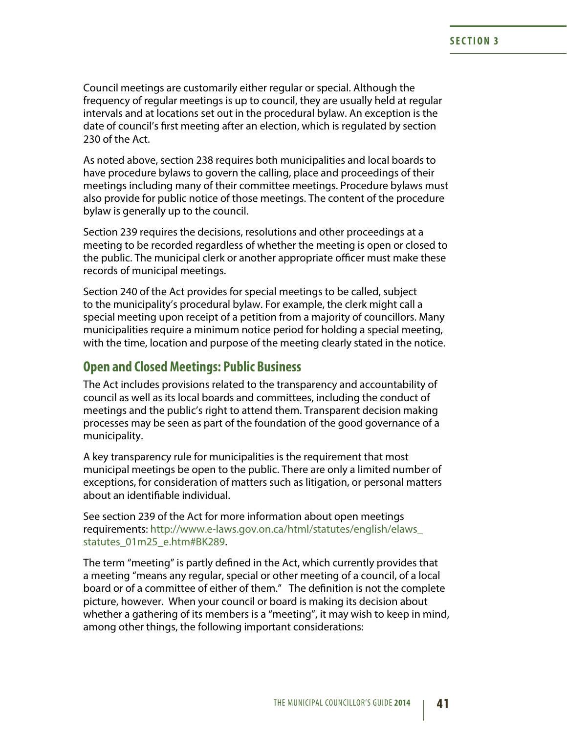Council meetings are customarily either regular or special. Although the frequency of regular meetings is up to council, they are usually held at regular intervals and at locations set out in the procedural bylaw. An exception is the date of council's first meeting after an election, which is regulated by section 230 of the Act.

As noted above, section 238 requires both municipalities and local boards to have procedure bylaws to govern the calling, place and proceedings of their meetings including many of their committee meetings. Procedure bylaws must also provide for public notice of those meetings. The content of the procedure bylaw is generally up to the council.

Section 239 requires the decisions, resolutions and other proceedings at a meeting to be recorded regardless of whether the meeting is open or closed to the public. The municipal clerk or another appropriate officer must make these records of municipal meetings.

Section 240 of the Act provides for special meetings to be called, subject to the municipality's procedural bylaw. For example, the clerk might call a special meeting upon receipt of a petition from a majority of councillors. Many municipalities require a minimum notice period for holding a special meeting, with the time, location and purpose of the meeting clearly stated in the notice.

## Open and Closed Meetings: Public Business

The Act includes provisions related to the transparency and accountability of council as well as its local boards and committees, including the conduct of meetings and the public's right to attend them. Transparent decision making processes may be seen as part of the foundation of the good governance of a municipality.

A key transparency rule for municipalities is the requirement that most municipal meetings be open to the public. There are only a limited number of exceptions, for consideration of matters such as litigation, or personal matters about an identifiable individual.

See section 239 of the Act for more information about open meetings requirements: http://www.e-laws.gov.on.ca/html/statutes/english/elaws_statutes_01m25_e.htm#BK289.

The term "meeting" is partly defined in the Act, which currently provides that a meeting "means any regular, special or other meeting of a council, of a local board or of a committee of either of them." The definition is not the complete picture, however. When your council or board is making its decision about whether a gathering of its members is a "meeting", it may wish to keep in mind, among other things, the following important considerations: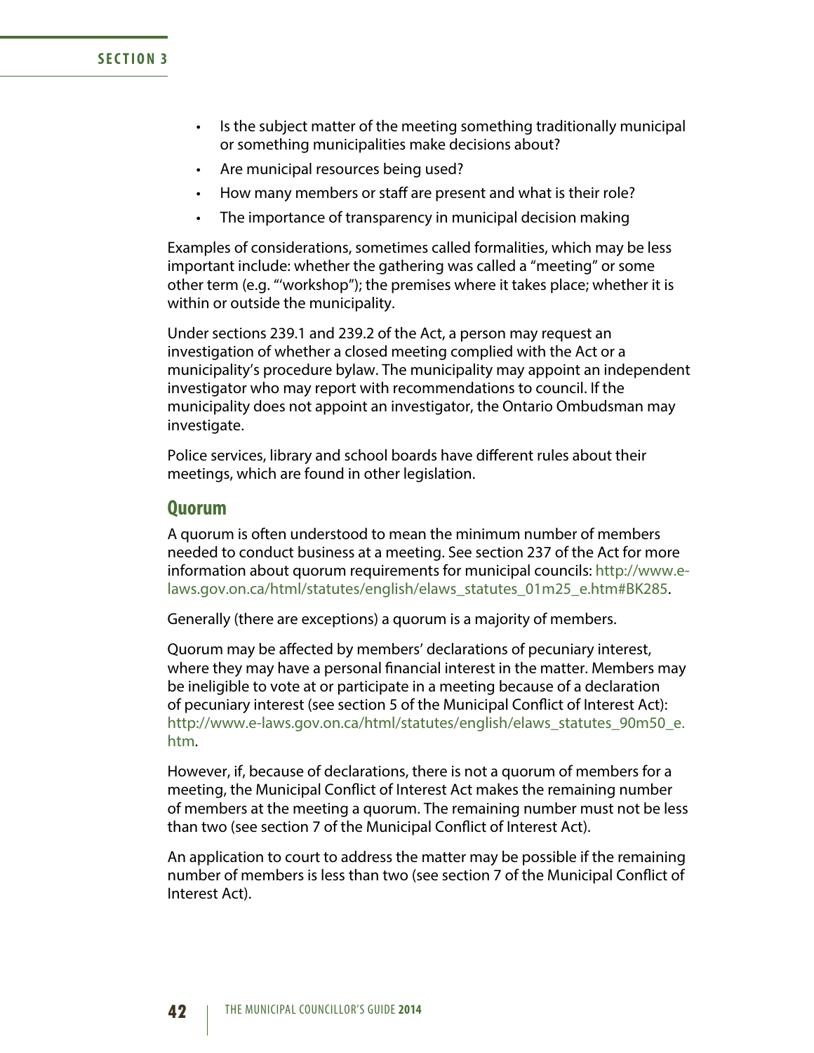- Is the subject matter of the meeting something traditionally municipal or something municipalities make decisions about?
- Are municipal resources being used?
- How many members or staff are present and what is their role?
- The importance of transparency in municipal decision making

Examples of considerations, sometimes called formalities, which may be less important include: whether the gathering was called a "meeting" or some other term (e.g. "'workshop"); the premises where it takes place; whether it is within or outside the municipality.

Under sections 239.1 and 239.2 of the Act, a person may request an investigation of whether a closed meeting complied with the Act or a municipality's procedure bylaw. The municipality may appoint an independent investigator who may report with recommendations to council. If the municipality does not appoint an investigator, the Ontario Ombudsman may investigate.

Police services, library and school boards have different rules about their meetings, which are found in other legislation.

## Quorum

A quorum is often understood to mean the minimum number of members needed to conduct business at a meeting. See section 237 of the Act for more information about quorum requirements for municipal councils: http://www.e-laws.gov.on.ca/html/statutes/english/elaws_statutes_01m25_e.htm#BK285.

Generally (there are exceptions) a quorum is a majority of members.

Quorum may be affected by members' declarations of pecuniary interest, where they may have a personal financial interest in the matter. Members may be ineligible to vote at or participate in a meeting because of a declaration of pecuniary interest (see section 5 of the Municipal Conflict of Interest Act): http://www.e-laws.gov.on.ca/html/statutes/english/elaws_statutes_90m50_e.htm.

However, if, because of declarations, there is not a quorum of members for a meeting, the Municipal Conflict of Interest Act makes the remaining number of members at the meeting a quorum. The remaining number must not be less than two (see section 7 of the Municipal Conflict of Interest Act).

An application to court to address the matter may be possible if the remaining number of members is less than two (see section 7 of the Municipal Conflict of Interest Act).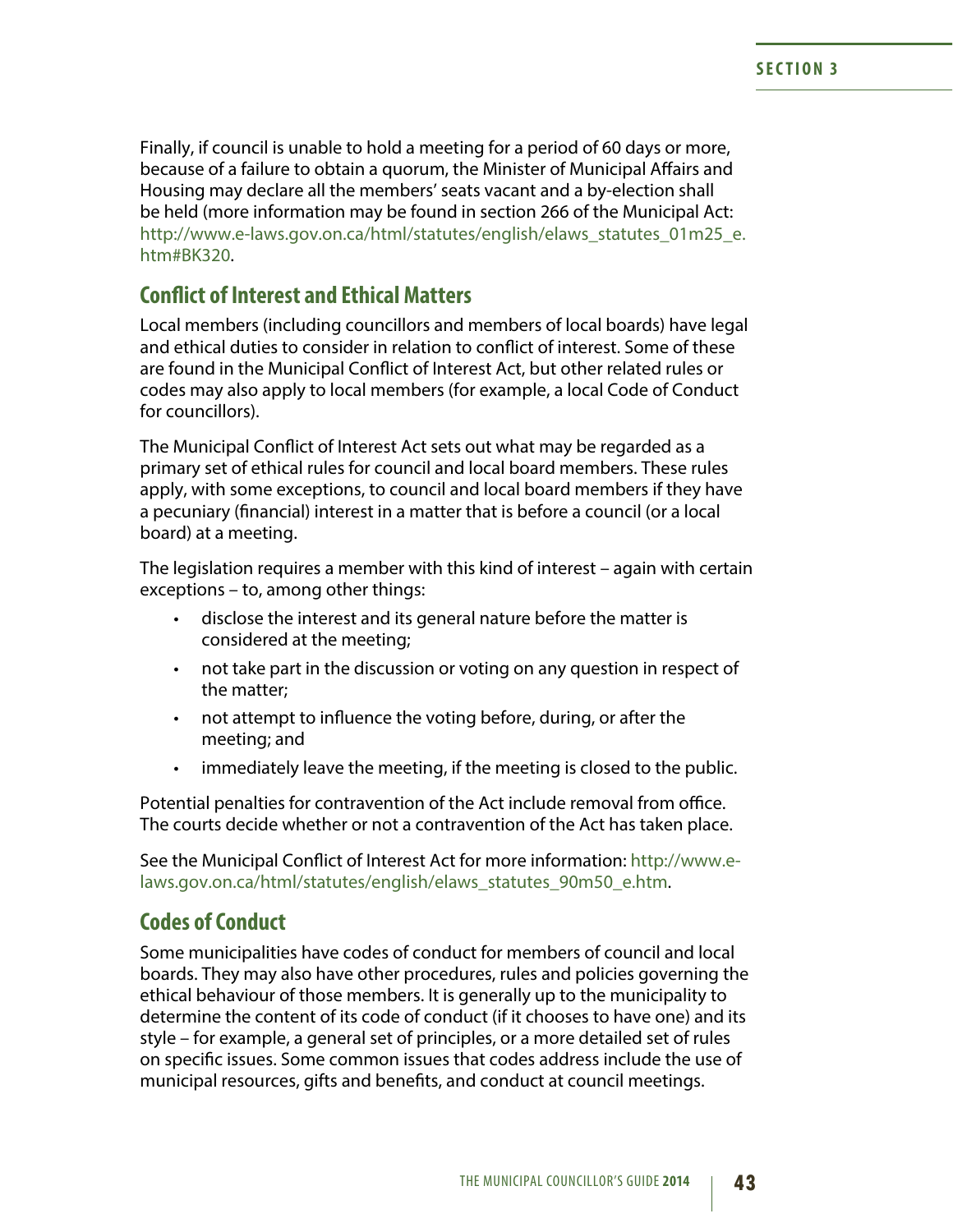Finally, if council is unable to hold a meeting for a period of 60 days or more, because of a failure to obtain a quorum, the Minister of Municipal Affairs and Housing may declare all the members' seats vacant and a by-election shall be held (more information may be found in section 266 of the Municipal Act: http://www.e-laws.gov.on.ca/html/statutes/english/elaws_statutes_01m25_e.htm#BK320.

## Conflict of Interest and Ethical Matters

Local members (including councillors and members of local boards) have legal and ethical duties to consider in relation to conflict of interest. Some of these are found in the Municipal Conflict of Interest Act, but other related rules or codes may also apply to local members (for example, a local Code of Conduct for councillors).

The Municipal Conflict of Interest Act sets out what may be regarded as a primary set of ethical rules for council and local board members. These rules apply, with some exceptions, to council and local board members if they have a pecuniary (financial) interest in a matter that is before a council (or a local board) at a meeting.

The legislation requires a member with this kind of interest – again with certain exceptions – to, among other things:

- disclose the interest and its general nature before the matter is considered at the meeting;
- not take part in the discussion or voting on any question in respect of the matter;
- not attempt to influence the voting before, during, or after the meeting; and
- immediately leave the meeting, if the meeting is closed to the public.

Potential penalties for contravention of the Act include removal from office. The courts decide whether or not a contravention of the Act has taken place.

See the Municipal Conflict of Interest Act for more information: http://www.e-laws.gov.on.ca/html/statutes/english/elaws_statutes_90m50_e.htm.

## Codes of Conduct

Some municipalities have codes of conduct for members of council and local boards. They may also have other procedures, rules and policies governing the ethical behaviour of those members. It is generally up to the municipality to determine the content of its code of conduct (if it chooses to have one) and its style – for example, a general set of principles, or a more detailed set of rules on specific issues. Some common issues that codes address include the use of municipal resources, gifts and benefits, and conduct at council meetings.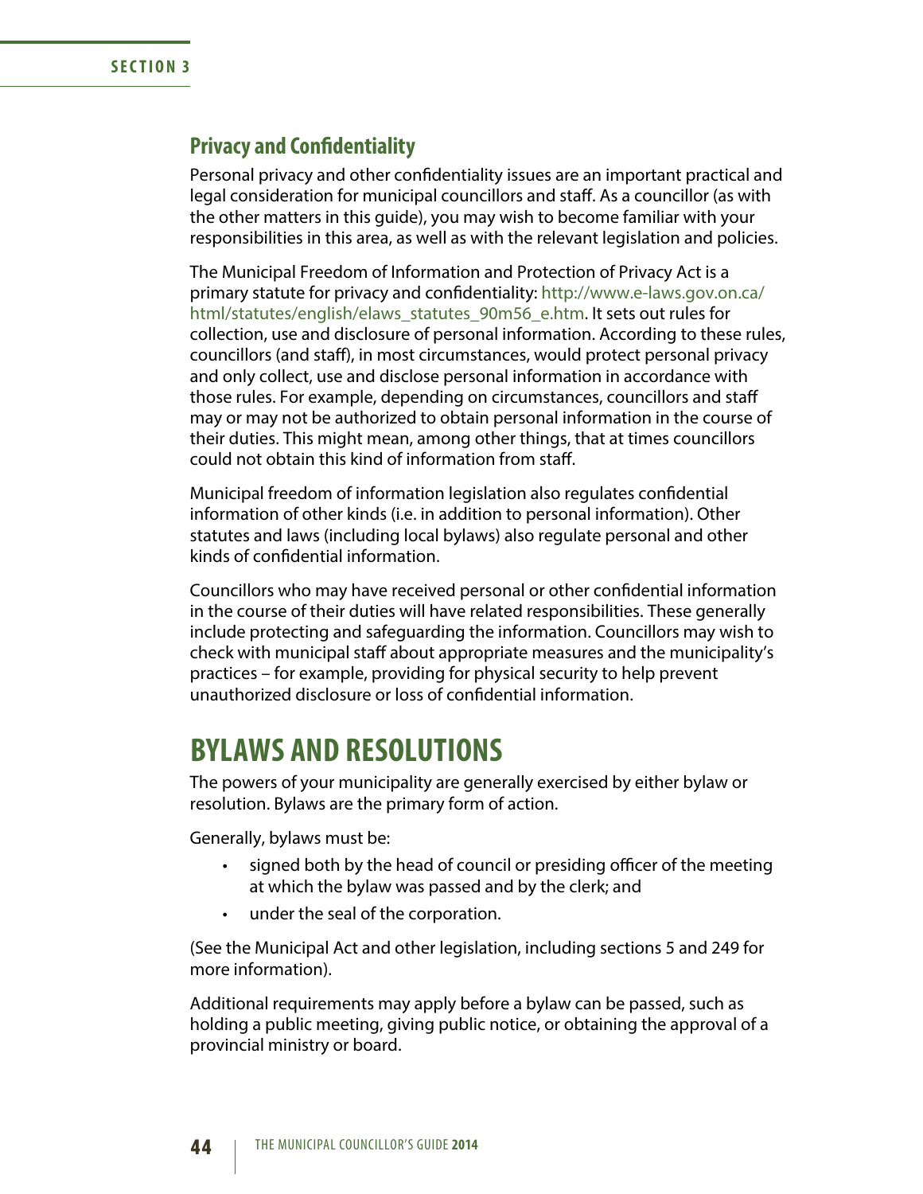### Privacy and Confidentiality

Personal privacy and other confidentiality issues are an important practical and legal consideration for municipal councillors and staff. As a councillor (as with the other matters in this guide), you may wish to become familiar with your responsibilities in this area, as well as with the relevant legislation and policies.

The Municipal Freedom of Information and Protection of Privacy Act is a primary statute for privacy and confidentiality: http://www.e-laws.gov.on.ca/html/statutes/english/elaws_statutes_90m56_e.htm. It sets out rules for collection, use and disclosure of personal information. According to these rules, councillors (and staff), in most circumstances, would protect personal privacy and only collect, use and disclose personal information in accordance with those rules. For example, depending on circumstances, councillors and staff may or may not be authorized to obtain personal information in the course of their duties. This might mean, among other things, that at times councillors could not obtain this kind of information from staff.

Municipal freedom of information legislation also regulates confidential information of other kinds (i.e. in addition to personal information). Other statutes and laws (including local bylaws) also regulate personal and other kinds of confidential information.

Councillors who may have received personal or other confidential information in the course of their duties will have related responsibilities. These generally include protecting and safeguarding the information. Councillors may wish to check with municipal staff about appropriate measures and the municipality's practices – for example, providing for physical security to help prevent unauthorized disclosure or loss of confidential information.

## BYLAWS AND RESOLUTIONS

The powers of your municipality are generally exercised by either bylaw or resolution. Bylaws are the primary form of action.

Generally, bylaws must be:

- signed both by the head of council or presiding officer of the meeting at which the bylaw was passed and by the clerk; and
- under the seal of the corporation.

(See the Municipal Act and other legislation, including sections 5 and 249 for more information).

Additional requirements may apply before a bylaw can be passed, such as holding a public meeting, giving public notice, or obtaining the approval of a provincial ministry or board.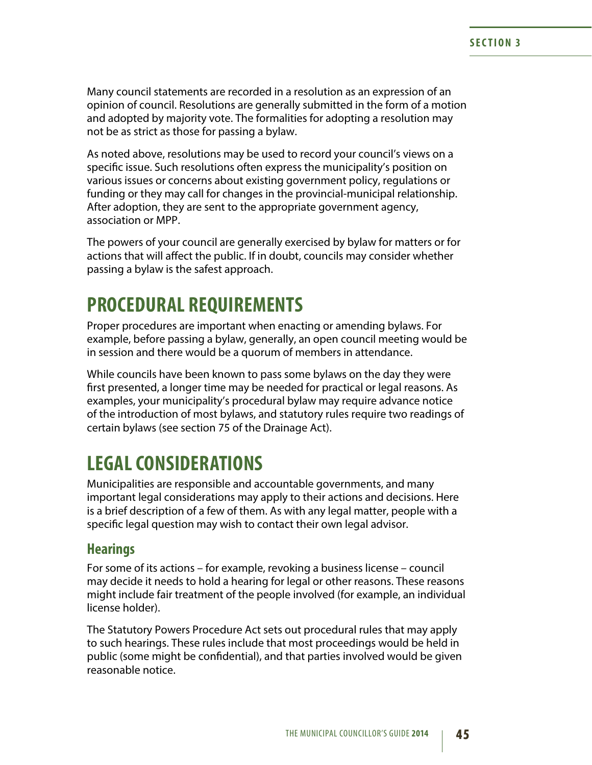Many council statements are recorded in a resolution as an expression of an opinion of council. Resolutions are generally submitted in the form of a motion and adopted by majority vote. The formalities for adopting a resolution may not be as strict as those for passing a bylaw.

As noted above, resolutions may be used to record your council's views on a specific issue. Such resolutions often express the municipality's position on various issues or concerns about existing government policy, regulations or funding or they may call for changes in the provincial-municipal relationship. After adoption, they are sent to the appropriate government agency, association or MPP.

The powers of your council are generally exercised by bylaw for matters or for actions that will affect the public. If in doubt, councils may consider whether passing a bylaw is the safest approach.

# PROCEDURAL REQUIREMENTS

Proper procedures are important when enacting or amending bylaws. For example, before passing a bylaw, generally, an open council meeting would be in session and there would be a quorum of members in attendance.

While councils have been known to pass some bylaws on the day they were first presented, a longer time may be needed for practical or legal reasons. As examples, your municipality's procedural bylaw may require advance notice of the introduction of most bylaws, and statutory rules require two readings of certain bylaws (see section 75 of the Drainage Act).

# LEGAL CONSIDERATIONS

Municipalities are responsible and accountable governments, and many important legal considerations may apply to their actions and decisions. Here is a brief description of a few of them. As with any legal matter, people with a specific legal question may wish to contact their own legal advisor.

## Hearings

For some of its actions – for example, revoking a business license – council may decide it needs to hold a hearing for legal or other reasons. These reasons might include fair treatment of the people involved (for example, an individual license holder).

The Statutory Powers Procedure Act sets out procedural rules that may apply to such hearings. These rules include that most proceedings would be held in public (some might be confidential), and that parties involved would be given reasonable notice.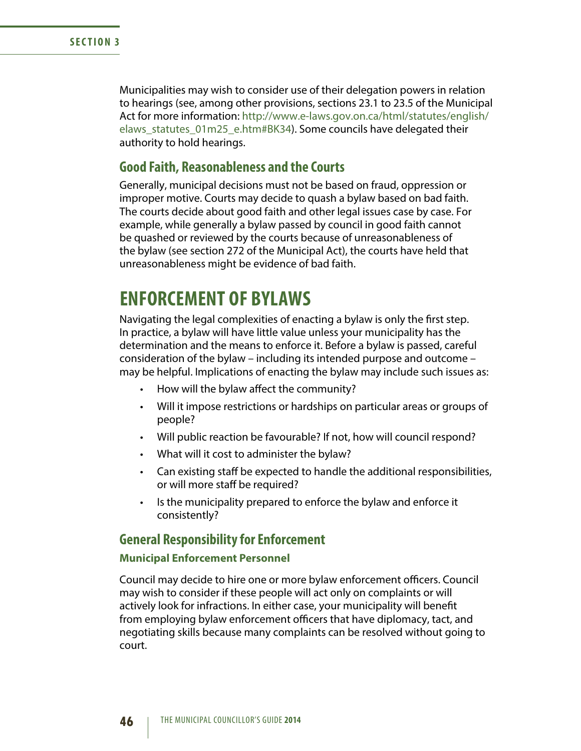Municipalities may wish to consider use of their delegation powers in relation to hearings (see, among other provisions, sections 23.1 to 23.5 of the Municipal Act for more information: http://www.e-laws.gov.on.ca/html/statutes/english/elaws_statutes_01m25_e.htm#BK34). Some councils have delegated their authority to hold hearings.

## Good Faith, Reasonableness and the Courts

Generally, municipal decisions must not be based on fraud, oppression or improper motive. Courts may decide to quash a bylaw based on bad faith. The courts decide about good faith and other legal issues case by case. For example, while generally a bylaw passed by council in good faith cannot be quashed or reviewed by the courts because of unreasonableness of the bylaw (see section 272 of the Municipal Act), the courts have held that unreasonableness might be evidence of bad faith.

# ENFORCEMENT OF BYLAWS

Navigating the legal complexities of enacting a bylaw is only the first step. In practice, a bylaw will have little value unless your municipality has the determination and the means to enforce it. Before a bylaw is passed, careful consideration of the bylaw – including its intended purpose and outcome – may be helpful. Implications of enacting the bylaw may include such issues as:

- How will the bylaw affect the community?
- Will it impose restrictions or hardships on particular areas or groups of people?
- Will public reaction be favourable? If not, how will council respond?
- What will it cost to administer the bylaw?
- Can existing staff be expected to handle the additional responsibilities, or will more staff be required?
- Is the municipality prepared to enforce the bylaw and enforce it consistently?

## General Responsibility for Enforcement

### Municipal Enforcement Personnel

Council may decide to hire one or more bylaw enforcement officers. Council may wish to consider if these people will act only on complaints or will actively look for infractions. In either case, your municipality will benefit from employing bylaw enforcement officers that have diplomacy, tact, and negotiating skills because many complaints can be resolved without going to court.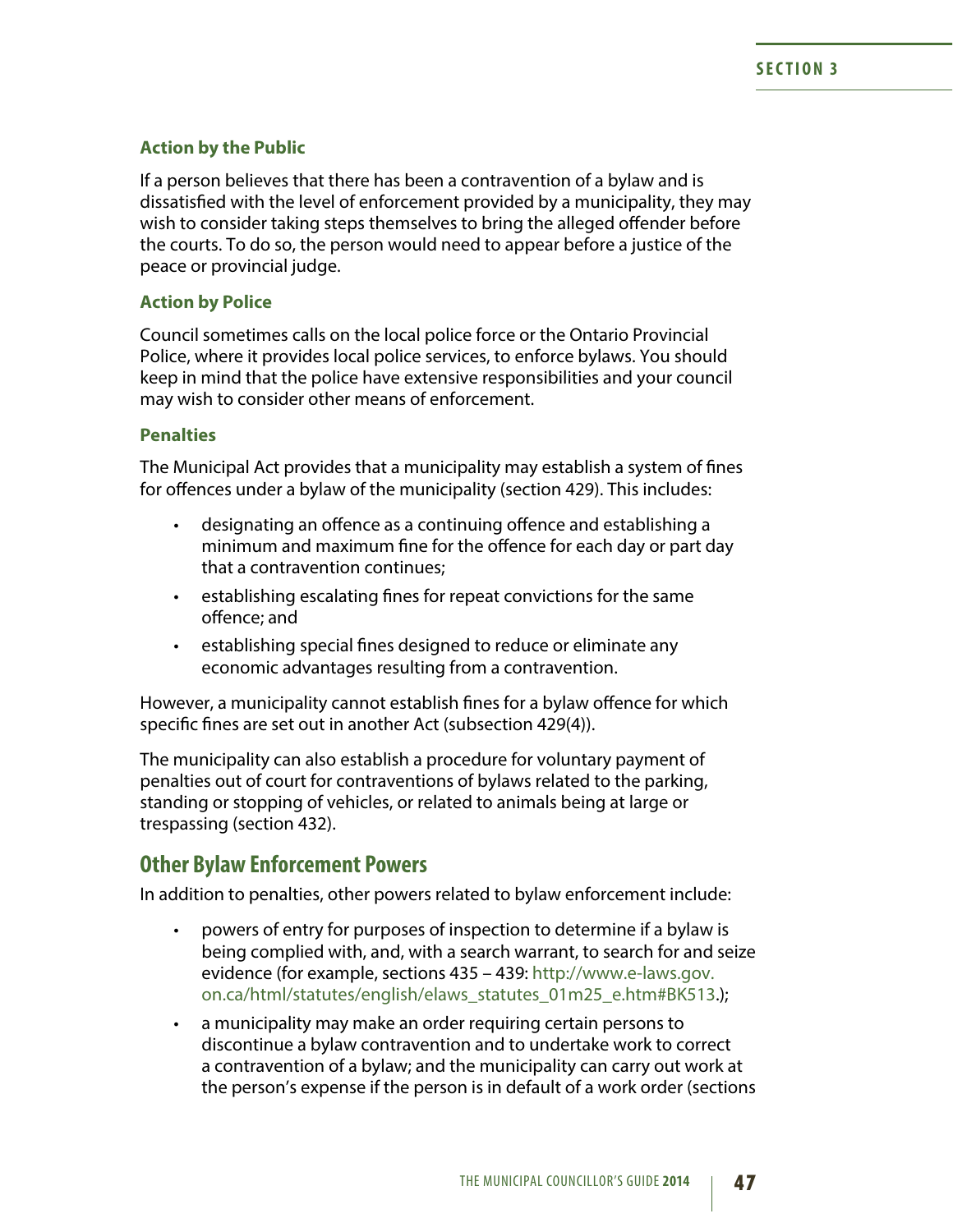### Action by the Public

If a person believes that there has been a contravention of a bylaw and is dissatisfied with the level of enforcement provided by a municipality, they may wish to consider taking steps themselves to bring the alleged offender before the courts. To do so, the person would need to appear before a justice of the peace or provincial judge.

### Action by Police

Council sometimes calls on the local police force or the Ontario Provincial Police, where it provides local police services, to enforce bylaws. You should keep in mind that the police have extensive responsibilities and your council may wish to consider other means of enforcement.

### Penalties

The Municipal Act provides that a municipality may establish a system of fines for offences under a bylaw of the municipality (section 429). This includes:

- designating an offence as a continuing offence and establishing a minimum and maximum fine for the offence for each day or part day that a contravention continues;
- establishing escalating fines for repeat convictions for the same offence; and
- establishing special fines designed to reduce or eliminate any economic advantages resulting from a contravention.

However, a municipality cannot establish fines for a bylaw offence for which specific fines are set out in another Act (subsection 429(4)).

The municipality can also establish a procedure for voluntary payment of penalties out of court for contraventions of bylaws related to the parking, standing or stopping of vehicles, or related to animals being at large or trespassing (section 432).

## Other Bylaw Enforcement Powers

In addition to penalties, other powers related to bylaw enforcement include:

- powers of entry for purposes of inspection to determine if a bylaw is being complied with, and, with a search warrant, to search for and seize evidence (for example, sections 435 – 439: http://www.e-laws.gov.on.ca/html/statutes/english/elaws_statutes_01m25_e.htm#BK513.);
- a municipality may make an order requiring certain persons to discontinue a bylaw contravention and to undertake work to correct a contravention of a bylaw; and the municipality can carry out work at the person's expense if the person is in default of a work order (sections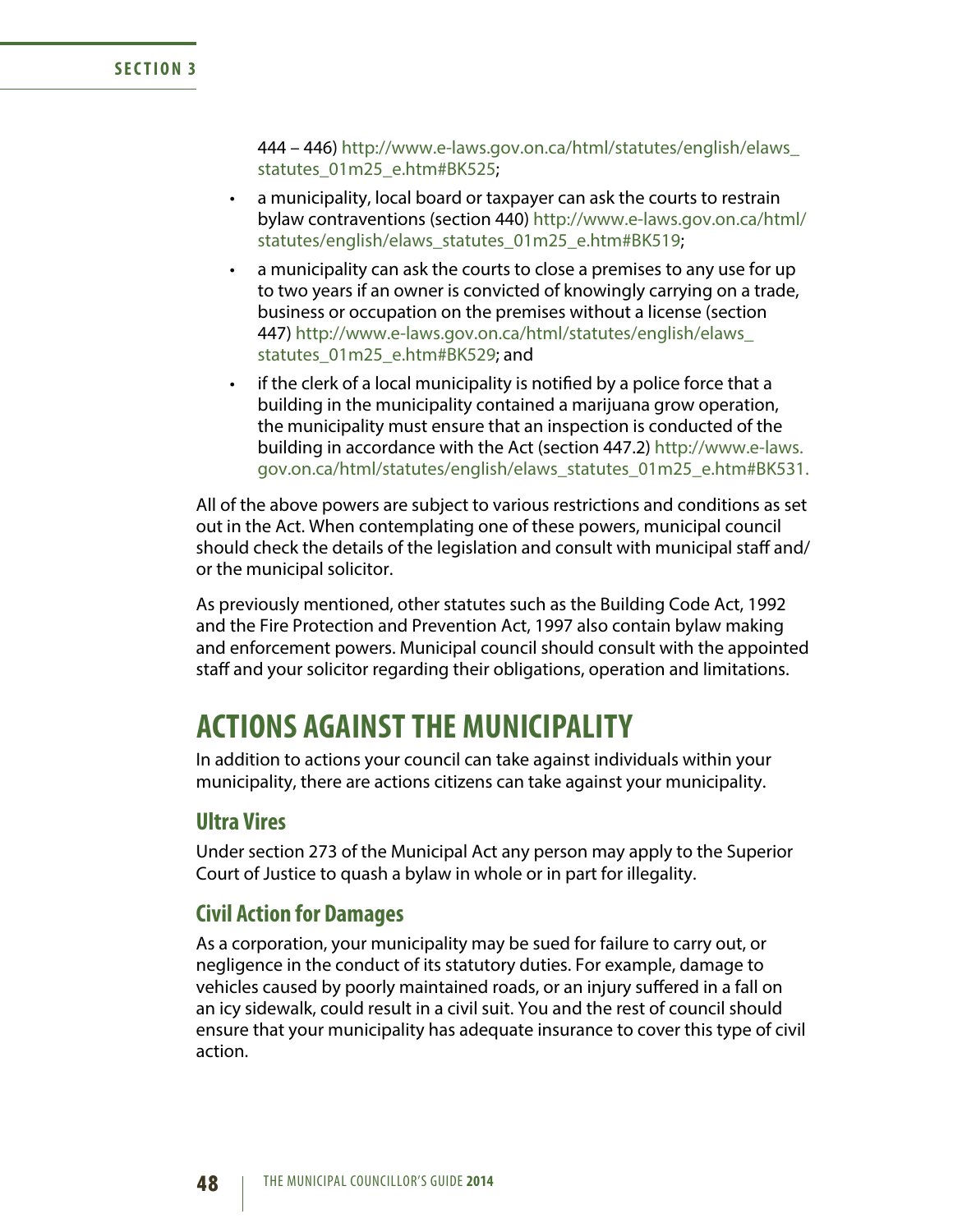444 – 446) http://www.e-laws.gov.on.ca/html/statutes/english/elaws_statutes_01m25_e.htm#BK525;

- a municipality, local board or taxpayer can ask the courts to restrain bylaw contraventions (section 440) http://www.e-laws.gov.on.ca/html/statutes/english/elaws_statutes_01m25_e.htm#BK519;
- a municipality can ask the courts to close a premises to any use for up to two years if an owner is convicted of knowingly carrying on a trade, business or occupation on the premises without a license (section 447) http://www.e-laws.gov.on.ca/html/statutes/english/elaws_statutes_01m25_e.htm#BK529; and
- if the clerk of a local municipality is notified by a police force that a building in the municipality contained a marijuana grow operation, the municipality must ensure that an inspection is conducted of the building in accordance with the Act (section 447.2) http://www.e-laws.gov.on.ca/html/statutes/english/elaws_statutes_01m25_e.htm#BK531.

All of the above powers are subject to various restrictions and conditions as set out in the Act. When contemplating one of these powers, municipal council should check the details of the legislation and consult with municipal staff and/or the municipal solicitor.

As previously mentioned, other statutes such as the Building Code Act, 1992 and the Fire Protection and Prevention Act, 1997 also contain bylaw making and enforcement powers. Municipal council should consult with the appointed staff and your solicitor regarding their obligations, operation and limitations.

# ACTIONS AGAINST THE MUNICIPALITY

In addition to actions your council can take against individuals within your municipality, there are actions citizens can take against your municipality.

## Ultra Vires

Under section 273 of the Municipal Act any person may apply to the Superior Court of Justice to quash a bylaw in whole or in part for illegality.

## Civil Action for Damages

As a corporation, your municipality may be sued for failure to carry out, or negligence in the conduct of its statutory duties. For example, damage to vehicles caused by poorly maintained roads, or an injury suffered in a fall on an icy sidewalk, could result in a civil suit. You and the rest of council should ensure that your municipality has adequate insurance to cover this type of civil action.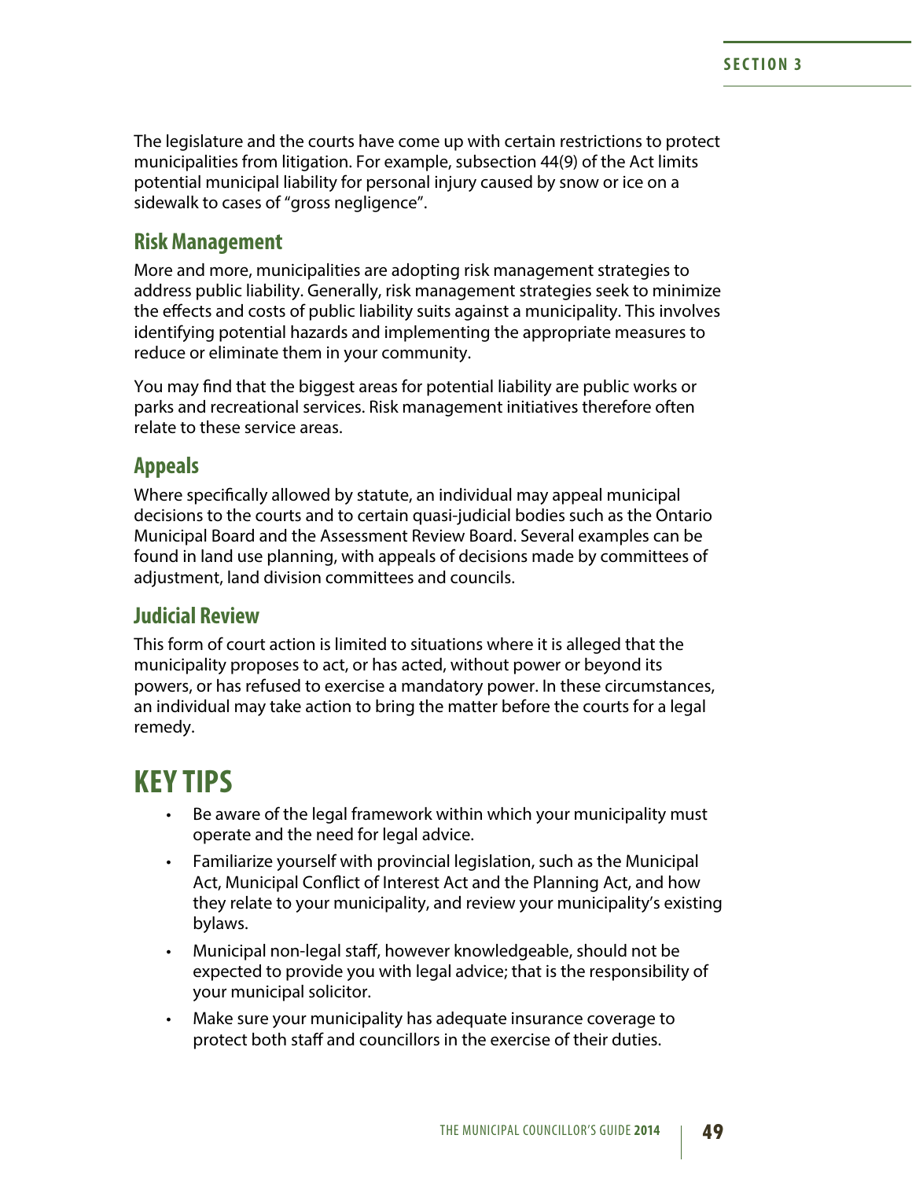The legislature and the courts have come up with certain restrictions to protect municipalities from litigation. For example, subsection 44(9) of the Act limits potential municipal liability for personal injury caused by snow or ice on a sidewalk to cases of "gross negligence".

### Risk Management

More and more, municipalities are adopting risk management strategies to address public liability. Generally, risk management strategies seek to minimize the effects and costs of public liability suits against a municipality. This involves identifying potential hazards and implementing the appropriate measures to reduce or eliminate them in your community.

You may find that the biggest areas for potential liability are public works or parks and recreational services. Risk management initiatives therefore often relate to these service areas.

### Appeals

Where specifically allowed by statute, an individual may appeal municipal decisions to the courts and to certain quasi-judicial bodies such as the Ontario Municipal Board and the Assessment Review Board. Several examples can be found in land use planning, with appeals of decisions made by committees of adjustment, land division committees and councils.

### Judicial Review

This form of court action is limited to situations where it is alleged that the municipality proposes to act, or has acted, without power or beyond its powers, or has refused to exercise a mandatory power. In these circumstances, an individual may take action to bring the matter before the courts for a legal remedy.

## KEY TIPS

- Be aware of the legal framework within which your municipality must operate and the need for legal advice.
- Familiarize yourself with provincial legislation, such as the Municipal Act, Municipal Conflict of Interest Act and the Planning Act, and how they relate to your municipality, and review your municipality's existing bylaws.
- Municipal non-legal staff, however knowledgeable, should not be expected to provide you with legal advice; that is the responsibility of your municipal solicitor.
- Make sure your municipality has adequate insurance coverage to protect both staff and councillors in the exercise of their duties.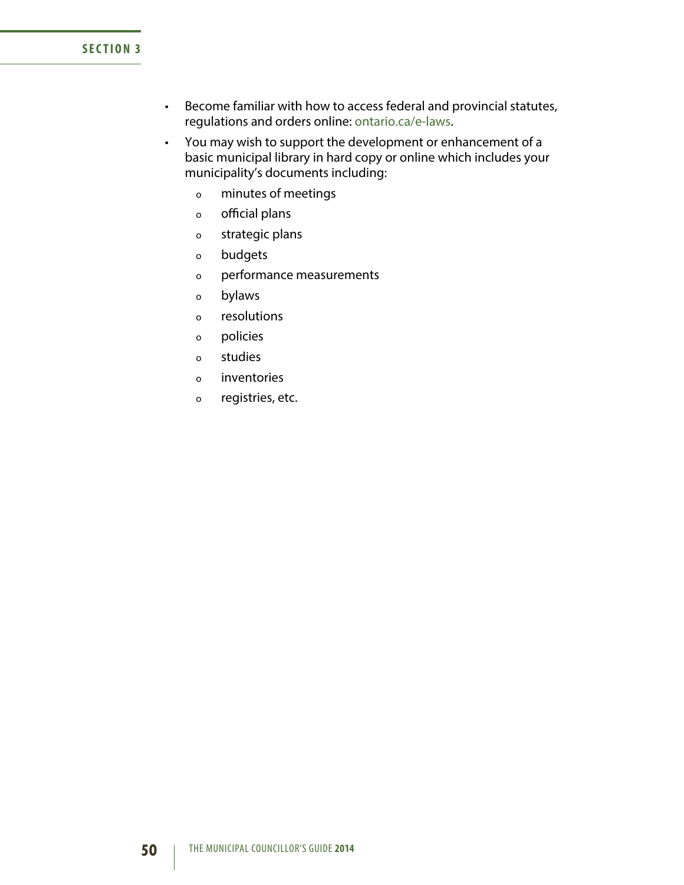- Become familiar with how to access federal and provincial statutes, regulations and orders online: ontario.ca/e-laws.
- You may wish to support the development or enhancement of a basic municipal library in hard copy or online which includes your municipality's documents including:
  - minutes of meetings
  - official plans
  - strategic plans
  - budgets
  - performance measurements
  - bylaws
  - resolutions
  - policies
  - studies
  - inventories
  - registries, etc.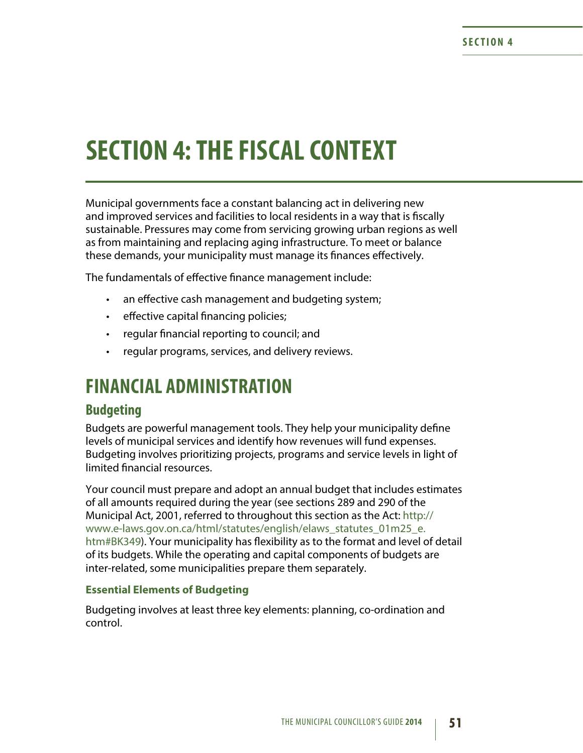# SECTION 4: THE FISCAL CONTEXT

Municipal governments face a constant balancing act in delivering new and improved services and facilities to local residents in a way that is fiscally sustainable. Pressures may come from servicing growing urban regions as well as from maintaining and replacing aging infrastructure. To meet or balance these demands, your municipality must manage its finances effectively.

The fundamentals of effective finance management include:

- an effective cash management and budgeting system;
- effective capital financing policies;
- regular financial reporting to council; and
- regular programs, services, and delivery reviews.

## FINANCIAL ADMINISTRATION

### Budgeting

Budgets are powerful management tools. They help your municipality define levels of municipal services and identify how revenues will fund expenses. Budgeting involves prioritizing projects, programs and service levels in light of limited financial resources.

Your council must prepare and adopt an annual budget that includes estimates of all amounts required during the year (see sections 289 and 290 of the Municipal Act, 2001, referred to throughout this section as the Act: http://www.e-laws.gov.on.ca/html/statutes/english/elaws_statutes_01m25_e.htm#BK349). Your municipality has flexibility as to the format and level of detail of its budgets. While the operating and capital components of budgets are inter-related, some municipalities prepare them separately.

#### Essential Elements of Budgeting

Budgeting involves at least three key elements: planning, co-ordination and control.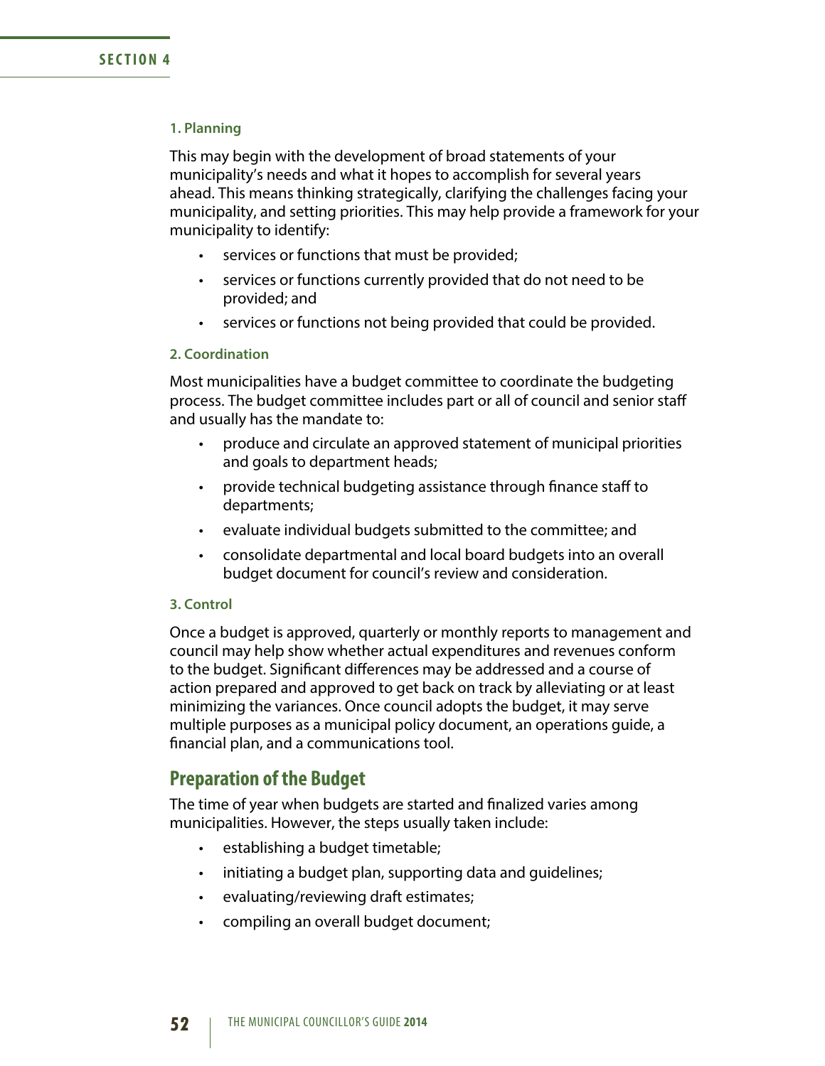#### 1. Planning

This may begin with the development of broad statements of your municipality's needs and what it hopes to accomplish for several years ahead. This means thinking strategically, clarifying the challenges facing your municipality, and setting priorities. This may help provide a framework for your municipality to identify:

- services or functions that must be provided;
- services or functions currently provided that do not need to be provided; and
- services or functions not being provided that could be provided.

#### 2. Coordination

Most municipalities have a budget committee to coordinate the budgeting process. The budget committee includes part or all of council and senior staff and usually has the mandate to:

- produce and circulate an approved statement of municipal priorities and goals to department heads;
- provide technical budgeting assistance through finance staff to departments;
- evaluate individual budgets submitted to the committee; and
- consolidate departmental and local board budgets into an overall budget document for council's review and consideration.

#### 3. Control

Once a budget is approved, quarterly or monthly reports to management and council may help show whether actual expenditures and revenues conform to the budget. Significant differences may be addressed and a course of action prepared and approved to get back on track by alleviating or at least minimizing the variances. Once council adopts the budget, it may serve multiple purposes as a municipal policy document, an operations guide, a financial plan, and a communications tool.

## Preparation of the Budget

The time of year when budgets are started and finalized varies among municipalities. However, the steps usually taken include:

- establishing a budget timetable;
- initiating a budget plan, supporting data and guidelines;
- evaluating/reviewing draft estimates;
- compiling an overall budget document;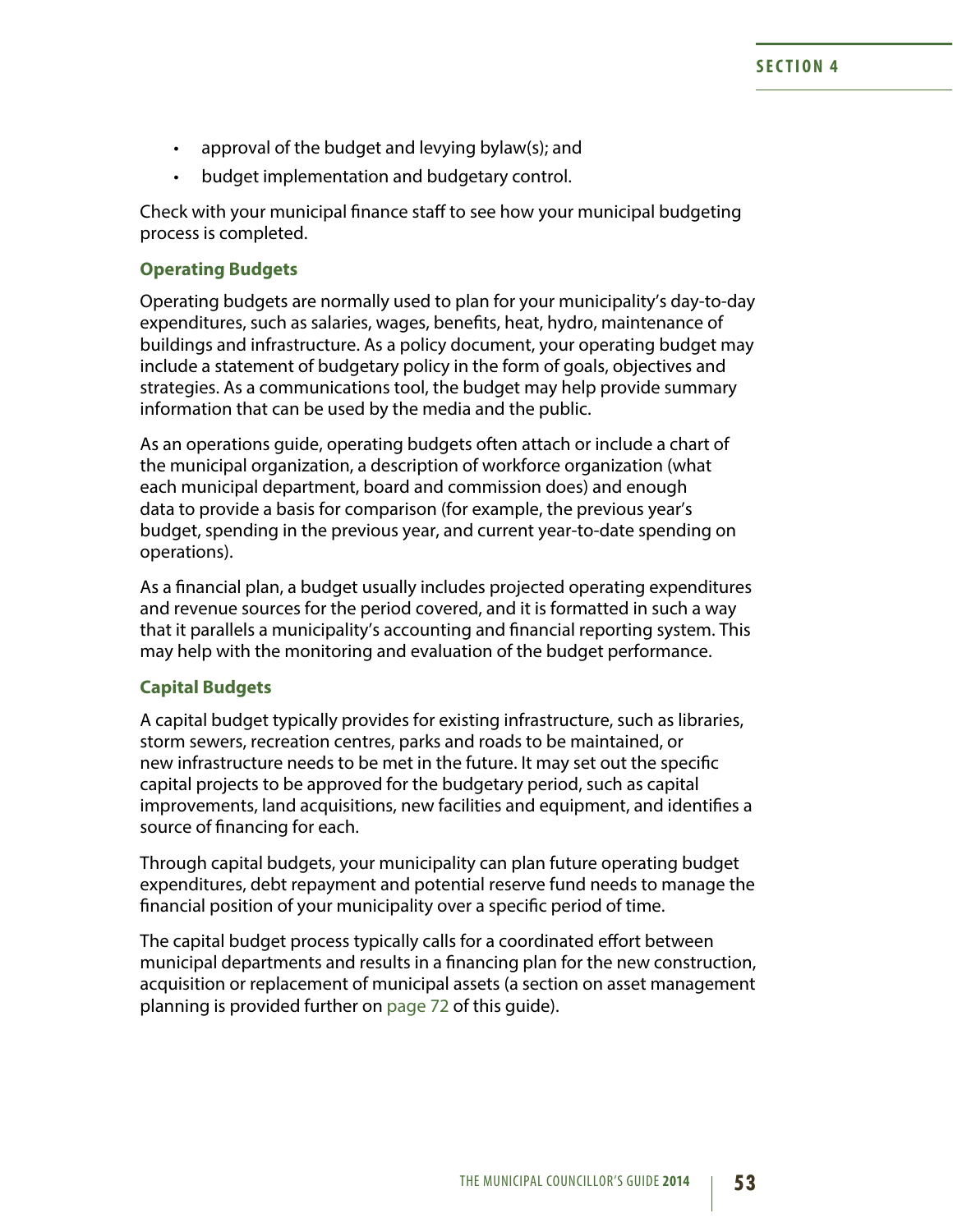- approval of the budget and levying bylaw(s); and
- budget implementation and budgetary control.

Check with your municipal finance staff to see how your municipal budgeting process is completed.

### Operating Budgets

Operating budgets are normally used to plan for your municipality's day-to-day expenditures, such as salaries, wages, benefits, heat, hydro, maintenance of buildings and infrastructure. As a policy document, your operating budget may include a statement of budgetary policy in the form of goals, objectives and strategies. As a communications tool, the budget may help provide summary information that can be used by the media and the public.

As an operations guide, operating budgets often attach or include a chart of the municipal organization, a description of workforce organization (what each municipal department, board and commission does) and enough data to provide a basis for comparison (for example, the previous year's budget, spending in the previous year, and current year-to-date spending on operations).

As a financial plan, a budget usually includes projected operating expenditures and revenue sources for the period covered, and it is formatted in such a way that it parallels a municipality's accounting and financial reporting system. This may help with the monitoring and evaluation of the budget performance.

### Capital Budgets

A capital budget typically provides for existing infrastructure, such as libraries, storm sewers, recreation centres, parks and roads to be maintained, or new infrastructure needs to be met in the future. It may set out the specific capital projects to be approved for the budgetary period, such as capital improvements, land acquisitions, new facilities and equipment, and identifies a source of financing for each.

Through capital budgets, your municipality can plan future operating budget expenditures, debt repayment and potential reserve fund needs to manage the financial position of your municipality over a specific period of time.

The capital budget process typically calls for a coordinated effort between municipal departments and results in a financing plan for the new construction, acquisition or replacement of municipal assets (a section on asset management planning is provided further on page 72 of this guide).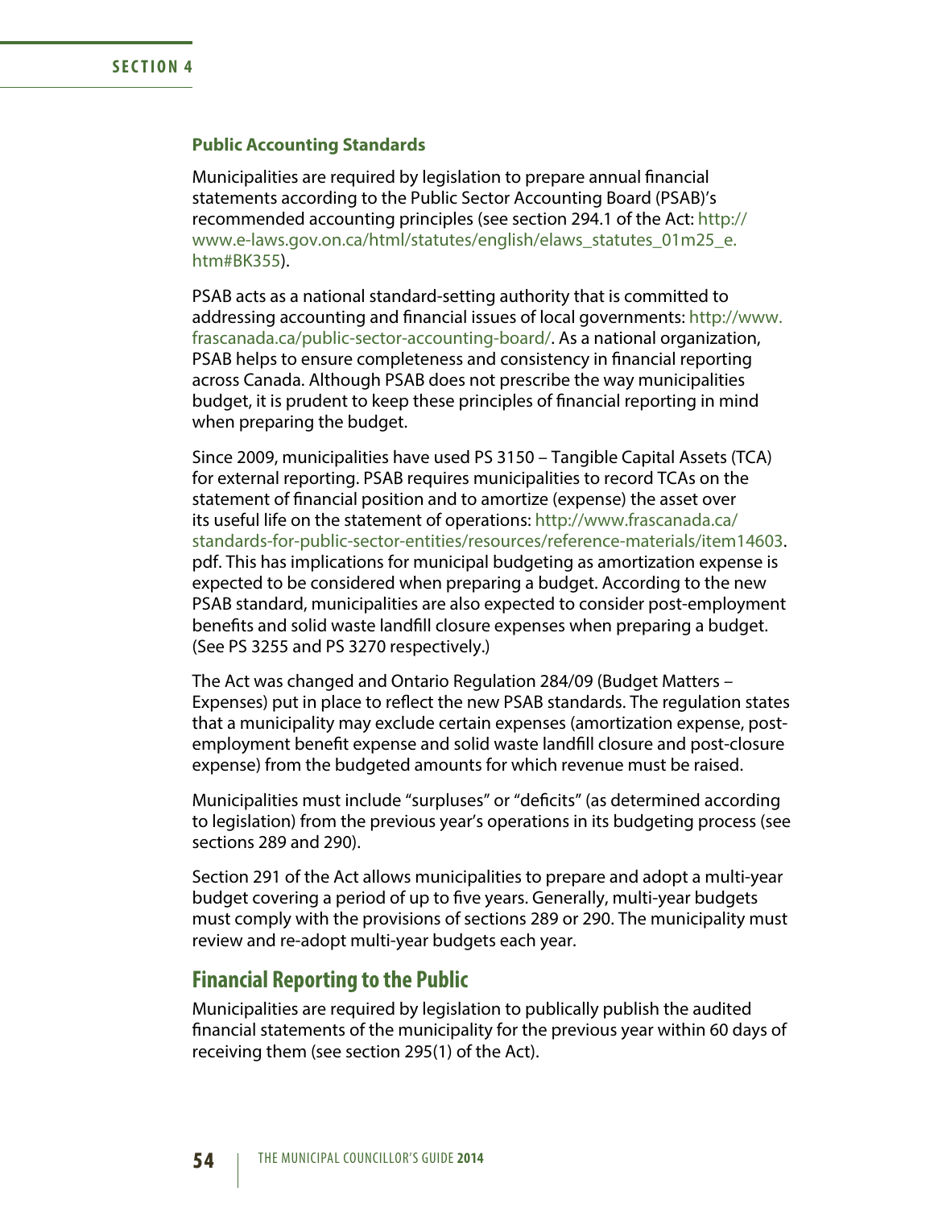### Public Accounting Standards

Municipalities are required by legislation to prepare annual financial statements according to the Public Sector Accounting Board (PSAB)'s recommended accounting principles (see section 294.1 of the Act: http://www.e-laws.gov.on.ca/html/statutes/english/elaws_statutes_01m25_e.htm#BK355).

PSAB acts as a national standard-setting authority that is committed to addressing accounting and financial issues of local governments: http://www.frascanada.ca/public-sector-accounting-board/. As a national organization, PSAB helps to ensure completeness and consistency in financial reporting across Canada. Although PSAB does not prescribe the way municipalities budget, it is prudent to keep these principles of financial reporting in mind when preparing the budget.

Since 2009, municipalities have used PS 3150 – Tangible Capital Assets (TCA) for external reporting. PSAB requires municipalities to record TCAs on the statement of financial position and to amortize (expense) the asset over its useful life on the statement of operations: http://www.frascanada.ca/standards-for-public-sector-entities/resources/reference-materials/item14603.pdf. This has implications for municipal budgeting as amortization expense is expected to be considered when preparing a budget. According to the new PSAB standard, municipalities are also expected to consider post-employment benefits and solid waste landfill closure expenses when preparing a budget. (See PS 3255 and PS 3270 respectively.)

The Act was changed and Ontario Regulation 284/09 (Budget Matters – Expenses) put in place to reflect the new PSAB standards. The regulation states that a municipality may exclude certain expenses (amortization expense, post-employment benefit expense and solid waste landfill closure and post-closure expense) from the budgeted amounts for which revenue must be raised.

Municipalities must include "surpluses" or "deficits" (as determined according to legislation) from the previous year's operations in its budgeting process (see sections 289 and 290).

Section 291 of the Act allows municipalities to prepare and adopt a multi-year budget covering a period of up to five years. Generally, multi-year budgets must comply with the provisions of sections 289 or 290. The municipality must review and re-adopt multi-year budgets each year.

## Financial Reporting to the Public

Municipalities are required by legislation to publically publish the audited financial statements of the municipality for the previous year within 60 days of receiving them (see section 295(1) of the Act).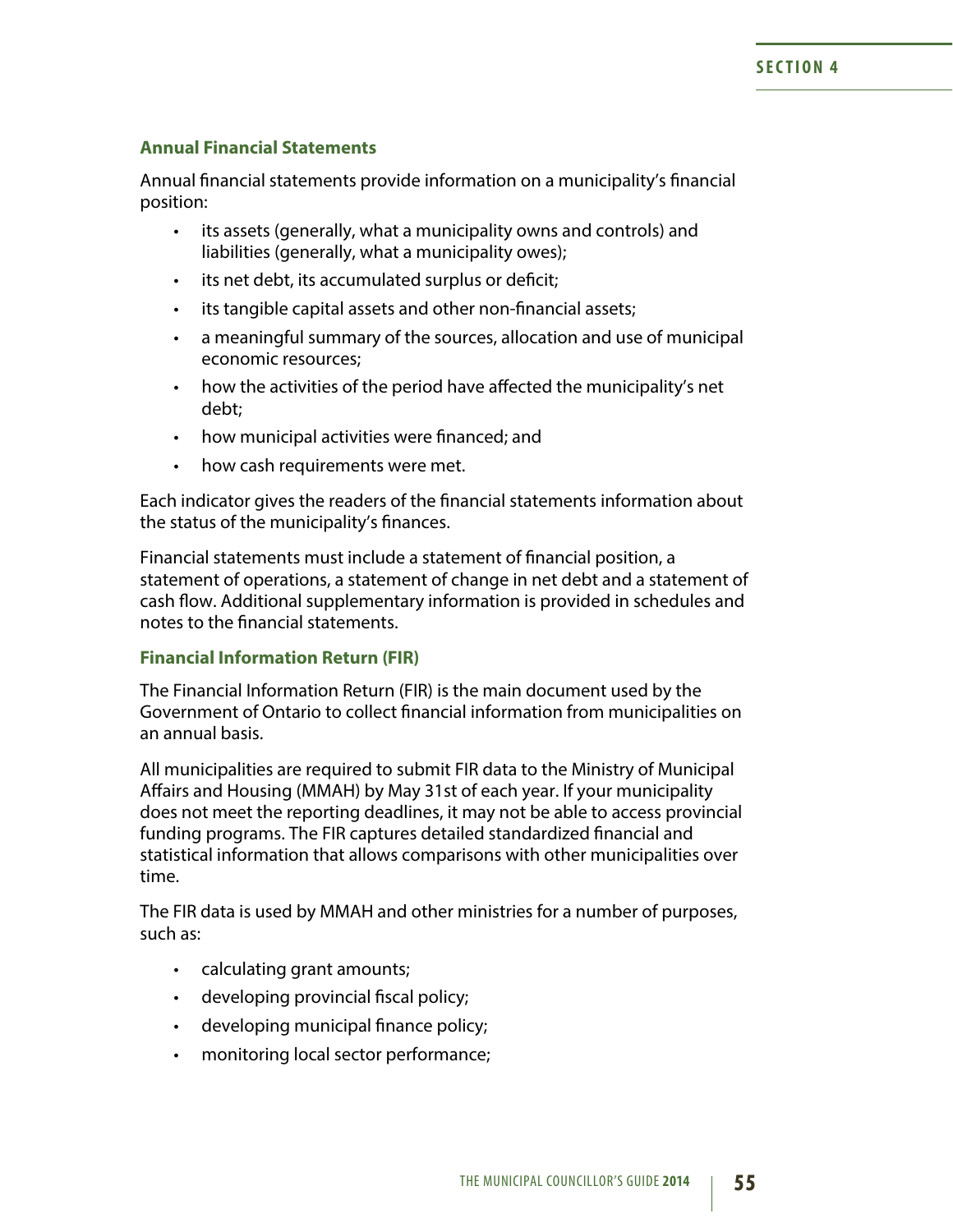### Annual Financial Statements

Annual financial statements provide information on a municipality's financial position:

- its assets (generally, what a municipality owns and controls) and liabilities (generally, what a municipality owes);
- its net debt, its accumulated surplus or deficit;
- its tangible capital assets and other non-financial assets;
- a meaningful summary of the sources, allocation and use of municipal economic resources;
- how the activities of the period have affected the municipality's net debt;
- how municipal activities were financed; and
- how cash requirements were met.

Each indicator gives the readers of the financial statements information about the status of the municipality's finances.

Financial statements must include a statement of financial position, a statement of operations, a statement of change in net debt and a statement of cash flow. Additional supplementary information is provided in schedules and notes to the financial statements.

### Financial Information Return (FIR)

The Financial Information Return (FIR) is the main document used by the Government of Ontario to collect financial information from municipalities on an annual basis.

All municipalities are required to submit FIR data to the Ministry of Municipal Affairs and Housing (MMAH) by May 31st of each year. If your municipality does not meet the reporting deadlines, it may not be able to access provincial funding programs. The FIR captures detailed standardized financial and statistical information that allows comparisons with other municipalities over time.

The FIR data is used by MMAH and other ministries for a number of purposes, such as:

- calculating grant amounts;
- developing provincial fiscal policy;
- developing municipal finance policy;
- monitoring local sector performance;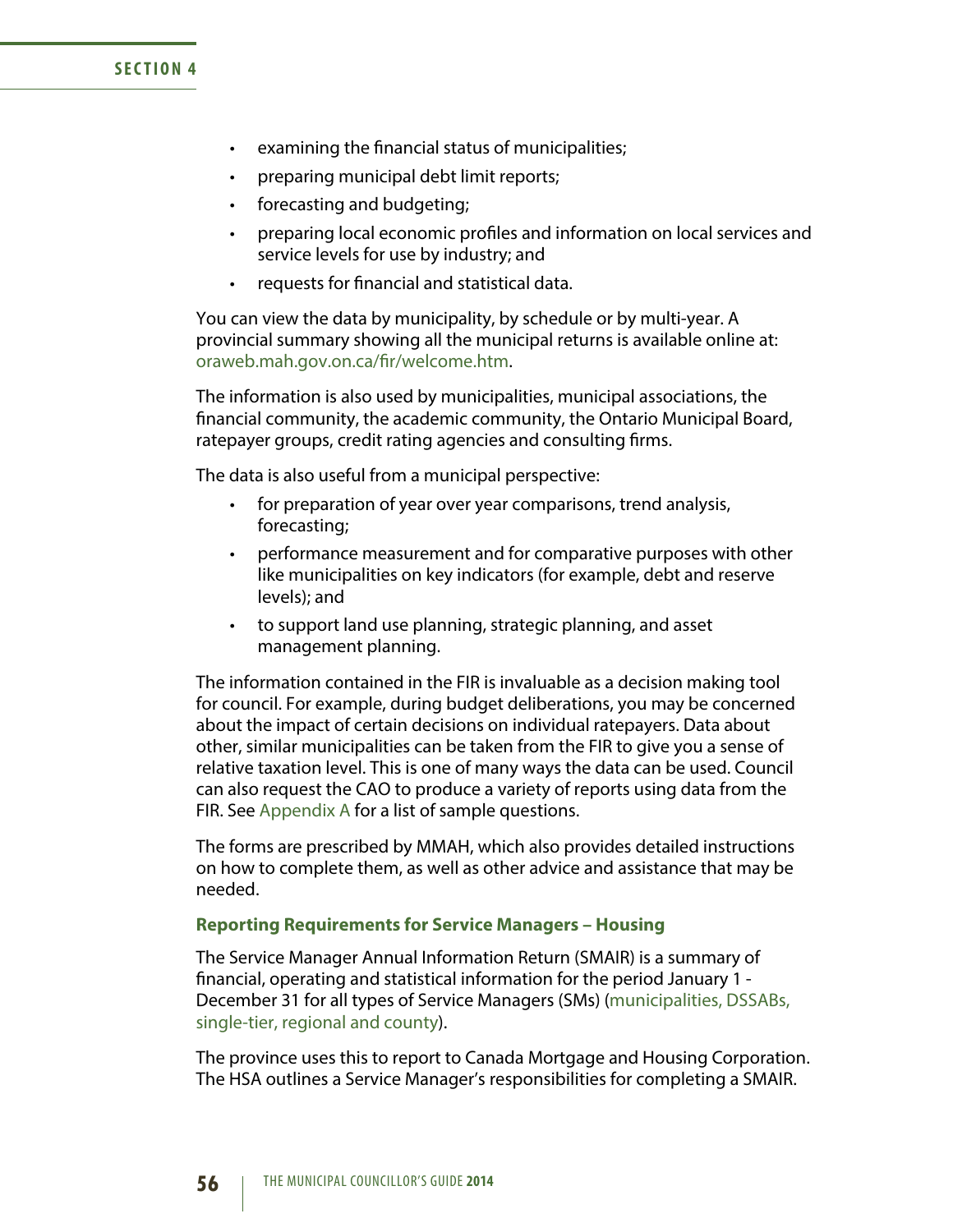- examining the financial status of municipalities;
- preparing municipal debt limit reports;
- forecasting and budgeting;
- preparing local economic profiles and information on local services and service levels for use by industry; and
- requests for financial and statistical data.

You can view the data by municipality, by schedule or by multi-year. A provincial summary showing all the municipal returns is available online at: oraweb.mah.gov.on.ca/fir/welcome.htm.

The information is also used by municipalities, municipal associations, the financial community, the academic community, the Ontario Municipal Board, ratepayer groups, credit rating agencies and consulting firms.

The data is also useful from a municipal perspective:

- for preparation of year over year comparisons, trend analysis, forecasting;
- performance measurement and for comparative purposes with other like municipalities on key indicators (for example, debt and reserve levels); and
- to support land use planning, strategic planning, and asset management planning.

The information contained in the FIR is invaluable as a decision making tool for council. For example, during budget deliberations, you may be concerned about the impact of certain decisions on individual ratepayers. Data about other, similar municipalities can be taken from the FIR to give you a sense of relative taxation level. This is one of many ways the data can be used. Council can also request the CAO to produce a variety of reports using data from the FIR. See Appendix A for a list of sample questions.

The forms are prescribed by MMAH, which also provides detailed instructions on how to complete them, as well as other advice and assistance that may be needed.

### Reporting Requirements for Service Managers – Housing

The Service Manager Annual Information Return (SMAIR) is a summary of financial, operating and statistical information for the period January 1 - December 31 for all types of Service Managers (SMs) (municipalities, DSSABs, single-tier, regional and county).

The province uses this to report to Canada Mortgage and Housing Corporation. The HSA outlines a Service Manager's responsibilities for completing a SMAIR.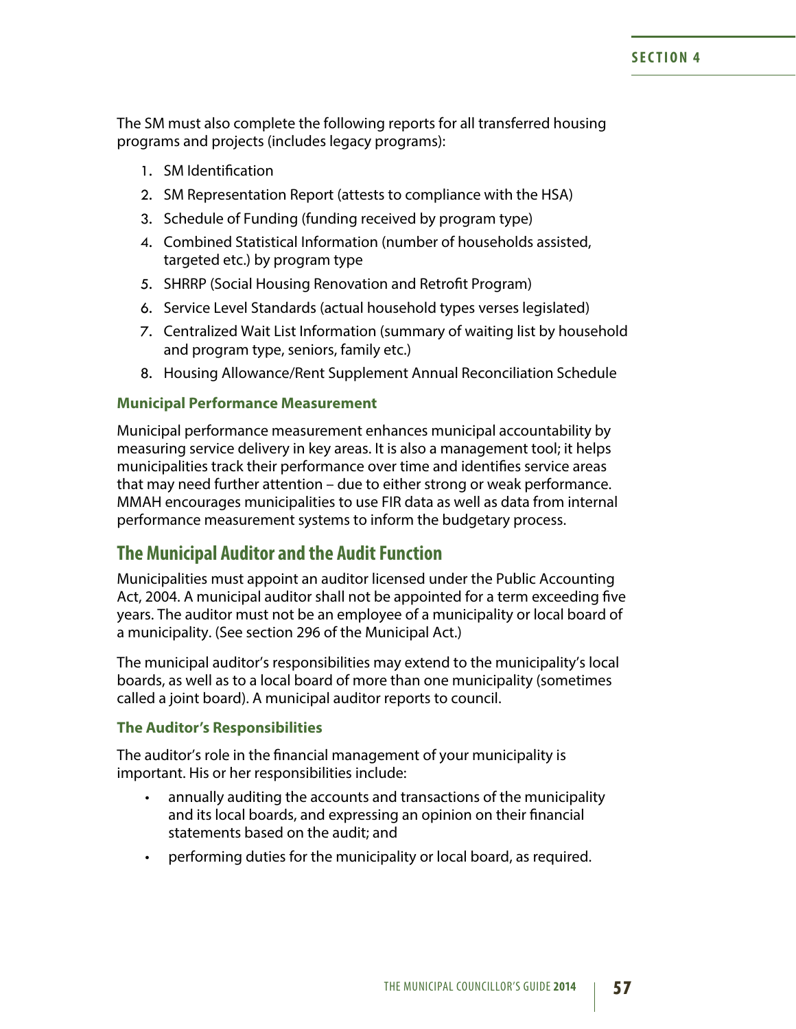The SM must also complete the following reports for all transferred housing programs and projects (includes legacy programs):

1. SM Identification
2. SM Representation Report (attests to compliance with the HSA)
3. Schedule of Funding (funding received by program type)
4. Combined Statistical Information (number of households assisted, targeted etc.) by program type
5. SHRRP (Social Housing Renovation and Retrofit Program)
6. Service Level Standards (actual household types verses legislated)
7. Centralized Wait List Information (summary of waiting list by household and program type, seniors, family etc.)
8. Housing Allowance/Rent Supplement Annual Reconciliation Schedule

### Municipal Performance Measurement

Municipal performance measurement enhances municipal accountability by measuring service delivery in key areas. It is also a management tool; it helps municipalities track their performance over time and identifies service areas that may need further attention – due to either strong or weak performance. MMAH encourages municipalities to use FIR data as well as data from internal performance measurement systems to inform the budgetary process.

## The Municipal Auditor and the Audit Function

Municipalities must appoint an auditor licensed under the Public Accounting Act, 2004. A municipal auditor shall not be appointed for a term exceeding five years. The auditor must not be an employee of a municipality or local board of a municipality. (See section 296 of the Municipal Act.)

The municipal auditor's responsibilities may extend to the municipality's local boards, as well as to a local board of more than one municipality (sometimes called a joint board). A municipal auditor reports to council.

### The Auditor's Responsibilities

The auditor's role in the financial management of your municipality is important. His or her responsibilities include:

- annually auditing the accounts and transactions of the municipality and its local boards, and expressing an opinion on their financial statements based on the audit; and
- performing duties for the municipality or local board, as required.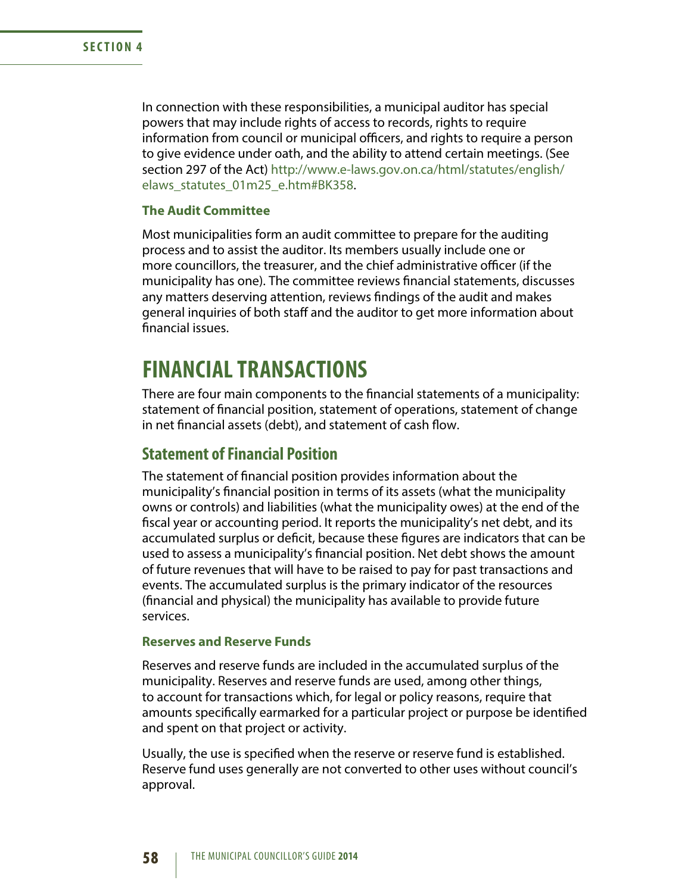In connection with these responsibilities, a municipal auditor has special powers that may include rights of access to records, rights to require information from council or municipal officers, and rights to require a person to give evidence under oath, and the ability to attend certain meetings. (See section 297 of the Act) http://www.e-laws.gov.on.ca/html/statutes/english/elaws_statutes_01m25_e.htm#BK358.

#### The Audit Committee

Most municipalities form an audit committee to prepare for the auditing process and to assist the auditor. Its members usually include one or more councillors, the treasurer, and the chief administrative officer (if the municipality has one). The committee reviews financial statements, discusses any matters deserving attention, reviews findings of the audit and makes general inquiries of both staff and the auditor to get more information about financial issues.

# FINANCIAL TRANSACTIONS

There are four main components to the financial statements of a municipality: statement of financial position, statement of operations, statement of change in net financial assets (debt), and statement of cash flow.

## Statement of Financial Position

The statement of financial position provides information about the municipality's financial position in terms of its assets (what the municipality owns or controls) and liabilities (what the municipality owes) at the end of the fiscal year or accounting period. It reports the municipality's net debt, and its accumulated surplus or deficit, because these figures are indicators that can be used to assess a municipality's financial position. Net debt shows the amount of future revenues that will have to be raised to pay for past transactions and events. The accumulated surplus is the primary indicator of the resources (financial and physical) the municipality has available to provide future services.

#### Reserves and Reserve Funds

Reserves and reserve funds are included in the accumulated surplus of the municipality. Reserves and reserve funds are used, among other things, to account for transactions which, for legal or policy reasons, require that amounts specifically earmarked for a particular project or purpose be identified and spent on that project or activity.

Usually, the use is specified when the reserve or reserve fund is established. Reserve fund uses generally are not converted to other uses without council's approval.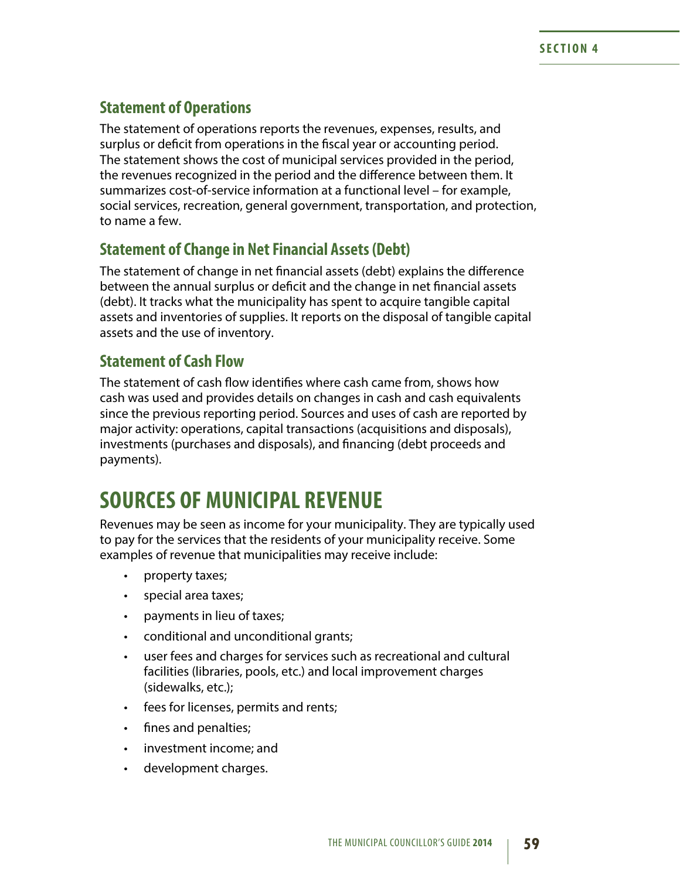### Statement of Operations

The statement of operations reports the revenues, expenses, results, and surplus or deficit from operations in the fiscal year or accounting period. The statement shows the cost of municipal services provided in the period, the revenues recognized in the period and the difference between them. It summarizes cost-of-service information at a functional level – for example, social services, recreation, general government, transportation, and protection, to name a few.

### Statement of Change in Net Financial Assets (Debt)

The statement of change in net financial assets (debt) explains the difference between the annual surplus or deficit and the change in net financial assets (debt). It tracks what the municipality has spent to acquire tangible capital assets and inventories of supplies. It reports on the disposal of tangible capital assets and the use of inventory.

### Statement of Cash Flow

The statement of cash flow identifies where cash came from, shows how cash was used and provides details on changes in cash and cash equivalents since the previous reporting period. Sources and uses of cash are reported by major activity: operations, capital transactions (acquisitions and disposals), investments (purchases and disposals), and financing (debt proceeds and payments).

## SOURCES OF MUNICIPAL REVENUE

Revenues may be seen as income for your municipality. They are typically used to pay for the services that the residents of your municipality receive. Some examples of revenue that municipalities may receive include:

- property taxes;
- special area taxes;
- payments in lieu of taxes;
- conditional and unconditional grants;
- user fees and charges for services such as recreational and cultural facilities (libraries, pools, etc.) and local improvement charges (sidewalks, etc.);
- fees for licenses, permits and rents;
- fines and penalties;
- investment income; and
- development charges.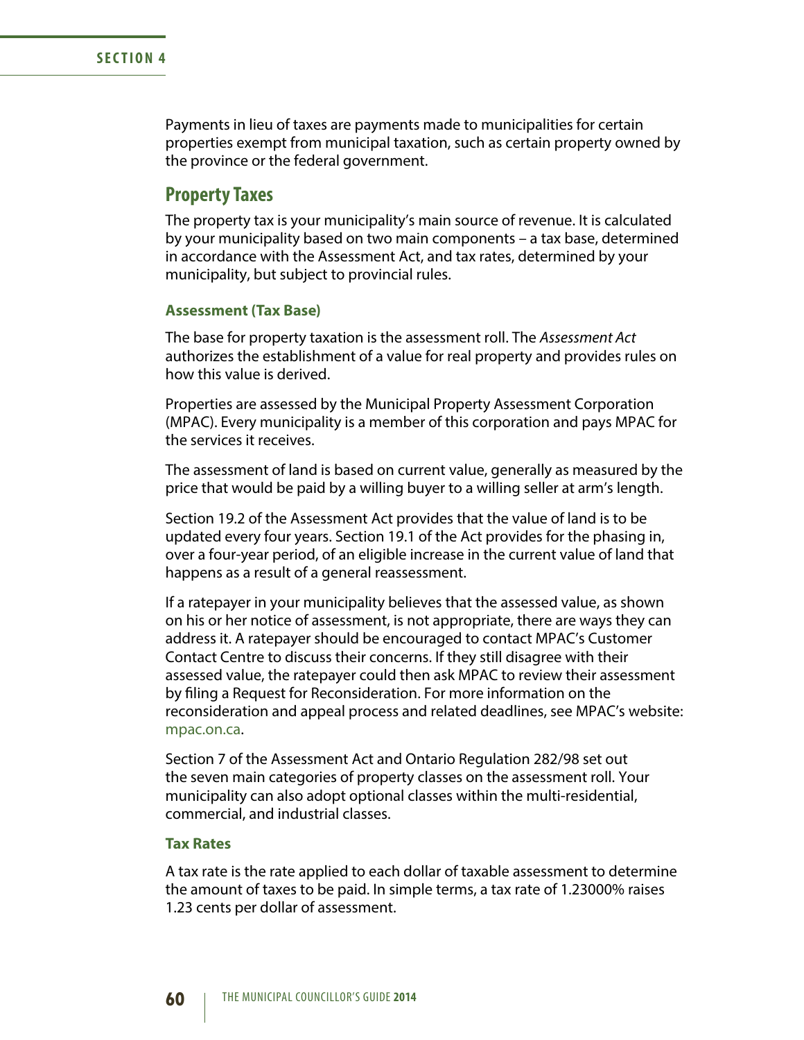Payments in lieu of taxes are payments made to municipalities for certain properties exempt from municipal taxation, such as certain property owned by the province or the federal government.

## Property Taxes

The property tax is your municipality's main source of revenue. It is calculated by your municipality based on two main components – a tax base, determined in accordance with the Assessment Act, and tax rates, determined by your municipality, but subject to provincial rules.

### Assessment (Tax Base)

The base for property taxation is the assessment roll. The *Assessment Act* authorizes the establishment of a value for real property and provides rules on how this value is derived.

Properties are assessed by the Municipal Property Assessment Corporation (MPAC). Every municipality is a member of this corporation and pays MPAC for the services it receives.

The assessment of land is based on current value, generally as measured by the price that would be paid by a willing buyer to a willing seller at arm's length.

Section 19.2 of the Assessment Act provides that the value of land is to be updated every four years. Section 19.1 of the Act provides for the phasing in, over a four-year period, of an eligible increase in the current value of land that happens as a result of a general reassessment.

If a ratepayer in your municipality believes that the assessed value, as shown on his or her notice of assessment, is not appropriate, there are ways they can address it. A ratepayer should be encouraged to contact MPAC's Customer Contact Centre to discuss their concerns. If they still disagree with their assessed value, the ratepayer could then ask MPAC to review their assessment by filing a Request for Reconsideration. For more information on the reconsideration and appeal process and related deadlines, see MPAC's website: mpac.on.ca.

Section 7 of the Assessment Act and Ontario Regulation 282/98 set out the seven main categories of property classes on the assessment roll. Your municipality can also adopt optional classes within the multi-residential, commercial, and industrial classes.

### Tax Rates

A tax rate is the rate applied to each dollar of taxable assessment to determine the amount of taxes to be paid. In simple terms, a tax rate of 1.23000% raises 1.23 cents per dollar of assessment.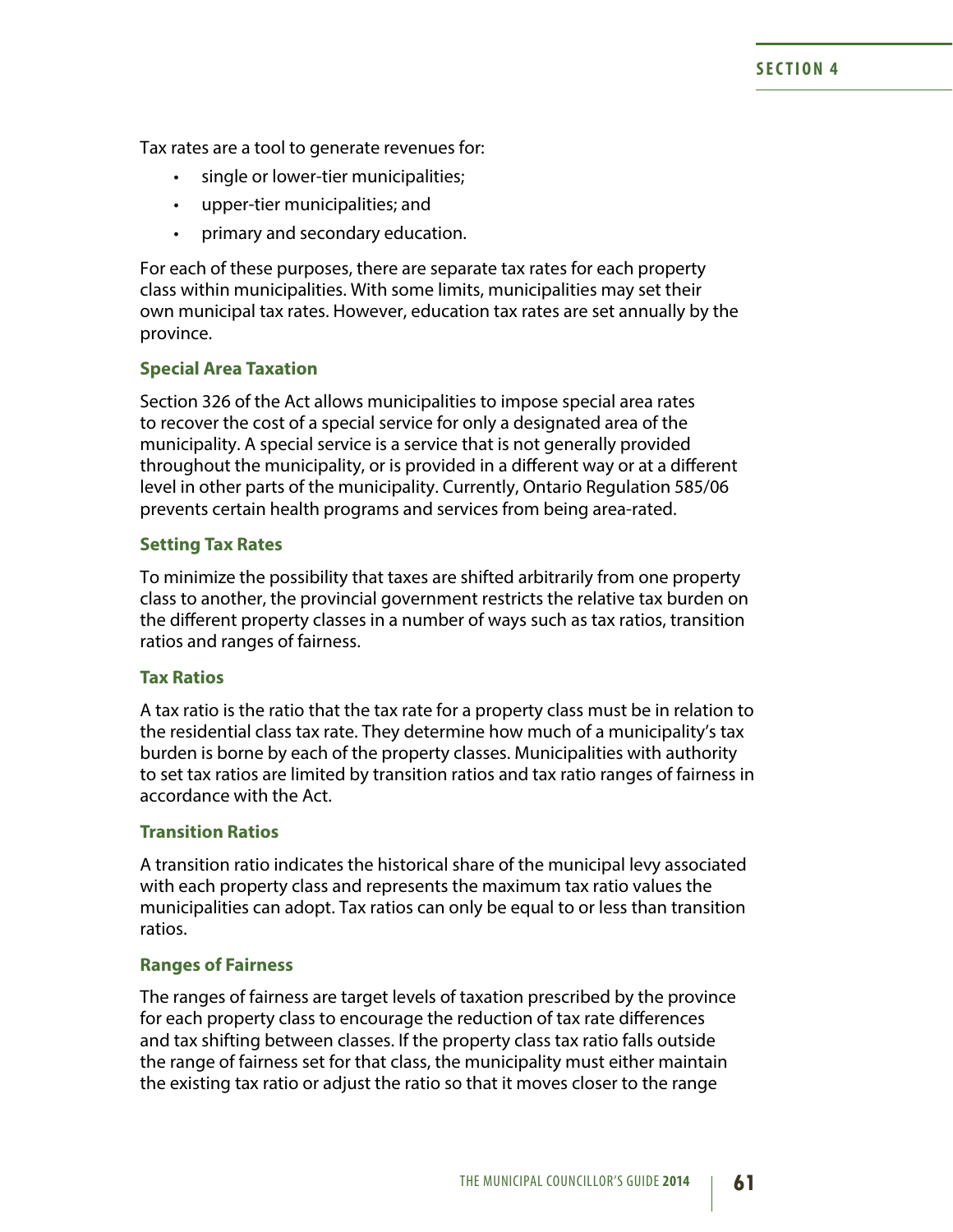Tax rates are a tool to generate revenues for:

- single or lower-tier municipalities;
- upper-tier municipalities; and
- primary and secondary education.

For each of these purposes, there are separate tax rates for each property class within municipalities. With some limits, municipalities may set their own municipal tax rates. However, education tax rates are set annually by the province.

### Special Area Taxation

Section 326 of the Act allows municipalities to impose special area rates to recover the cost of a special service for only a designated area of the municipality. A special service is a service that is not generally provided throughout the municipality, or is provided in a different way or at a different level in other parts of the municipality. Currently, Ontario Regulation 585/06 prevents certain health programs and services from being area-rated.

### Setting Tax Rates

To minimize the possibility that taxes are shifted arbitrarily from one property class to another, the provincial government restricts the relative tax burden on the different property classes in a number of ways such as tax ratios, transition ratios and ranges of fairness.

### Tax Ratios

A tax ratio is the ratio that the tax rate for a property class must be in relation to the residential class tax rate. They determine how much of a municipality's tax burden is borne by each of the property classes. Municipalities with authority to set tax ratios are limited by transition ratios and tax ratio ranges of fairness in accordance with the Act.

### Transition Ratios

A transition ratio indicates the historical share of the municipal levy associated with each property class and represents the maximum tax ratio values the municipalities can adopt. Tax ratios can only be equal to or less than transition ratios.

### Ranges of Fairness

The ranges of fairness are target levels of taxation prescribed by the province for each property class to encourage the reduction of tax rate differences and tax shifting between classes. If the property class tax ratio falls outside the range of fairness set for that class, the municipality must either maintain the existing tax ratio or adjust the ratio so that it moves closer to the range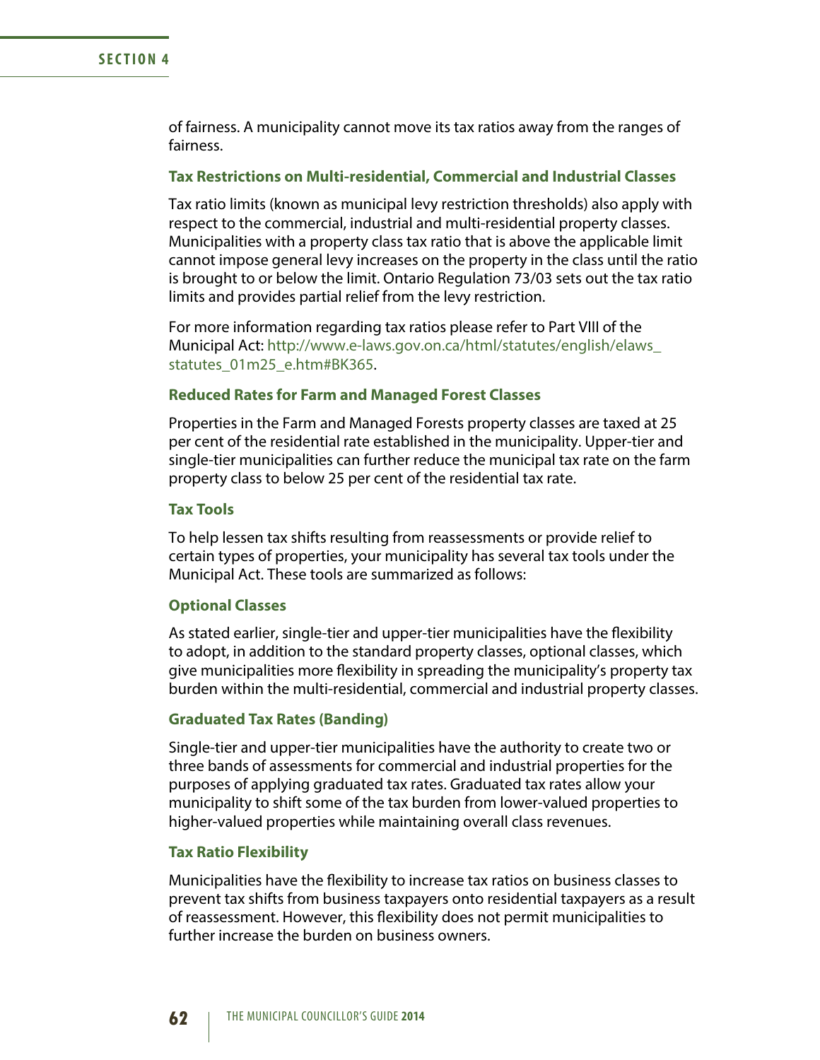of fairness. A municipality cannot move its tax ratios away from the ranges of fairness.

### Tax Restrictions on Multi-residential, Commercial and Industrial Classes

Tax ratio limits (known as municipal levy restriction thresholds) also apply with respect to the commercial, industrial and multi-residential property classes. Municipalities with a property class tax ratio that is above the applicable limit cannot impose general levy increases on the property in the class until the ratio is brought to or below the limit. Ontario Regulation 73/03 sets out the tax ratio limits and provides partial relief from the levy restriction.

For more information regarding tax ratios please refer to Part VIII of the Municipal Act: http://www.e-laws.gov.on.ca/html/statutes/english/elaws_statutes_01m25_e.htm#BK365.

### Reduced Rates for Farm and Managed Forest Classes

Properties in the Farm and Managed Forests property classes are taxed at 25 per cent of the residential rate established in the municipality. Upper-tier and single-tier municipalities can further reduce the municipal tax rate on the farm property class to below 25 per cent of the residential tax rate.

### Tax Tools

To help lessen tax shifts resulting from reassessments or provide relief to certain types of properties, your municipality has several tax tools under the Municipal Act. These tools are summarized as follows:

### Optional Classes

As stated earlier, single-tier and upper-tier municipalities have the flexibility to adopt, in addition to the standard property classes, optional classes, which give municipalities more flexibility in spreading the municipality's property tax burden within the multi-residential, commercial and industrial property classes.

### Graduated Tax Rates (Banding)

Single-tier and upper-tier municipalities have the authority to create two or three bands of assessments for commercial and industrial properties for the purposes of applying graduated tax rates. Graduated tax rates allow your municipality to shift some of the tax burden from lower-valued properties to higher-valued properties while maintaining overall class revenues.

### Tax Ratio Flexibility

Municipalities have the flexibility to increase tax ratios on business classes to prevent tax shifts from business taxpayers onto residential taxpayers as a result of reassessment. However, this flexibility does not permit municipalities to further increase the burden on business owners.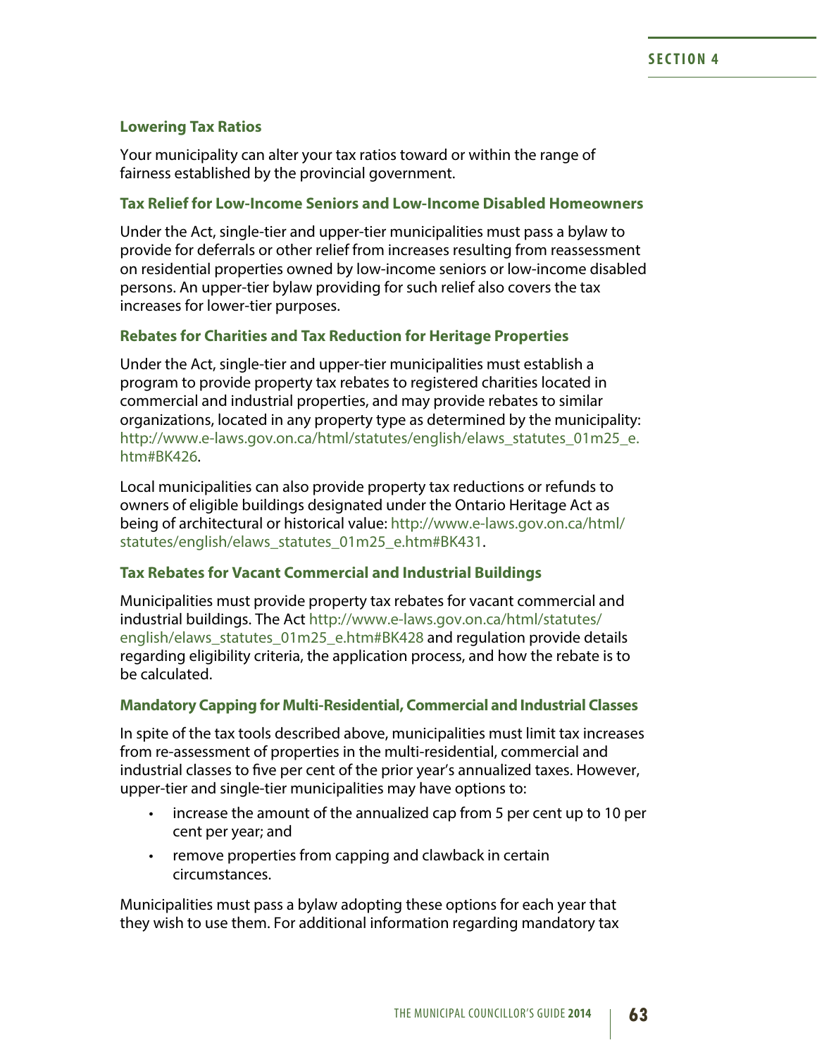### Lowering Tax Ratios

Your municipality can alter your tax ratios toward or within the range of fairness established by the provincial government.

### Tax Relief for Low-Income Seniors and Low-Income Disabled Homeowners

Under the Act, single-tier and upper-tier municipalities must pass a bylaw to provide for deferrals or other relief from increases resulting from reassessment on residential properties owned by low-income seniors or low-income disabled persons. An upper-tier bylaw providing for such relief also covers the tax increases for lower-tier purposes.

### Rebates for Charities and Tax Reduction for Heritage Properties

Under the Act, single-tier and upper-tier municipalities must establish a program to provide property tax rebates to registered charities located in commercial and industrial properties, and may provide rebates to similar organizations, located in any property type as determined by the municipality: http://www.e-laws.gov.on.ca/html/statutes/english/elaws_statutes_01m25_e.htm#BK426.

Local municipalities can also provide property tax reductions or refunds to owners of eligible buildings designated under the Ontario Heritage Act as being of architectural or historical value: http://www.e-laws.gov.on.ca/html/statutes/english/elaws_statutes_01m25_e.htm#BK431.

### Tax Rebates for Vacant Commercial and Industrial Buildings

Municipalities must provide property tax rebates for vacant commercial and industrial buildings. The Act http://www.e-laws.gov.on.ca/html/statutes/english/elaws_statutes_01m25_e.htm#BK428 and regulation provide details regarding eligibility criteria, the application process, and how the rebate is to be calculated.

### Mandatory Capping for Multi-Residential, Commercial and Industrial Classes

In spite of the tax tools described above, municipalities must limit tax increases from re-assessment of properties in the multi-residential, commercial and industrial classes to five per cent of the prior year's annualized taxes. However, upper-tier and single-tier municipalities may have options to:

- increase the amount of the annualized cap from 5 per cent up to 10 per cent per year; and
- remove properties from capping and clawback in certain circumstances.

Municipalities must pass a bylaw adopting these options for each year that they wish to use them. For additional information regarding mandatory tax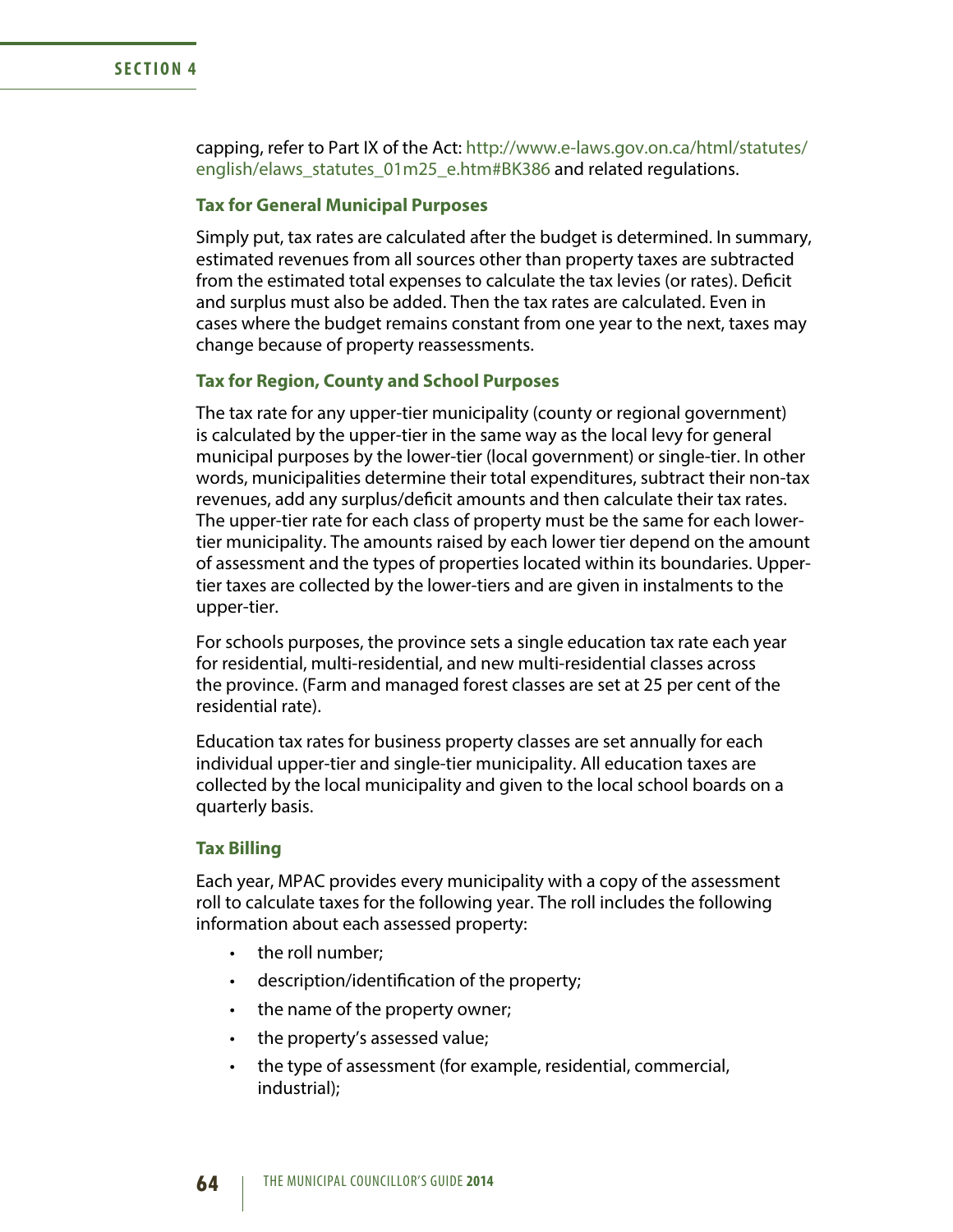capping, refer to Part IX of the Act: http://www.e-laws.gov.on.ca/html/statutes/english/elaws_statutes_01m25_e.htm#BK386 and related regulations.

### Tax for General Municipal Purposes

Simply put, tax rates are calculated after the budget is determined. In summary, estimated revenues from all sources other than property taxes are subtracted from the estimated total expenses to calculate the tax levies (or rates). Deficit and surplus must also be added. Then the tax rates are calculated. Even in cases where the budget remains constant from one year to the next, taxes may change because of property reassessments.

### Tax for Region, County and School Purposes

The tax rate for any upper-tier municipality (county or regional government) is calculated by the upper-tier in the same way as the local levy for general municipal purposes by the lower-tier (local government) or single-tier. In other words, municipalities determine their total expenditures, subtract their non-tax revenues, add any surplus/deficit amounts and then calculate their tax rates. The upper-tier rate for each class of property must be the same for each lower-tier municipality. The amounts raised by each lower tier depend on the amount of assessment and the types of properties located within its boundaries. Upper-tier taxes are collected by the lower-tiers and are given in instalments to the upper-tier.

For schools purposes, the province sets a single education tax rate each year for residential, multi-residential, and new multi-residential classes across the province. (Farm and managed forest classes are set at 25 per cent of the residential rate).

Education tax rates for business property classes are set annually for each individual upper-tier and single-tier municipality. All education taxes are collected by the local municipality and given to the local school boards on a quarterly basis.

### Tax Billing

Each year, MPAC provides every municipality with a copy of the assessment roll to calculate taxes for the following year. The roll includes the following information about each assessed property:

- the roll number;
- description/identification of the property;
- the name of the property owner;
- the property's assessed value;
- the type of assessment (for example, residential, commercial, industrial);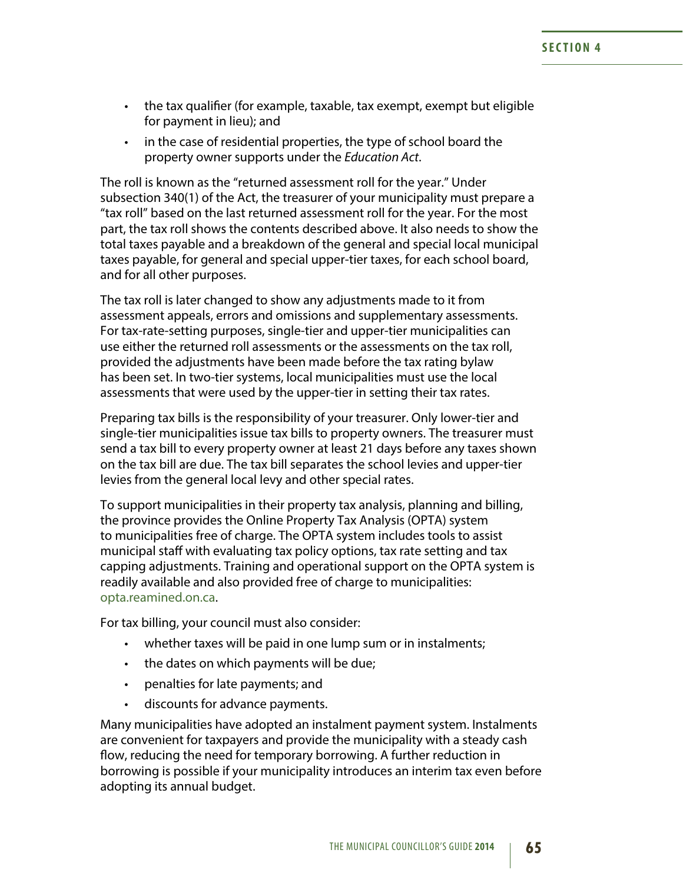- the tax qualifier (for example, taxable, tax exempt, exempt but eligible for payment in lieu); and
- in the case of residential properties, the type of school board the property owner supports under the *Education Act*.

The roll is known as the "returned assessment roll for the year." Under subsection 340(1) of the Act, the treasurer of your municipality must prepare a "tax roll" based on the last returned assessment roll for the year. For the most part, the tax roll shows the contents described above. It also needs to show the total taxes payable and a breakdown of the general and special local municipal taxes payable, for general and special upper-tier taxes, for each school board, and for all other purposes.

The tax roll is later changed to show any adjustments made to it from assessment appeals, errors and omissions and supplementary assessments. For tax-rate-setting purposes, single-tier and upper-tier municipalities can use either the returned roll assessments or the assessments on the tax roll, provided the adjustments have been made before the tax rating bylaw has been set. In two-tier systems, local municipalities must use the local assessments that were used by the upper-tier in setting their tax rates.

Preparing tax bills is the responsibility of your treasurer. Only lower-tier and single-tier municipalities issue tax bills to property owners. The treasurer must send a tax bill to every property owner at least 21 days before any taxes shown on the tax bill are due. The tax bill separates the school levies and upper-tier levies from the general local levy and other special rates.

To support municipalities in their property tax analysis, planning and billing, the province provides the Online Property Tax Analysis (OPTA) system to municipalities free of charge. The OPTA system includes tools to assist municipal staff with evaluating tax policy options, tax rate setting and tax capping adjustments. Training and operational support on the OPTA system is readily available and also provided free of charge to municipalities: opta.reamined.on.ca.

For tax billing, your council must also consider:

- whether taxes will be paid in one lump sum or in instalments;
- the dates on which payments will be due;
- penalties for late payments; and
- discounts for advance payments.

Many municipalities have adopted an instalment payment system. Instalments are convenient for taxpayers and provide the municipality with a steady cash flow, reducing the need for temporary borrowing. A further reduction in borrowing is possible if your municipality introduces an interim tax even before adopting its annual budget.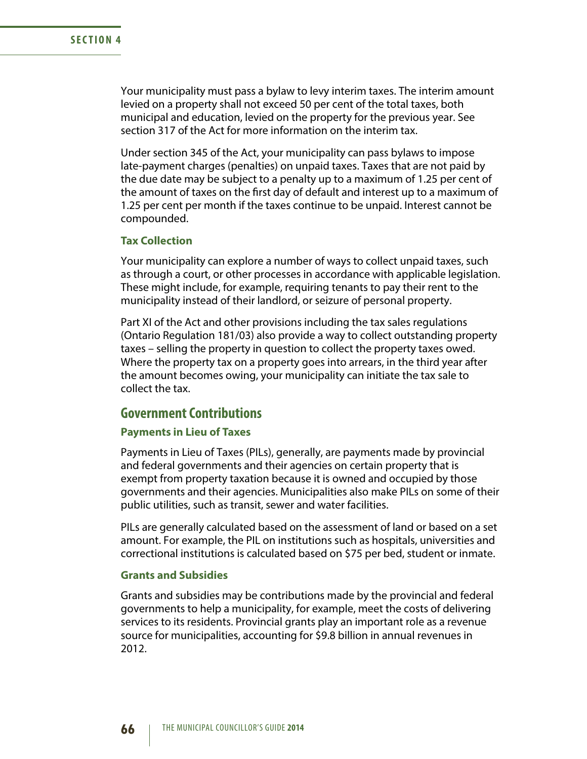Your municipality must pass a bylaw to levy interim taxes. The interim amount levied on a property shall not exceed 50 per cent of the total taxes, both municipal and education, levied on the property for the previous year. See section 317 of the Act for more information on the interim tax.

Under section 345 of the Act, your municipality can pass bylaws to impose late-payment charges (penalties) on unpaid taxes. Taxes that are not paid by the due date may be subject to a penalty up to a maximum of 1.25 per cent of the amount of taxes on the first day of default and interest up to a maximum of 1.25 per cent per month if the taxes continue to be unpaid. Interest cannot be compounded.

### Tax Collection

Your municipality can explore a number of ways to collect unpaid taxes, such as through a court, or other processes in accordance with applicable legislation. These might include, for example, requiring tenants to pay their rent to the municipality instead of their landlord, or seizure of personal property.

Part XI of the Act and other provisions including the tax sales regulations (Ontario Regulation 181/03) also provide a way to collect outstanding property taxes – selling the property in question to collect the property taxes owed. Where the property tax on a property goes into arrears, in the third year after the amount becomes owing, your municipality can initiate the tax sale to collect the tax.

## Government Contributions

### Payments in Lieu of Taxes

Payments in Lieu of Taxes (PILs), generally, are payments made by provincial and federal governments and their agencies on certain property that is exempt from property taxation because it is owned and occupied by those governments and their agencies. Municipalities also make PILs on some of their public utilities, such as transit, sewer and water facilities.

PILs are generally calculated based on the assessment of land or based on a set amount. For example, the PIL on institutions such as hospitals, universities and correctional institutions is calculated based on $75 per bed, student or inmate.

### Grants and Subsidies

Grants and subsidies may be contributions made by the provincial and federal governments to help a municipality, for example, meet the costs of delivering services to its residents. Provincial grants play an important role as a revenue source for municipalities, accounting for $9.8 billion in annual revenues in 2012.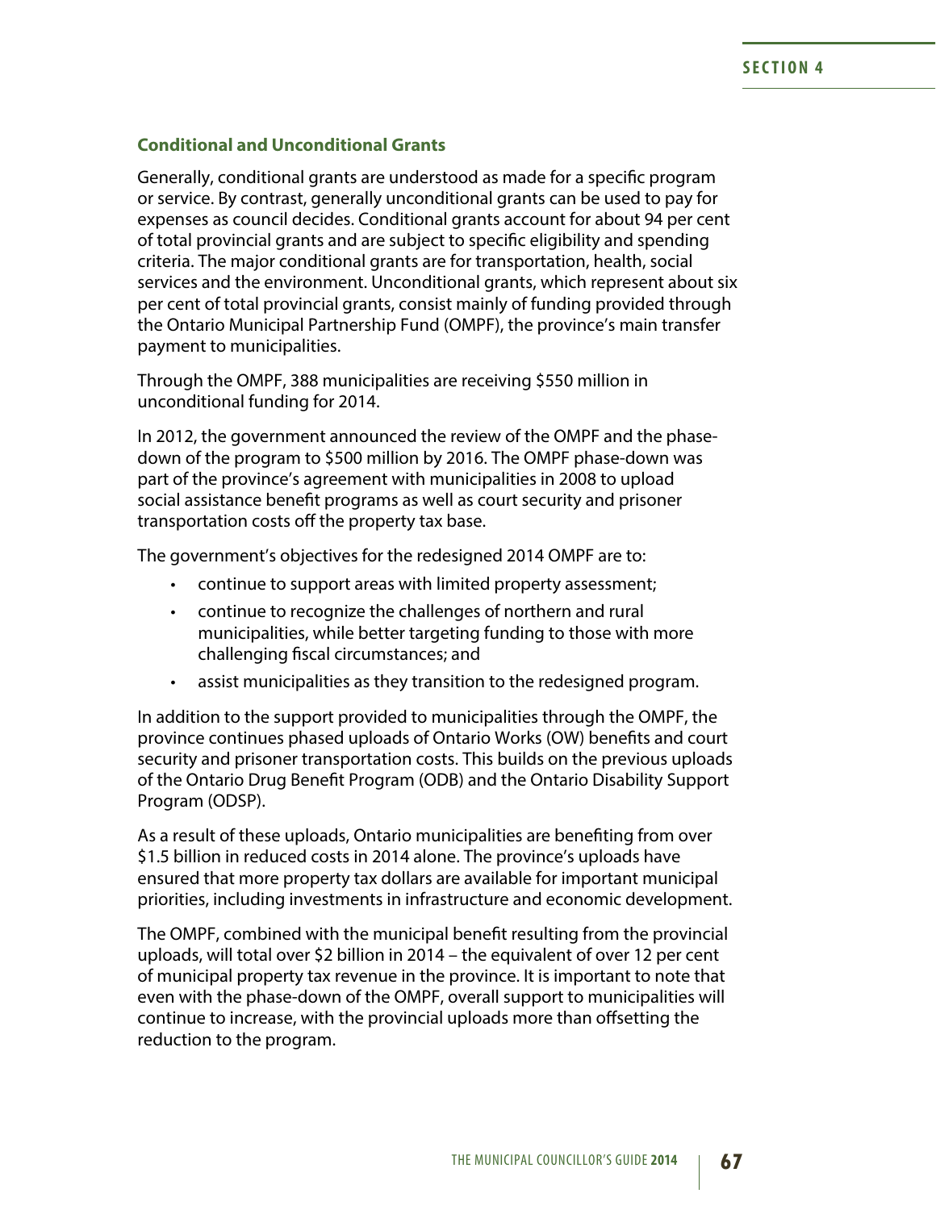### Conditional and Unconditional Grants

Generally, conditional grants are understood as made for a specific program or service. By contrast, generally unconditional grants can be used to pay for expenses as council decides. Conditional grants account for about 94 per cent of total provincial grants and are subject to specific eligibility and spending criteria. The major conditional grants are for transportation, health, social services and the environment. Unconditional grants, which represent about six per cent of total provincial grants, consist mainly of funding provided through the Ontario Municipal Partnership Fund (OMPF), the province's main transfer payment to municipalities.

Through the OMPF, 388 municipalities are receiving $550 million in unconditional funding for 2014.

In 2012, the government announced the review of the OMPF and the phase-down of the program to $500 million by 2016. The OMPF phase-down was part of the province's agreement with municipalities in 2008 to upload social assistance benefit programs as well as court security and prisoner transportation costs off the property tax base.

The government's objectives for the redesigned 2014 OMPF are to:

- continue to support areas with limited property assessment;
- continue to recognize the challenges of northern and rural municipalities, while better targeting funding to those with more challenging fiscal circumstances; and
- assist municipalities as they transition to the redesigned program.

In addition to the support provided to municipalities through the OMPF, the province continues phased uploads of Ontario Works (OW) benefits and court security and prisoner transportation costs. This builds on the previous uploads of the Ontario Drug Benefit Program (ODB) and the Ontario Disability Support Program (ODSP).

As a result of these uploads, Ontario municipalities are benefiting from over $1.5 billion in reduced costs in 2014 alone. The province's uploads have ensured that more property tax dollars are available for important municipal priorities, including investments in infrastructure and economic development.

The OMPF, combined with the municipal benefit resulting from the provincial uploads, will total over $2 billion in 2014 – the equivalent of over 12 per cent of municipal property tax revenue in the province. It is important to note that even with the phase-down of the OMPF, overall support to municipalities will continue to increase, with the provincial uploads more than offsetting the reduction to the program.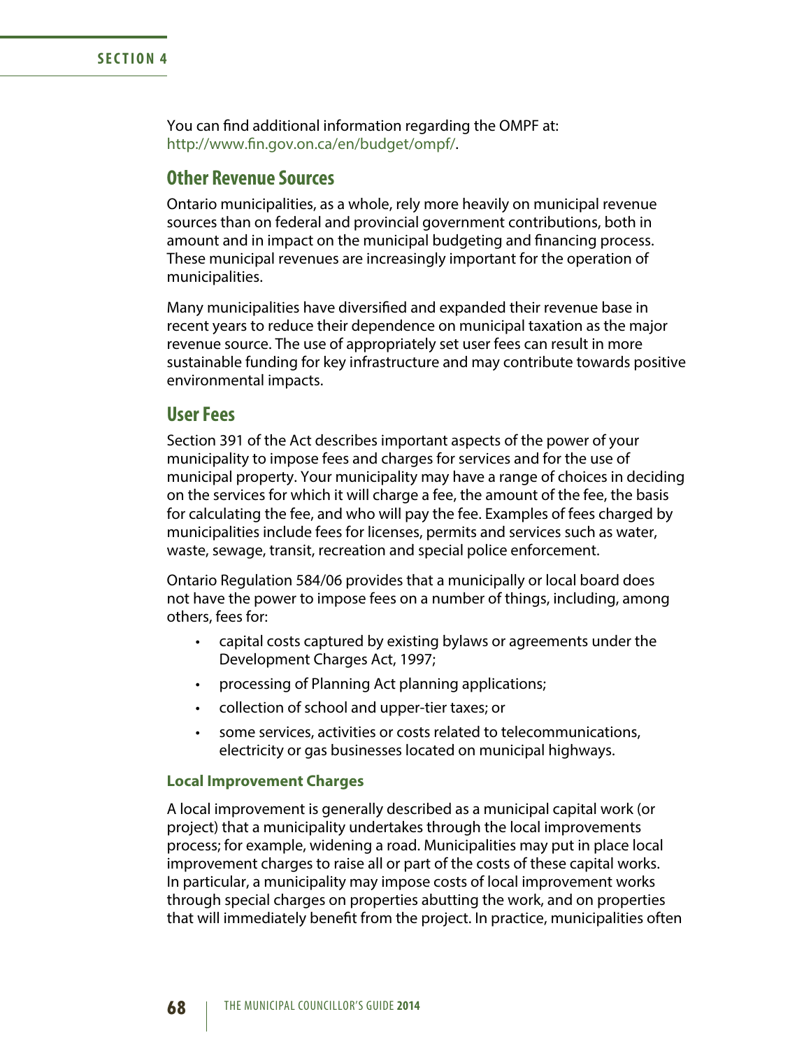You can find additional information regarding the OMPF at: http://www.fin.gov.on.ca/en/budget/ompf/.

## Other Revenue Sources

Ontario municipalities, as a whole, rely more heavily on municipal revenue sources than on federal and provincial government contributions, both in amount and in impact on the municipal budgeting and financing process. These municipal revenues are increasingly important for the operation of municipalities.

Many municipalities have diversified and expanded their revenue base in recent years to reduce their dependence on municipal taxation as the major revenue source. The use of appropriately set user fees can result in more sustainable funding for key infrastructure and may contribute towards positive environmental impacts.

## User Fees

Section 391 of the Act describes important aspects of the power of your municipality to impose fees and charges for services and for the use of municipal property. Your municipality may have a range of choices in deciding on the services for which it will charge a fee, the amount of the fee, the basis for calculating the fee, and who will pay the fee. Examples of fees charged by municipalities include fees for licenses, permits and services such as water, waste, sewage, transit, recreation and special police enforcement.

Ontario Regulation 584/06 provides that a municipally or local board does not have the power to impose fees on a number of things, including, among others, fees for:

- capital costs captured by existing bylaws or agreements under the Development Charges Act, 1997;
- processing of Planning Act planning applications;
- collection of school and upper-tier taxes; or
- some services, activities or costs related to telecommunications, electricity or gas businesses located on municipal highways.

### Local Improvement Charges

A local improvement is generally described as a municipal capital work (or project) that a municipality undertakes through the local improvements process; for example, widening a road. Municipalities may put in place local improvement charges to raise all or part of the costs of these capital works. In particular, a municipality may impose costs of local improvement works through special charges on properties abutting the work, and on properties that will immediately benefit from the project. In practice, municipalities often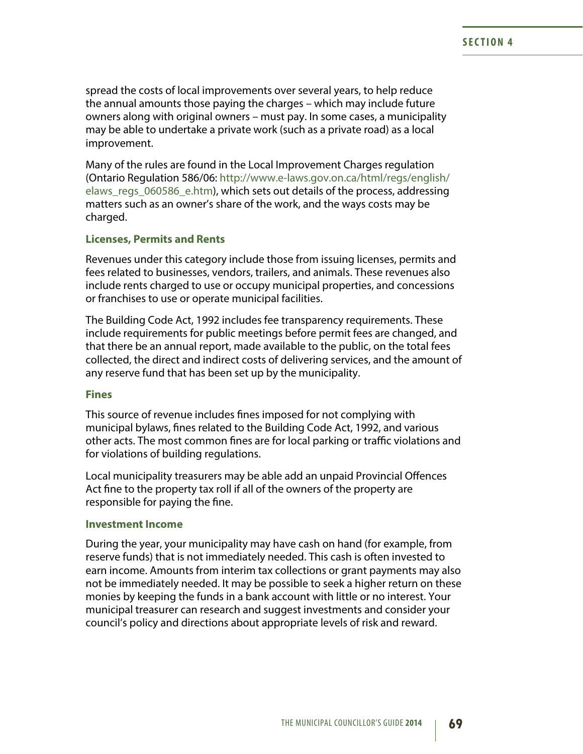spread the costs of local improvements over several years, to help reduce the annual amounts those paying the charges – which may include future owners along with original owners – must pay. In some cases, a municipality may be able to undertake a private work (such as a private road) as a local improvement.

Many of the rules are found in the Local Improvement Charges regulation (Ontario Regulation 586/06: http://www.e-laws.gov.on.ca/html/regs/english/elaws_regs_060586_e.htm), which sets out details of the process, addressing matters such as an owner's share of the work, and the ways costs may be charged.

### Licenses, Permits and Rents

Revenues under this category include those from issuing licenses, permits and fees related to businesses, vendors, trailers, and animals. These revenues also include rents charged to use or occupy municipal properties, and concessions or franchises to use or operate municipal facilities.

The Building Code Act, 1992 includes fee transparency requirements. These include requirements for public meetings before permit fees are changed, and that there be an annual report, made available to the public, on the total fees collected, the direct and indirect costs of delivering services, and the amount of any reserve fund that has been set up by the municipality.

### Fines

This source of revenue includes fines imposed for not complying with municipal bylaws, fines related to the Building Code Act, 1992, and various other acts. The most common fines are for local parking or traffic violations and for violations of building regulations.

Local municipality treasurers may be able add an unpaid Provincial Offences Act fine to the property tax roll if all of the owners of the property are responsible for paying the fine.

### Investment Income

During the year, your municipality may have cash on hand (for example, from reserve funds) that is not immediately needed. This cash is often invested to earn income. Amounts from interim tax collections or grant payments may also not be immediately needed. It may be possible to seek a higher return on these monies by keeping the funds in a bank account with little or no interest. Your municipal treasurer can research and suggest investments and consider your council's policy and directions about appropriate levels of risk and reward.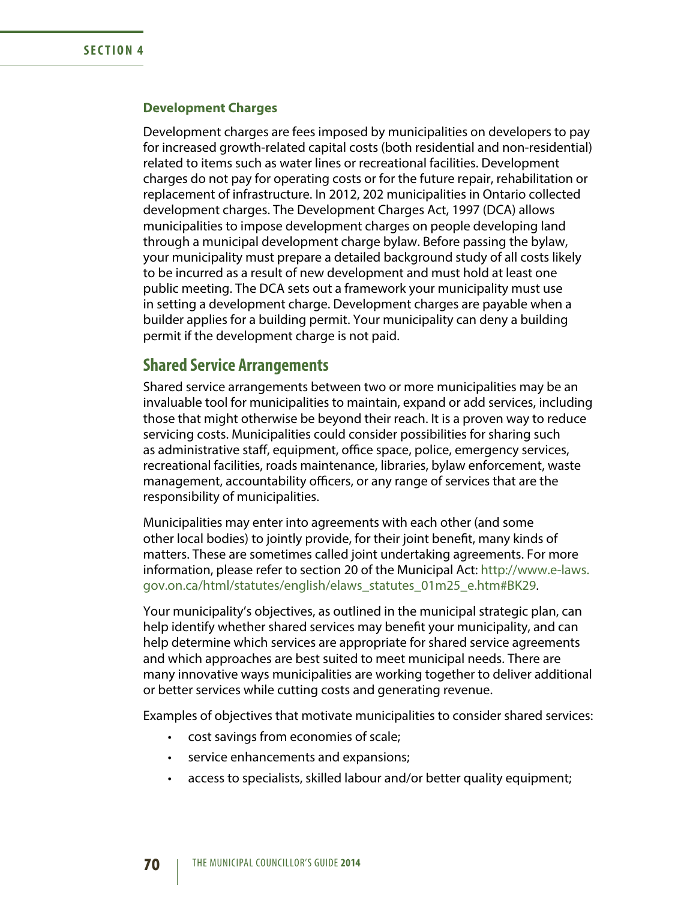### Development Charges

Development charges are fees imposed by municipalities on developers to pay for increased growth-related capital costs (both residential and non-residential) related to items such as water lines or recreational facilities. Development charges do not pay for operating costs or for the future repair, rehabilitation or replacement of infrastructure. In 2012, 202 municipalities in Ontario collected development charges. The Development Charges Act, 1997 (DCA) allows municipalities to impose development charges on people developing land through a municipal development charge bylaw. Before passing the bylaw, your municipality must prepare a detailed background study of all costs likely to be incurred as a result of new development and must hold at least one public meeting. The DCA sets out a framework your municipality must use in setting a development charge. Development charges are payable when a builder applies for a building permit. Your municipality can deny a building permit if the development charge is not paid.

## Shared Service Arrangements

Shared service arrangements between two or more municipalities may be an invaluable tool for municipalities to maintain, expand or add services, including those that might otherwise be beyond their reach. It is a proven way to reduce servicing costs. Municipalities could consider possibilities for sharing such as administrative staff, equipment, office space, police, emergency services, recreational facilities, roads maintenance, libraries, bylaw enforcement, waste management, accountability officers, or any range of services that are the responsibility of municipalities.

Municipalities may enter into agreements with each other (and some other local bodies) to jointly provide, for their joint benefit, many kinds of matters. These are sometimes called joint undertaking agreements. For more information, please refer to section 20 of the Municipal Act: http://www.e-laws.gov.on.ca/html/statutes/english/elaws_statutes_01m25_e.htm#BK29.

Your municipality's objectives, as outlined in the municipal strategic plan, can help identify whether shared services may benefit your municipality, and can help determine which services are appropriate for shared service agreements and which approaches are best suited to meet municipal needs. There are many innovative ways municipalities are working together to deliver additional or better services while cutting costs and generating revenue.

Examples of objectives that motivate municipalities to consider shared services:

- cost savings from economies of scale;
- service enhancements and expansions;
- access to specialists, skilled labour and/or better quality equipment;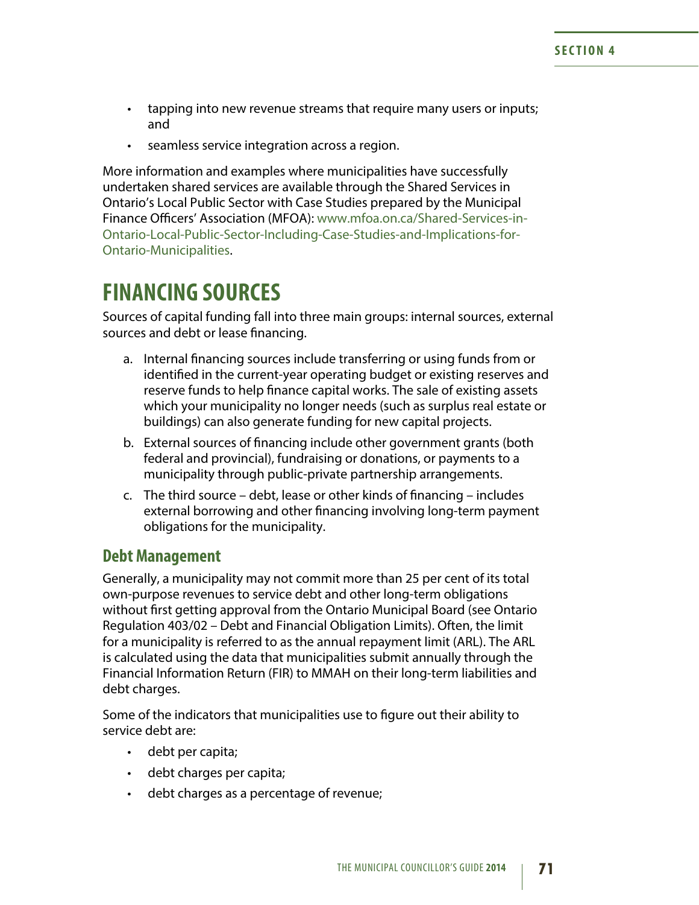- tapping into new revenue streams that require many users or inputs; and
- seamless service integration across a region.

More information and examples where municipalities have successfully undertaken shared services are available through the Shared Services in Ontario's Local Public Sector with Case Studies prepared by the Municipal Finance Officers' Association (MFOA): www.mfoa.on.ca/Shared-Services-in-Ontario-Local-Public-Sector-Including-Case-Studies-and-Implications-for-Ontario-Municipalities.

# FINANCING SOURCES

Sources of capital funding fall into three main groups: internal sources, external sources and debt or lease financing.

a. Internal financing sources include transferring or using funds from or identified in the current-year operating budget or existing reserves and reserve funds to help finance capital works. The sale of existing assets which your municipality no longer needs (such as surplus real estate or buildings) can also generate funding for new capital projects.

b. External sources of financing include other government grants (both federal and provincial), fundraising or donations, or payments to a municipality through public-private partnership arrangements.

c. The third source – debt, lease or other kinds of financing – includes external borrowing and other financing involving long-term payment obligations for the municipality.

## Debt Management

Generally, a municipality may not commit more than 25 per cent of its total own-purpose revenues to service debt and other long-term obligations without first getting approval from the Ontario Municipal Board (see Ontario Regulation 403/02 – Debt and Financial Obligation Limits). Often, the limit for a municipality is referred to as the annual repayment limit (ARL). The ARL is calculated using the data that municipalities submit annually through the Financial Information Return (FIR) to MMAH on their long-term liabilities and debt charges.

Some of the indicators that municipalities use to figure out their ability to service debt are:

- debt per capita;
- debt charges per capita;
- debt charges as a percentage of revenue;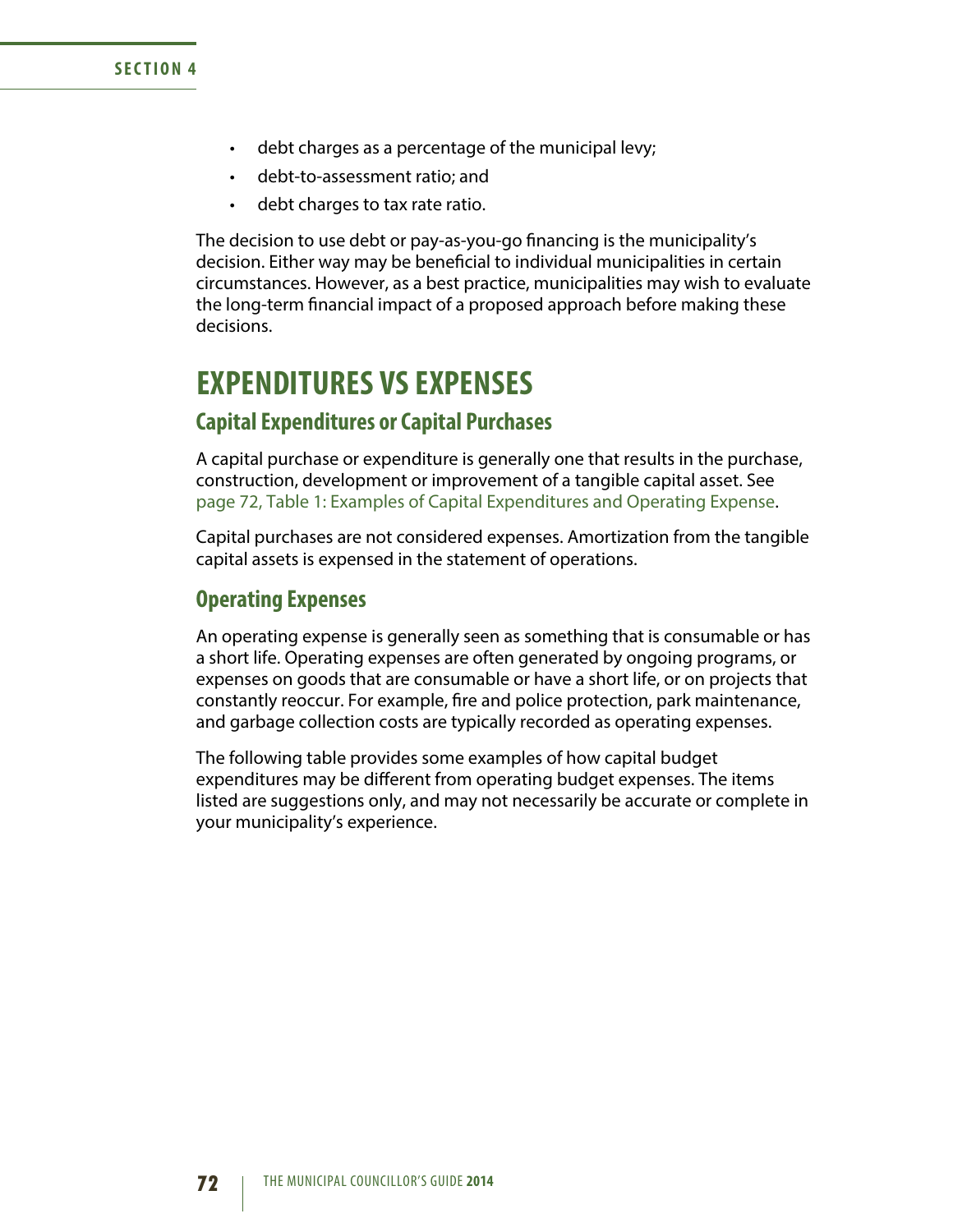- debt charges as a percentage of the municipal levy;
- debt-to-assessment ratio; and
- debt charges to tax rate ratio.

The decision to use debt or pay-as-you-go financing is the municipality's decision. Either way may be beneficial to individual municipalities in certain circumstances. However, as a best practice, municipalities may wish to evaluate the long-term financial impact of a proposed approach before making these decisions.

## EXPENDITURES VS EXPENSES

### Capital Expenditures or Capital Purchases

A capital purchase or expenditure is generally one that results in the purchase, construction, development or improvement of a tangible capital asset. See page 72, Table 1: Examples of Capital Expenditures and Operating Expense.

Capital purchases are not considered expenses. Amortization from the tangible capital assets is expensed in the statement of operations.

### Operating Expenses

An operating expense is generally seen as something that is consumable or has a short life. Operating expenses are often generated by ongoing programs, or expenses on goods that are consumable or have a short life, or on projects that constantly reoccur. For example, fire and police protection, park maintenance, and garbage collection costs are typically recorded as operating expenses.

The following table provides some examples of how capital budget expenditures may be different from operating budget expenses. The items listed are suggestions only, and may not necessarily be accurate or complete in your municipality's experience.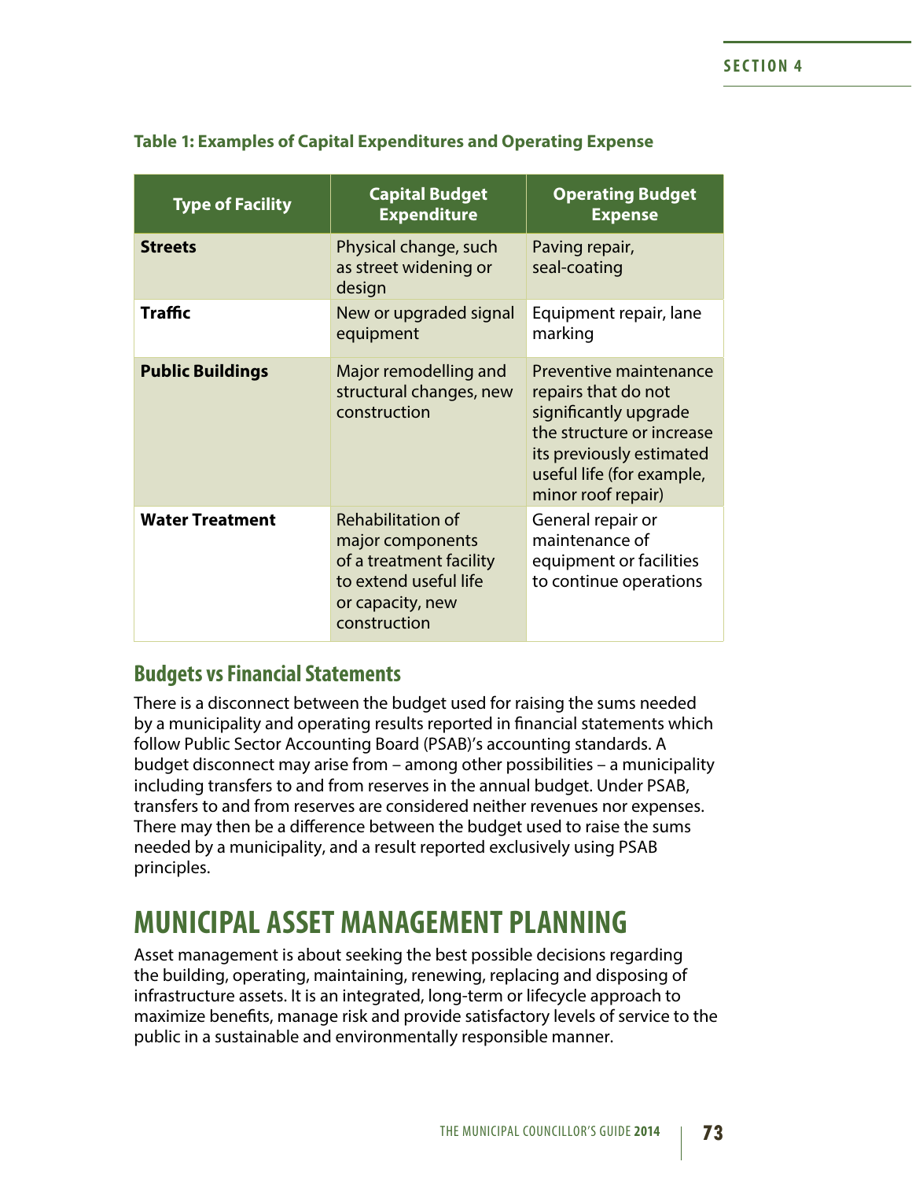**Table 1: Examples of Capital Expenditures and Operating Expense**

| Type of Facility | Capital Budget Expenditure | Operating Budget Expense |
| --- | --- | --- |
| **Streets** | Physical change, such as street widening or design | Paving repair, seal-coating |
| **Traffic** | New or upgraded signal equipment | Equipment repair, lane marking |
| **Public Buildings** | Major remodelling and structural changes, new construction | Preventive maintenance repairs that do not significantly upgrade the structure or increase its previously estimated useful life (for example, minor roof repair) |
| **Water Treatment** | Rehabilitation of major components of a treatment facility to extend useful life or capacity, new construction | General repair or maintenance of equipment or facilities to continue operations |

### Budgets vs Financial Statements

There is a disconnect between the budget used for raising the sums needed by a municipality and operating results reported in financial statements which follow Public Sector Accounting Board (PSAB)'s accounting standards. A budget disconnect may arise from – among other possibilities – a municipality including transfers to and from reserves in the annual budget. Under PSAB, transfers to and from reserves are considered neither revenues nor expenses. There may then be a difference between the budget used to raise the sums needed by a municipality, and a result reported exclusively using PSAB principles.

## MUNICIPAL ASSET MANAGEMENT PLANNING

Asset management is about seeking the best possible decisions regarding the building, operating, maintaining, renewing, replacing and disposing of infrastructure assets. It is an integrated, long-term or lifecycle approach to maximize benefits, manage risk and provide satisfactory levels of service to the public in a sustainable and environmentally responsible manner.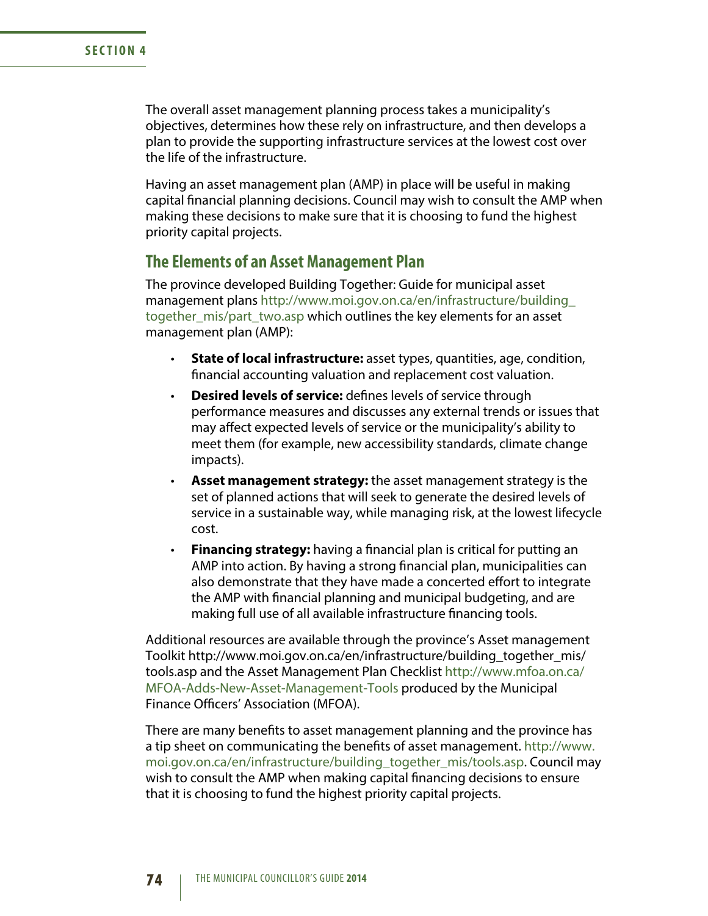The overall asset management planning process takes a municipality's objectives, determines how these rely on infrastructure, and then develops a plan to provide the supporting infrastructure services at the lowest cost over the life of the infrastructure.

Having an asset management plan (AMP) in place will be useful in making capital financial planning decisions. Council may wish to consult the AMP when making these decisions to make sure that it is choosing to fund the highest priority capital projects.

## The Elements of an Asset Management Plan

The province developed Building Together: Guide for municipal asset management plans http://www.moi.gov.on.ca/en/infrastructure/building_together_mis/part_two.asp which outlines the key elements for an asset management plan (AMP):

- **State of local infrastructure:** asset types, quantities, age, condition, financial accounting valuation and replacement cost valuation.
- **Desired levels of service:** defines levels of service through performance measures and discusses any external trends or issues that may affect expected levels of service or the municipality's ability to meet them (for example, new accessibility standards, climate change impacts).
- **Asset management strategy:** the asset management strategy is the set of planned actions that will seek to generate the desired levels of service in a sustainable way, while managing risk, at the lowest lifecycle cost.
- **Financing strategy:** having a financial plan is critical for putting an AMP into action. By having a strong financial plan, municipalities can also demonstrate that they have made a concerted effort to integrate the AMP with financial planning and municipal budgeting, and are making full use of all available infrastructure financing tools.

Additional resources are available through the province's Asset management Toolkit http://www.moi.gov.on.ca/en/infrastructure/building_together_mis/tools.asp and the Asset Management Plan Checklist http://www.mfoa.on.ca/MFOA-Adds-New-Asset-Management-Tools produced by the Municipal Finance Officers' Association (MFOA).

There are many benefits to asset management planning and the province has a tip sheet on communicating the benefits of asset management. http://www.moi.gov.on.ca/en/infrastructure/building_together_mis/tools.asp. Council may wish to consult the AMP when making capital financing decisions to ensure that it is choosing to fund the highest priority capital projects.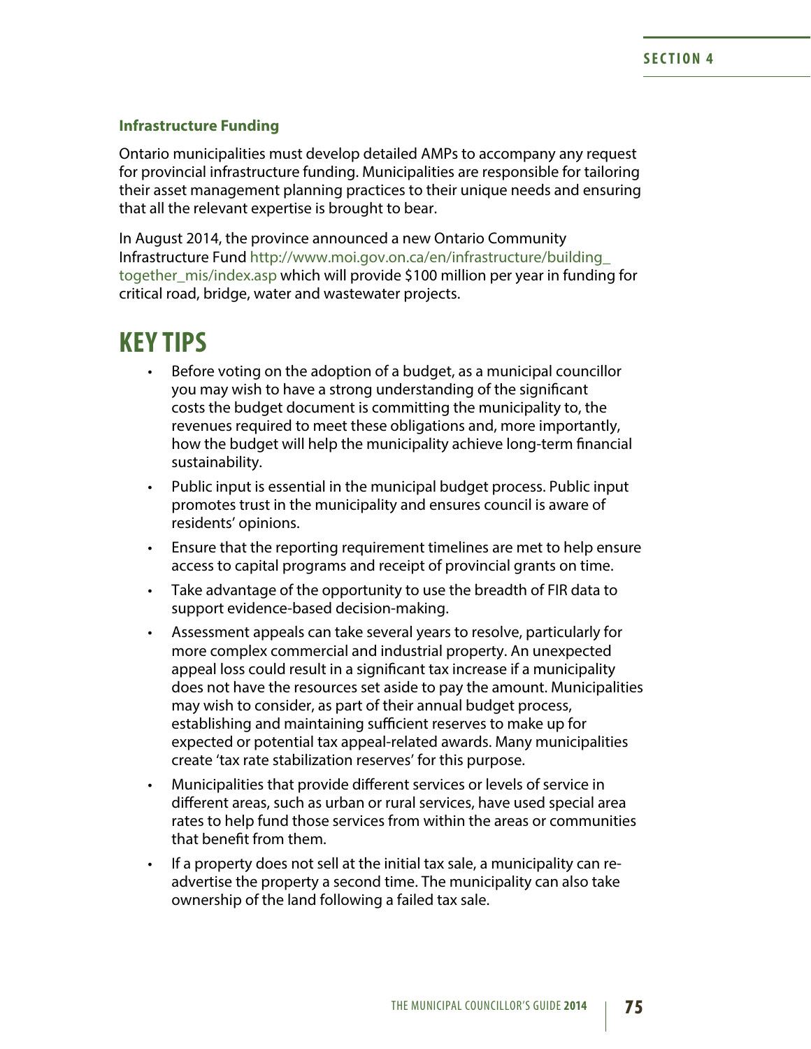### Infrastructure Funding

Ontario municipalities must develop detailed AMPs to accompany any request for provincial infrastructure funding. Municipalities are responsible for tailoring their asset management planning practices to their unique needs and ensuring that all the relevant expertise is brought to bear.

In August 2014, the province announced a new Ontario Community Infrastructure Fund http://www.moi.gov.on.ca/en/infrastructure/building_together_mis/index.asp which will provide $100 million per year in funding for critical road, bridge, water and wastewater projects.

## KEY TIPS

- Before voting on the adoption of a budget, as a municipal councillor you may wish to have a strong understanding of the significant costs the budget document is committing the municipality to, the revenues required to meet these obligations and, more importantly, how the budget will help the municipality achieve long-term financial sustainability.
- Public input is essential in the municipal budget process. Public input promotes trust in the municipality and ensures council is aware of residents' opinions.
- Ensure that the reporting requirement timelines are met to help ensure access to capital programs and receipt of provincial grants on time.
- Take advantage of the opportunity to use the breadth of FIR data to support evidence-based decision-making.
- Assessment appeals can take several years to resolve, particularly for more complex commercial and industrial property. An unexpected appeal loss could result in a significant tax increase if a municipality does not have the resources set aside to pay the amount. Municipalities may wish to consider, as part of their annual budget process, establishing and maintaining sufficient reserves to make up for expected or potential tax appeal-related awards. Many municipalities create 'tax rate stabilization reserves' for this purpose.
- Municipalities that provide different services or levels of service in different areas, such as urban or rural services, have used special area rates to help fund those services from within the areas or communities that benefit from them.
- If a property does not sell at the initial tax sale, a municipality can re-advertise the property a second time. The municipality can also take ownership of the land following a failed tax sale.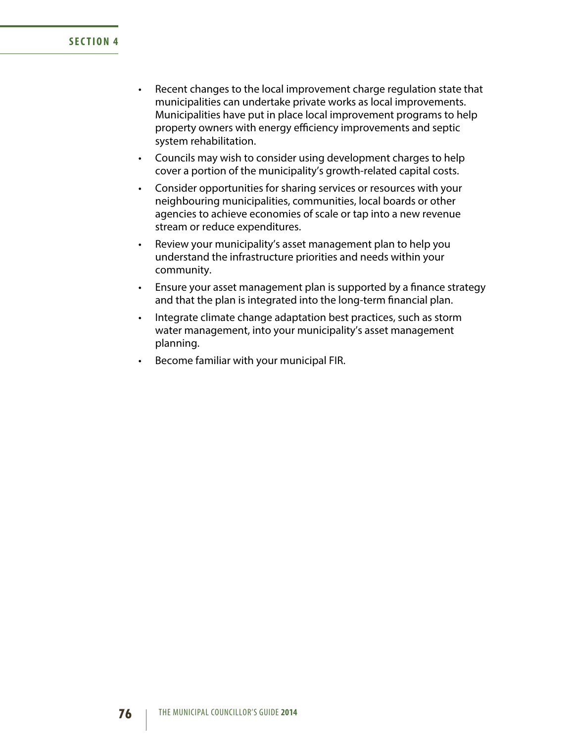- Recent changes to the local improvement charge regulation state that municipalities can undertake private works as local improvements. Municipalities have put in place local improvement programs to help property owners with energy efficiency improvements and septic system rehabilitation.
- Councils may wish to consider using development charges to help cover a portion of the municipality's growth-related capital costs.
- Consider opportunities for sharing services or resources with your neighbouring municipalities, communities, local boards or other agencies to achieve economies of scale or tap into a new revenue stream or reduce expenditures.
- Review your municipality's asset management plan to help you understand the infrastructure priorities and needs within your community.
- Ensure your asset management plan is supported by a finance strategy and that the plan is integrated into the long-term financial plan.
- Integrate climate change adaptation best practices, such as storm water management, into your municipality's asset management planning.
- Become familiar with your municipal FIR.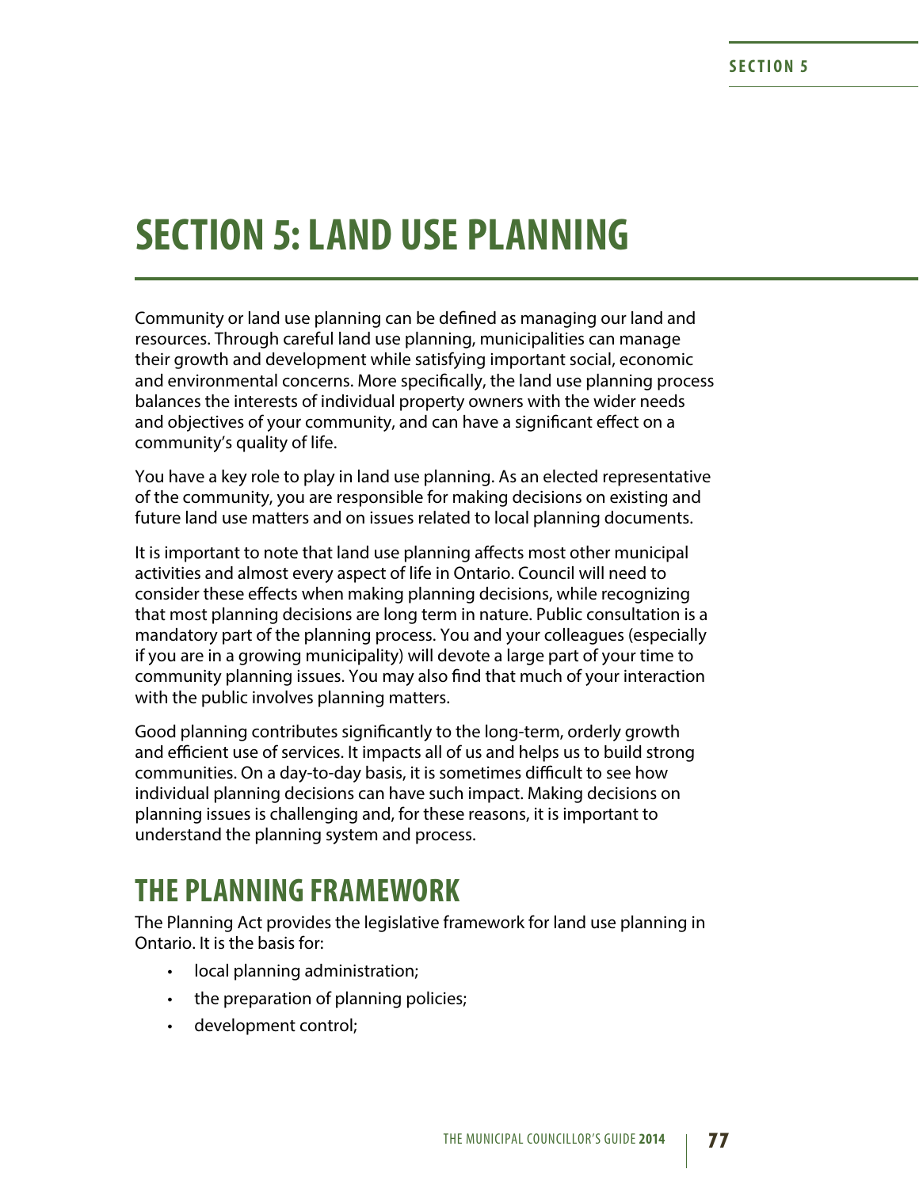# SECTION 5: LAND USE PLANNING

Community or land use planning can be defined as managing our land and resources. Through careful land use planning, municipalities can manage their growth and development while satisfying important social, economic and environmental concerns. More specifically, the land use planning process balances the interests of individual property owners with the wider needs and objectives of your community, and can have a significant effect on a community's quality of life.

You have a key role to play in land use planning. As an elected representative of the community, you are responsible for making decisions on existing and future land use matters and on issues related to local planning documents.

It is important to note that land use planning affects most other municipal activities and almost every aspect of life in Ontario. Council will need to consider these effects when making planning decisions, while recognizing that most planning decisions are long term in nature. Public consultation is a mandatory part of the planning process. You and your colleagues (especially if you are in a growing municipality) will devote a large part of your time to community planning issues. You may also find that much of your interaction with the public involves planning matters.

Good planning contributes significantly to the long-term, orderly growth and efficient use of services. It impacts all of us and helps us to build strong communities. On a day-to-day basis, it is sometimes difficult to see how individual planning decisions can have such impact. Making decisions on planning issues is challenging and, for these reasons, it is important to understand the planning system and process.

## THE PLANNING FRAMEWORK

The Planning Act provides the legislative framework for land use planning in Ontario. It is the basis for:

- local planning administration;
- the preparation of planning policies;
- development control;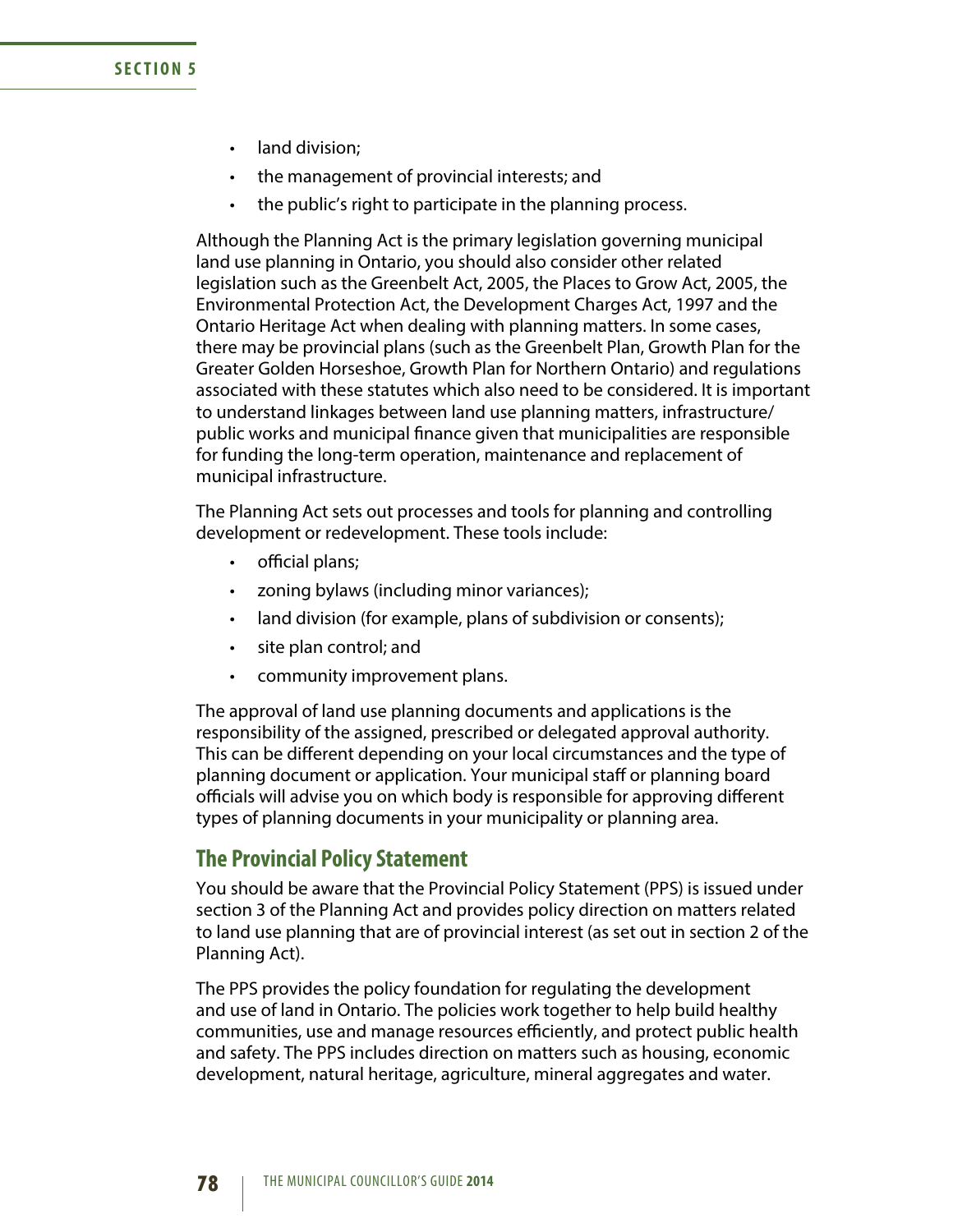- land division;
- the management of provincial interests; and
- the public's right to participate in the planning process.

Although the Planning Act is the primary legislation governing municipal land use planning in Ontario, you should also consider other related legislation such as the Greenbelt Act, 2005, the Places to Grow Act, 2005, the Environmental Protection Act, the Development Charges Act, 1997 and the Ontario Heritage Act when dealing with planning matters. In some cases, there may be provincial plans (such as the Greenbelt Plan, Growth Plan for the Greater Golden Horseshoe, Growth Plan for Northern Ontario) and regulations associated with these statutes which also need to be considered. It is important to understand linkages between land use planning matters, infrastructure/public works and municipal finance given that municipalities are responsible for funding the long-term operation, maintenance and replacement of municipal infrastructure.

The Planning Act sets out processes and tools for planning and controlling development or redevelopment. These tools include:

- official plans;
- zoning bylaws (including minor variances);
- land division (for example, plans of subdivision or consents);
- site plan control; and
- community improvement plans.

The approval of land use planning documents and applications is the responsibility of the assigned, prescribed or delegated approval authority. This can be different depending on your local circumstances and the type of planning document or application. Your municipal staff or planning board officials will advise you on which body is responsible for approving different types of planning documents in your municipality or planning area.

## The Provincial Policy Statement

You should be aware that the Provincial Policy Statement (PPS) is issued under section 3 of the Planning Act and provides policy direction on matters related to land use planning that are of provincial interest (as set out in section 2 of the Planning Act).

The PPS provides the policy foundation for regulating the development and use of land in Ontario. The policies work together to help build healthy communities, use and manage resources efficiently, and protect public health and safety. The PPS includes direction on matters such as housing, economic development, natural heritage, agriculture, mineral aggregates and water.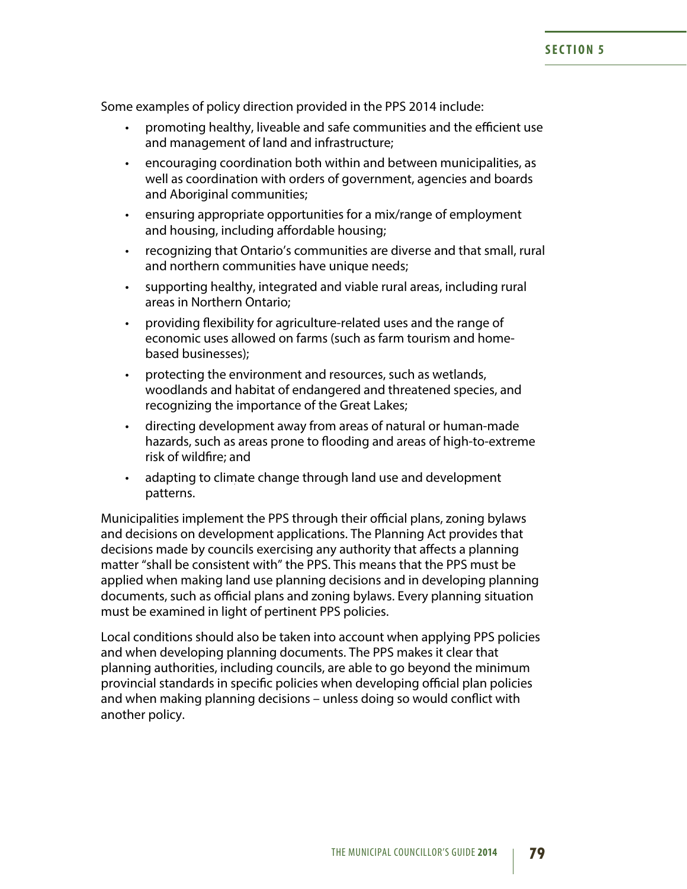Some examples of policy direction provided in the PPS 2014 include:

- promoting healthy, liveable and safe communities and the efficient use and management of land and infrastructure;
- encouraging coordination both within and between municipalities, as well as coordination with orders of government, agencies and boards and Aboriginal communities;
- ensuring appropriate opportunities for a mix/range of employment and housing, including affordable housing;
- recognizing that Ontario's communities are diverse and that small, rural and northern communities have unique needs;
- supporting healthy, integrated and viable rural areas, including rural areas in Northern Ontario;
- providing flexibility for agriculture-related uses and the range of economic uses allowed on farms (such as farm tourism and home-based businesses);
- protecting the environment and resources, such as wetlands, woodlands and habitat of endangered and threatened species, and recognizing the importance of the Great Lakes;
- directing development away from areas of natural or human-made hazards, such as areas prone to flooding and areas of high-to-extreme risk of wildfire; and
- adapting to climate change through land use and development patterns.

Municipalities implement the PPS through their official plans, zoning bylaws and decisions on development applications. The Planning Act provides that decisions made by councils exercising any authority that affects a planning matter "shall be consistent with" the PPS. This means that the PPS must be applied when making land use planning decisions and in developing planning documents, such as official plans and zoning bylaws. Every planning situation must be examined in light of pertinent PPS policies.

Local conditions should also be taken into account when applying PPS policies and when developing planning documents. The PPS makes it clear that planning authorities, including councils, are able to go beyond the minimum provincial standards in specific policies when developing official plan policies and when making planning decisions – unless doing so would conflict with another policy.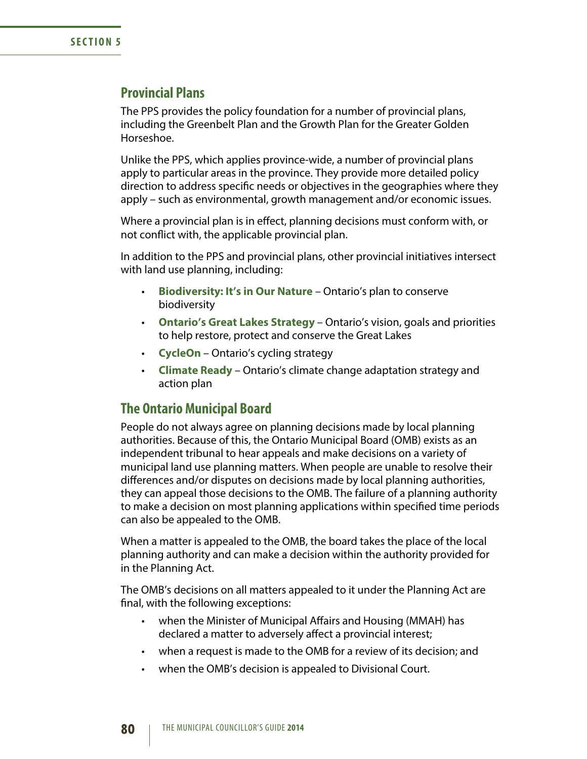## Provincial Plans

The PPS provides the policy foundation for a number of provincial plans, including the Greenbelt Plan and the Growth Plan for the Greater Golden Horseshoe.

Unlike the PPS, which applies province-wide, a number of provincial plans apply to particular areas in the province. They provide more detailed policy direction to address specific needs or objectives in the geographies where they apply – such as environmental, growth management and/or economic issues.

Where a provincial plan is in effect, planning decisions must conform with, or not conflict with, the applicable provincial plan.

In addition to the PPS and provincial plans, other provincial initiatives intersect with land use planning, including:

- **Biodiversity: It's in Our Nature** – Ontario's plan to conserve biodiversity
- **Ontario's Great Lakes Strategy** – Ontario's vision, goals and priorities to help restore, protect and conserve the Great Lakes
- **CycleOn** – Ontario's cycling strategy
- **Climate Ready** – Ontario's climate change adaptation strategy and action plan

## The Ontario Municipal Board

People do not always agree on planning decisions made by local planning authorities. Because of this, the Ontario Municipal Board (OMB) exists as an independent tribunal to hear appeals and make decisions on a variety of municipal land use planning matters. When people are unable to resolve their differences and/or disputes on decisions made by local planning authorities, they can appeal those decisions to the OMB. The failure of a planning authority to make a decision on most planning applications within specified time periods can also be appealed to the OMB.

When a matter is appealed to the OMB, the board takes the place of the local planning authority and can make a decision within the authority provided for in the Planning Act.

The OMB's decisions on all matters appealed to it under the Planning Act are final, with the following exceptions:

- when the Minister of Municipal Affairs and Housing (MMAH) has declared a matter to adversely affect a provincial interest;
- when a request is made to the OMB for a review of its decision; and
- when the OMB's decision is appealed to Divisional Court.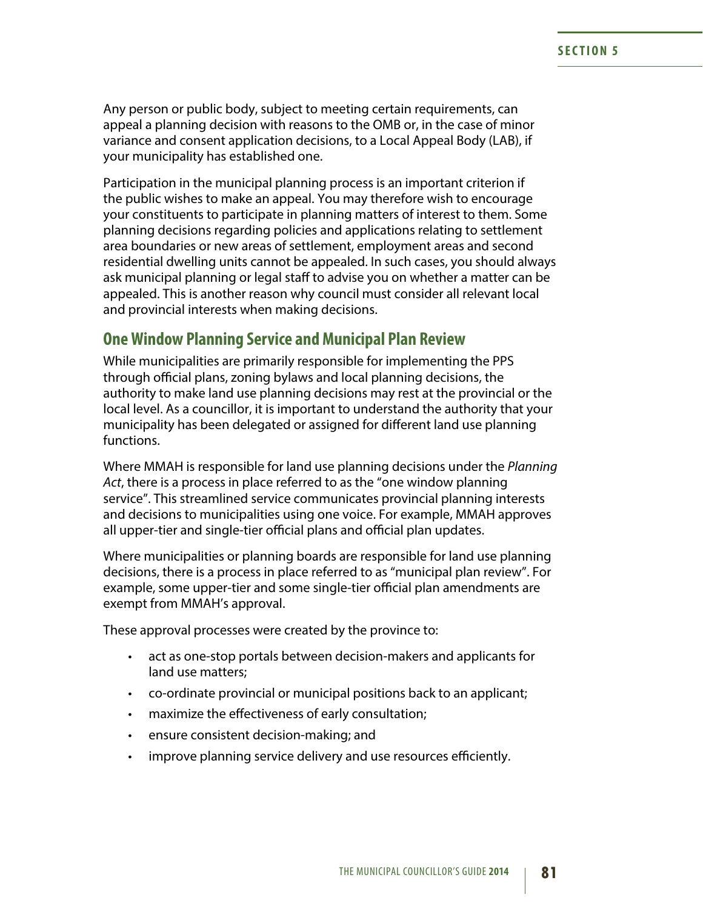Any person or public body, subject to meeting certain requirements, can appeal a planning decision with reasons to the OMB or, in the case of minor variance and consent application decisions, to a Local Appeal Body (LAB), if your municipality has established one.

Participation in the municipal planning process is an important criterion if the public wishes to make an appeal. You may therefore wish to encourage your constituents to participate in planning matters of interest to them. Some planning decisions regarding policies and applications relating to settlement area boundaries or new areas of settlement, employment areas and second residential dwelling units cannot be appealed. In such cases, you should always ask municipal planning or legal staff to advise you on whether a matter can be appealed. This is another reason why council must consider all relevant local and provincial interests when making decisions.

## One Window Planning Service and Municipal Plan Review

While municipalities are primarily responsible for implementing the PPS through official plans, zoning bylaws and local planning decisions, the authority to make land use planning decisions may rest at the provincial or the local level. As a councillor, it is important to understand the authority that your municipality has been delegated or assigned for different land use planning functions.

Where MMAH is responsible for land use planning decisions under the *Planning Act*, there is a process in place referred to as the "one window planning service". This streamlined service communicates provincial planning interests and decisions to municipalities using one voice. For example, MMAH approves all upper-tier and single-tier official plans and official plan updates.

Where municipalities or planning boards are responsible for land use planning decisions, there is a process in place referred to as "municipal plan review". For example, some upper-tier and some single-tier official plan amendments are exempt from MMAH's approval.

These approval processes were created by the province to:

- act as one-stop portals between decision-makers and applicants for land use matters;
- co-ordinate provincial or municipal positions back to an applicant;
- maximize the effectiveness of early consultation;
- ensure consistent decision-making; and
- improve planning service delivery and use resources efficiently.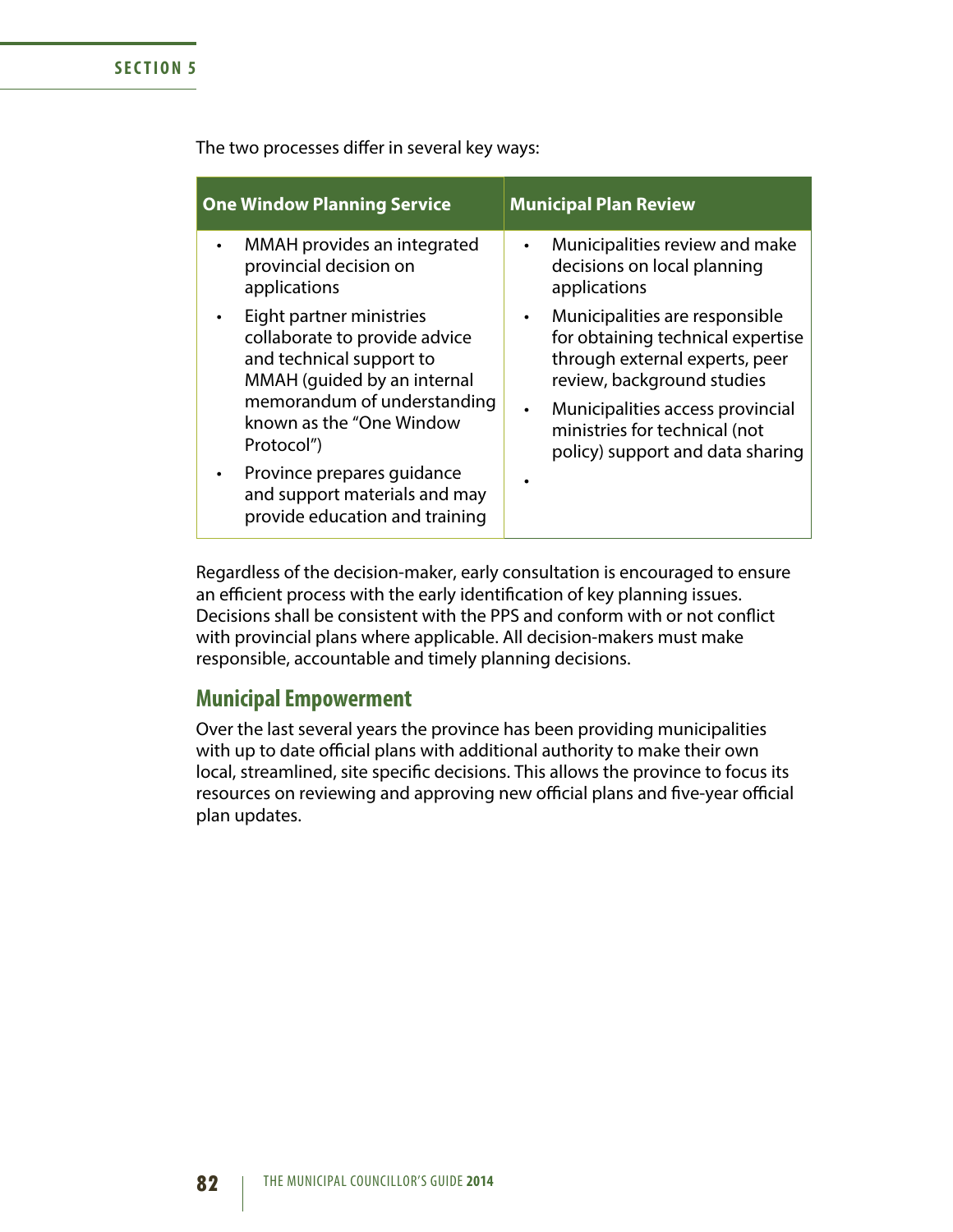The two processes differ in several key ways:

| One Window Planning Service | Municipal Plan Review |
|---|---|
| • MMAH provides an integrated provincial decision on applications<br>• Eight partner ministries collaborate to provide advice and technical support to MMAH (guided by an internal memorandum of understanding known as the "One Window Protocol")<br>• Province prepares guidance and support materials and may provide education and training | • Municipalities review and make decisions on local planning applications<br>• Municipalities are responsible for obtaining technical expertise through external experts, peer review, background studies<br>• Municipalities access provincial ministries for technical (not policy) support and data sharing<br>• |

Regardless of the decision-maker, early consultation is encouraged to ensure an efficient process with the early identification of key planning issues. Decisions shall be consistent with the PPS and conform with or not conflict with provincial plans where applicable. All decision-makers must make responsible, accountable and timely planning decisions.

## Municipal Empowerment

Over the last several years the province has been providing municipalities with up to date official plans with additional authority to make their own local, streamlined, site specific decisions. This allows the province to focus its resources on reviewing and approving new official plans and five-year official plan updates.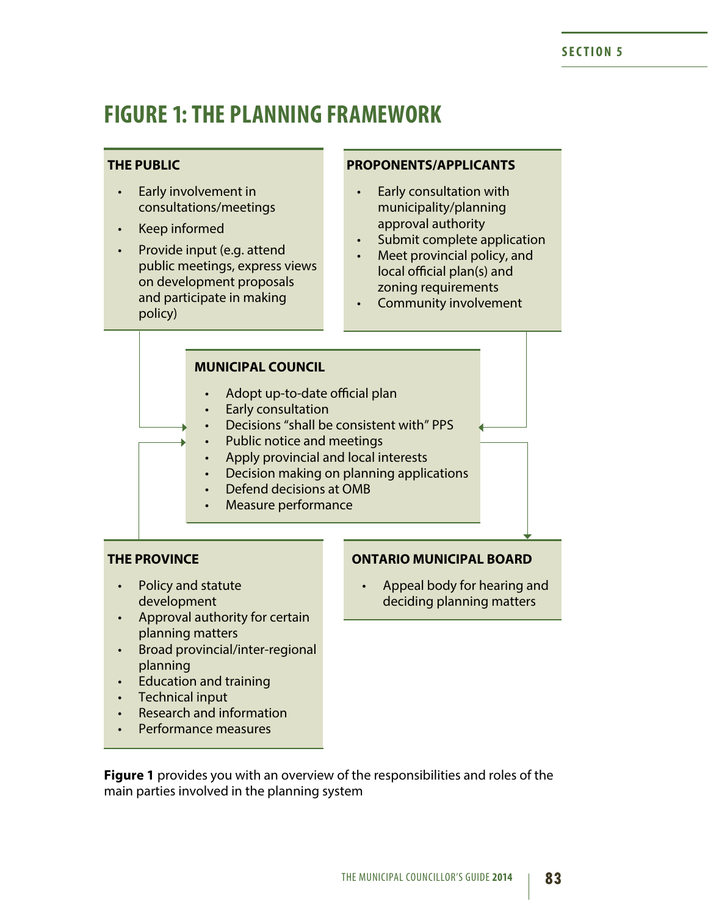# FIGURE 1: THE PLANNING FRAMEWORK

**THE PUBLIC**

- Early involvement in consultations/meetings
- Keep informed
- Provide input (e.g. attend public meetings, express views on development proposals and participate in making policy)

**PROPONENTS/APPLICANTS**

- Early consultation with municipality/planning approval authority
- Submit complete application
- Meet provincial policy, and local official plan(s) and zoning requirements
- Community involvement

**MUNICIPAL COUNCIL**

- Adopt up-to-date official plan
- Early consultation
- Decisions "shall be consistent with" PPS
- Public notice and meetings
- Apply provincial and local interests
- Decision making on planning applications
- Defend decisions at OMB
- Measure performance

**THE PROVINCE**

- Policy and statute development
- Approval authority for certain planning matters
- Broad provincial/inter-regional planning
- Education and training
- Technical input
- Research and information
- Performance measures

**ONTARIO MUNICIPAL BOARD**

- Appeal body for hearing and deciding planning matters

**Figure 1** provides you with an overview of the responsibilities and roles of the main parties involved in the planning system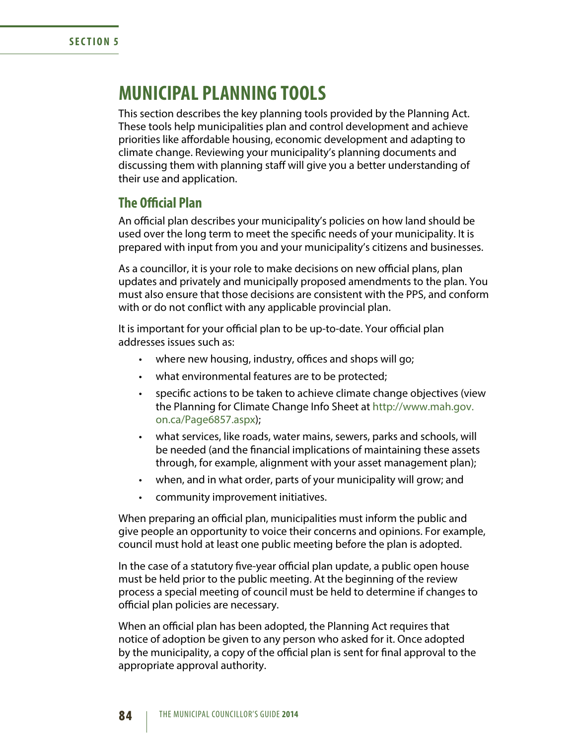## MUNICIPAL PLANNING TOOLS

This section describes the key planning tools provided by the Planning Act. These tools help municipalities plan and control development and achieve priorities like affordable housing, economic development and adapting to climate change. Reviewing your municipality's planning documents and discussing them with planning staff will give you a better understanding of their use and application.

### The Official Plan

An official plan describes your municipality's policies on how land should be used over the long term to meet the specific needs of your municipality. It is prepared with input from you and your municipality's citizens and businesses.

As a councillor, it is your role to make decisions on new official plans, plan updates and privately and municipally proposed amendments to the plan. You must also ensure that those decisions are consistent with the PPS, and conform with or do not conflict with any applicable provincial plan.

It is important for your official plan to be up-to-date. Your official plan addresses issues such as:

- where new housing, industry, offices and shops will go;
- what environmental features are to be protected;
- specific actions to be taken to achieve climate change objectives (view the Planning for Climate Change Info Sheet at http://www.mah.gov.on.ca/Page6857.aspx);
- what services, like roads, water mains, sewers, parks and schools, will be needed (and the financial implications of maintaining these assets through, for example, alignment with your asset management plan);
- when, and in what order, parts of your municipality will grow; and
- community improvement initiatives.

When preparing an official plan, municipalities must inform the public and give people an opportunity to voice their concerns and opinions. For example, council must hold at least one public meeting before the plan is adopted.

In the case of a statutory five-year official plan update, a public open house must be held prior to the public meeting. At the beginning of the review process a special meeting of council must be held to determine if changes to official plan policies are necessary.

When an official plan has been adopted, the Planning Act requires that notice of adoption be given to any person who asked for it. Once adopted by the municipality, a copy of the official plan is sent for final approval to the appropriate approval authority.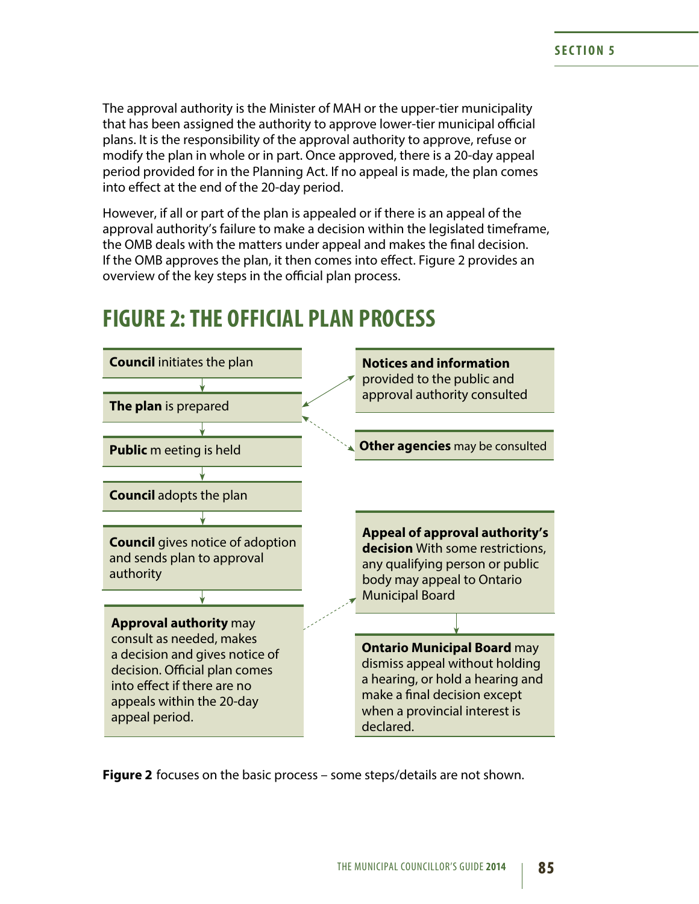The approval authority is the Minister of MAH or the upper-tier municipality that has been assigned the authority to approve lower-tier municipal official plans. It is the responsibility of the approval authority to approve, refuse or modify the plan in whole or in part. Once approved, there is a 20-day appeal period provided for in the Planning Act. If no appeal is made, the plan comes into effect at the end of the 20-day period.

However, if all or part of the plan is appealed or if there is an appeal of the approval authority's failure to make a decision within the legislated timeframe, the OMB deals with the matters under appeal and makes the final decision. If the OMB approves the plan, it then comes into effect. Figure 2 provides an overview of the key steps in the official plan process.

# FIGURE 2: THE OFFICIAL PLAN PROCESS

**Council** initiates the plan

**The plan** is prepared

**Notices and information** provided to the public and approval authority consulted

**Other agencies** may be consulted

**Public** m eeting is held

**Council** adopts the plan

**Council** gives notice of adoption and sends plan to approval authority

**Approval authority** may consult as needed, makes a decision and gives notice of decision. Official plan comes into effect if there are no appeals within the 20-day appeal period.

**Appeal of approval authority's decision** With some restrictions, any qualifying person or public body may appeal to Ontario Municipal Board

**Ontario Municipal Board** may dismiss appeal without holding a hearing, or hold a hearing and make a final decision except when a provincial interest is declared.

**Figure 2** focuses on the basic process – some steps/details are not shown.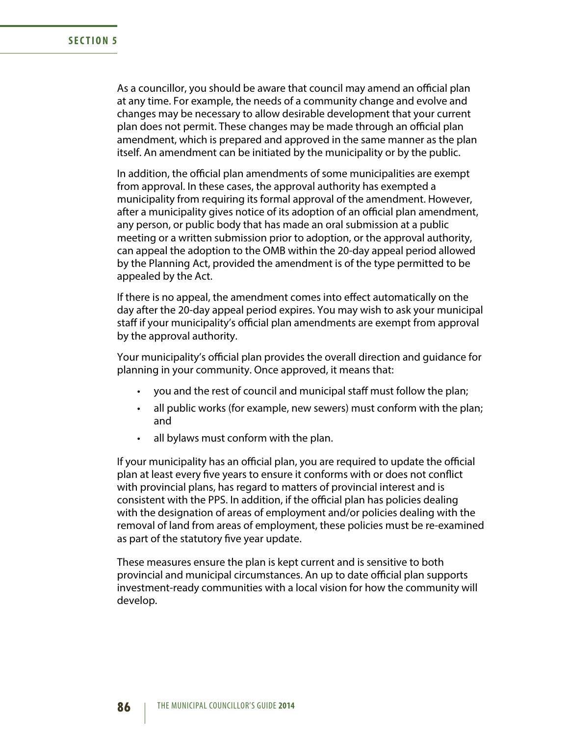As a councillor, you should be aware that council may amend an official plan at any time. For example, the needs of a community change and evolve and changes may be necessary to allow desirable development that your current plan does not permit. These changes may be made through an official plan amendment, which is prepared and approved in the same manner as the plan itself. An amendment can be initiated by the municipality or by the public.

In addition, the official plan amendments of some municipalities are exempt from approval. In these cases, the approval authority has exempted a municipality from requiring its formal approval of the amendment. However, after a municipality gives notice of its adoption of an official plan amendment, any person, or public body that has made an oral submission at a public meeting or a written submission prior to adoption, or the approval authority, can appeal the adoption to the OMB within the 20-day appeal period allowed by the Planning Act, provided the amendment is of the type permitted to be appealed by the Act.

If there is no appeal, the amendment comes into effect automatically on the day after the 20-day appeal period expires. You may wish to ask your municipal staff if your municipality's official plan amendments are exempt from approval by the approval authority.

Your municipality's official plan provides the overall direction and guidance for planning in your community. Once approved, it means that:

- you and the rest of council and municipal staff must follow the plan;
- all public works (for example, new sewers) must conform with the plan; and
- all bylaws must conform with the plan.

If your municipality has an official plan, you are required to update the official plan at least every five years to ensure it conforms with or does not conflict with provincial plans, has regard to matters of provincial interest and is consistent with the PPS. In addition, if the official plan has policies dealing with the designation of areas of employment and/or policies dealing with the removal of land from areas of employment, these policies must be re-examined as part of the statutory five year update.

These measures ensure the plan is kept current and is sensitive to both provincial and municipal circumstances. An up to date official plan supports investment-ready communities with a local vision for how the community will develop.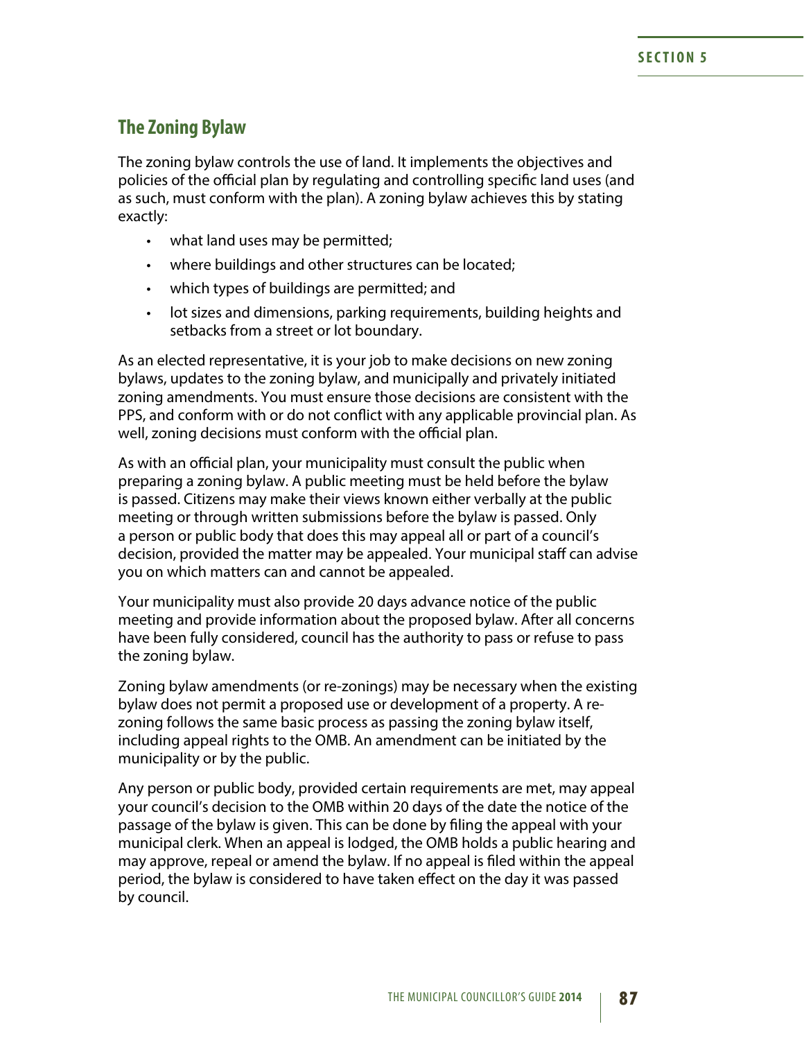## The Zoning Bylaw

The zoning bylaw controls the use of land. It implements the objectives and policies of the official plan by regulating and controlling specific land uses (and as such, must conform with the plan). A zoning bylaw achieves this by stating exactly:

- what land uses may be permitted;
- where buildings and other structures can be located;
- which types of buildings are permitted; and
- lot sizes and dimensions, parking requirements, building heights and setbacks from a street or lot boundary.

As an elected representative, it is your job to make decisions on new zoning bylaws, updates to the zoning bylaw, and municipally and privately initiated zoning amendments. You must ensure those decisions are consistent with the PPS, and conform with or do not conflict with any applicable provincial plan. As well, zoning decisions must conform with the official plan.

As with an official plan, your municipality must consult the public when preparing a zoning bylaw. A public meeting must be held before the bylaw is passed. Citizens may make their views known either verbally at the public meeting or through written submissions before the bylaw is passed. Only a person or public body that does this may appeal all or part of a council's decision, provided the matter may be appealed. Your municipal staff can advise you on which matters can and cannot be appealed.

Your municipality must also provide 20 days advance notice of the public meeting and provide information about the proposed bylaw. After all concerns have been fully considered, council has the authority to pass or refuse to pass the zoning bylaw.

Zoning bylaw amendments (or re-zonings) may be necessary when the existing bylaw does not permit a proposed use or development of a property. A re-zoning follows the same basic process as passing the zoning bylaw itself, including appeal rights to the OMB. An amendment can be initiated by the municipality or by the public.

Any person or public body, provided certain requirements are met, may appeal your council's decision to the OMB within 20 days of the date the notice of the passage of the bylaw is given. This can be done by filing the appeal with your municipal clerk. When an appeal is lodged, the OMB holds a public hearing and may approve, repeal or amend the bylaw. If no appeal is filed within the appeal period, the bylaw is considered to have taken effect on the day it was passed by council.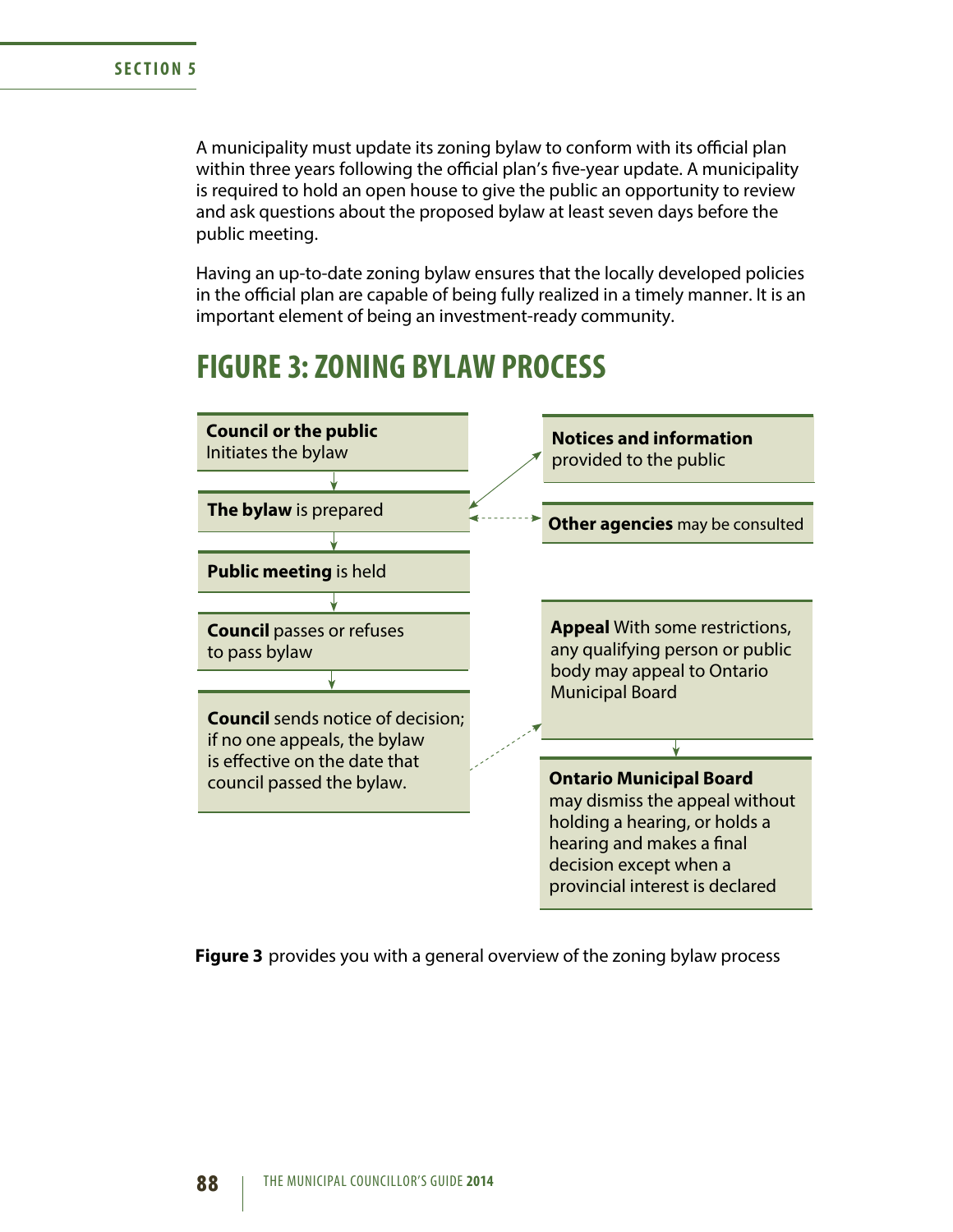A municipality must update its zoning bylaw to conform with its official plan within three years following the official plan's five-year update. A municipality is required to hold an open house to give the public an opportunity to review and ask questions about the proposed bylaw at least seven days before the public meeting.

Having an up-to-date zoning bylaw ensures that the locally developed policies in the official plan are capable of being fully realized in a timely manner. It is an important element of being an investment-ready community.

## FIGURE 3: ZONING BYLAW PROCESS

**Council or the public** Initiates the bylaw

↓

**The bylaw** is prepared

- → **Notices and information** provided to the public
- ↔ **Other agencies** may be consulted

↓

**Public meeting** is held

↓

**Council** passes or refuses to pass bylaw

↓

**Council** sends notice of decision; if no one appeals, the bylaw is effective on the date that council passed the bylaw.

- → **Appeal** With some restrictions, any qualifying person or public body may appeal to Ontario Municipal Board

↓

**Ontario Municipal Board** may dismiss the appeal without holding a hearing, or holds a hearing and makes a final decision except when a provincial interest is declared

**Figure 3** provides you with a general overview of the zoning bylaw process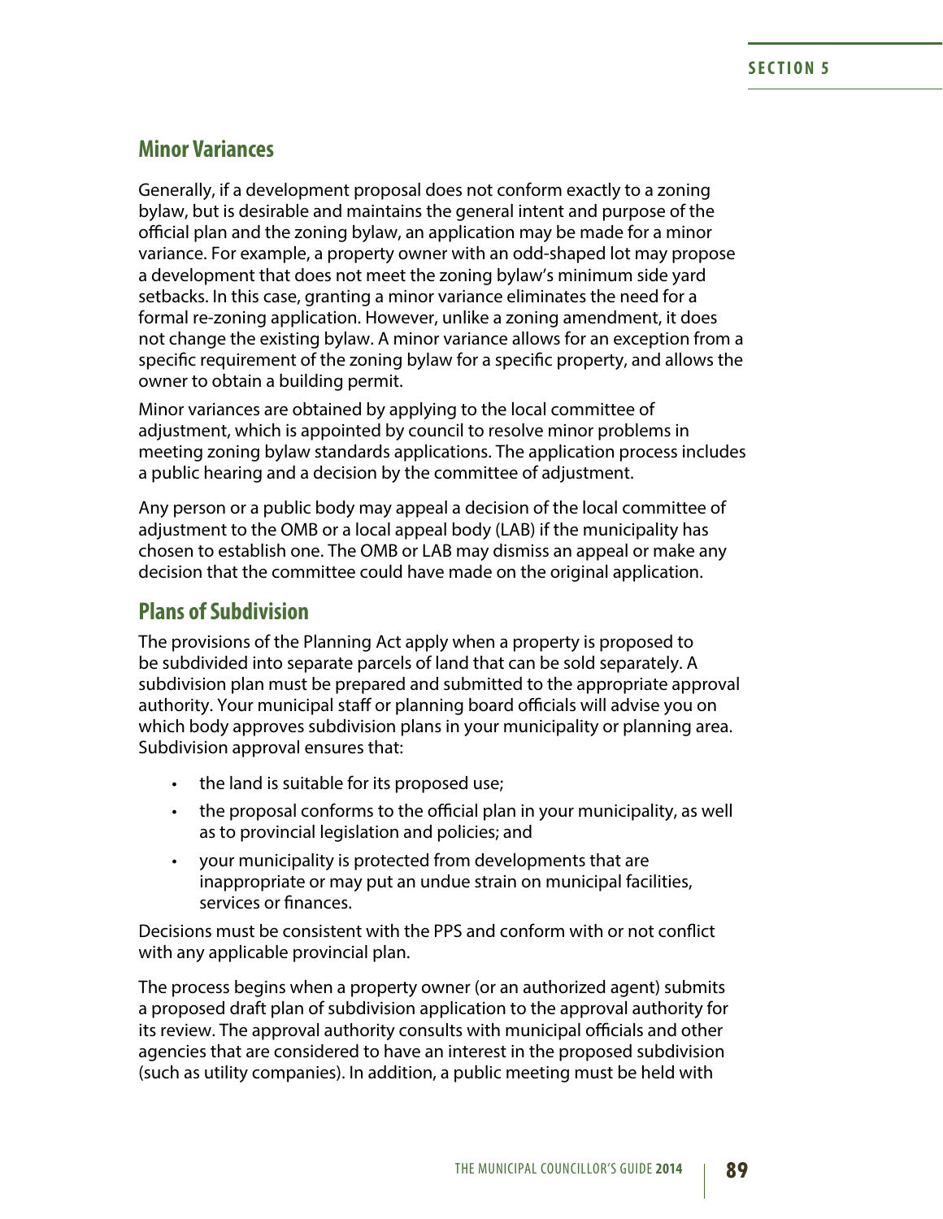## Minor Variances

Generally, if a development proposal does not conform exactly to a zoning bylaw, but is desirable and maintains the general intent and purpose of the official plan and the zoning bylaw, an application may be made for a minor variance. For example, a property owner with an odd-shaped lot may propose a development that does not meet the zoning bylaw's minimum side yard setbacks. In this case, granting a minor variance eliminates the need for a formal re-zoning application. However, unlike a zoning amendment, it does not change the existing bylaw. A minor variance allows for an exception from a specific requirement of the zoning bylaw for a specific property, and allows the owner to obtain a building permit.

Minor variances are obtained by applying to the local committee of adjustment, which is appointed by council to resolve minor problems in meeting zoning bylaw standards applications. The application process includes a public hearing and a decision by the committee of adjustment.

Any person or a public body may appeal a decision of the local committee of adjustment to the OMB or a local appeal body (LAB) if the municipality has chosen to establish one. The OMB or LAB may dismiss an appeal or make any decision that the committee could have made on the original application.

## Plans of Subdivision

The provisions of the Planning Act apply when a property is proposed to be subdivided into separate parcels of land that can be sold separately. A subdivision plan must be prepared and submitted to the appropriate approval authority. Your municipal staff or planning board officials will advise you on which body approves subdivision plans in your municipality or planning area. Subdivision approval ensures that:

- the land is suitable for its proposed use;
- the proposal conforms to the official plan in your municipality, as well as to provincial legislation and policies; and
- your municipality is protected from developments that are inappropriate or may put an undue strain on municipal facilities, services or finances.

Decisions must be consistent with the PPS and conform with or not conflict with any applicable provincial plan.

The process begins when a property owner (or an authorized agent) submits a proposed draft plan of subdivision application to the approval authority for its review. The approval authority consults with municipal officials and other agencies that are considered to have an interest in the proposed subdivision (such as utility companies). In addition, a public meeting must be held with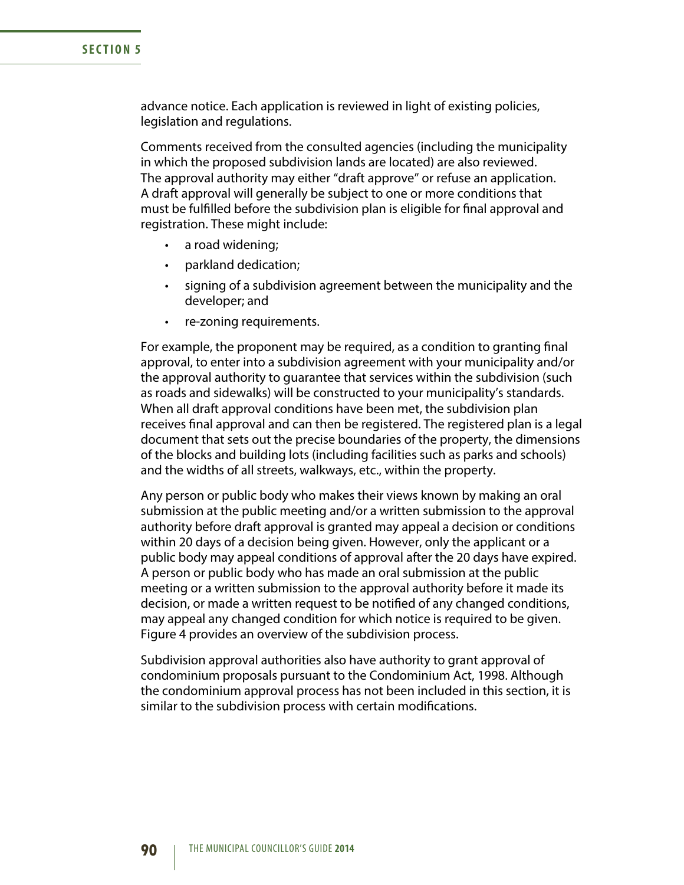advance notice. Each application is reviewed in light of existing policies, legislation and regulations.

Comments received from the consulted agencies (including the municipality in which the proposed subdivision lands are located) are also reviewed. The approval authority may either "draft approve" or refuse an application. A draft approval will generally be subject to one or more conditions that must be fulfilled before the subdivision plan is eligible for final approval and registration. These might include:

- a road widening;
- parkland dedication;
- signing of a subdivision agreement between the municipality and the developer; and
- re-zoning requirements.

For example, the proponent may be required, as a condition to granting final approval, to enter into a subdivision agreement with your municipality and/or the approval authority to guarantee that services within the subdivision (such as roads and sidewalks) will be constructed to your municipality's standards. When all draft approval conditions have been met, the subdivision plan receives final approval and can then be registered. The registered plan is a legal document that sets out the precise boundaries of the property, the dimensions of the blocks and building lots (including facilities such as parks and schools) and the widths of all streets, walkways, etc., within the property.

Any person or public body who makes their views known by making an oral submission at the public meeting and/or a written submission to the approval authority before draft approval is granted may appeal a decision or conditions within 20 days of a decision being given. However, only the applicant or a public body may appeal conditions of approval after the 20 days have expired. A person or public body who has made an oral submission at the public meeting or a written submission to the approval authority before it made its decision, or made a written request to be notified of any changed conditions, may appeal any changed condition for which notice is required to be given. Figure 4 provides an overview of the subdivision process.

Subdivision approval authorities also have authority to grant approval of condominium proposals pursuant to the Condominium Act, 1998. Although the condominium approval process has not been included in this section, it is similar to the subdivision process with certain modifications.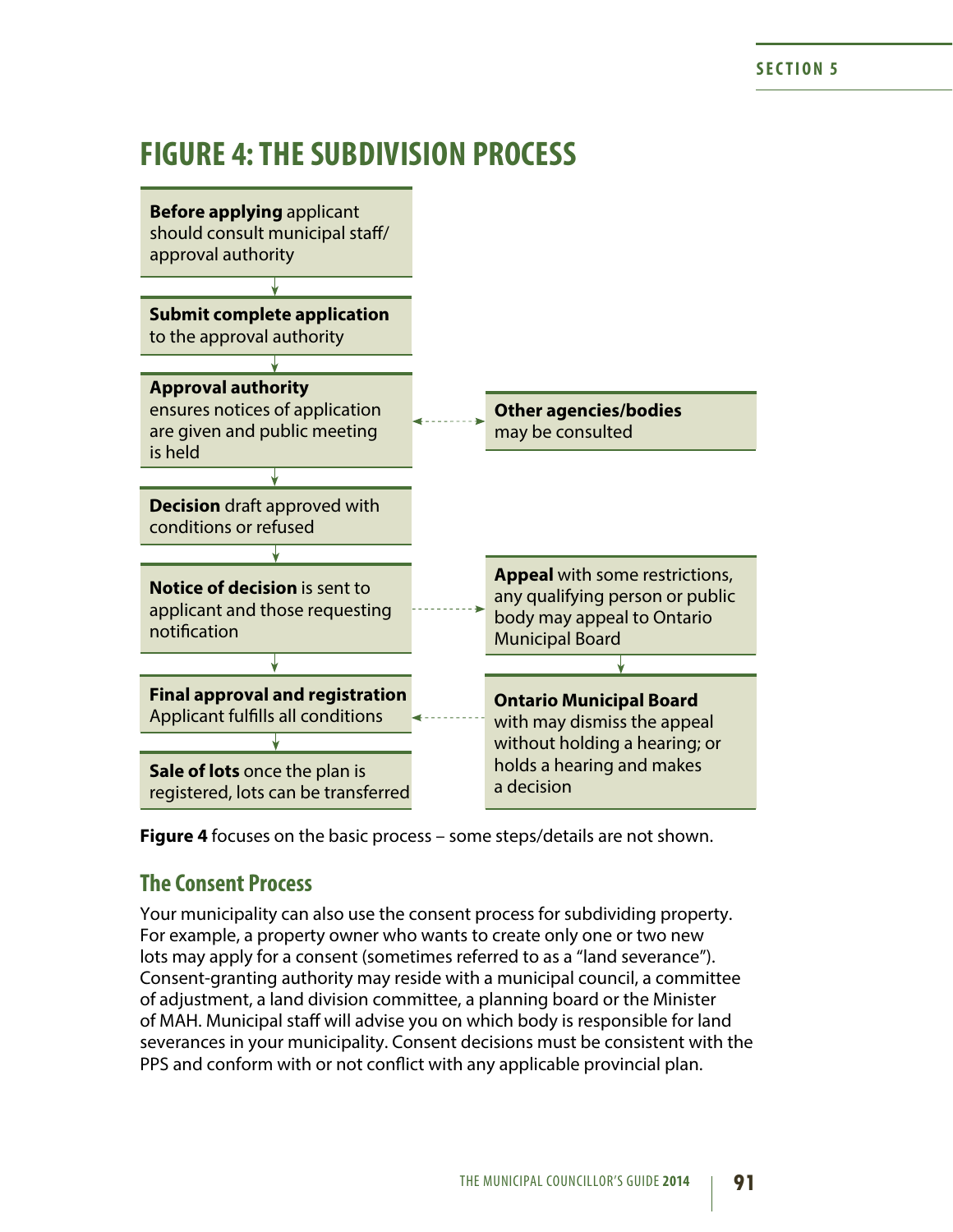## FIGURE 4: THE SUBDIVISION PROCESS

**Before applying** applicant should consult municipal staff/ approval authority

↓

**Submit complete application** to the approval authority

↓

**Approval authority** ensures notices of application are given and public meeting is held ↔ **Other agencies/bodies** may be consulted

↓

**Decision** draft approved with conditions or refused

↓

**Notice of decision** is sent to applicant and those requesting notification → **Appeal** with some restrictions, any qualifying person or public body may appeal to Ontario Municipal Board

↓ (Appeal) → **Ontario Municipal Board** with may dismiss the appeal without holding a hearing; or holds a hearing and makes a decision

↓

**Final approval and registration** Applicant fulfills all conditions ← (Ontario Municipal Board)

↓

**Sale of lots** once the plan is registered, lots can be transferred

**Figure 4** focuses on the basic process – some steps/details are not shown.

### The Consent Process

Your municipality can also use the consent process for subdividing property. For example, a property owner who wants to create only one or two new lots may apply for a consent (sometimes referred to as a "land severance"). Consent-granting authority may reside with a municipal council, a committee of adjustment, a land division committee, a planning board or the Minister of MAH. Municipal staff will advise you on which body is responsible for land severances in your municipality. Consent decisions must be consistent with the PPS and conform with or not conflict with any applicable provincial plan.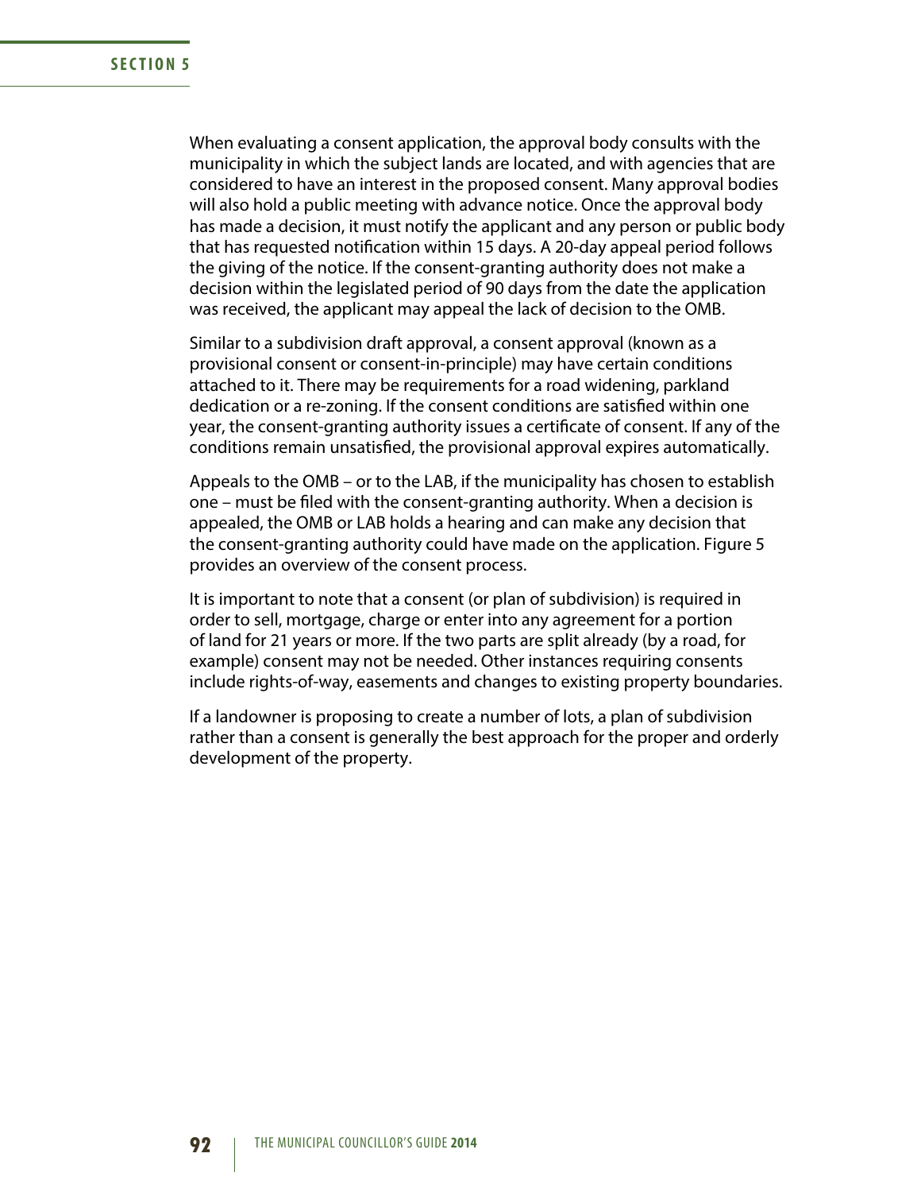When evaluating a consent application, the approval body consults with the municipality in which the subject lands are located, and with agencies that are considered to have an interest in the proposed consent. Many approval bodies will also hold a public meeting with advance notice. Once the approval body has made a decision, it must notify the applicant and any person or public body that has requested notification within 15 days. A 20-day appeal period follows the giving of the notice. If the consent-granting authority does not make a decision within the legislated period of 90 days from the date the application was received, the applicant may appeal the lack of decision to the OMB.

Similar to a subdivision draft approval, a consent approval (known as a provisional consent or consent-in-principle) may have certain conditions attached to it. There may be requirements for a road widening, parkland dedication or a re-zoning. If the consent conditions are satisfied within one year, the consent-granting authority issues a certificate of consent. If any of the conditions remain unsatisfied, the provisional approval expires automatically.

Appeals to the OMB – or to the LAB, if the municipality has chosen to establish one – must be filed with the consent-granting authority. When a decision is appealed, the OMB or LAB holds a hearing and can make any decision that the consent-granting authority could have made on the application. Figure 5 provides an overview of the consent process.

It is important to note that a consent (or plan of subdivision) is required in order to sell, mortgage, charge or enter into any agreement for a portion of land for 21 years or more. If the two parts are split already (by a road, for example) consent may not be needed. Other instances requiring consents include rights-of-way, easements and changes to existing property boundaries.

If a landowner is proposing to create a number of lots, a plan of subdivision rather than a consent is generally the best approach for the proper and orderly development of the property.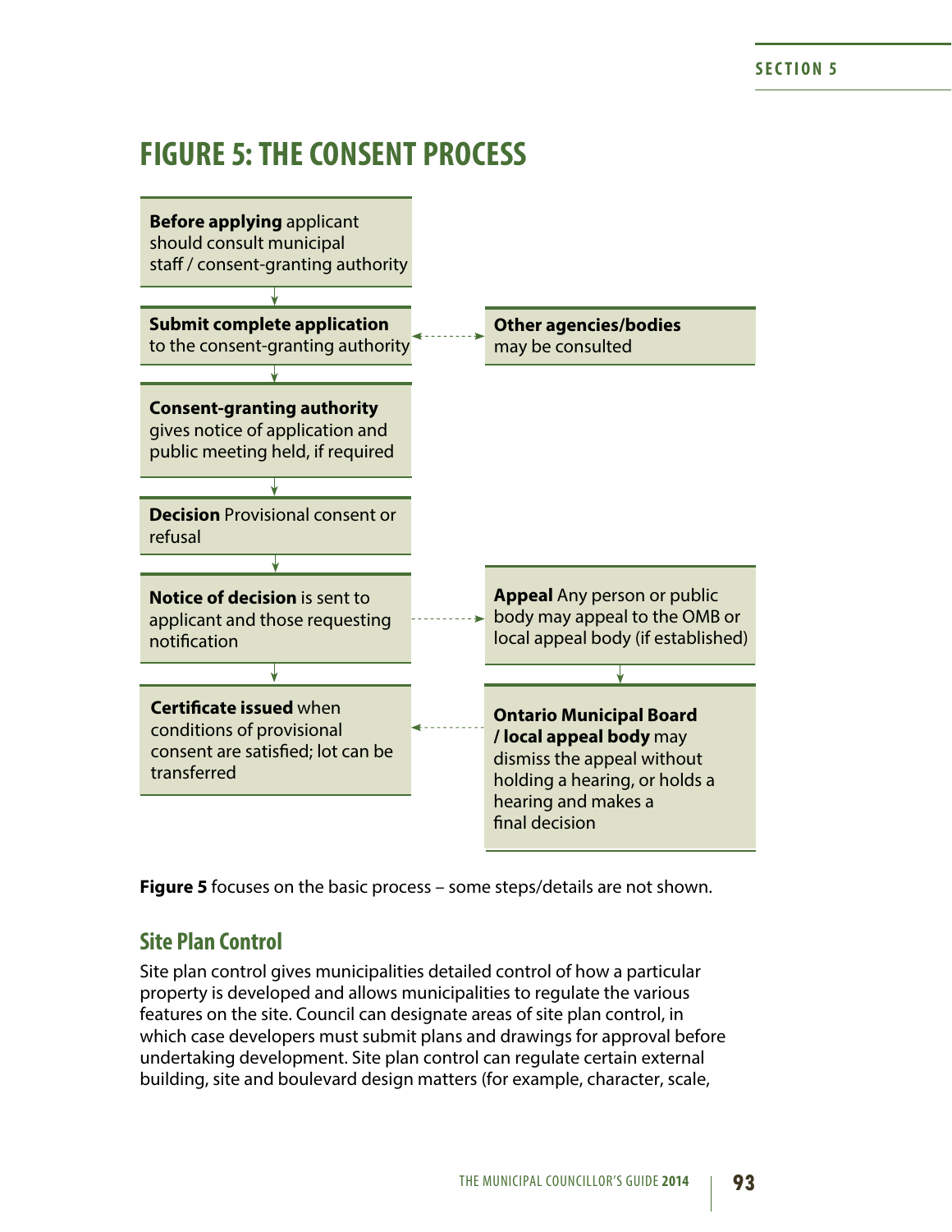## FIGURE 5: THE CONSENT PROCESS

**Before applying** applicant should consult municipal staff / consent-granting authority

↓

**Submit complete application** to the consent-granting authority ↔ **Other agencies/bodies** may be consulted

↓

**Consent-granting authority** gives notice of application and public meeting held, if required

↓

**Decision** Provisional consent or refusal

↓

**Notice of decision** is sent to applicant and those requesting notification → **Appeal** Any person or public body may appeal to the OMB or local appeal body (if established)

↓

**Ontario Municipal Board / local appeal body** may dismiss the appeal without holding a hearing, or holds a hearing and makes a final decision

**Certificate issued** when conditions of provisional consent are satisfied; lot can be transferred

**Figure 5** focuses on the basic process – some steps/details are not shown.

## Site Plan Control

Site plan control gives municipalities detailed control of how a particular property is developed and allows municipalities to regulate the various features on the site. Council can designate areas of site plan control, in which case developers must submit plans and drawings for approval before undertaking development. Site plan control can regulate certain external building, site and boulevard design matters (for example, character, scale,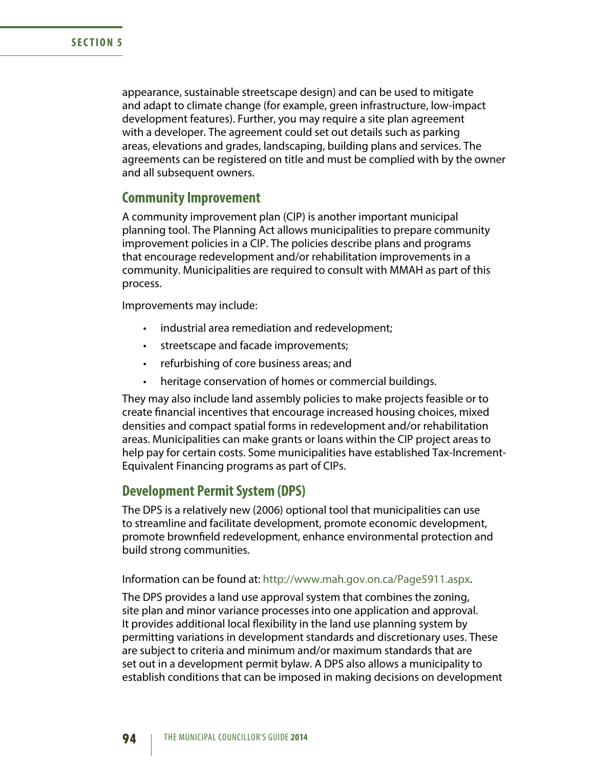appearance, sustainable streetscape design) and can be used to mitigate and adapt to climate change (for example, green infrastructure, low-impact development features). Further, you may require a site plan agreement with a developer. The agreement could set out details such as parking areas, elevations and grades, landscaping, building plans and services. The agreements can be registered on title and must be complied with by the owner and all subsequent owners.

## Community Improvement

A community improvement plan (CIP) is another important municipal planning tool. The Planning Act allows municipalities to prepare community improvement policies in a CIP. The policies describe plans and programs that encourage redevelopment and/or rehabilitation improvements in a community. Municipalities are required to consult with MMAH as part of this process.

Improvements may include:

- industrial area remediation and redevelopment;
- streetscape and facade improvements;
- refurbishing of core business areas; and
- heritage conservation of homes or commercial buildings.

They may also include land assembly policies to make projects feasible or to create financial incentives that encourage increased housing choices, mixed densities and compact spatial forms in redevelopment and/or rehabilitation areas. Municipalities can make grants or loans within the CIP project areas to help pay for certain costs. Some municipalities have established Tax-Increment-Equivalent Financing programs as part of CIPs.

## Development Permit System (DPS)

The DPS is a relatively new (2006) optional tool that municipalities can use to streamline and facilitate development, promote economic development, promote brownfield redevelopment, enhance environmental protection and build strong communities.

Information can be found at: http://www.mah.gov.on.ca/Page5911.aspx.

The DPS provides a land use approval system that combines the zoning, site plan and minor variance processes into one application and approval. It provides additional local flexibility in the land use planning system by permitting variations in development standards and discretionary uses. These are subject to criteria and minimum and/or maximum standards that are set out in a development permit bylaw. A DPS also allows a municipality to establish conditions that can be imposed in making decisions on development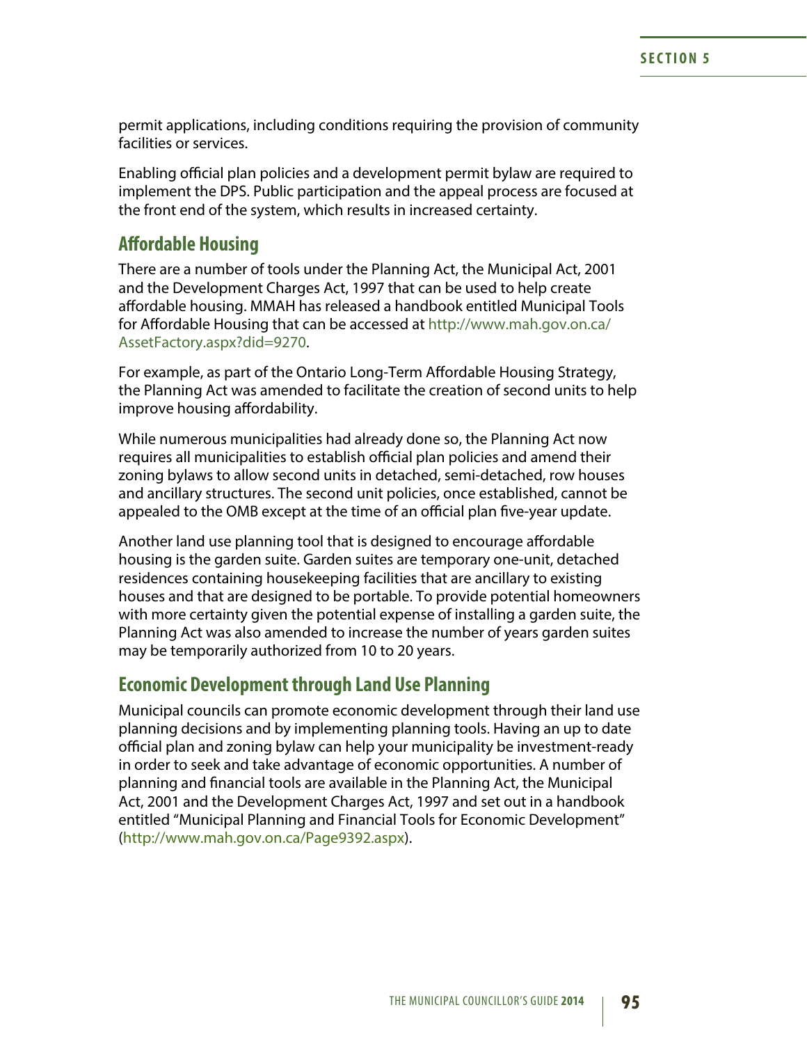permit applications, including conditions requiring the provision of community facilities or services.

Enabling official plan policies and a development permit bylaw are required to implement the DPS. Public participation and the appeal process are focused at the front end of the system, which results in increased certainty.

## Affordable Housing

There are a number of tools under the Planning Act, the Municipal Act, 2001 and the Development Charges Act, 1997 that can be used to help create affordable housing. MMAH has released a handbook entitled Municipal Tools for Affordable Housing that can be accessed at http://www.mah.gov.on.ca/AssetFactory.aspx?did=9270.

For example, as part of the Ontario Long-Term Affordable Housing Strategy, the Planning Act was amended to facilitate the creation of second units to help improve housing affordability.

While numerous municipalities had already done so, the Planning Act now requires all municipalities to establish official plan policies and amend their zoning bylaws to allow second units in detached, semi-detached, row houses and ancillary structures. The second unit policies, once established, cannot be appealed to the OMB except at the time of an official plan five-year update.

Another land use planning tool that is designed to encourage affordable housing is the garden suite. Garden suites are temporary one-unit, detached residences containing housekeeping facilities that are ancillary to existing houses and that are designed to be portable. To provide potential homeowners with more certainty given the potential expense of installing a garden suite, the Planning Act was also amended to increase the number of years garden suites may be temporarily authorized from 10 to 20 years.

## Economic Development through Land Use Planning

Municipal councils can promote economic development through their land use planning decisions and by implementing planning tools. Having an up to date official plan and zoning bylaw can help your municipality be investment-ready in order to seek and take advantage of economic opportunities. A number of planning and financial tools are available in the Planning Act, the Municipal Act, 2001 and the Development Charges Act, 1997 and set out in a handbook entitled "Municipal Planning and Financial Tools for Economic Development" (http://www.mah.gov.on.ca/Page9392.aspx).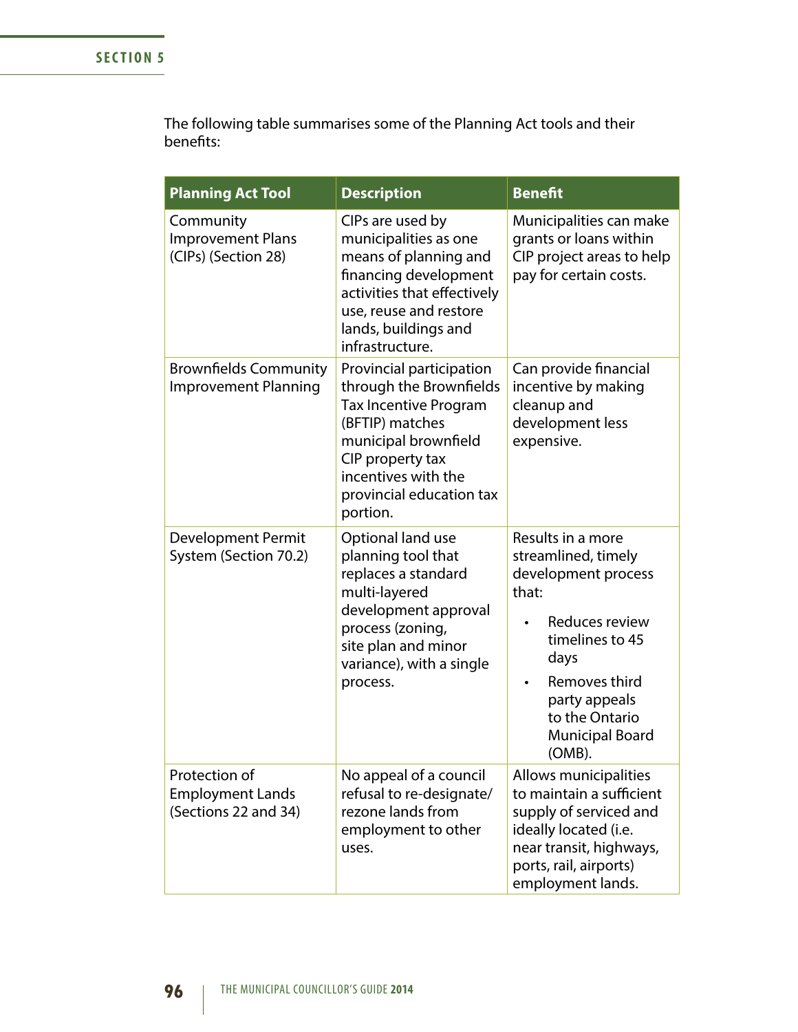The following table summarises some of the Planning Act tools and their benefits:

| Planning Act Tool | Description | Benefit |
| --- | --- | --- |
| Community Improvement Plans (CIPs) (Section 28) | CIPs are used by municipalities as one means of planning and financing development activities that effectively use, reuse and restore lands, buildings and infrastructure. | Municipalities can make grants or loans within CIP project areas to help pay for certain costs. |
| Brownfields Community Improvement Planning | Provincial participation through the Brownfields Tax Incentive Program (BFTIP) matches municipal brownfield CIP property tax incentives with the provincial education tax portion. | Can provide financial incentive by making cleanup and development less expensive. |
| Development Permit System (Section 70.2) | Optional land use planning tool that replaces a standard multi-layered development approval process (zoning, site plan and minor variance), with a single process. | Results in a more streamlined, timely development process that:<br>• Reduces review timelines to 45 days<br>• Removes third party appeals to the Ontario Municipal Board (OMB). |
| Protection of Employment Lands (Sections 22 and 34) | No appeal of a council refusal to re-designate/ rezone lands from employment to other uses. | Allows municipalities to maintain a sufficient supply of serviced and ideally located (i.e. near transit, highways, ports, rail, airports) employment lands. |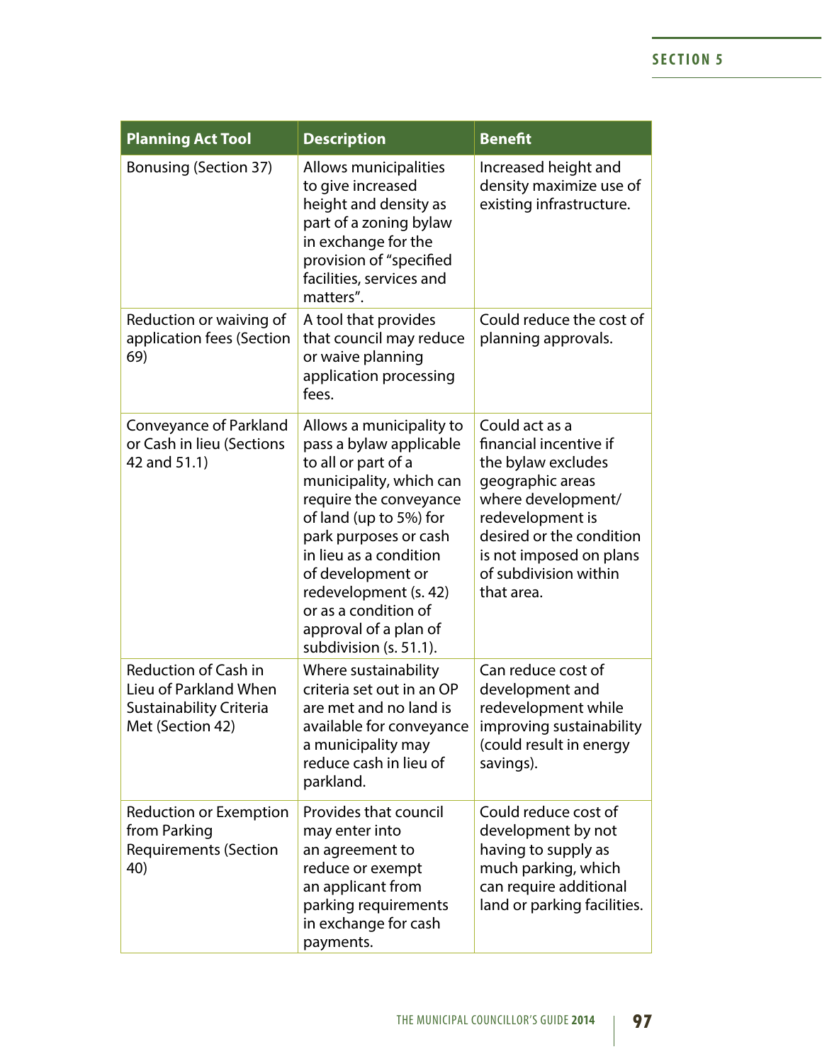| Planning Act Tool | Description | Benefit |
|---|---|---|
| Bonusing (Section 37) | Allows municipalities to give increased height and density as part of a zoning bylaw in exchange for the provision of "specified facilities, services and matters". | Increased height and density maximize use of existing infrastructure. |
| Reduction or waiving of application fees (Section 69) | A tool that provides that council may reduce or waive planning application processing fees. | Could reduce the cost of planning approvals. |
| Conveyance of Parkland or Cash in lieu (Sections 42 and 51.1) | Allows a municipality to pass a bylaw applicable to all or part of a municipality, which can require the conveyance of land (up to 5%) for park purposes or cash in lieu as a condition of development or redevelopment (s. 42) or as a condition of approval of a plan of subdivision (s. 51.1). | Could act as a financial incentive if the bylaw excludes geographic areas where development/ redevelopment is desired or the condition is not imposed on plans of subdivision within that area. |
| Reduction of Cash in Lieu of Parkland When Sustainability Criteria Met (Section 42) | Where sustainability criteria set out in an OP are met and no land is available for conveyance a municipality may reduce cash in lieu of parkland. | Can reduce cost of development and redevelopment while improving sustainability (could result in energy savings). |
| Reduction or Exemption from Parking Requirements (Section 40) | Provides that council may enter into an agreement to reduce or exempt an applicant from parking requirements in exchange for cash payments. | Could reduce cost of development by not having to supply as much parking, which can require additional land or parking facilities. |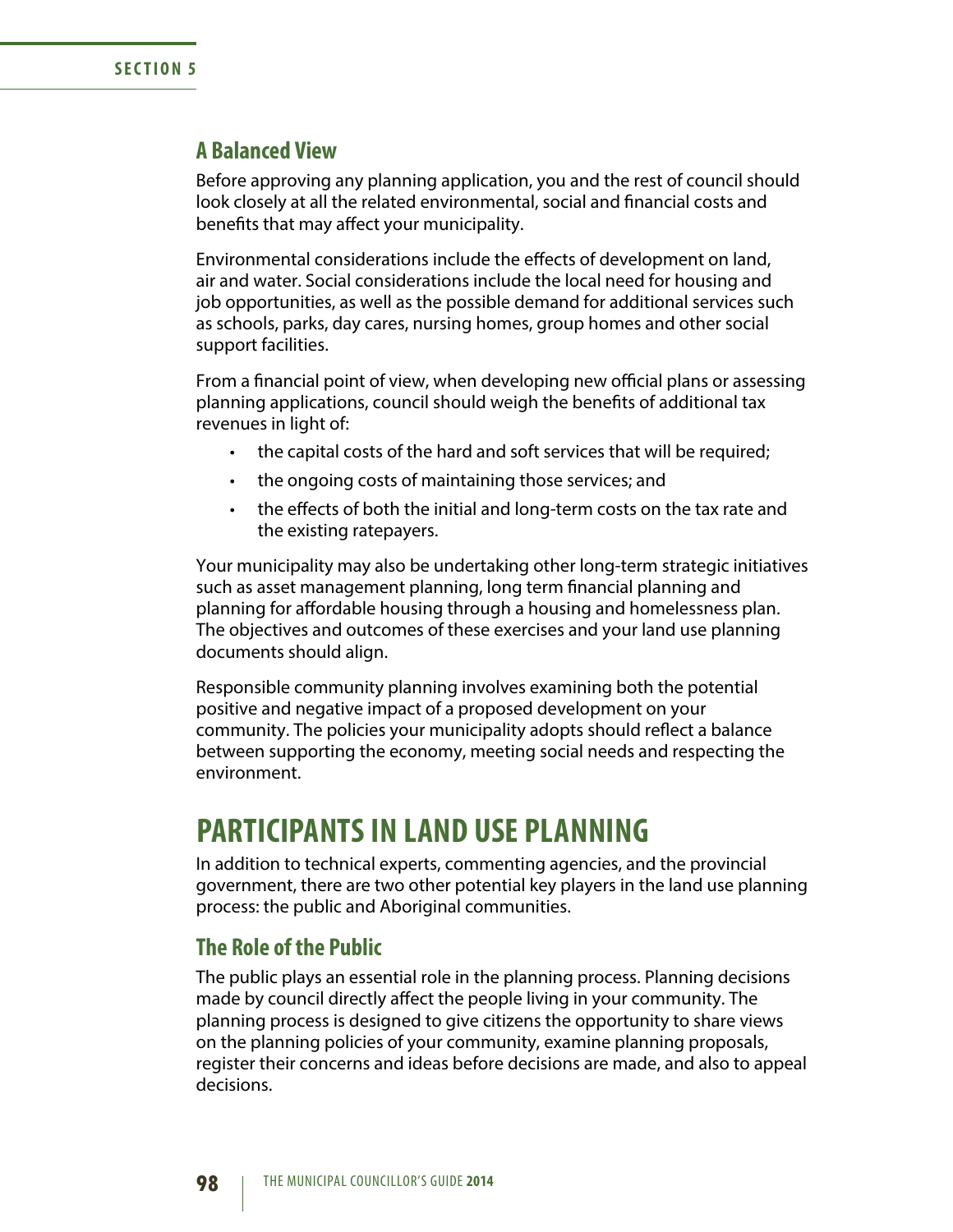### A Balanced View

Before approving any planning application, you and the rest of council should look closely at all the related environmental, social and financial costs and benefits that may affect your municipality.

Environmental considerations include the effects of development on land, air and water. Social considerations include the local need for housing and job opportunities, as well as the possible demand for additional services such as schools, parks, day cares, nursing homes, group homes and other social support facilities.

From a financial point of view, when developing new official plans or assessing planning applications, council should weigh the benefits of additional tax revenues in light of:

- the capital costs of the hard and soft services that will be required;
- the ongoing costs of maintaining those services; and
- the effects of both the initial and long-term costs on the tax rate and the existing ratepayers.

Your municipality may also be undertaking other long-term strategic initiatives such as asset management planning, long term financial planning and planning for affordable housing through a housing and homelessness plan. The objectives and outcomes of these exercises and your land use planning documents should align.

Responsible community planning involves examining both the potential positive and negative impact of a proposed development on your community. The policies your municipality adopts should reflect a balance between supporting the economy, meeting social needs and respecting the environment.

## PARTICIPANTS IN LAND USE PLANNING

In addition to technical experts, commenting agencies, and the provincial government, there are two other potential key players in the land use planning process: the public and Aboriginal communities.

### The Role of the Public

The public plays an essential role in the planning process. Planning decisions made by council directly affect the people living in your community. The planning process is designed to give citizens the opportunity to share views on the planning policies of your community, examine planning proposals, register their concerns and ideas before decisions are made, and also to appeal decisions.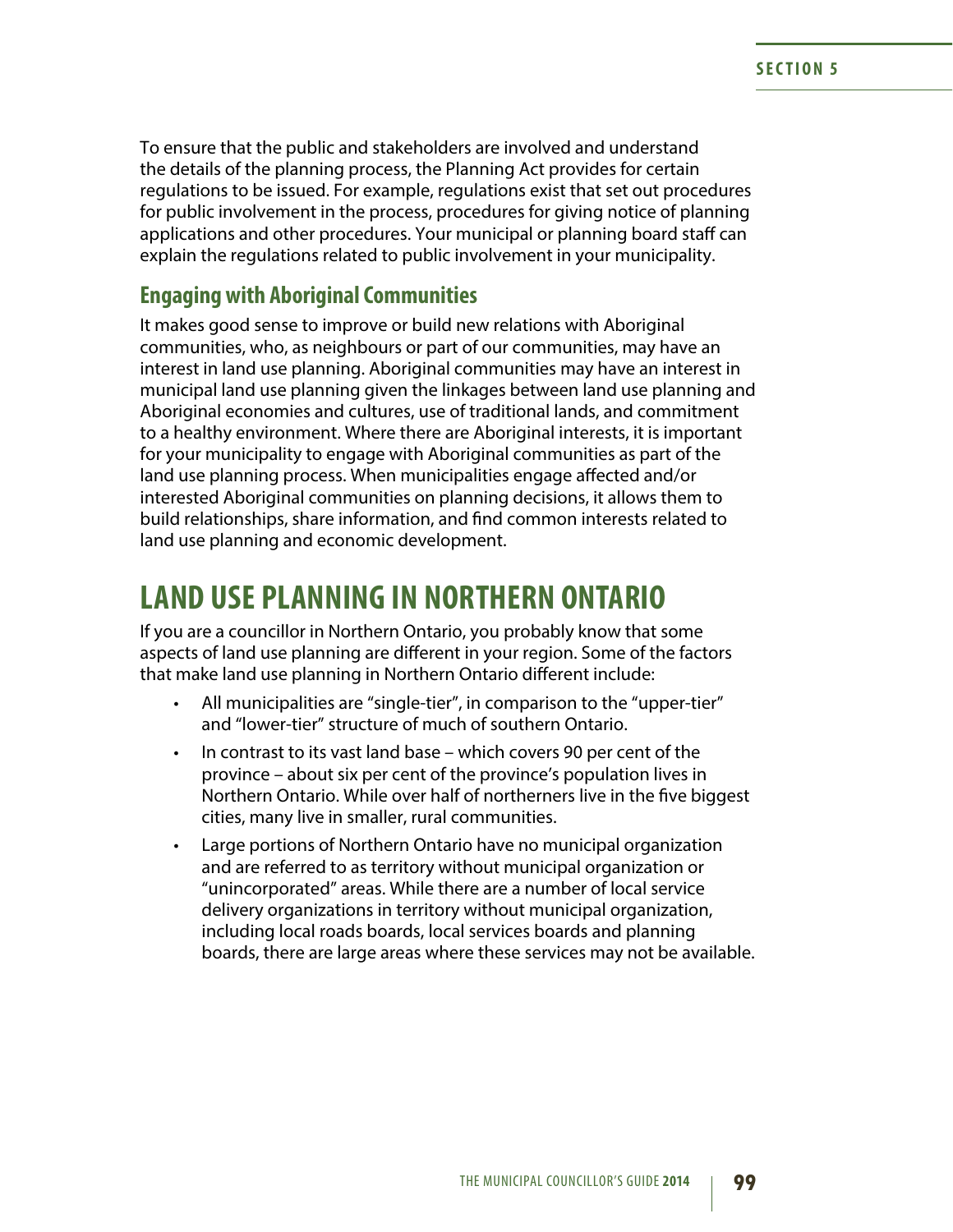To ensure that the public and stakeholders are involved and understand the details of the planning process, the Planning Act provides for certain regulations to be issued. For example, regulations exist that set out procedures for public involvement in the process, procedures for giving notice of planning applications and other procedures. Your municipal or planning board staff can explain the regulations related to public involvement in your municipality.

### Engaging with Aboriginal Communities

It makes good sense to improve or build new relations with Aboriginal communities, who, as neighbours or part of our communities, may have an interest in land use planning. Aboriginal communities may have an interest in municipal land use planning given the linkages between land use planning and Aboriginal economies and cultures, use of traditional lands, and commitment to a healthy environment. Where there are Aboriginal interests, it is important for your municipality to engage with Aboriginal communities as part of the land use planning process. When municipalities engage affected and/or interested Aboriginal communities on planning decisions, it allows them to build relationships, share information, and find common interests related to land use planning and economic development.

## LAND USE PLANNING IN NORTHERN ONTARIO

If you are a councillor in Northern Ontario, you probably know that some aspects of land use planning are different in your region. Some of the factors that make land use planning in Northern Ontario different include:

- All municipalities are "single-tier", in comparison to the "upper-tier" and "lower-tier" structure of much of southern Ontario.
- In contrast to its vast land base – which covers 90 per cent of the province – about six per cent of the province's population lives in Northern Ontario. While over half of northerners live in the five biggest cities, many live in smaller, rural communities.
- Large portions of Northern Ontario have no municipal organization and are referred to as territory without municipal organization or "unincorporated" areas. While there are a number of local service delivery organizations in territory without municipal organization, including local roads boards, local services boards and planning boards, there are large areas where these services may not be available.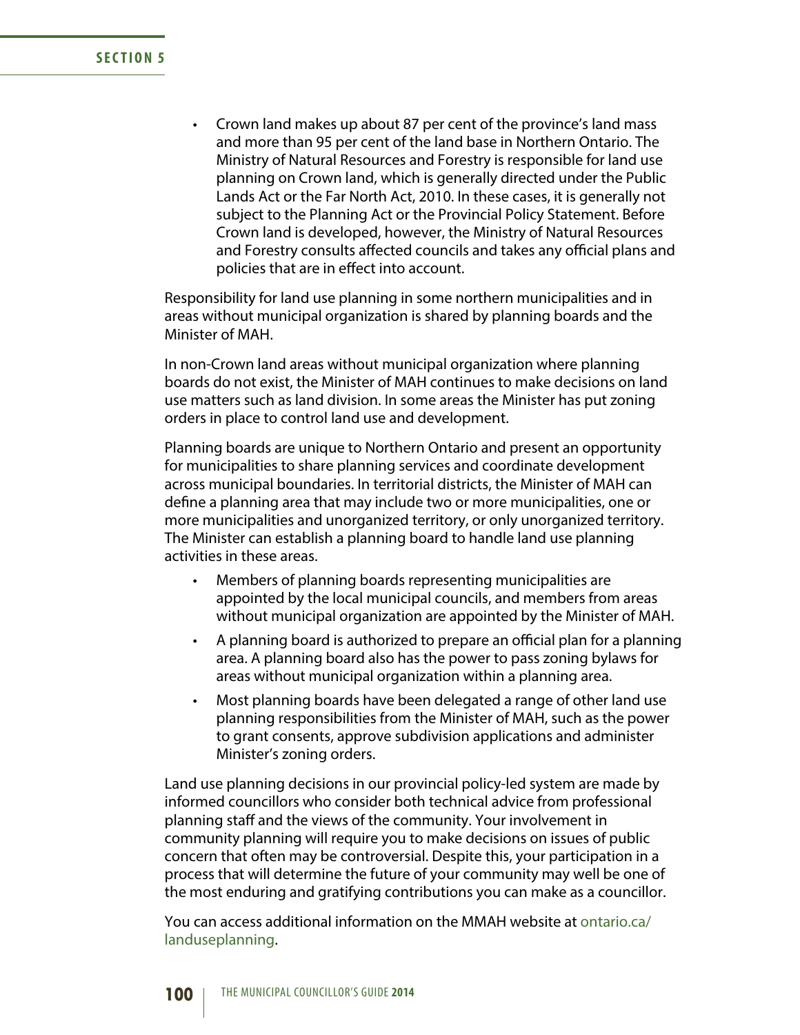- Crown land makes up about 87 per cent of the province's land mass and more than 95 per cent of the land base in Northern Ontario. The Ministry of Natural Resources and Forestry is responsible for land use planning on Crown land, which is generally directed under the Public Lands Act or the Far North Act, 2010. In these cases, it is generally not subject to the Planning Act or the Provincial Policy Statement. Before Crown land is developed, however, the Ministry of Natural Resources and Forestry consults affected councils and takes any official plans and policies that are in effect into account.

Responsibility for land use planning in some northern municipalities and in areas without municipal organization is shared by planning boards and the Minister of MAH.

In non-Crown land areas without municipal organization where planning boards do not exist, the Minister of MAH continues to make decisions on land use matters such as land division. In some areas the Minister has put zoning orders in place to control land use and development.

Planning boards are unique to Northern Ontario and present an opportunity for municipalities to share planning services and coordinate development across municipal boundaries. In territorial districts, the Minister of MAH can define a planning area that may include two or more municipalities, one or more municipalities and unorganized territory, or only unorganized territory. The Minister can establish a planning board to handle land use planning activities in these areas.

- Members of planning boards representing municipalities are appointed by the local municipal councils, and members from areas without municipal organization are appointed by the Minister of MAH.
- A planning board is authorized to prepare an official plan for a planning area. A planning board also has the power to pass zoning bylaws for areas without municipal organization within a planning area.
- Most planning boards have been delegated a range of other land use planning responsibilities from the Minister of MAH, such as the power to grant consents, approve subdivision applications and administer Minister's zoning orders.

Land use planning decisions in our provincial policy-led system are made by informed councillors who consider both technical advice from professional planning staff and the views of the community. Your involvement in community planning will require you to make decisions on issues of public concern that often may be controversial. Despite this, your participation in a process that will determine the future of your community may well be one of the most enduring and gratifying contributions you can make as a councillor.

You can access additional information on the MMAH website at ontario.ca/landuseplanning.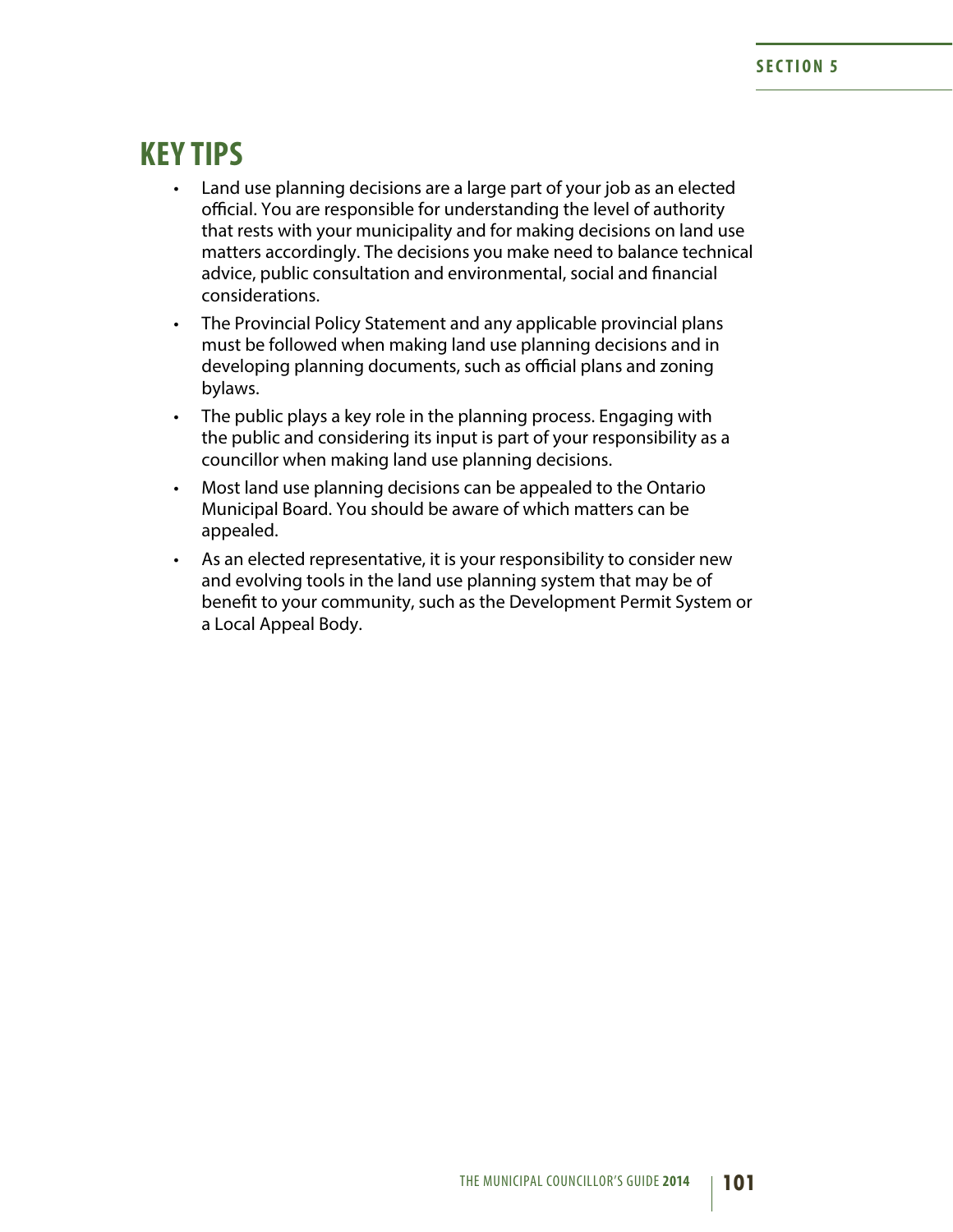## KEY TIPS

- Land use planning decisions are a large part of your job as an elected official. You are responsible for understanding the level of authority that rests with your municipality and for making decisions on land use matters accordingly. The decisions you make need to balance technical advice, public consultation and environmental, social and financial considerations.
- The Provincial Policy Statement and any applicable provincial plans must be followed when making land use planning decisions and in developing planning documents, such as official plans and zoning bylaws.
- The public plays a key role in the planning process. Engaging with the public and considering its input is part of your responsibility as a councillor when making land use planning decisions.
- Most land use planning decisions can be appealed to the Ontario Municipal Board. You should be aware of which matters can be appealed.
- As an elected representative, it is your responsibility to consider new and evolving tools in the land use planning system that may be of benefit to your community, such as the Development Permit System or a Local Appeal Body.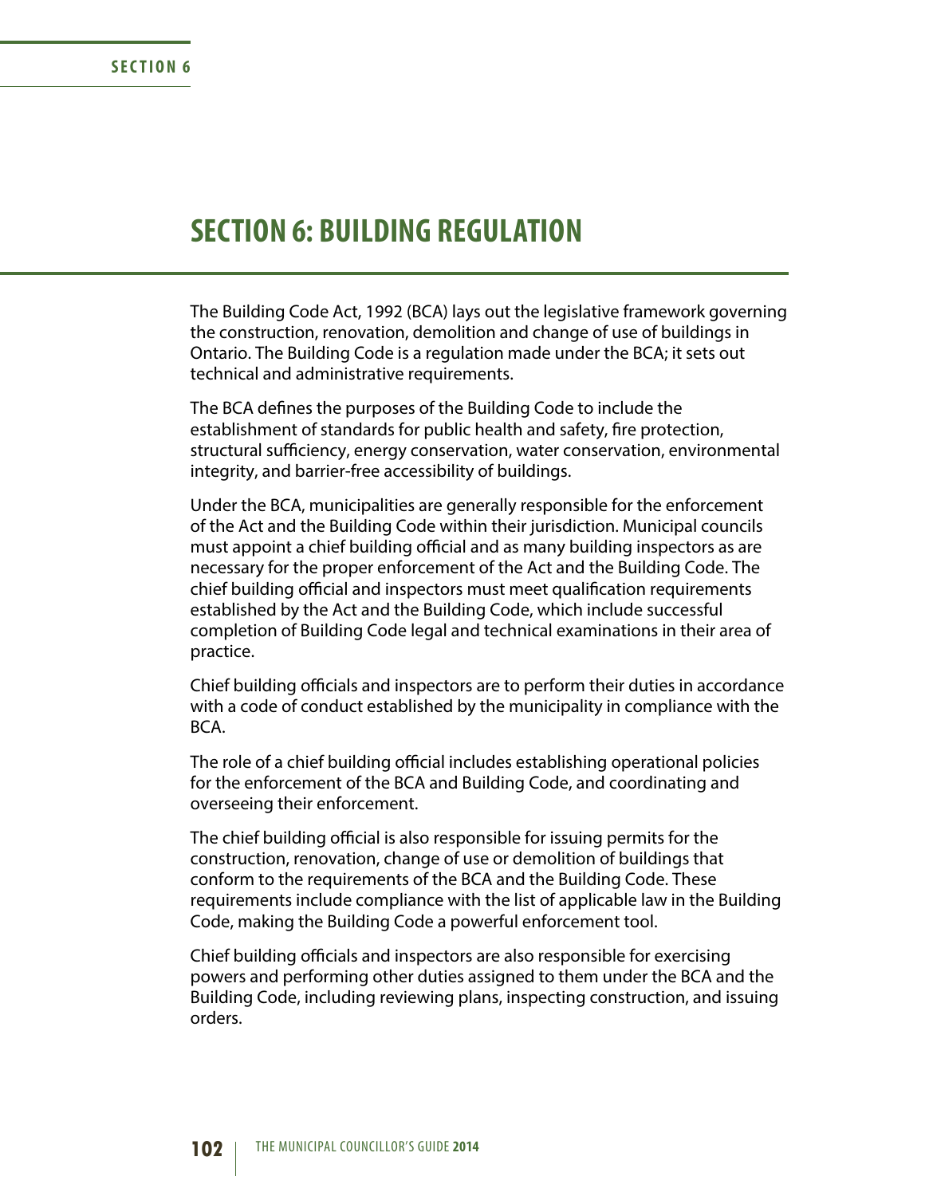# SECTION 6: BUILDING REGULATION

The Building Code Act, 1992 (BCA) lays out the legislative framework governing the construction, renovation, demolition and change of use of buildings in Ontario. The Building Code is a regulation made under the BCA; it sets out technical and administrative requirements.

The BCA defines the purposes of the Building Code to include the establishment of standards for public health and safety, fire protection, structural sufficiency, energy conservation, water conservation, environmental integrity, and barrier-free accessibility of buildings.

Under the BCA, municipalities are generally responsible for the enforcement of the Act and the Building Code within their jurisdiction. Municipal councils must appoint a chief building official and as many building inspectors as are necessary for the proper enforcement of the Act and the Building Code. The chief building official and inspectors must meet qualification requirements established by the Act and the Building Code, which include successful completion of Building Code legal and technical examinations in their area of practice.

Chief building officials and inspectors are to perform their duties in accordance with a code of conduct established by the municipality in compliance with the BCA.

The role of a chief building official includes establishing operational policies for the enforcement of the BCA and Building Code, and coordinating and overseeing their enforcement.

The chief building official is also responsible for issuing permits for the construction, renovation, change of use or demolition of buildings that conform to the requirements of the BCA and the Building Code. These requirements include compliance with the list of applicable law in the Building Code, making the Building Code a powerful enforcement tool.

Chief building officials and inspectors are also responsible for exercising powers and performing other duties assigned to them under the BCA and the Building Code, including reviewing plans, inspecting construction, and issuing orders.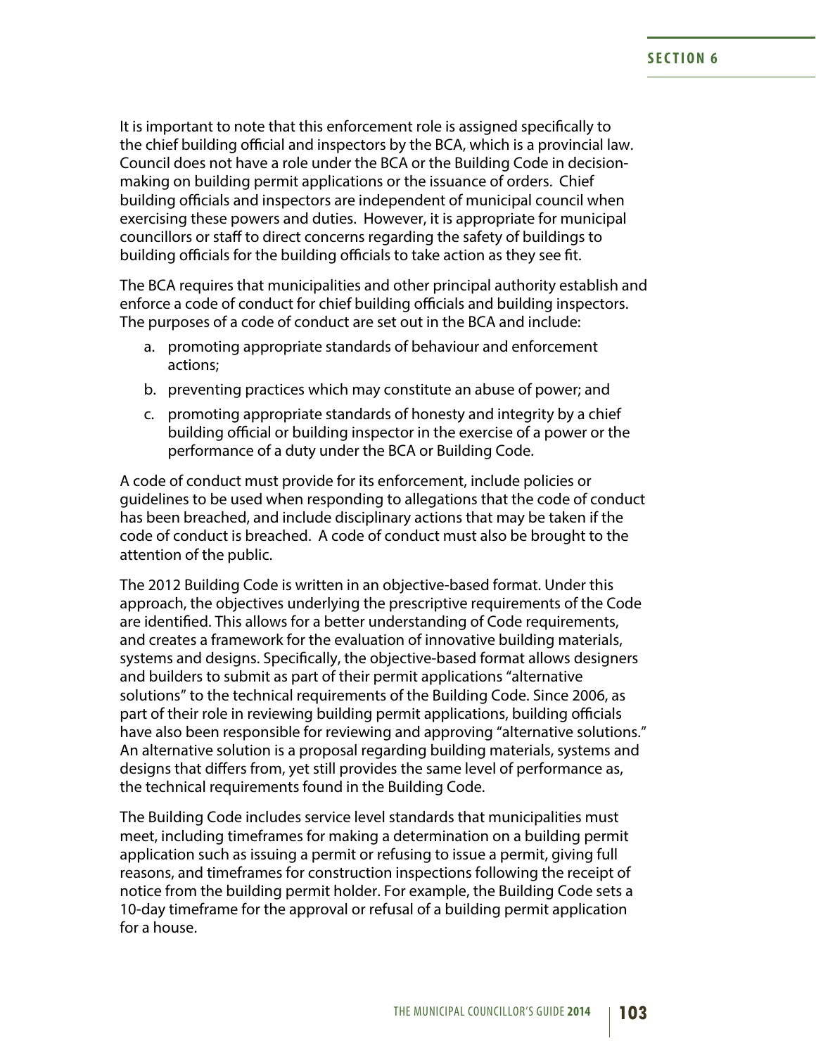It is important to note that this enforcement role is assigned specifically to the chief building official and inspectors by the BCA, which is a provincial law. Council does not have a role under the BCA or the Building Code in decision-making on building permit applications or the issuance of orders. Chief building officials and inspectors are independent of municipal council when exercising these powers and duties. However, it is appropriate for municipal councillors or staff to direct concerns regarding the safety of buildings to building officials for the building officials to take action as they see fit.

The BCA requires that municipalities and other principal authority establish and enforce a code of conduct for chief building officials and building inspectors. The purposes of a code of conduct are set out in the BCA and include:

a. promoting appropriate standards of behaviour and enforcement actions;
b. preventing practices which may constitute an abuse of power; and
c. promoting appropriate standards of honesty and integrity by a chief building official or building inspector in the exercise of a power or the performance of a duty under the BCA or Building Code.

A code of conduct must provide for its enforcement, include policies or guidelines to be used when responding to allegations that the code of conduct has been breached, and include disciplinary actions that may be taken if the code of conduct is breached. A code of conduct must also be brought to the attention of the public.

The 2012 Building Code is written in an objective-based format. Under this approach, the objectives underlying the prescriptive requirements of the Code are identified. This allows for a better understanding of Code requirements, and creates a framework for the evaluation of innovative building materials, systems and designs. Specifically, the objective-based format allows designers and builders to submit as part of their permit applications "alternative solutions" to the technical requirements of the Building Code. Since 2006, as part of their role in reviewing building permit applications, building officials have also been responsible for reviewing and approving "alternative solutions." An alternative solution is a proposal regarding building materials, systems and designs that differs from, yet still provides the same level of performance as, the technical requirements found in the Building Code.

The Building Code includes service level standards that municipalities must meet, including timeframes for making a determination on a building permit application such as issuing a permit or refusing to issue a permit, giving full reasons, and timeframes for construction inspections following the receipt of notice from the building permit holder. For example, the Building Code sets a 10-day timeframe for the approval or refusal of a building permit application for a house.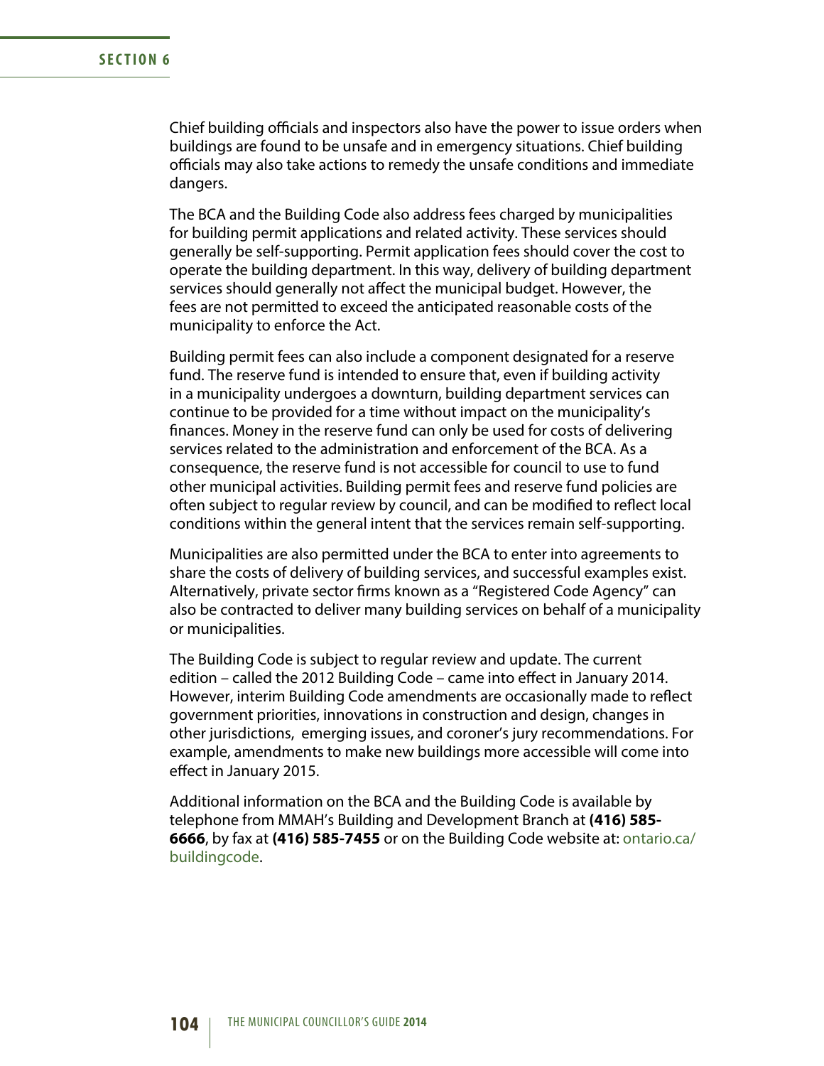Chief building officials and inspectors also have the power to issue orders when buildings are found to be unsafe and in emergency situations. Chief building officials may also take actions to remedy the unsafe conditions and immediate dangers.

The BCA and the Building Code also address fees charged by municipalities for building permit applications and related activity. These services should generally be self-supporting. Permit application fees should cover the cost to operate the building department. In this way, delivery of building department services should generally not affect the municipal budget. However, the fees are not permitted to exceed the anticipated reasonable costs of the municipality to enforce the Act.

Building permit fees can also include a component designated for a reserve fund. The reserve fund is intended to ensure that, even if building activity in a municipality undergoes a downturn, building department services can continue to be provided for a time without impact on the municipality's finances. Money in the reserve fund can only be used for costs of delivering services related to the administration and enforcement of the BCA. As a consequence, the reserve fund is not accessible for council to use to fund other municipal activities. Building permit fees and reserve fund policies are often subject to regular review by council, and can be modified to reflect local conditions within the general intent that the services remain self-supporting.

Municipalities are also permitted under the BCA to enter into agreements to share the costs of delivery of building services, and successful examples exist. Alternatively, private sector firms known as a "Registered Code Agency" can also be contracted to deliver many building services on behalf of a municipality or municipalities.

The Building Code is subject to regular review and update. The current edition – called the 2012 Building Code – came into effect in January 2014. However, interim Building Code amendments are occasionally made to reflect government priorities, innovations in construction and design, changes in other jurisdictions, emerging issues, and coroner's jury recommendations. For example, amendments to make new buildings more accessible will come into effect in January 2015.

Additional information on the BCA and the Building Code is available by telephone from MMAH's Building and Development Branch at **(416) 585-6666**, by fax at **(416) 585-7455** or on the Building Code website at: ontario.ca/buildingcode.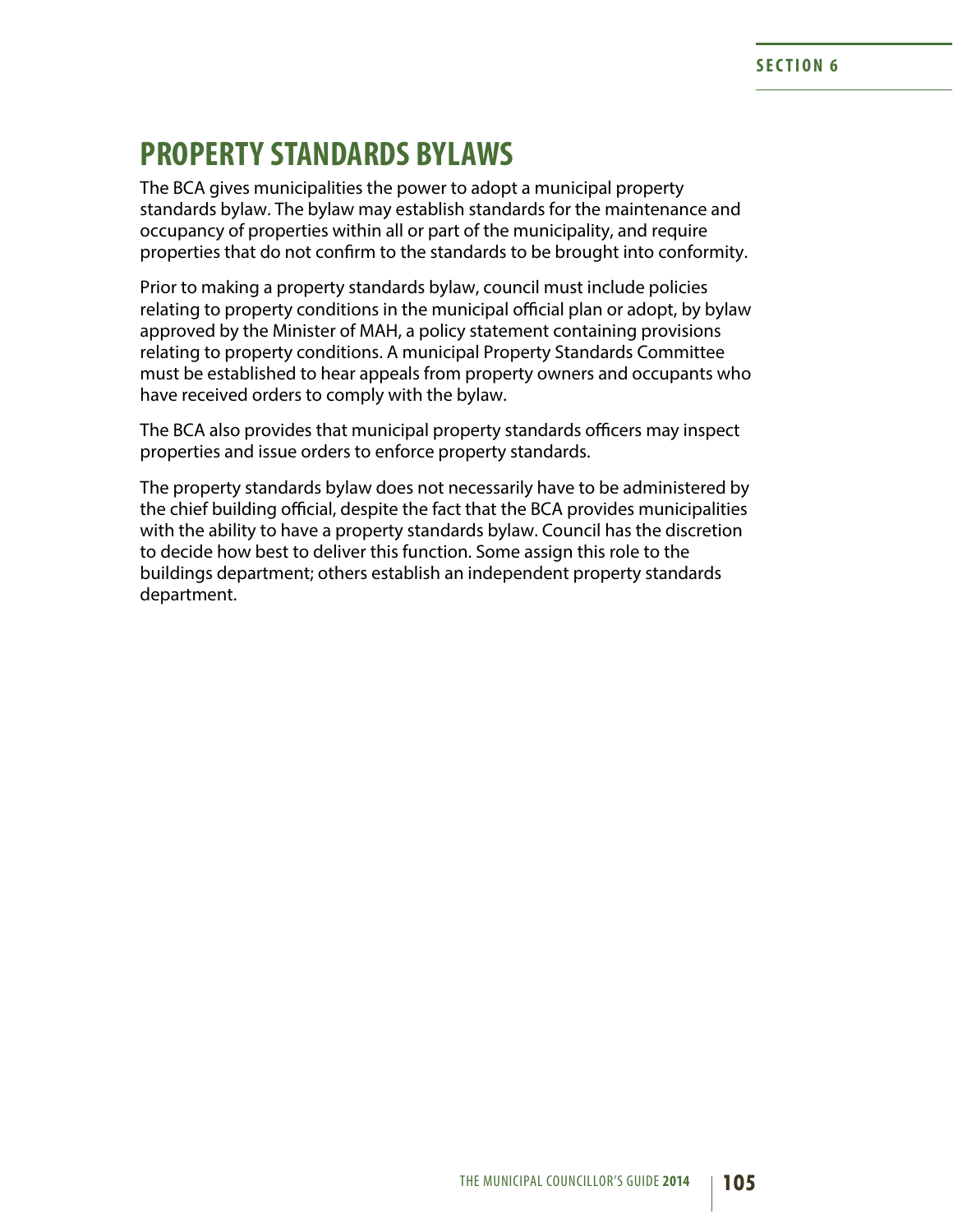# PROPERTY STANDARDS BYLAWS

The BCA gives municipalities the power to adopt a municipal property standards bylaw. The bylaw may establish standards for the maintenance and occupancy of properties within all or part of the municipality, and require properties that do not confirm to the standards to be brought into conformity.

Prior to making a property standards bylaw, council must include policies relating to property conditions in the municipal official plan or adopt, by bylaw approved by the Minister of MAH, a policy statement containing provisions relating to property conditions. A municipal Property Standards Committee must be established to hear appeals from property owners and occupants who have received orders to comply with the bylaw.

The BCA also provides that municipal property standards officers may inspect properties and issue orders to enforce property standards.

The property standards bylaw does not necessarily have to be administered by the chief building official, despite the fact that the BCA provides municipalities with the ability to have a property standards bylaw. Council has the discretion to decide how best to deliver this function. Some assign this role to the buildings department; others establish an independent property standards department.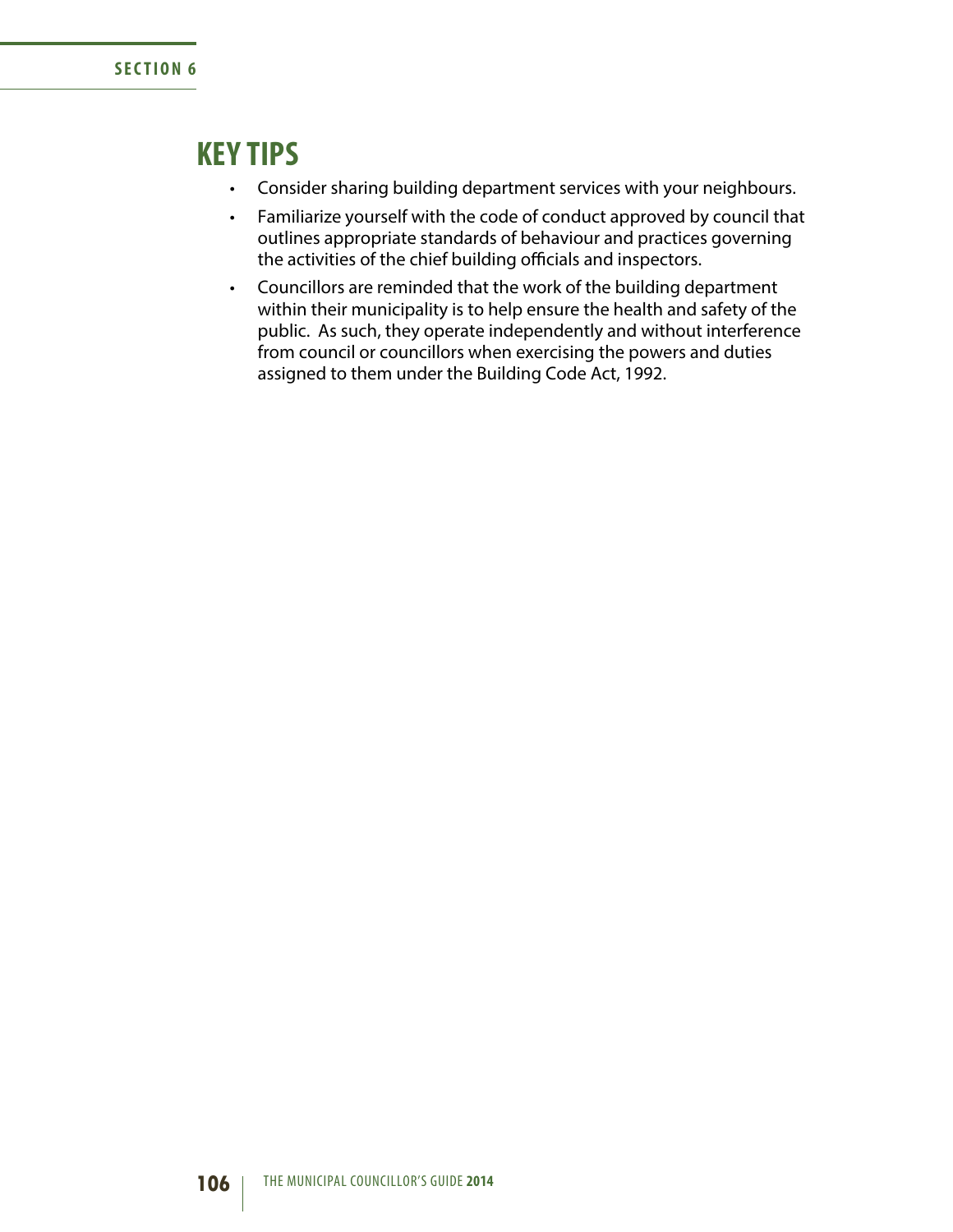## KEY TIPS

- Consider sharing building department services with your neighbours.
- Familiarize yourself with the code of conduct approved by council that outlines appropriate standards of behaviour and practices governing the activities of the chief building officials and inspectors.
- Councillors are reminded that the work of the building department within their municipality is to help ensure the health and safety of the public. As such, they operate independently and without interference from council or councillors when exercising the powers and duties assigned to them under the Building Code Act, 1992.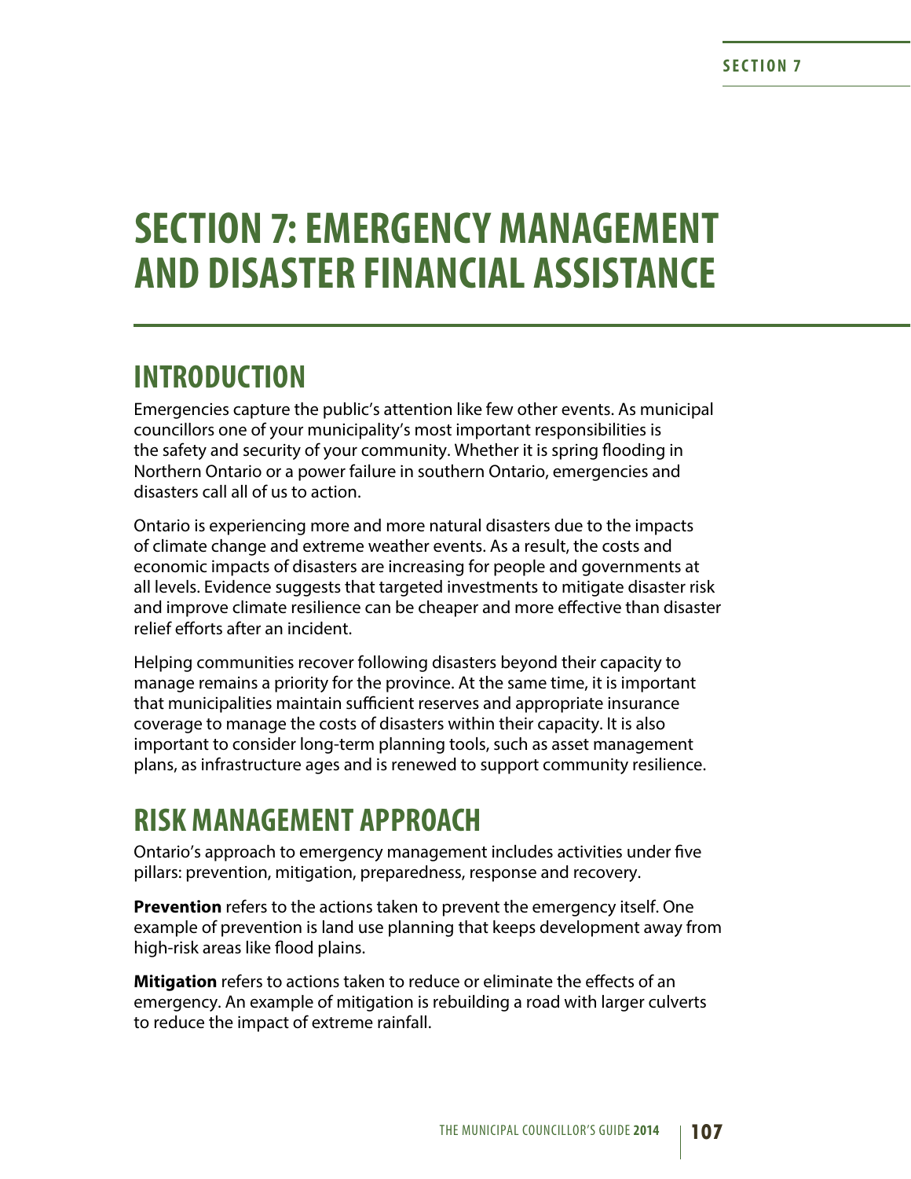# SECTION 7: EMERGENCY MANAGEMENT AND DISASTER FINANCIAL ASSISTANCE

## INTRODUCTION

Emergencies capture the public's attention like few other events. As municipal councillors one of your municipality's most important responsibilities is the safety and security of your community. Whether it is spring flooding in Northern Ontario or a power failure in southern Ontario, emergencies and disasters call all of us to action.

Ontario is experiencing more and more natural disasters due to the impacts of climate change and extreme weather events. As a result, the costs and economic impacts of disasters are increasing for people and governments at all levels. Evidence suggests that targeted investments to mitigate disaster risk and improve climate resilience can be cheaper and more effective than disaster relief efforts after an incident.

Helping communities recover following disasters beyond their capacity to manage remains a priority for the province. At the same time, it is important that municipalities maintain sufficient reserves and appropriate insurance coverage to manage the costs of disasters within their capacity. It is also important to consider long-term planning tools, such as asset management plans, as infrastructure ages and is renewed to support community resilience.

## RISK MANAGEMENT APPROACH

Ontario's approach to emergency management includes activities under five pillars: prevention, mitigation, preparedness, response and recovery.

**Prevention** refers to the actions taken to prevent the emergency itself. One example of prevention is land use planning that keeps development away from high-risk areas like flood plains.

**Mitigation** refers to actions taken to reduce or eliminate the effects of an emergency. An example of mitigation is rebuilding a road with larger culverts to reduce the impact of extreme rainfall.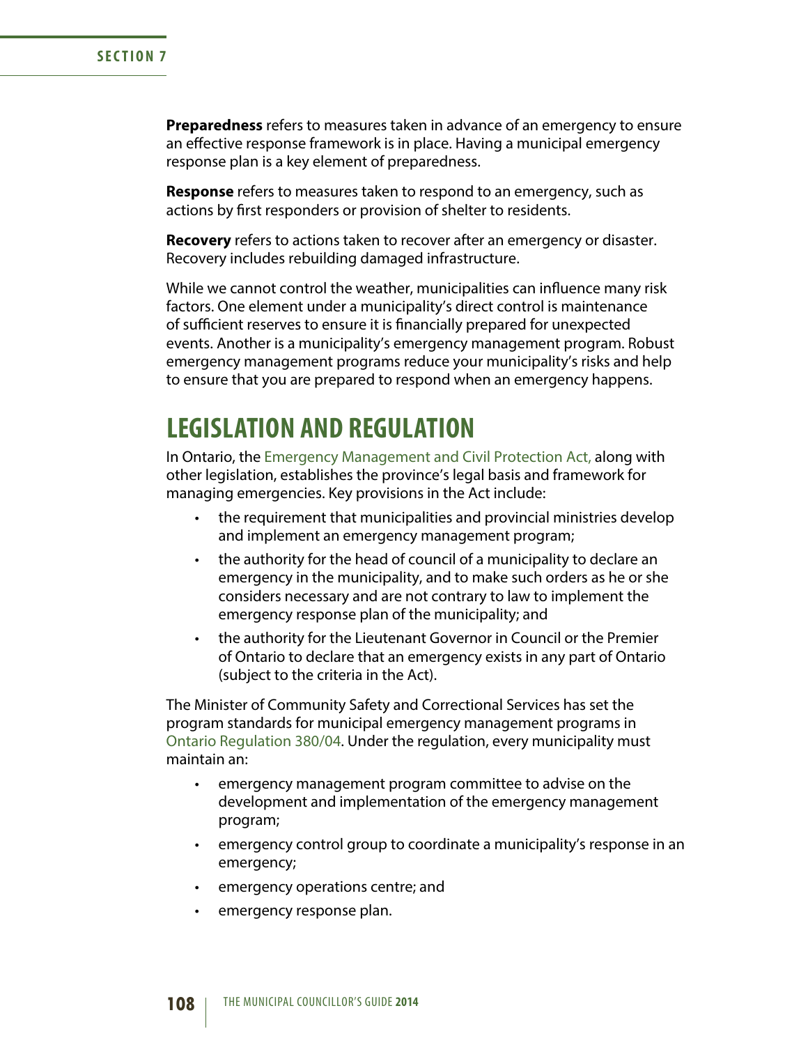**Preparedness** refers to measures taken in advance of an emergency to ensure an effective response framework is in place. Having a municipal emergency response plan is a key element of preparedness.

**Response** refers to measures taken to respond to an emergency, such as actions by first responders or provision of shelter to residents.

**Recovery** refers to actions taken to recover after an emergency or disaster. Recovery includes rebuilding damaged infrastructure.

While we cannot control the weather, municipalities can influence many risk factors. One element under a municipality's direct control is maintenance of sufficient reserves to ensure it is financially prepared for unexpected events. Another is a municipality's emergency management program. Robust emergency management programs reduce your municipality's risks and help to ensure that you are prepared to respond when an emergency happens.

## LEGISLATION AND REGULATION

In Ontario, the Emergency Management and Civil Protection Act, along with other legislation, establishes the province's legal basis and framework for managing emergencies. Key provisions in the Act include:

- the requirement that municipalities and provincial ministries develop and implement an emergency management program;
- the authority for the head of council of a municipality to declare an emergency in the municipality, and to make such orders as he or she considers necessary and are not contrary to law to implement the emergency response plan of the municipality; and
- the authority for the Lieutenant Governor in Council or the Premier of Ontario to declare that an emergency exists in any part of Ontario (subject to the criteria in the Act).

The Minister of Community Safety and Correctional Services has set the program standards for municipal emergency management programs in Ontario Regulation 380/04. Under the regulation, every municipality must maintain an:

- emergency management program committee to advise on the development and implementation of the emergency management program;
- emergency control group to coordinate a municipality's response in an emergency;
- emergency operations centre; and
- emergency response plan.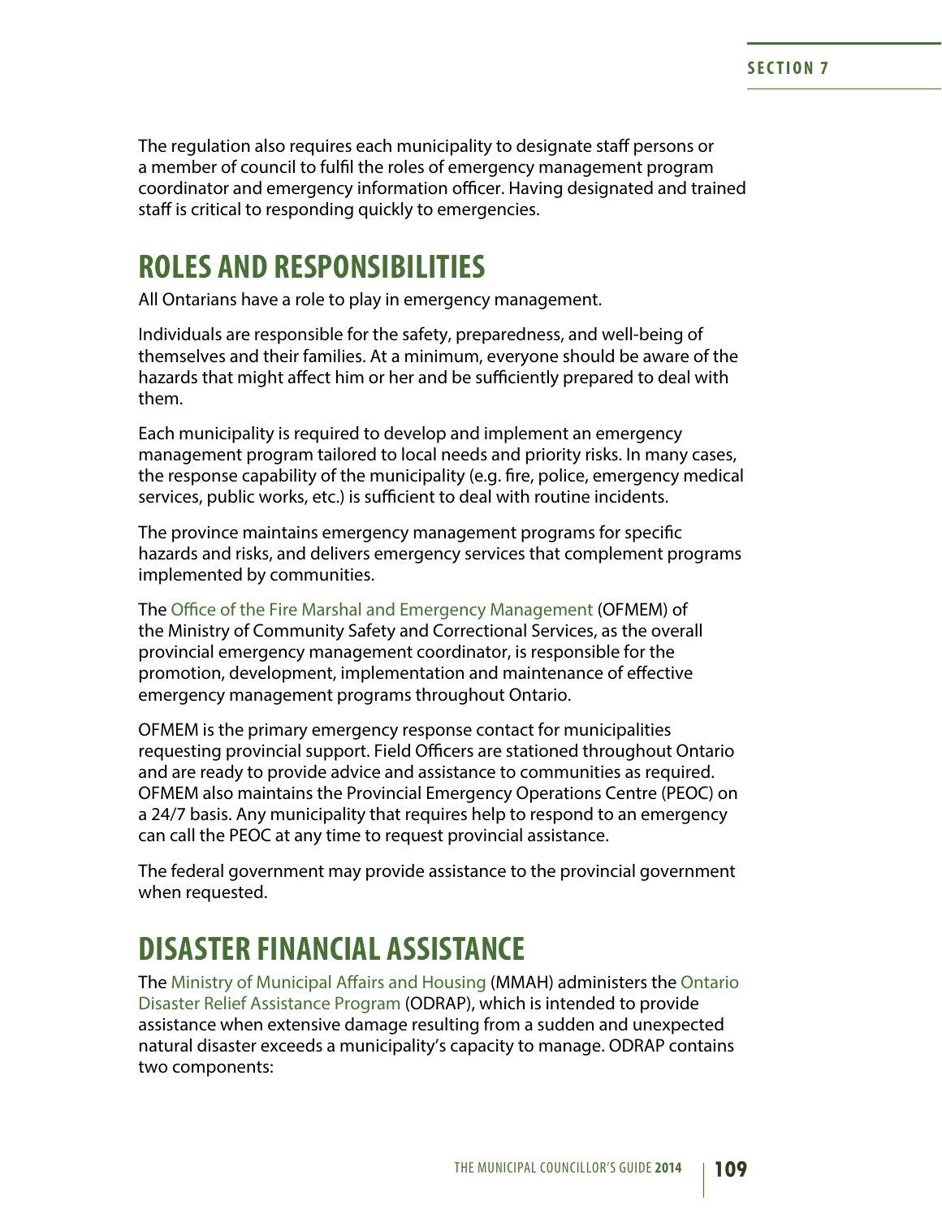The regulation also requires each municipality to designate staff persons or a member of council to fulfil the roles of emergency management program coordinator and emergency information officer. Having designated and trained staff is critical to responding quickly to emergencies.

## ROLES AND RESPONSIBILITIES

All Ontarians have a role to play in emergency management.

Individuals are responsible for the safety, preparedness, and well-being of themselves and their families. At a minimum, everyone should be aware of the hazards that might affect him or her and be sufficiently prepared to deal with them.

Each municipality is required to develop and implement an emergency management program tailored to local needs and priority risks. In many cases, the response capability of the municipality (e.g. fire, police, emergency medical services, public works, etc.) is sufficient to deal with routine incidents.

The province maintains emergency management programs for specific hazards and risks, and delivers emergency services that complement programs implemented by communities.

The Office of the Fire Marshal and Emergency Management (OFMEM) of the Ministry of Community Safety and Correctional Services, as the overall provincial emergency management coordinator, is responsible for the promotion, development, implementation and maintenance of effective emergency management programs throughout Ontario.

OFMEM is the primary emergency response contact for municipalities requesting provincial support. Field Officers are stationed throughout Ontario and are ready to provide advice and assistance to communities as required. OFMEM also maintains the Provincial Emergency Operations Centre (PEOC) on a 24/7 basis. Any municipality that requires help to respond to an emergency can call the PEOC at any time to request provincial assistance.

The federal government may provide assistance to the provincial government when requested.

## DISASTER FINANCIAL ASSISTANCE

The Ministry of Municipal Affairs and Housing (MMAH) administers the Ontario Disaster Relief Assistance Program (ODRAP), which is intended to provide assistance when extensive damage resulting from a sudden and unexpected natural disaster exceeds a municipality's capacity to manage. ODRAP contains two components: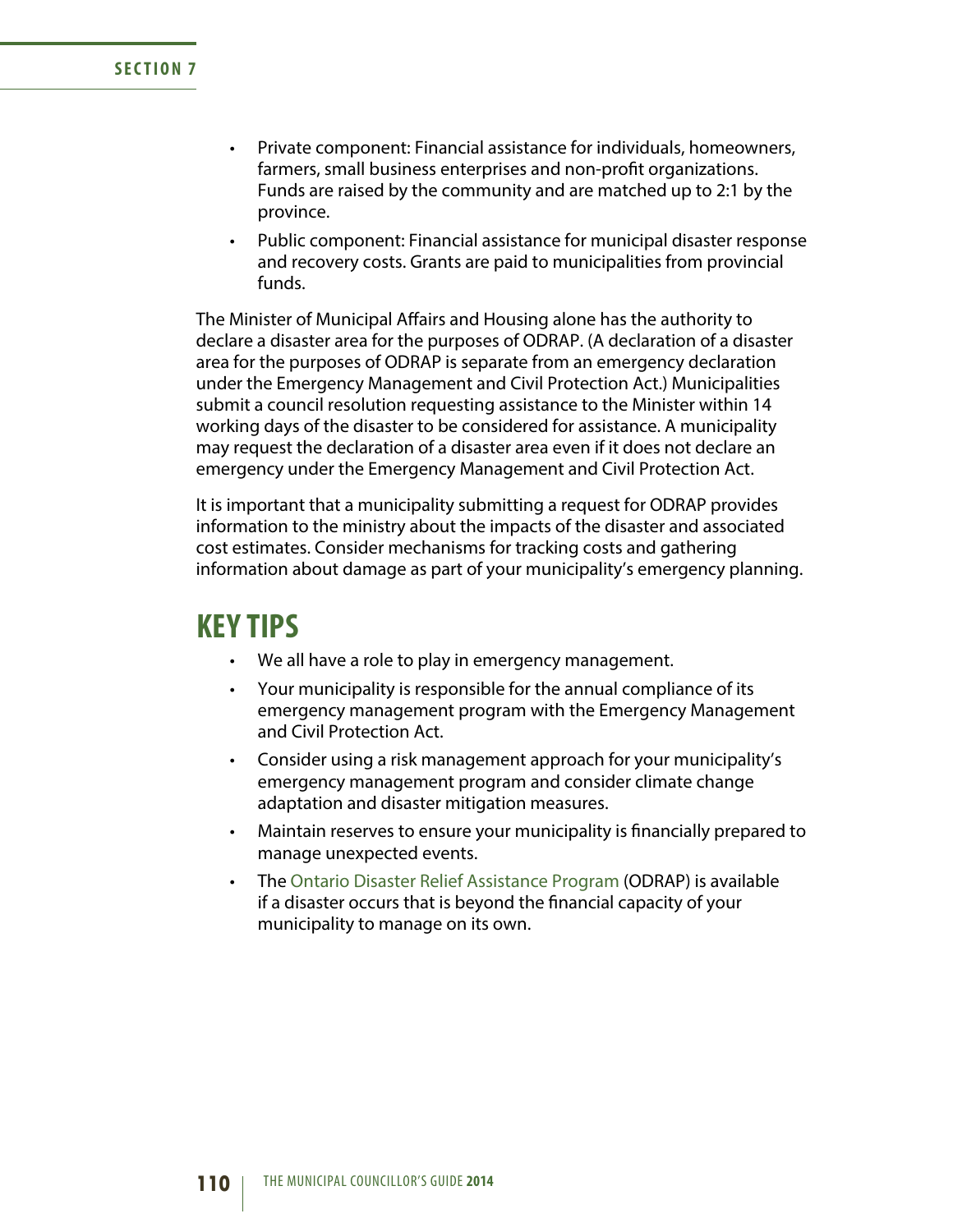- Private component: Financial assistance for individuals, homeowners, farmers, small business enterprises and non-profit organizations. Funds are raised by the community and are matched up to 2:1 by the province.
- Public component: Financial assistance for municipal disaster response and recovery costs. Grants are paid to municipalities from provincial funds.

The Minister of Municipal Affairs and Housing alone has the authority to declare a disaster area for the purposes of ODRAP. (A declaration of a disaster area for the purposes of ODRAP is separate from an emergency declaration under the Emergency Management and Civil Protection Act.) Municipalities submit a council resolution requesting assistance to the Minister within 14 working days of the disaster to be considered for assistance. A municipality may request the declaration of a disaster area even if it does not declare an emergency under the Emergency Management and Civil Protection Act.

It is important that a municipality submitting a request for ODRAP provides information to the ministry about the impacts of the disaster and associated cost estimates. Consider mechanisms for tracking costs and gathering information about damage as part of your municipality's emergency planning.

## KEY TIPS

- We all have a role to play in emergency management.
- Your municipality is responsible for the annual compliance of its emergency management program with the Emergency Management and Civil Protection Act.
- Consider using a risk management approach for your municipality's emergency management program and consider climate change adaptation and disaster mitigation measures.
- Maintain reserves to ensure your municipality is financially prepared to manage unexpected events.
- The Ontario Disaster Relief Assistance Program (ODRAP) is available if a disaster occurs that is beyond the financial capacity of your municipality to manage on its own.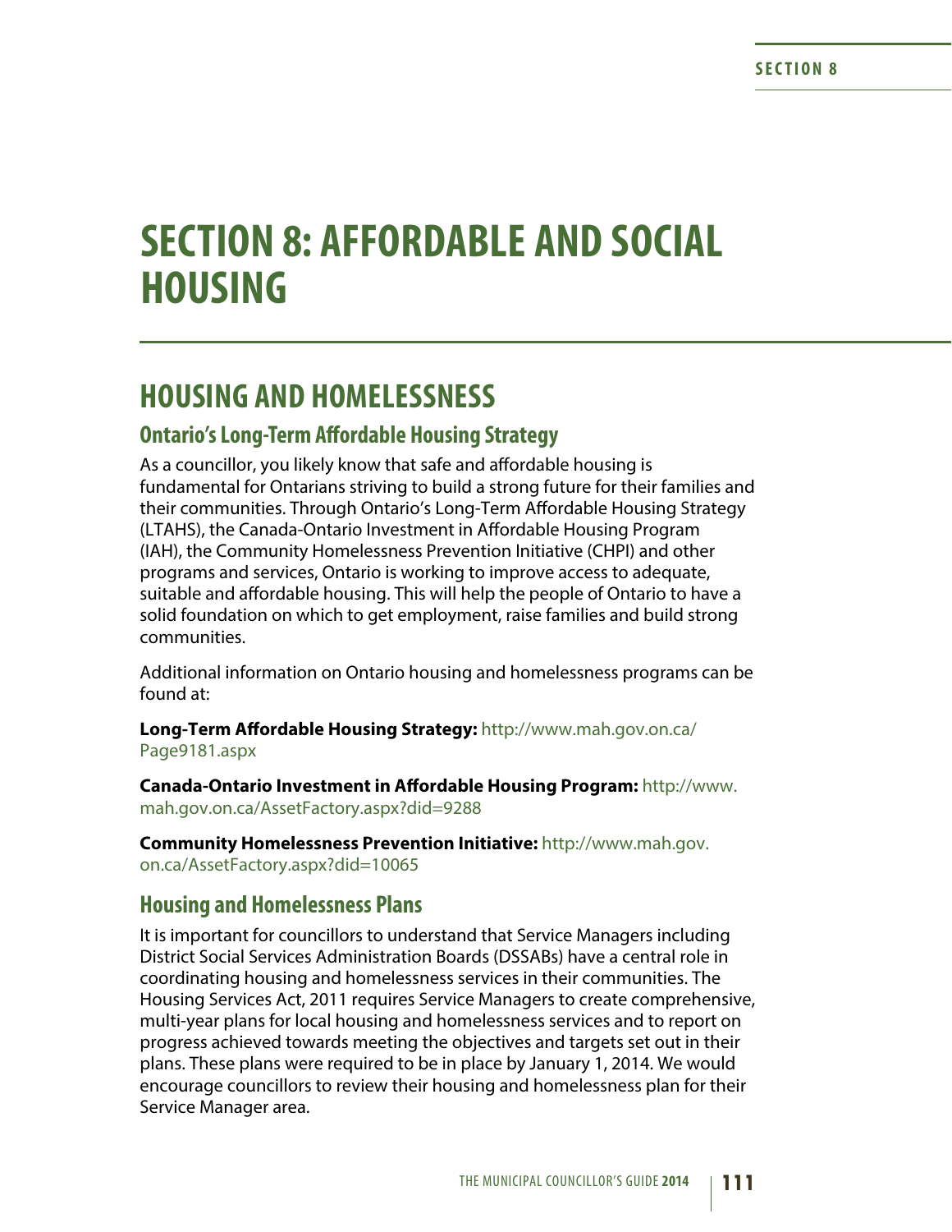# SECTION 8: AFFORDABLE AND SOCIAL HOUSING

## HOUSING AND HOMELESSNESS

### Ontario's Long-Term Affordable Housing Strategy

As a councillor, you likely know that safe and affordable housing is fundamental for Ontarians striving to build a strong future for their families and their communities. Through Ontario's Long-Term Affordable Housing Strategy (LTAHS), the Canada-Ontario Investment in Affordable Housing Program (IAH), the Community Homelessness Prevention Initiative (CHPI) and other programs and services, Ontario is working to improve access to adequate, suitable and affordable housing. This will help the people of Ontario to have a solid foundation on which to get employment, raise families and build strong communities.

Additional information on Ontario housing and homelessness programs can be found at:

**Long-Term Affordable Housing Strategy:** http://www.mah.gov.on.ca/Page9181.aspx

**Canada-Ontario Investment in Affordable Housing Program:** http://www.mah.gov.on.ca/AssetFactory.aspx?did=9288

**Community Homelessness Prevention Initiative:** http://www.mah.gov.on.ca/AssetFactory.aspx?did=10065

### Housing and Homelessness Plans

It is important for councillors to understand that Service Managers including District Social Services Administration Boards (DSSABs) have a central role in coordinating housing and homelessness services in their communities. The Housing Services Act, 2011 requires Service Managers to create comprehensive, multi-year plans for local housing and homelessness services and to report on progress achieved towards meeting the objectives and targets set out in their plans. These plans were required to be in place by January 1, 2014. We would encourage councillors to review their housing and homelessness plan for their Service Manager area.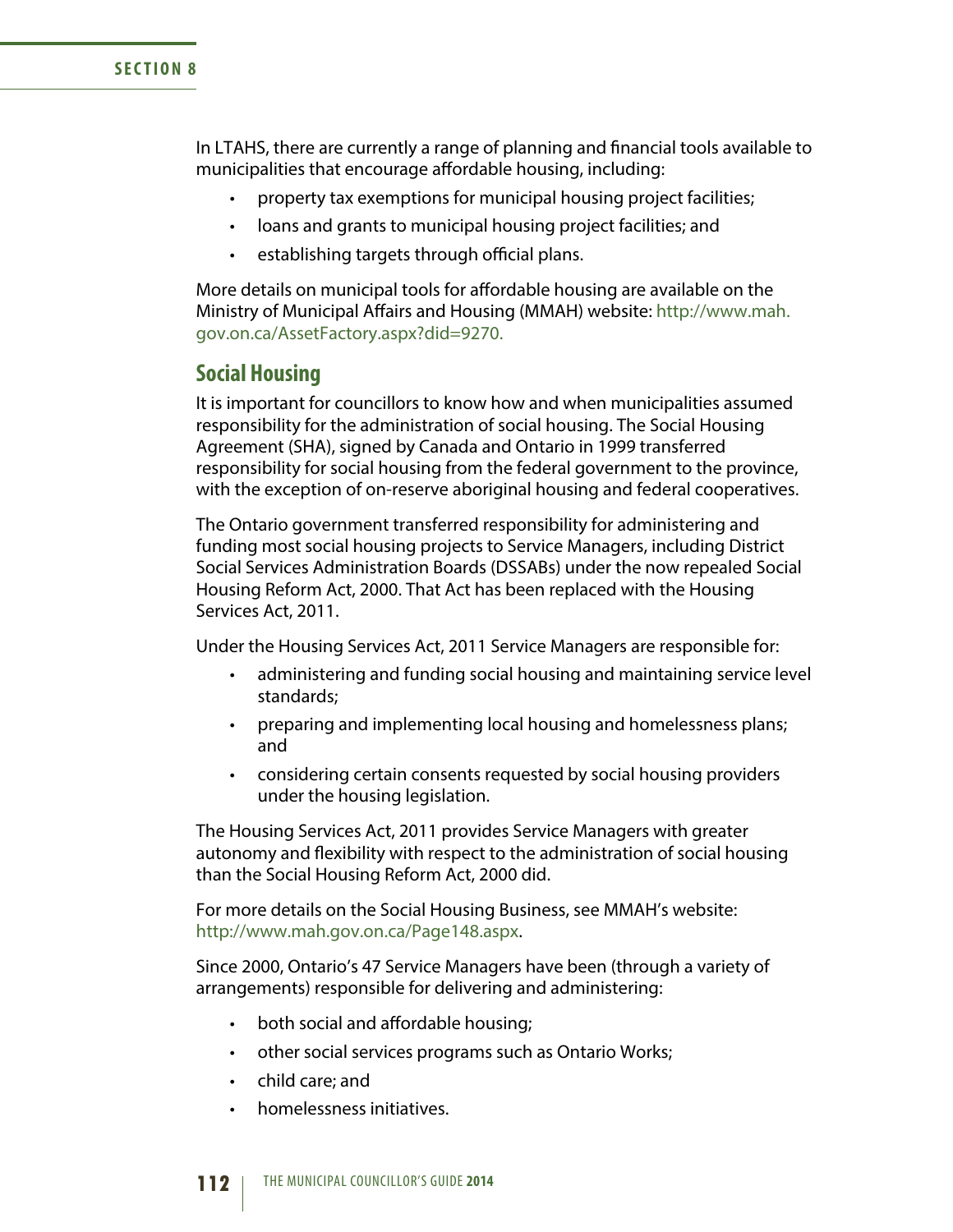In LTAHS, there are currently a range of planning and financial tools available to municipalities that encourage affordable housing, including:

- property tax exemptions for municipal housing project facilities;
- loans and grants to municipal housing project facilities; and
- establishing targets through official plans.

More details on municipal tools for affordable housing are available on the Ministry of Municipal Affairs and Housing (MMAH) website: http://www.mah.gov.on.ca/AssetFactory.aspx?did=9270.

## Social Housing

It is important for councillors to know how and when municipalities assumed responsibility for the administration of social housing. The Social Housing Agreement (SHA), signed by Canada and Ontario in 1999 transferred responsibility for social housing from the federal government to the province, with the exception of on-reserve aboriginal housing and federal cooperatives.

The Ontario government transferred responsibility for administering and funding most social housing projects to Service Managers, including District Social Services Administration Boards (DSSABs) under the now repealed Social Housing Reform Act, 2000. That Act has been replaced with the Housing Services Act, 2011.

Under the Housing Services Act, 2011 Service Managers are responsible for:

- administering and funding social housing and maintaining service level standards;
- preparing and implementing local housing and homelessness plans; and
- considering certain consents requested by social housing providers under the housing legislation.

The Housing Services Act, 2011 provides Service Managers with greater autonomy and flexibility with respect to the administration of social housing than the Social Housing Reform Act, 2000 did.

For more details on the Social Housing Business, see MMAH's website: http://www.mah.gov.on.ca/Page148.aspx.

Since 2000, Ontario's 47 Service Managers have been (through a variety of arrangements) responsible for delivering and administering:

- both social and affordable housing;
- other social services programs such as Ontario Works;
- child care; and
- homelessness initiatives.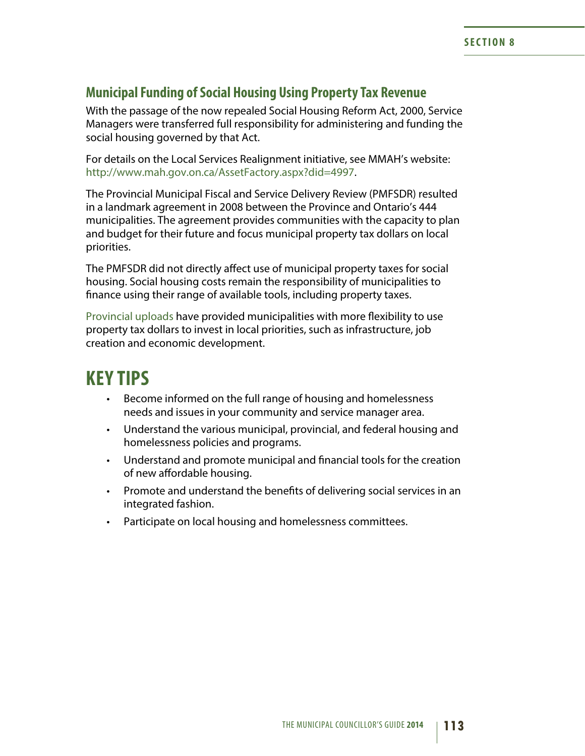## Municipal Funding of Social Housing Using Property Tax Revenue

With the passage of the now repealed Social Housing Reform Act, 2000, Service Managers were transferred full responsibility for administering and funding the social housing governed by that Act.

For details on the Local Services Realignment initiative, see MMAH's website: http://www.mah.gov.on.ca/AssetFactory.aspx?did=4997.

The Provincial Municipal Fiscal and Service Delivery Review (PMFSDR) resulted in a landmark agreement in 2008 between the Province and Ontario's 444 municipalities. The agreement provides communities with the capacity to plan and budget for their future and focus municipal property tax dollars on local priorities.

The PMFSDR did not directly affect use of municipal property taxes for social housing. Social housing costs remain the responsibility of municipalities to finance using their range of available tools, including property taxes.

Provincial uploads have provided municipalities with more flexibility to use property tax dollars to invest in local priorities, such as infrastructure, job creation and economic development.

# KEY TIPS

- Become informed on the full range of housing and homelessness needs and issues in your community and service manager area.
- Understand the various municipal, provincial, and federal housing and homelessness policies and programs.
- Understand and promote municipal and financial tools for the creation of new affordable housing.
- Promote and understand the benefits of delivering social services in an integrated fashion.
- Participate on local housing and homelessness committees.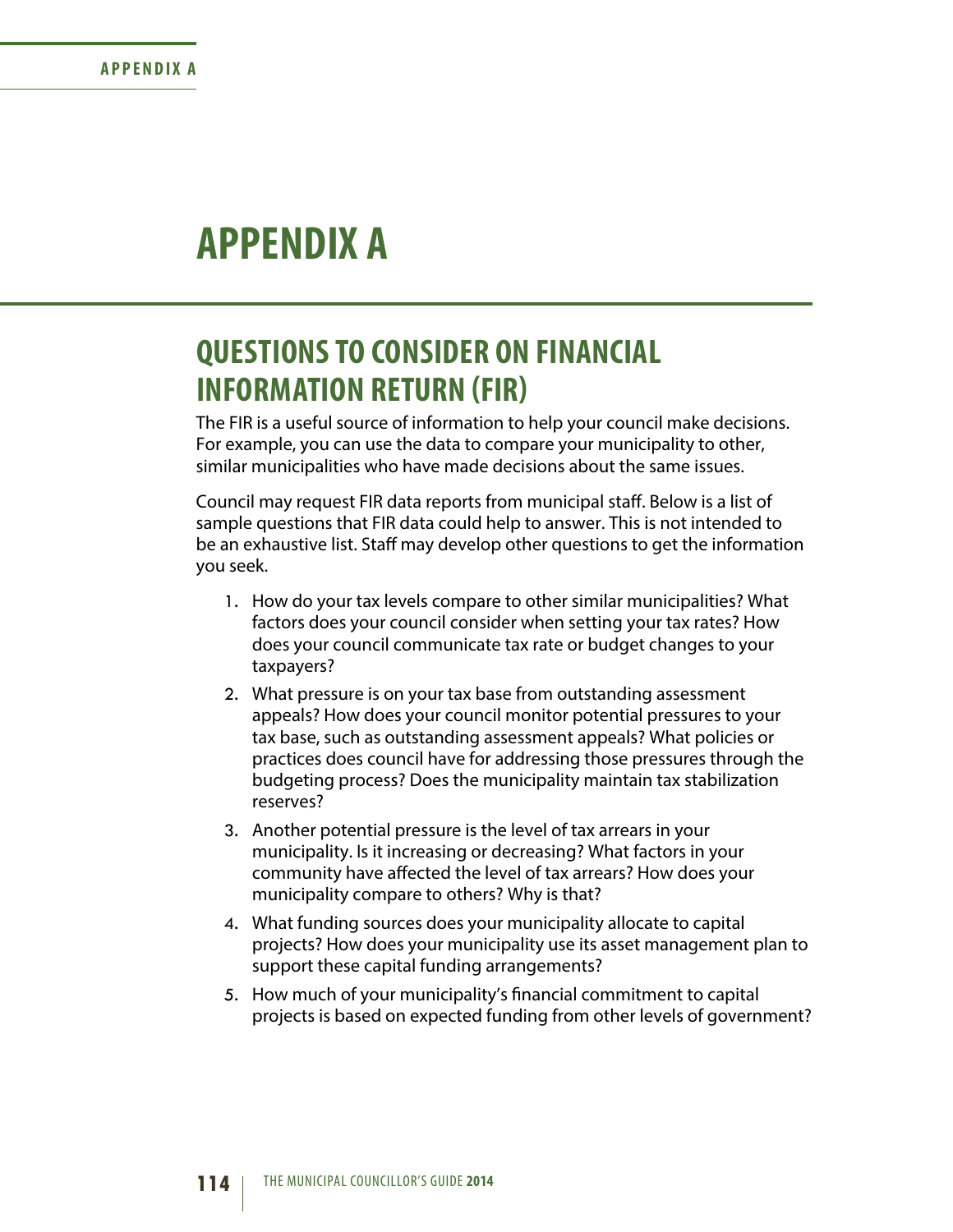# APPENDIX A

## QUESTIONS TO CONSIDER ON FINANCIAL INFORMATION RETURN (FIR)

The FIR is a useful source of information to help your council make decisions. For example, you can use the data to compare your municipality to other, similar municipalities who have made decisions about the same issues.

Council may request FIR data reports from municipal staff. Below is a list of sample questions that FIR data could help to answer. This is not intended to be an exhaustive list. Staff may develop other questions to get the information you seek.

1. How do your tax levels compare to other similar municipalities? What factors does your council consider when setting your tax rates? How does your council communicate tax rate or budget changes to your taxpayers?
2. What pressure is on your tax base from outstanding assessment appeals? How does your council monitor potential pressures to your tax base, such as outstanding assessment appeals? What policies or practices does council have for addressing those pressures through the budgeting process? Does the municipality maintain tax stabilization reserves?
3. Another potential pressure is the level of tax arrears in your municipality. Is it increasing or decreasing? What factors in your community have affected the level of tax arrears? How does your municipality compare to others? Why is that?
4. What funding sources does your municipality allocate to capital projects? How does your municipality use its asset management plan to support these capital funding arrangements?
5. How much of your municipality's financial commitment to capital projects is based on expected funding from other levels of government?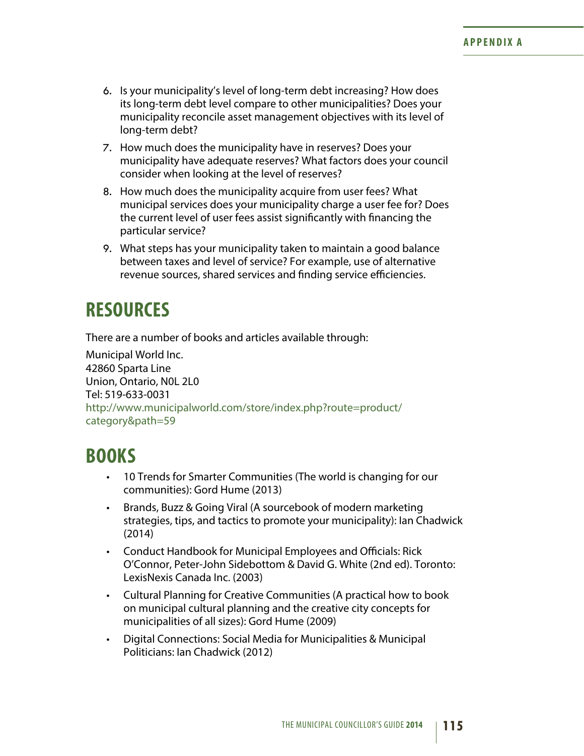6. Is your municipality's level of long-term debt increasing? How does its long-term debt level compare to other municipalities? Does your municipality reconcile asset management objectives with its level of long-term debt?
7. How much does the municipality have in reserves? Does your municipality have adequate reserves? What factors does your council consider when looking at the level of reserves?
8. How much does the municipality acquire from user fees? What municipal services does your municipality charge a user fee for? Does the current level of user fees assist significantly with financing the particular service?
9. What steps has your municipality taken to maintain a good balance between taxes and level of service? For example, use of alternative revenue sources, shared services and finding service efficiencies.

# RESOURCES

There are a number of books and articles available through:

Municipal World Inc.
42860 Sparta Line
Union, Ontario, N0L 2L0
Tel: 519-633-0031
http://www.municipalworld.com/store/index.php?route=product/category&path=59

# BOOKS

- 10 Trends for Smarter Communities (The world is changing for our communities): Gord Hume (2013)
- Brands, Buzz & Going Viral (A sourcebook of modern marketing strategies, tips, and tactics to promote your municipality): Ian Chadwick (2014)
- Conduct Handbook for Municipal Employees and Officials: Rick O'Connor, Peter-John Sidebottom & David G. White (2nd ed). Toronto: LexisNexis Canada Inc. (2003)
- Cultural Planning for Creative Communities (A practical how to book on municipal cultural planning and the creative city concepts for municipalities of all sizes): Gord Hume (2009)
- Digital Connections: Social Media for Municipalities & Municipal Politicians: Ian Chadwick (2012)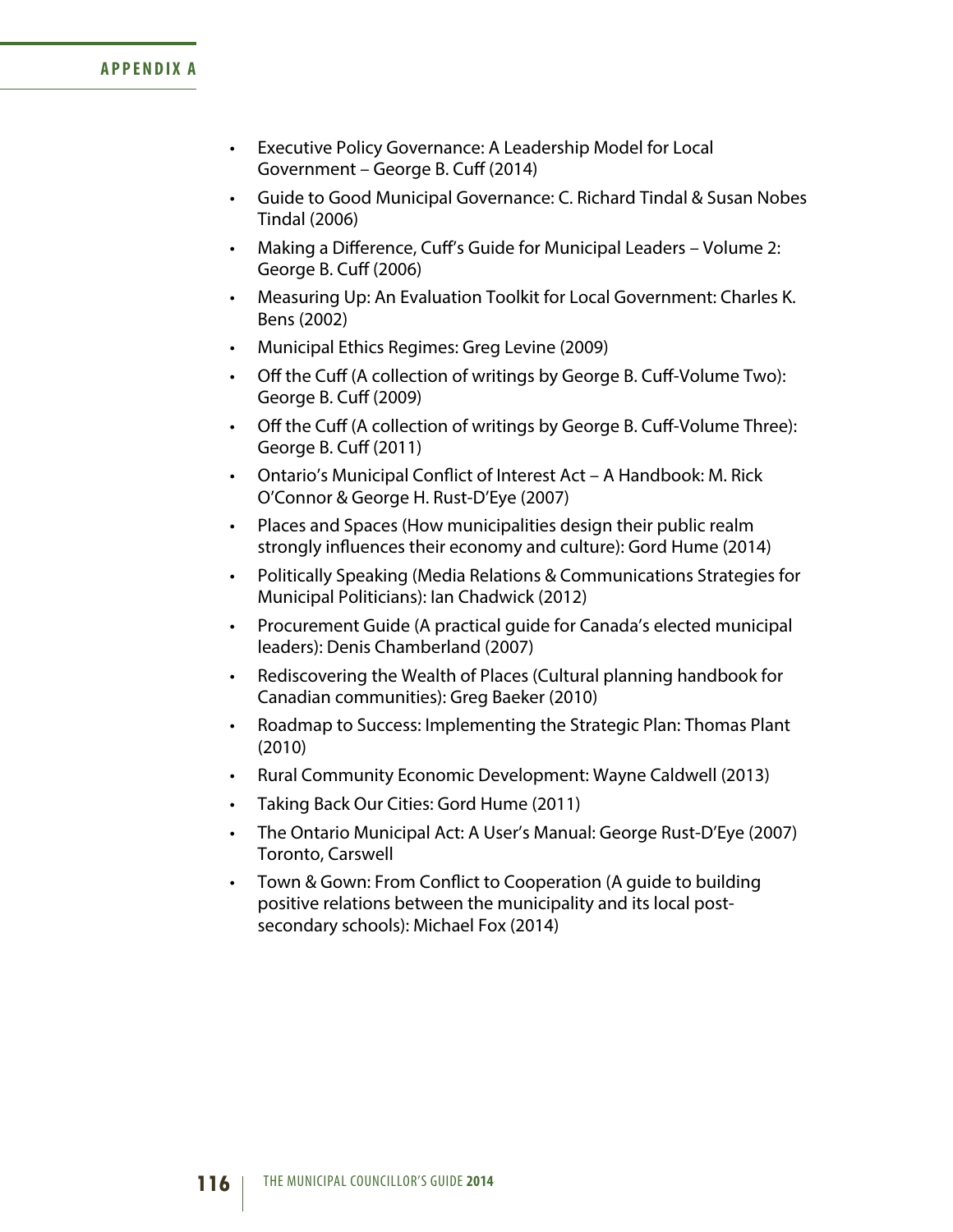- Executive Policy Governance: A Leadership Model for Local Government – George B. Cuff (2014)
- Guide to Good Municipal Governance: C. Richard Tindal & Susan Nobes Tindal (2006)
- Making a Difference, Cuff's Guide for Municipal Leaders – Volume 2: George B. Cuff (2006)
- Measuring Up: An Evaluation Toolkit for Local Government: Charles K. Bens (2002)
- Municipal Ethics Regimes: Greg Levine (2009)
- Off the Cuff (A collection of writings by George B. Cuff-Volume Two): George B. Cuff (2009)
- Off the Cuff (A collection of writings by George B. Cuff-Volume Three): George B. Cuff (2011)
- Ontario's Municipal Conflict of Interest Act – A Handbook: M. Rick O'Connor & George H. Rust-D'Eye (2007)
- Places and Spaces (How municipalities design their public realm strongly influences their economy and culture): Gord Hume (2014)
- Politically Speaking (Media Relations & Communications Strategies for Municipal Politicians): Ian Chadwick (2012)
- Procurement Guide (A practical guide for Canada's elected municipal leaders): Denis Chamberland (2007)
- Rediscovering the Wealth of Places (Cultural planning handbook for Canadian communities): Greg Baeker (2010)
- Roadmap to Success: Implementing the Strategic Plan: Thomas Plant (2010)
- Rural Community Economic Development: Wayne Caldwell (2013)
- Taking Back Our Cities: Gord Hume (2011)
- The Ontario Municipal Act: A User's Manual: George Rust-D'Eye (2007) Toronto, Carswell
- Town & Gown: From Conflict to Cooperation (A guide to building positive relations between the municipality and its local post-secondary schools): Michael Fox (2014)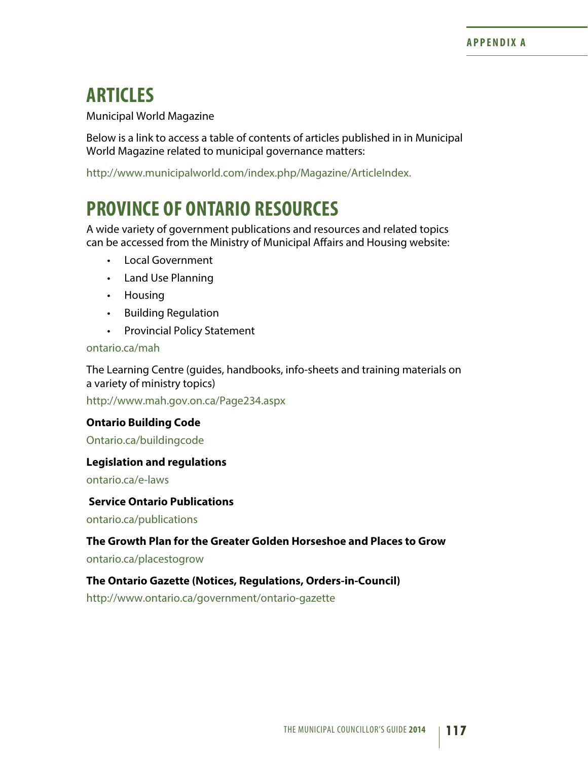## ARTICLES

Municipal World Magazine

Below is a link to access a table of contents of articles published in in Municipal World Magazine related to municipal governance matters:

http://www.municipalworld.com/index.php/Magazine/ArticleIndex.

## PROVINCE OF ONTARIO RESOURCES

A wide variety of government publications and resources and related topics can be accessed from the Ministry of Municipal Affairs and Housing website:

- Local Government
- Land Use Planning
- Housing
- Building Regulation
- Provincial Policy Statement

ontario.ca/mah

The Learning Centre (guides, handbooks, info-sheets and training materials on a variety of ministry topics)

http://www.mah.gov.on.ca/Page234.aspx

**Ontario Building Code**

Ontario.ca/buildingcode

**Legislation and regulations**

ontario.ca/e-laws

**Service Ontario Publications**

ontario.ca/publications

**The Growth Plan for the Greater Golden Horseshoe and Places to Grow**

ontario.ca/placestogrow

**The Ontario Gazette (Notices, Regulations, Orders-in-Council)**

http://www.ontario.ca/government/ontario-gazette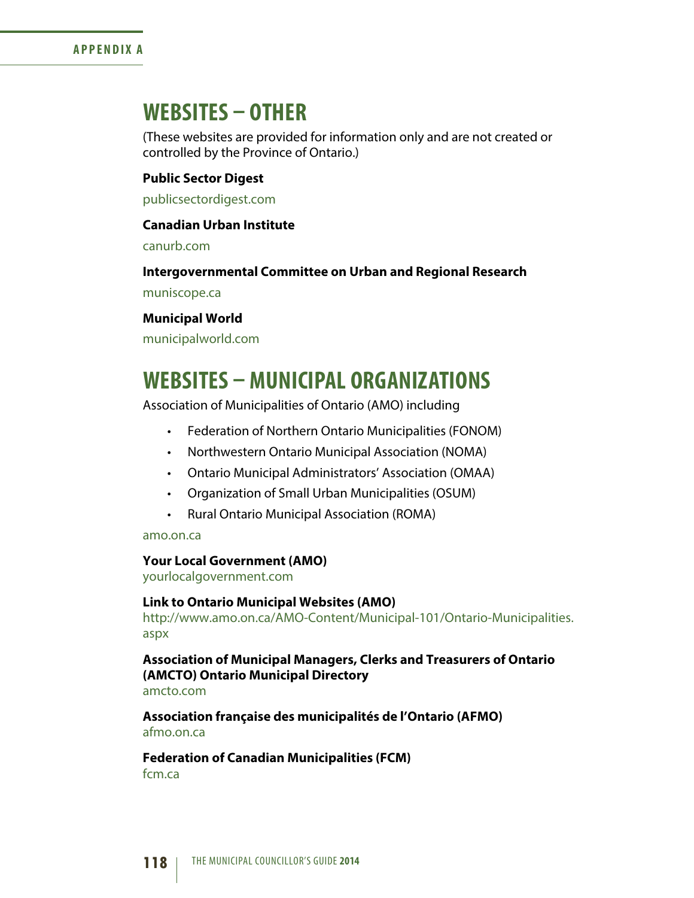## WEBSITES – OTHER

(These websites are provided for information only and are not created or controlled by the Province of Ontario.)

**Public Sector Digest**

publicsectordigest.com

**Canadian Urban Institute**

canurb.com

**Intergovernmental Committee on Urban and Regional Research**

muniscope.ca

**Municipal World**

municipalworld.com

## WEBSITES – MUNICIPAL ORGANIZATIONS

Association of Municipalities of Ontario (AMO) including

- Federation of Northern Ontario Municipalities (FONOM)
- Northwestern Ontario Municipal Association (NOMA)
- Ontario Municipal Administrators' Association (OMAA)
- Organization of Small Urban Municipalities (OSUM)
- Rural Ontario Municipal Association (ROMA)

amo.on.ca

**Your Local Government (AMO)**
yourlocalgovernment.com

**Link to Ontario Municipal Websites (AMO)**
http://www.amo.on.ca/AMO-Content/Municipal-101/Ontario-Municipalities.aspx

**Association of Municipal Managers, Clerks and Treasurers of Ontario (AMCTO) Ontario Municipal Directory**
amcto.com

**Association française des municipalités de l'Ontario (AFMO)**
afmo.on.ca

**Federation of Canadian Municipalities (FCM)**
fcm.ca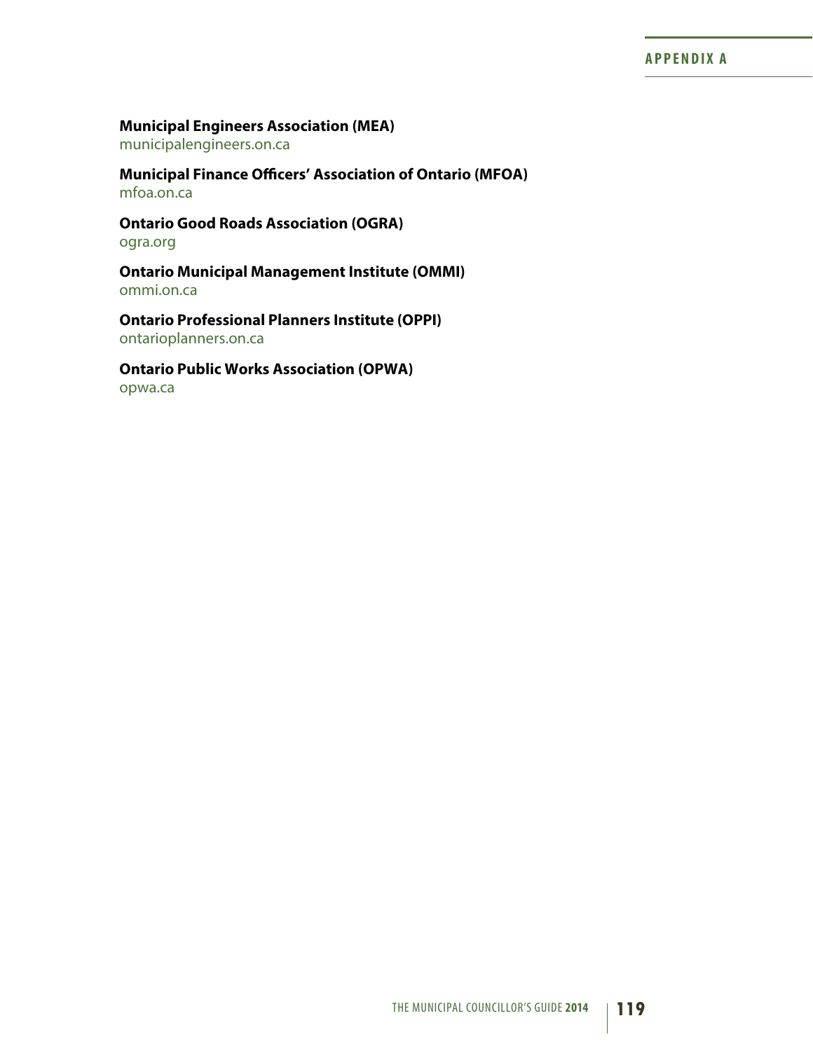**Municipal Engineers Association (MEA)**
municipalengineers.on.ca

**Municipal Finance Officers' Association of Ontario (MFOA)**
mfoa.on.ca

**Ontario Good Roads Association (OGRA)**
ogra.org

**Ontario Municipal Management Institute (OMMI)**
ommi.on.ca

**Ontario Professional Planners Institute (OPPI)**
ontarioplanners.on.ca

**Ontario Public Works Association (OPWA)**
opwa.ca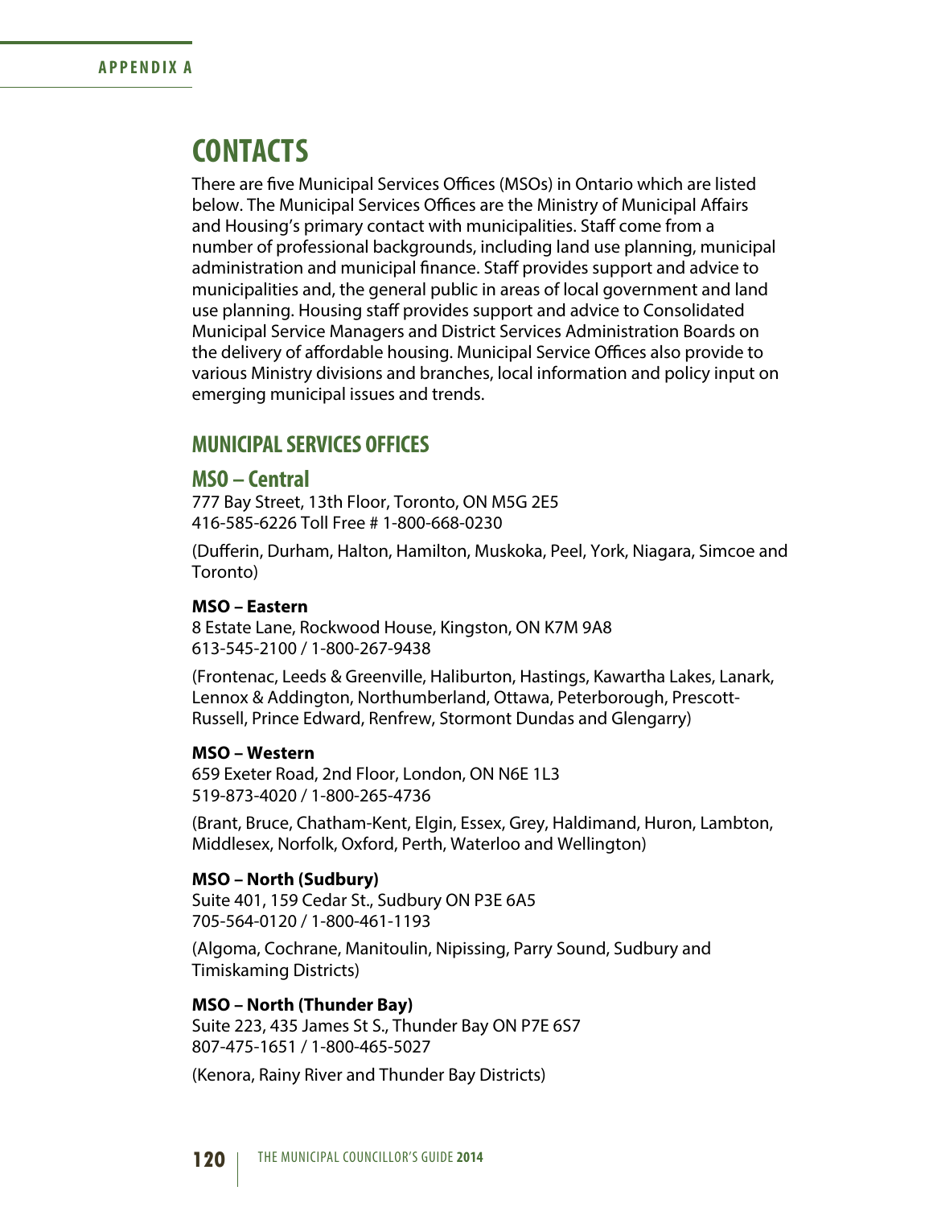# CONTACTS

There are five Municipal Services Offices (MSOs) in Ontario which are listed below. The Municipal Services Offices are the Ministry of Municipal Affairs and Housing's primary contact with municipalities. Staff come from a number of professional backgrounds, including land use planning, municipal administration and municipal finance. Staff provides support and advice to municipalities and, the general public in areas of local government and land use planning. Housing staff provides support and advice to Consolidated Municipal Service Managers and District Services Administration Boards on the delivery of affordable housing. Municipal Service Offices also provide to various Ministry divisions and branches, local information and policy input on emerging municipal issues and trends.

## MUNICIPAL SERVICES OFFICES

### MSO – Central

777 Bay Street, 13th Floor, Toronto, ON M5G 2E5
416-585-6226 Toll Free # 1-800-668-0230

(Dufferin, Durham, Halton, Hamilton, Muskoka, Peel, York, Niagara, Simcoe and Toronto)

**MSO – Eastern**
8 Estate Lane, Rockwood House, Kingston, ON K7M 9A8
613-545-2100 / 1-800-267-9438

(Frontenac, Leeds & Greenville, Haliburton, Hastings, Kawartha Lakes, Lanark, Lennox & Addington, Northumberland, Ottawa, Peterborough, Prescott-Russell, Prince Edward, Renfrew, Stormont Dundas and Glengarry)

**MSO – Western**
659 Exeter Road, 2nd Floor, London, ON N6E 1L3
519-873-4020 / 1-800-265-4736

(Brant, Bruce, Chatham-Kent, Elgin, Essex, Grey, Haldimand, Huron, Lambton, Middlesex, Norfolk, Oxford, Perth, Waterloo and Wellington)

**MSO – North (Sudbury)**
Suite 401, 159 Cedar St., Sudbury ON P3E 6A5
705-564-0120 / 1-800-461-1193

(Algoma, Cochrane, Manitoulin, Nipissing, Parry Sound, Sudbury and Timiskaming Districts)

**MSO – North (Thunder Bay)**
Suite 223, 435 James St S., Thunder Bay ON P7E 6S7
807-475-1651 / 1-800-465-5027

(Kenora, Rainy River and Thunder Bay Districts)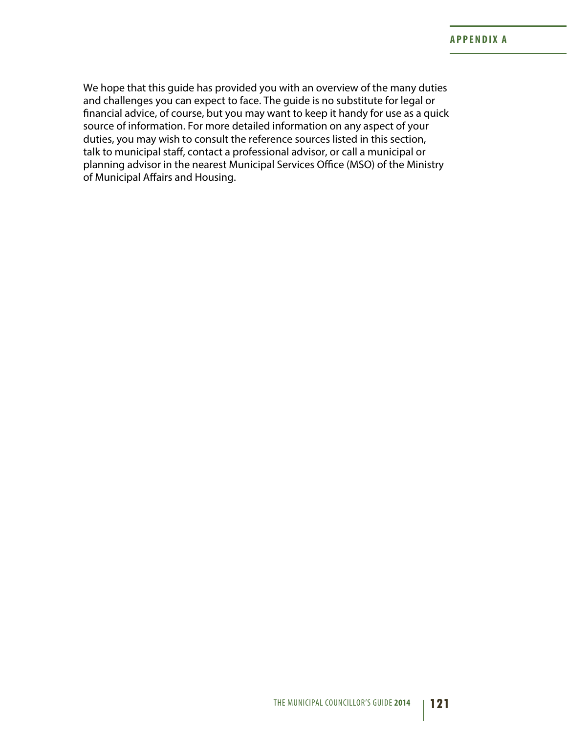We hope that this guide has provided you with an overview of the many duties and challenges you can expect to face. The guide is no substitute for legal or financial advice, of course, but you may want to keep it handy for use as a quick source of information. For more detailed information on any aspect of your duties, you may wish to consult the reference sources listed in this section, talk to municipal staff, contact a professional advisor, or call a municipal or planning advisor in the nearest Municipal Services Office (MSO) of the Ministry of Municipal Affairs and Housing.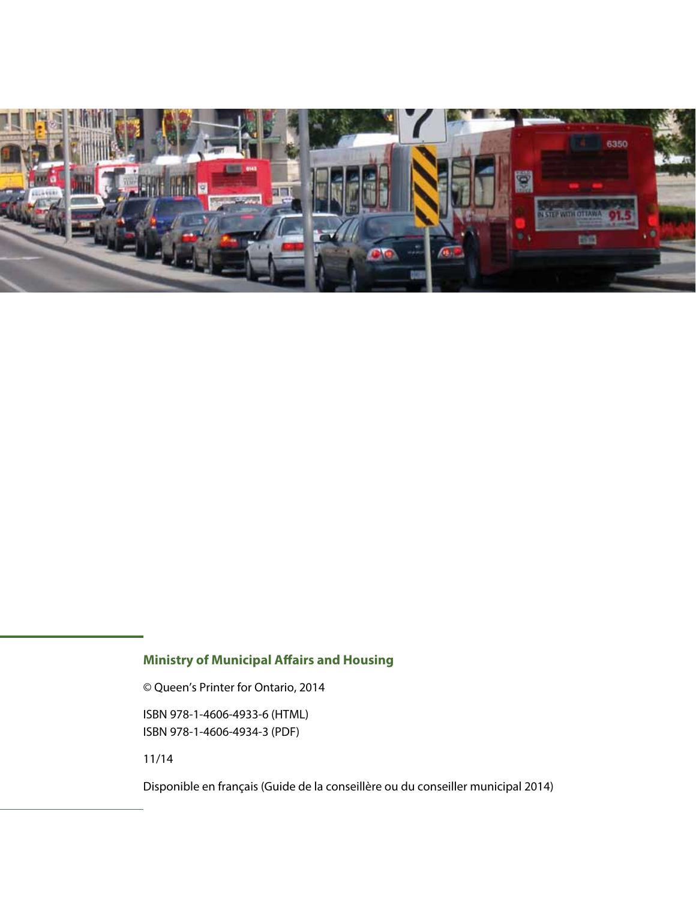**Ministry of Municipal Affairs and Housing**

© Queen's Printer for Ontario, 2014

ISBN 978-1-4606-4933-6 (HTML)
ISBN 978-1-4606-4934-3 (PDF)

11/14

Disponible en français (Guide de la conseillère ou du conseiller municipal 2014)